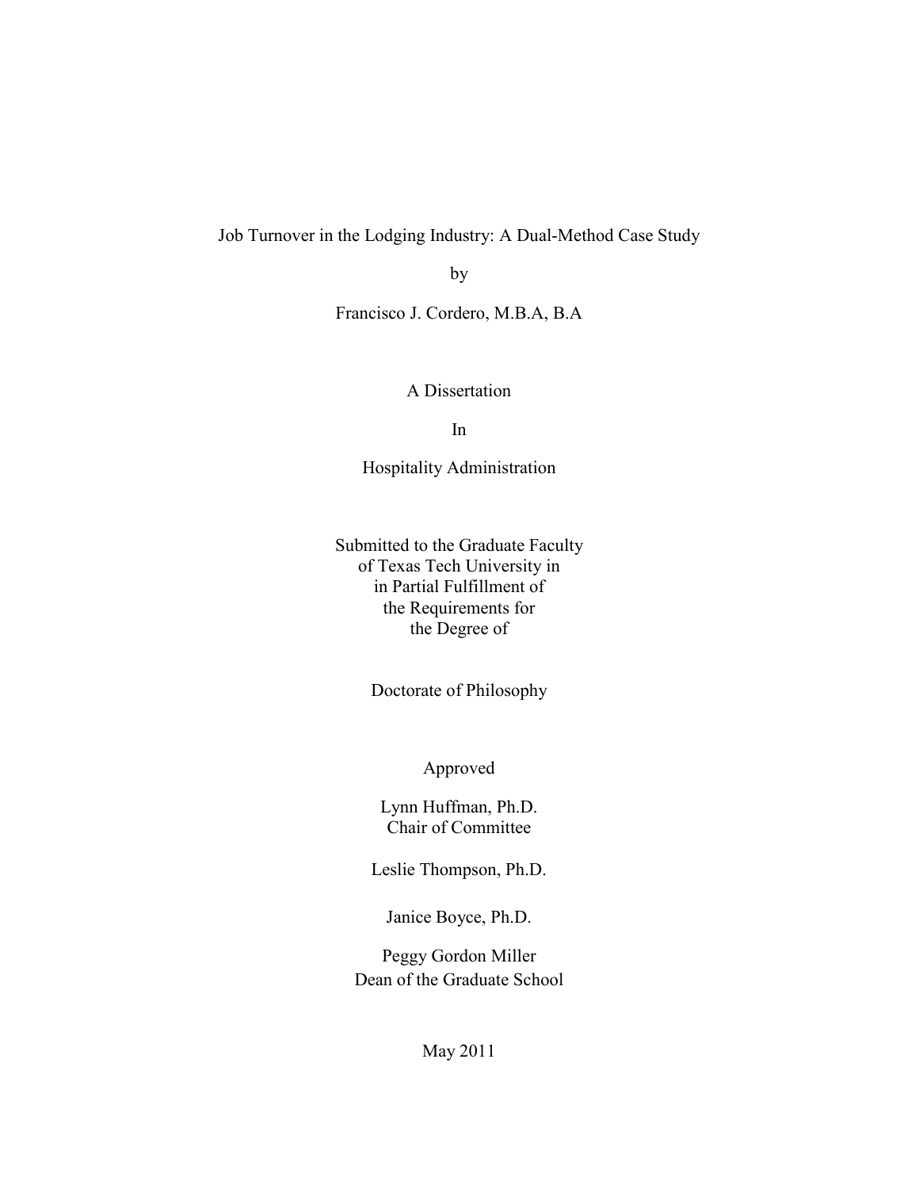# Job Turnover in the Lodging Industry: A Dual-Method Case Study

by

Francisco J. Cordero, M.B.A, B.A

A Dissertation

In

Hospitality Administration

Submitted to the Graduate Faculty
of Texas Tech University in
in Partial Fulfillment of
the Requirements for
the Degree of

Doctorate of Philosophy

Approved

Lynn Huffman, Ph.D.
Chair of Committee

Leslie Thompson, Ph.D.

Janice Boyce, Ph.D.

Peggy Gordon Miller
Dean of the Graduate School

May 2011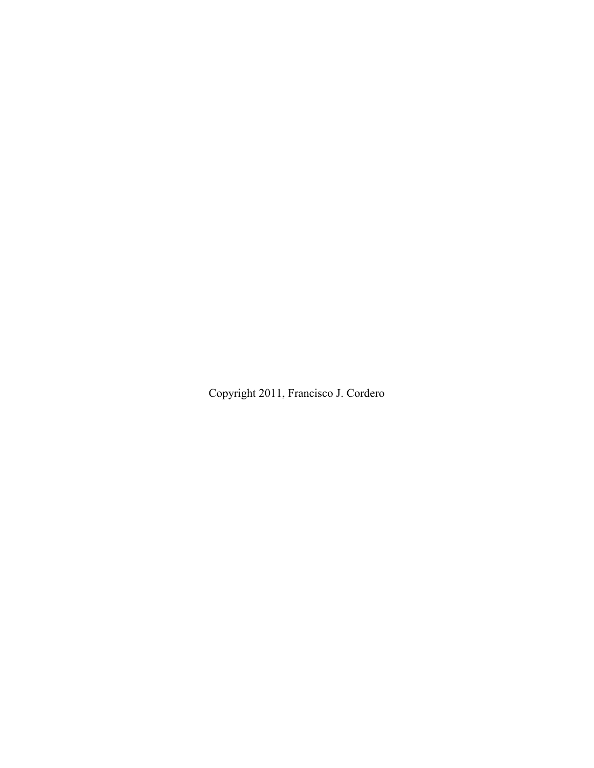Copyright 2011, Francisco J. Cordero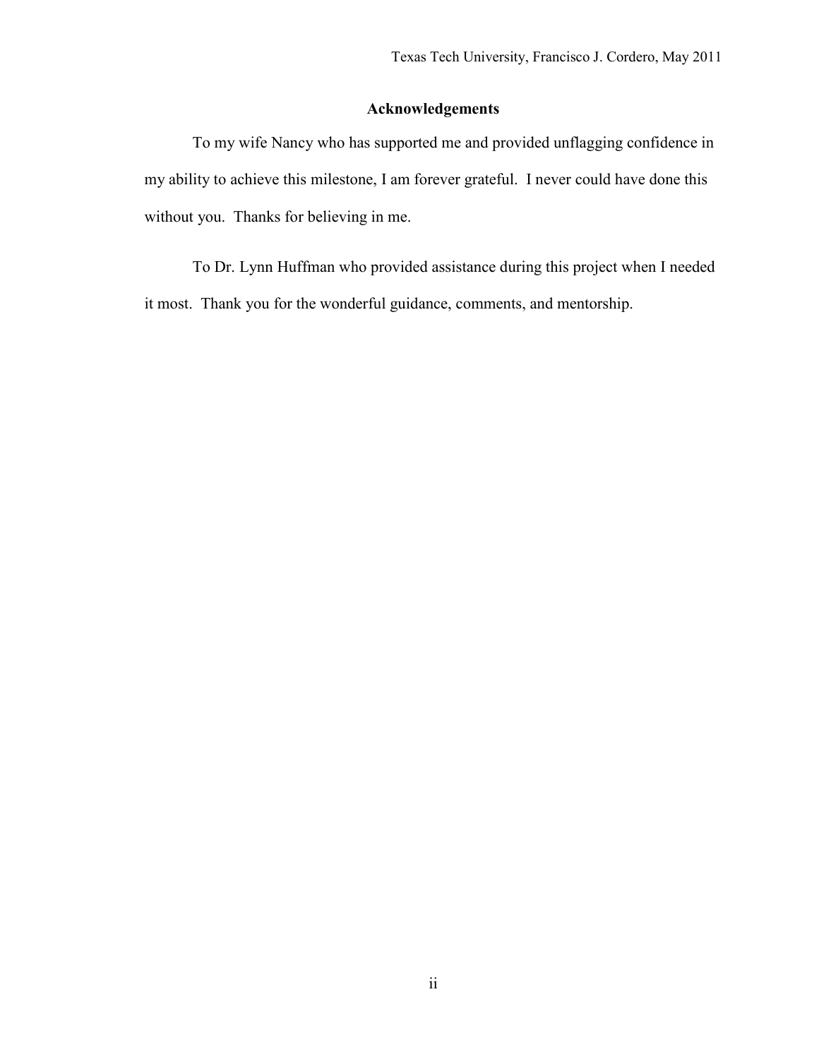## Acknowledgements

To my wife Nancy who has supported me and provided unflagging confidence in my ability to achieve this milestone, I am forever grateful. I never could have done this without you. Thanks for believing in me.

To Dr. Lynn Huffman who provided assistance during this project when I needed it most. Thank you for the wonderful guidance, comments, and mentorship.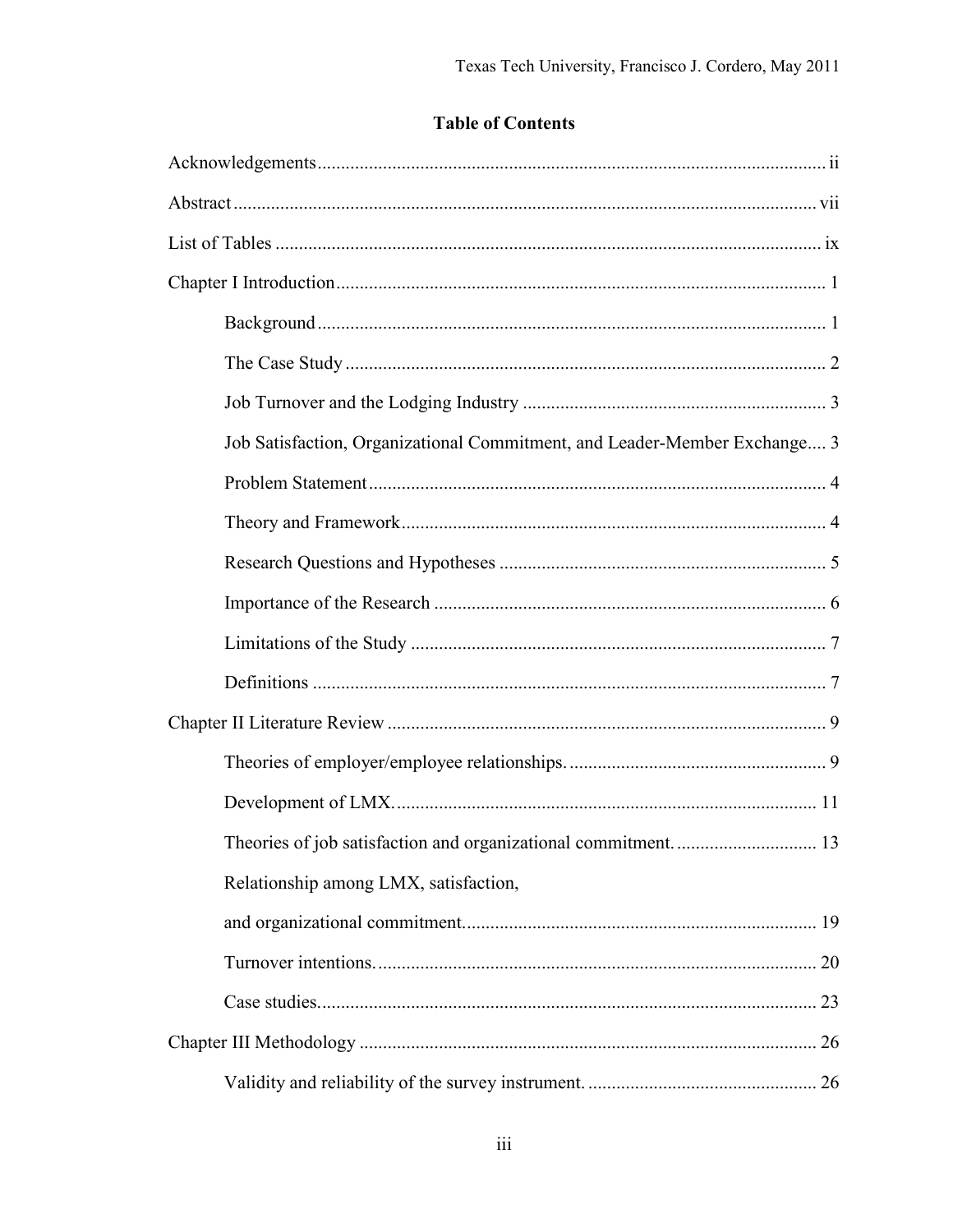## Table of Contents

Acknowledgements ........................................................................................................... ii

Abstract ............................................................................................................................ vii

List of Tables .................................................................................................................... ix

Chapter I Introduction ........................................................................................................ 1

- Background ............................................................................................................ 1
- The Case Study ....................................................................................................... 2
- Job Turnover and the Lodging Industry ................................................................. 3
- Job Satisfaction, Organizational Commitment, and Leader-Member Exchange .... 3
- Problem Statement .................................................................................................. 4
- Theory and Framework ........................................................................................... 4
- Research Questions and Hypotheses ...................................................................... 5
- Importance of the Research .................................................................................... 6
- Limitations of the Study ......................................................................................... 7
- Definitions .............................................................................................................. 7

Chapter II Literature Review ............................................................................................. 9

- Theories of employer/employee relationships. ....................................................... 9
- Development of LMX. .......................................................................................... 11
- Theories of job satisfaction and organizational commitment. .............................. 13
- Relationship among LMX, satisfaction, and organizational commitment. ........................................................................... 19
- Turnover intentions. .............................................................................................. 20
- Case studies. .......................................................................................................... 23

Chapter III Methodology .................................................................................................. 26

- Validity and reliability of the survey instrument. ................................................. 26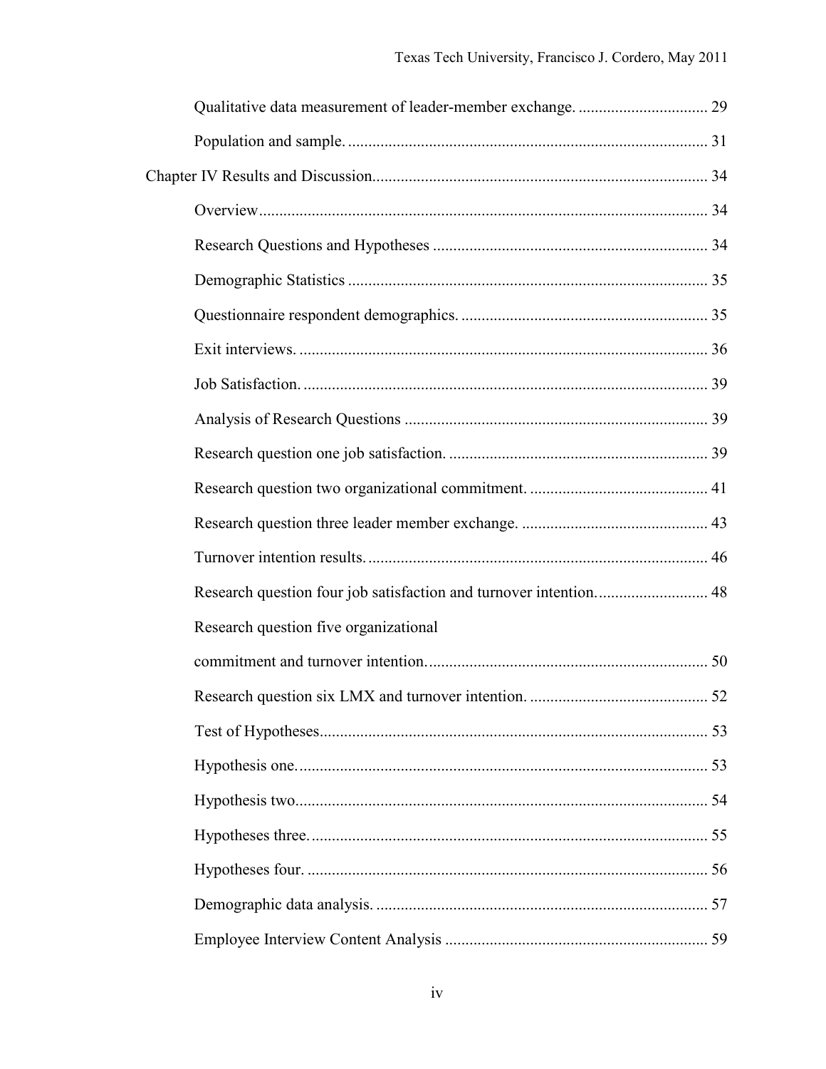Qualitative data measurement of leader-member exchange. ................................ 29

Population and sample. ........................................................................................ 31

Chapter IV Results and Discussion.................................................................................. 34

Overview.............................................................................................................. 34

Research Questions and Hypotheses ................................................................... 34

Demographic Statistics ........................................................................................ 35

Questionnaire respondent demographics. ............................................................ 35

Exit interviews. .................................................................................................... 36

Job Satisfaction. ................................................................................................... 39

Analysis of Research Questions .......................................................................... 39

Research question one job satisfaction. ............................................................... 39

Research question two organizational commitment. ........................................... 41

Research question three leader member exchange. ............................................. 43

Turnover intention results. ................................................................................... 46

Research question four job satisfaction and turnover intention. ........................... 48

Research question five organizational commitment and turnover intention. ..................................................................... 50

Research question six LMX and turnover intention. ........................................... 52

Test of Hypotheses............................................................................................... 53

Hypothesis one. .................................................................................................... 53

Hypothesis two..................................................................................................... 54

Hypotheses three. ................................................................................................. 55

Hypotheses four. .................................................................................................. 56

Demographic data analysis. ................................................................................. 57

Employee Interview Content Analysis ................................................................ 59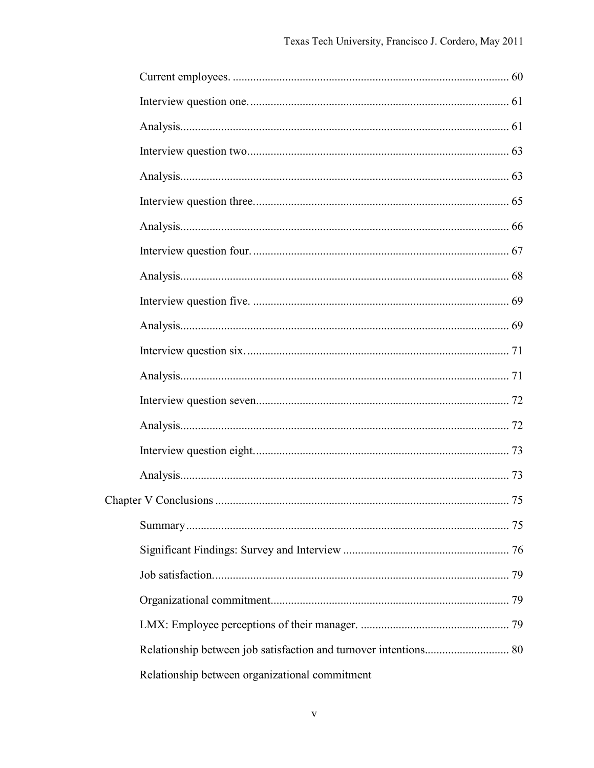Current employees. .............................................................................................. 60

Interview question one. ........................................................................................ 61

Analysis................................................................................................................ 61

Interview question two.......................................................................................... 63

Analysis................................................................................................................ 63

Interview question three........................................................................................ 65

Analysis................................................................................................................ 66

Interview question four. ........................................................................................ 67

Analysis................................................................................................................ 68

Interview question five. ........................................................................................ 69

Analysis................................................................................................................ 69

Interview question six. .......................................................................................... 71

Analysis................................................................................................................ 71

Interview question seven....................................................................................... 72

Analysis................................................................................................................ 72

Interview question eight......................................................................................... 73

Analysis................................................................................................................ 73

Chapter V Conclusions ............................................................................................ 75

Summary .............................................................................................................. 75

Significant Findings: Survey and Interview ......................................................... 76

Job satisfaction...................................................................................................... 79

Organizational commitment.................................................................................. 79

LMX: Employee perceptions of their manager. ................................................... 79

Relationship between job satisfaction and turnover intentions............................ 80

Relationship between organizational commitment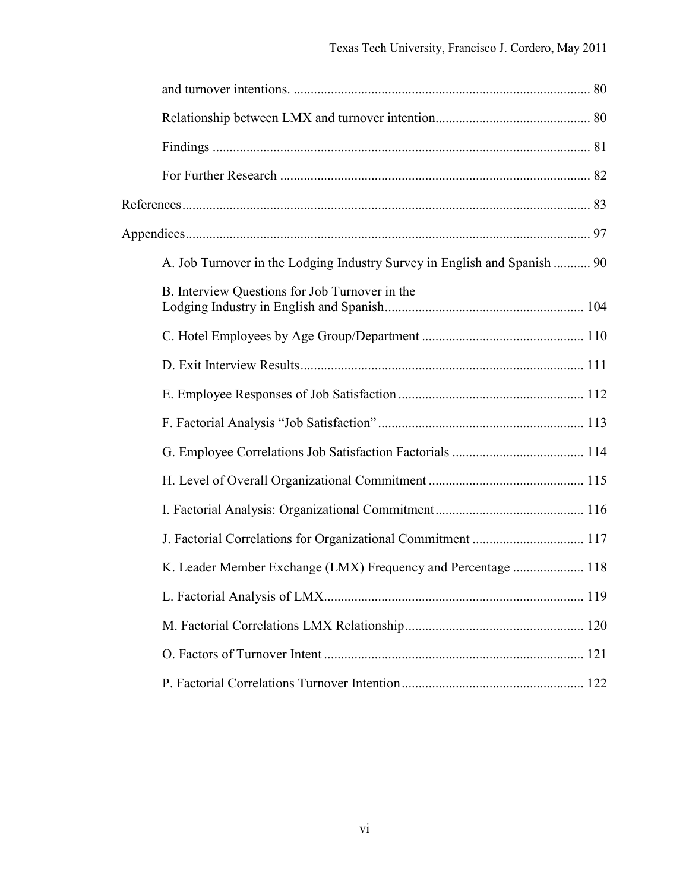and turnover intentions. ........................................................................................ 80

Relationship between LMX and turnover intention............................................. 80

Findings ................................................................................................................ 81

For Further Research ............................................................................................ 82

References......................................................................................................................... 83

Appendices........................................................................................................................ 97

A. Job Turnover in the Lodging Industry Survey in English and Spanish ........... 90

B. Interview Questions for Job Turnover in the Lodging Industry in English and Spanish........................................................... 104

C. Hotel Employees by Age Group/Department ................................................ 110

D. Exit Interview Results.................................................................................... 111

E. Employee Responses of Job Satisfaction ....................................................... 112

F. Factorial Analysis "Job Satisfaction" ............................................................. 113

G. Employee Correlations Job Satisfaction Factorials ....................................... 114

H. Level of Overall Organizational Commitment .............................................. 115

I. Factorial Analysis: Organizational Commitment............................................ 116

J. Factorial Correlations for Organizational Commitment ................................. 117

K. Leader Member Exchange (LMX) Frequency and Percentage ..................... 118

L. Factorial Analysis of LMX............................................................................. 119

M. Factorial Correlations LMX Relationship..................................................... 120

O. Factors of Turnover Intent ............................................................................. 121

P. Factorial Correlations Turnover Intention...................................................... 122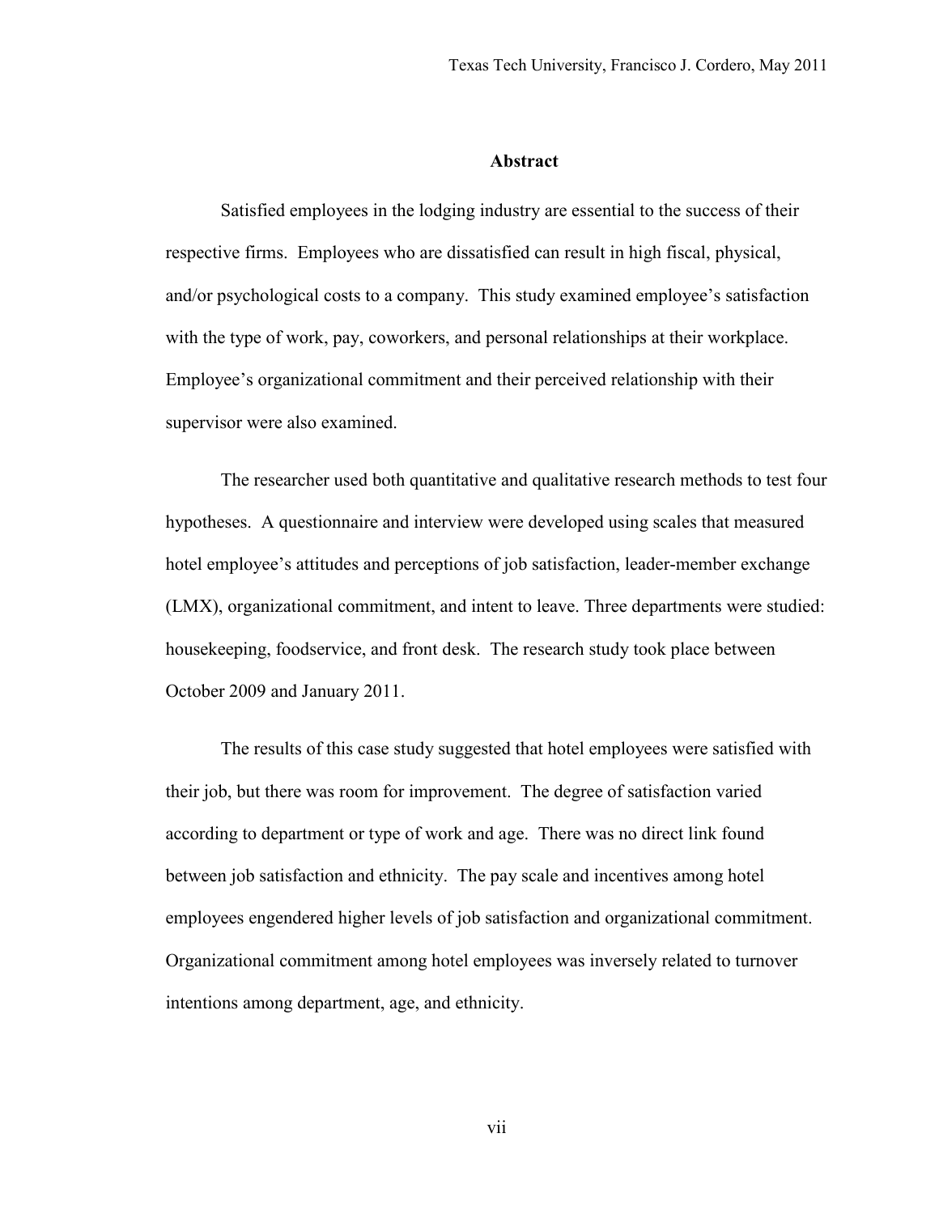## Abstract

Satisfied employees in the lodging industry are essential to the success of their respective firms. Employees who are dissatisfied can result in high fiscal, physical, and/or psychological costs to a company. This study examined employee's satisfaction with the type of work, pay, coworkers, and personal relationships at their workplace. Employee's organizational commitment and their perceived relationship with their supervisor were also examined.

The researcher used both quantitative and qualitative research methods to test four hypotheses. A questionnaire and interview were developed using scales that measured hotel employee's attitudes and perceptions of job satisfaction, leader-member exchange (LMX), organizational commitment, and intent to leave. Three departments were studied: housekeeping, foodservice, and front desk. The research study took place between October 2009 and January 2011.

The results of this case study suggested that hotel employees were satisfied with their job, but there was room for improvement. The degree of satisfaction varied according to department or type of work and age. There was no direct link found between job satisfaction and ethnicity. The pay scale and incentives among hotel employees engendered higher levels of job satisfaction and organizational commitment. Organizational commitment among hotel employees was inversely related to turnover intentions among department, age, and ethnicity.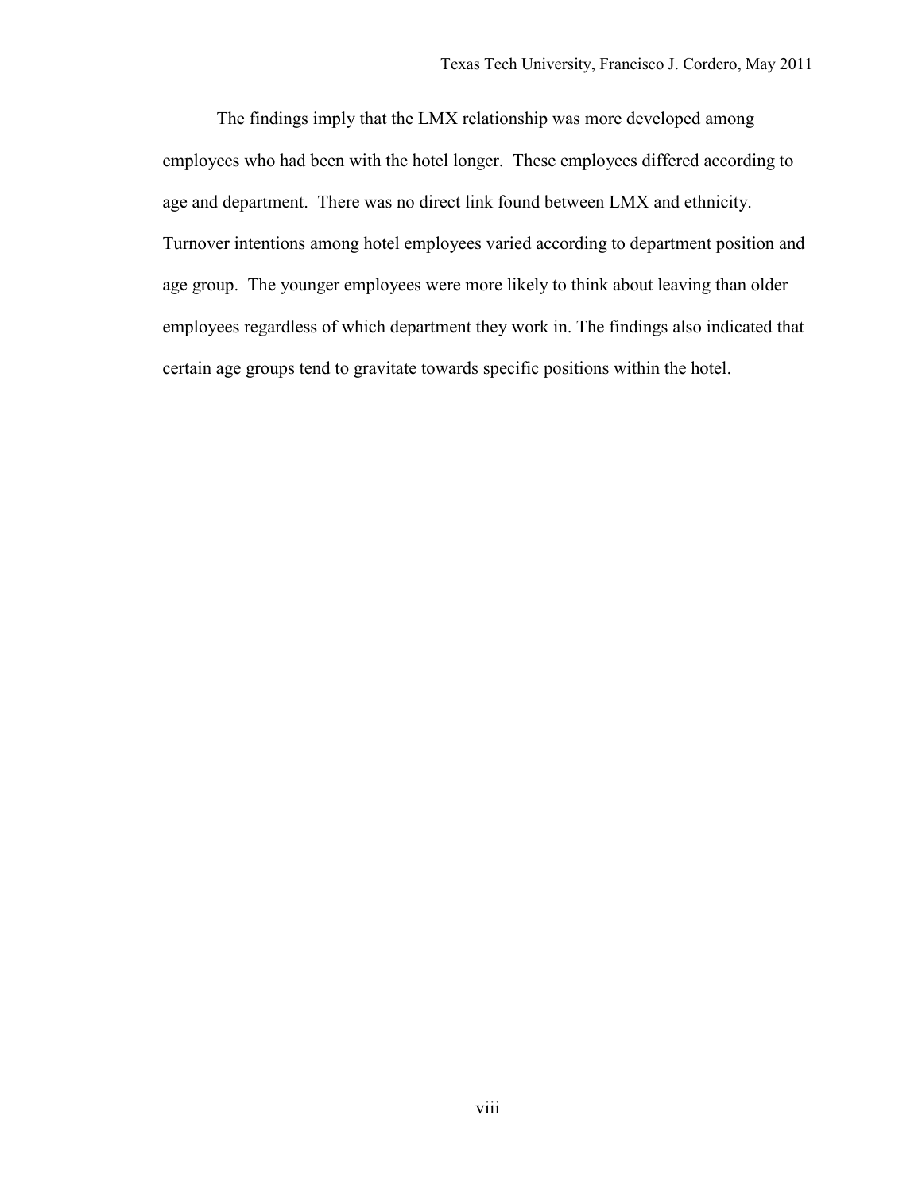The findings imply that the LMX relationship was more developed among employees who had been with the hotel longer. These employees differed according to age and department. There was no direct link found between LMX and ethnicity. Turnover intentions among hotel employees varied according to department position and age group. The younger employees were more likely to think about leaving than older employees regardless of which department they work in. The findings also indicated that certain age groups tend to gravitate towards specific positions within the hotel.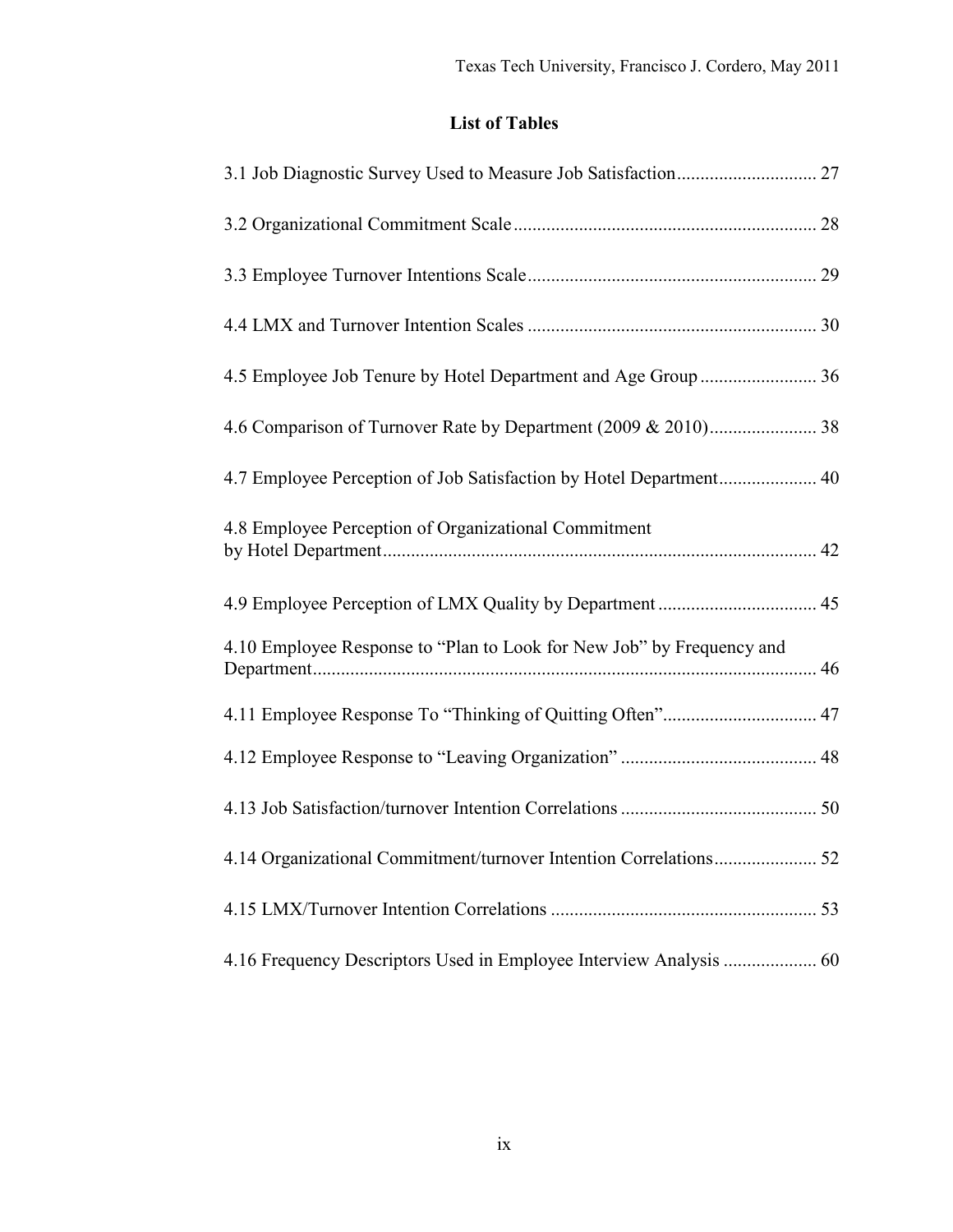## List of Tables

3.1 Job Diagnostic Survey Used to Measure Job Satisfaction .............................. 27

3.2 Organizational Commitment Scale ................................................................ 28

3.3 Employee Turnover Intentions Scale ............................................................. 29

4.4 LMX and Turnover Intention Scales ............................................................. 30

4.5 Employee Job Tenure by Hotel Department and Age Group ......................... 36

4.6 Comparison of Turnover Rate by Department (2009 & 2010) ....................... 38

4.7 Employee Perception of Job Satisfaction by Hotel Department ..................... 40

4.8 Employee Perception of Organizational Commitment by Hotel Department ............................................................................................ 42

4.9 Employee Perception of LMX Quality by Department ................................. 45

4.10 Employee Response to "Plan to Look for New Job" by Frequency and Department ........................................................................................................... 46

4.11 Employee Response To "Thinking of Quitting Often" ................................. 47

4.12 Employee Response to "Leaving Organization" .......................................... 48

4.13 Job Satisfaction/turnover Intention Correlations .......................................... 50

4.14 Organizational Commitment/turnover Intention Correlations ...................... 52

4.15 LMX/Turnover Intention Correlations ........................................................ 53

4.16 Frequency Descriptors Used in Employee Interview Analysis .................... 60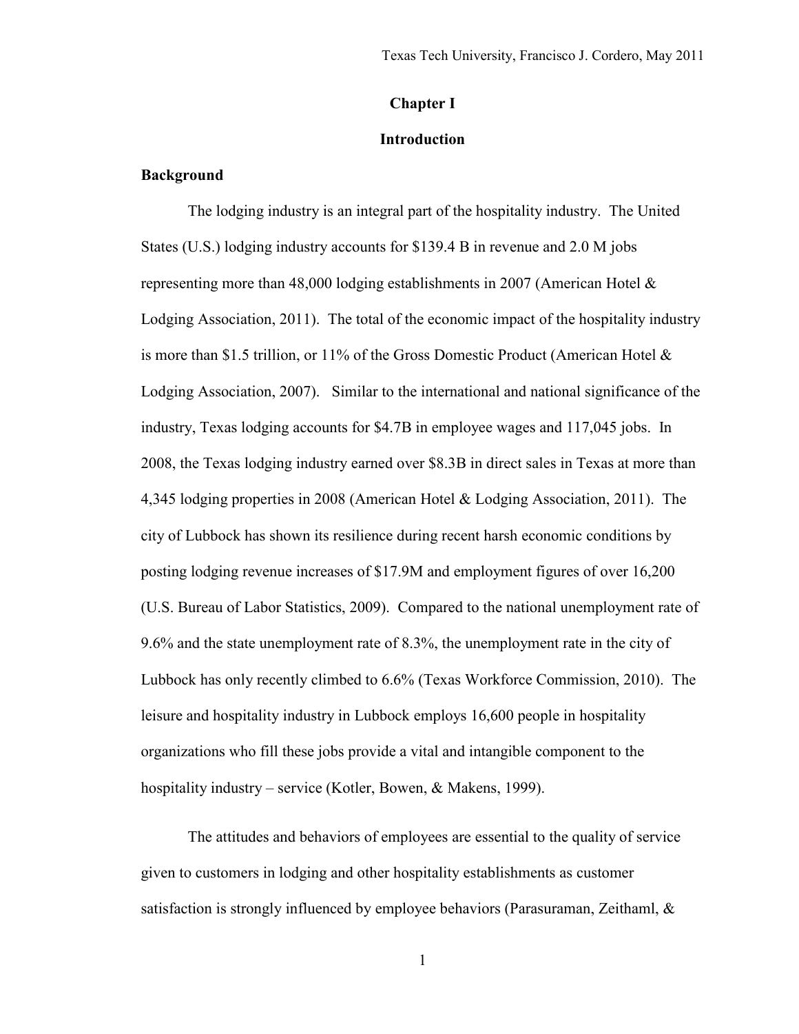# Chapter I

# Introduction

## Background

The lodging industry is an integral part of the hospitality industry. The United States (U.S.) lodging industry accounts for $139.4 B in revenue and 2.0 M jobs representing more than 48,000 lodging establishments in 2007 (American Hotel & Lodging Association, 2011). The total of the economic impact of the hospitality industry is more than $1.5 trillion, or 11% of the Gross Domestic Product (American Hotel & Lodging Association, 2007). Similar to the international and national significance of the industry, Texas lodging accounts for $4.7B in employee wages and 117,045 jobs. In 2008, the Texas lodging industry earned over $8.3B in direct sales in Texas at more than 4,345 lodging properties in 2008 (American Hotel & Lodging Association, 2011). The city of Lubbock has shown its resilience during recent harsh economic conditions by posting lodging revenue increases of $17.9M and employment figures of over 16,200 (U.S. Bureau of Labor Statistics, 2009). Compared to the national unemployment rate of 9.6% and the state unemployment rate of 8.3%, the unemployment rate in the city of Lubbock has only recently climbed to 6.6% (Texas Workforce Commission, 2010). The leisure and hospitality industry in Lubbock employs 16,600 people in hospitality organizations who fill these jobs provide a vital and intangible component to the hospitality industry – service (Kotler, Bowen, & Makens, 1999).

The attitudes and behaviors of employees are essential to the quality of service given to customers in lodging and other hospitality establishments as customer satisfaction is strongly influenced by employee behaviors (Parasuraman, Zeithaml, &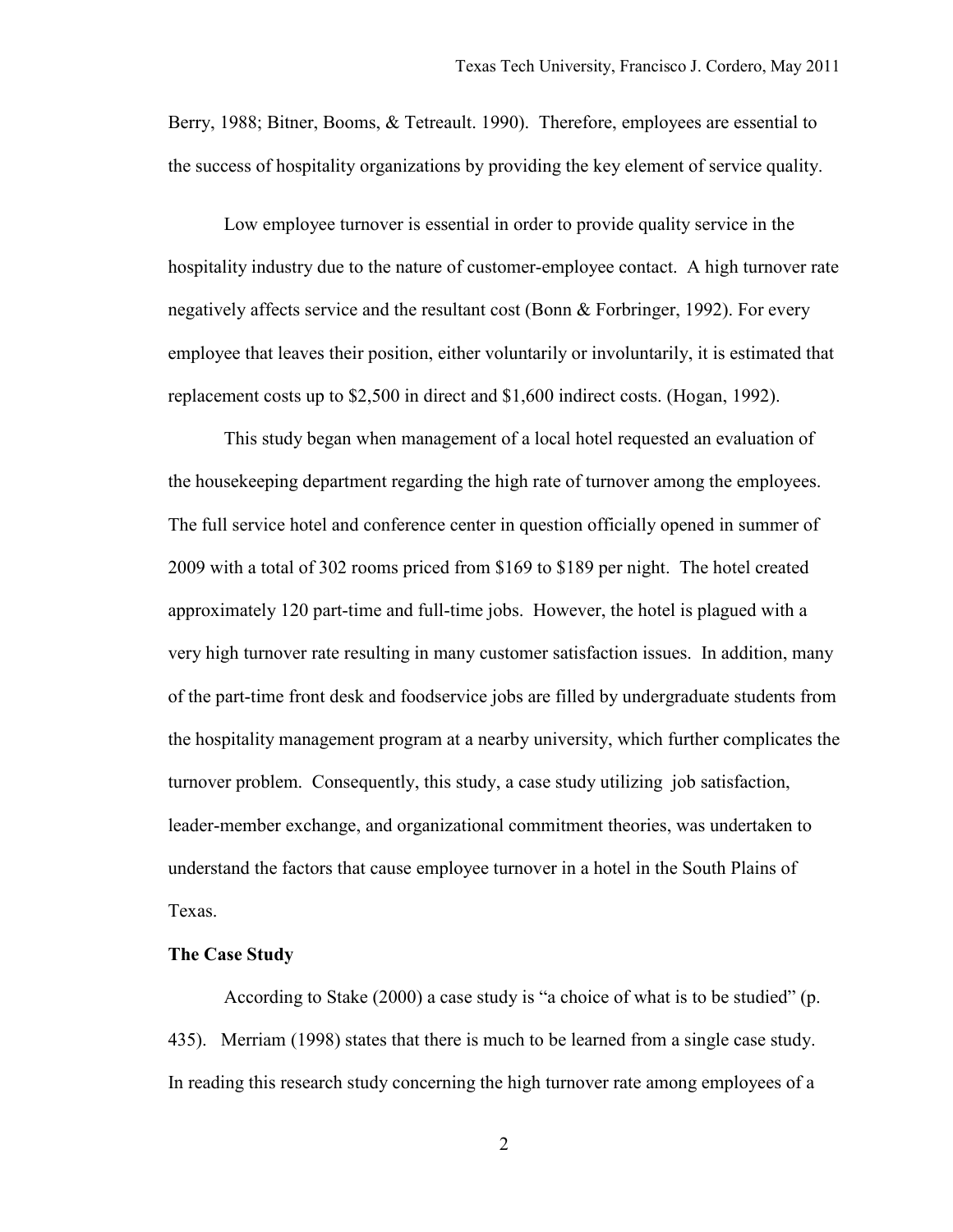Berry, 1988; Bitner, Booms, & Tetreault. 1990). Therefore, employees are essential to the success of hospitality organizations by providing the key element of service quality.

Low employee turnover is essential in order to provide quality service in the hospitality industry due to the nature of customer-employee contact. A high turnover rate negatively affects service and the resultant cost (Bonn & Forbringer, 1992). For every employee that leaves their position, either voluntarily or involuntarily, it is estimated that replacement costs up to $2,500 in direct and $1,600 indirect costs. (Hogan, 1992).

This study began when management of a local hotel requested an evaluation of the housekeeping department regarding the high rate of turnover among the employees. The full service hotel and conference center in question officially opened in summer of 2009 with a total of 302 rooms priced from $169 to $189 per night. The hotel created approximately 120 part-time and full-time jobs. However, the hotel is plagued with a very high turnover rate resulting in many customer satisfaction issues. In addition, many of the part-time front desk and foodservice jobs are filled by undergraduate students from the hospitality management program at a nearby university, which further complicates the turnover problem. Consequently, this study, a case study utilizing job satisfaction, leader-member exchange, and organizational commitment theories, was undertaken to understand the factors that cause employee turnover in a hotel in the South Plains of Texas.

**The Case Study**

According to Stake (2000) a case study is "a choice of what is to be studied" (p. 435). Merriam (1998) states that there is much to be learned from a single case study. In reading this research study concerning the high turnover rate among employees of a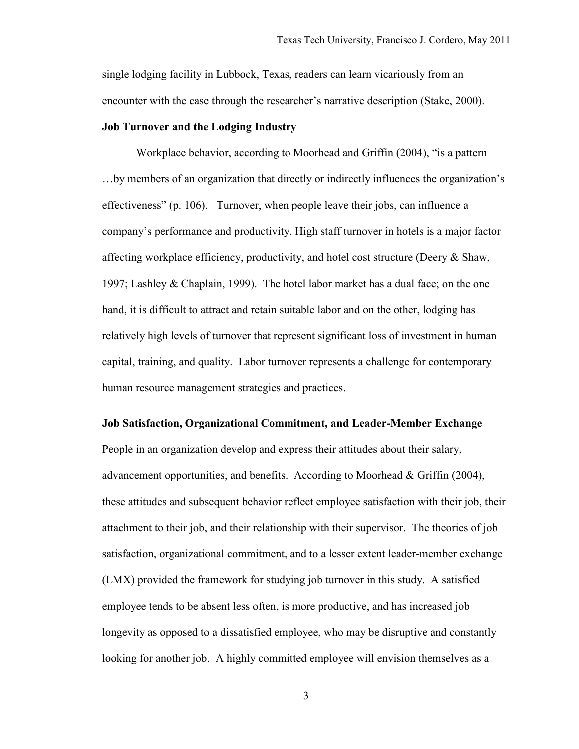single lodging facility in Lubbock, Texas, readers can learn vicariously from an encounter with the case through the researcher's narrative description (Stake, 2000).

### Job Turnover and the Lodging Industry

Workplace behavior, according to Moorhead and Griffin (2004), "is a pattern …by members of an organization that directly or indirectly influences the organization's effectiveness" (p. 106). Turnover, when people leave their jobs, can influence a company's performance and productivity. High staff turnover in hotels is a major factor affecting workplace efficiency, productivity, and hotel cost structure (Deery & Shaw, 1997; Lashley & Chaplain, 1999). The hotel labor market has a dual face; on the one hand, it is difficult to attract and retain suitable labor and on the other, lodging has relatively high levels of turnover that represent significant loss of investment in human capital, training, and quality. Labor turnover represents a challenge for contemporary human resource management strategies and practices.

### Job Satisfaction, Organizational Commitment, and Leader-Member Exchange

People in an organization develop and express their attitudes about their salary, advancement opportunities, and benefits. According to Moorhead & Griffin (2004), these attitudes and subsequent behavior reflect employee satisfaction with their job, their attachment to their job, and their relationship with their supervisor. The theories of job satisfaction, organizational commitment, and to a lesser extent leader-member exchange (LMX) provided the framework for studying job turnover in this study. A satisfied employee tends to be absent less often, is more productive, and has increased job longevity as opposed to a dissatisfied employee, who may be disruptive and constantly looking for another job. A highly committed employee will envision themselves as a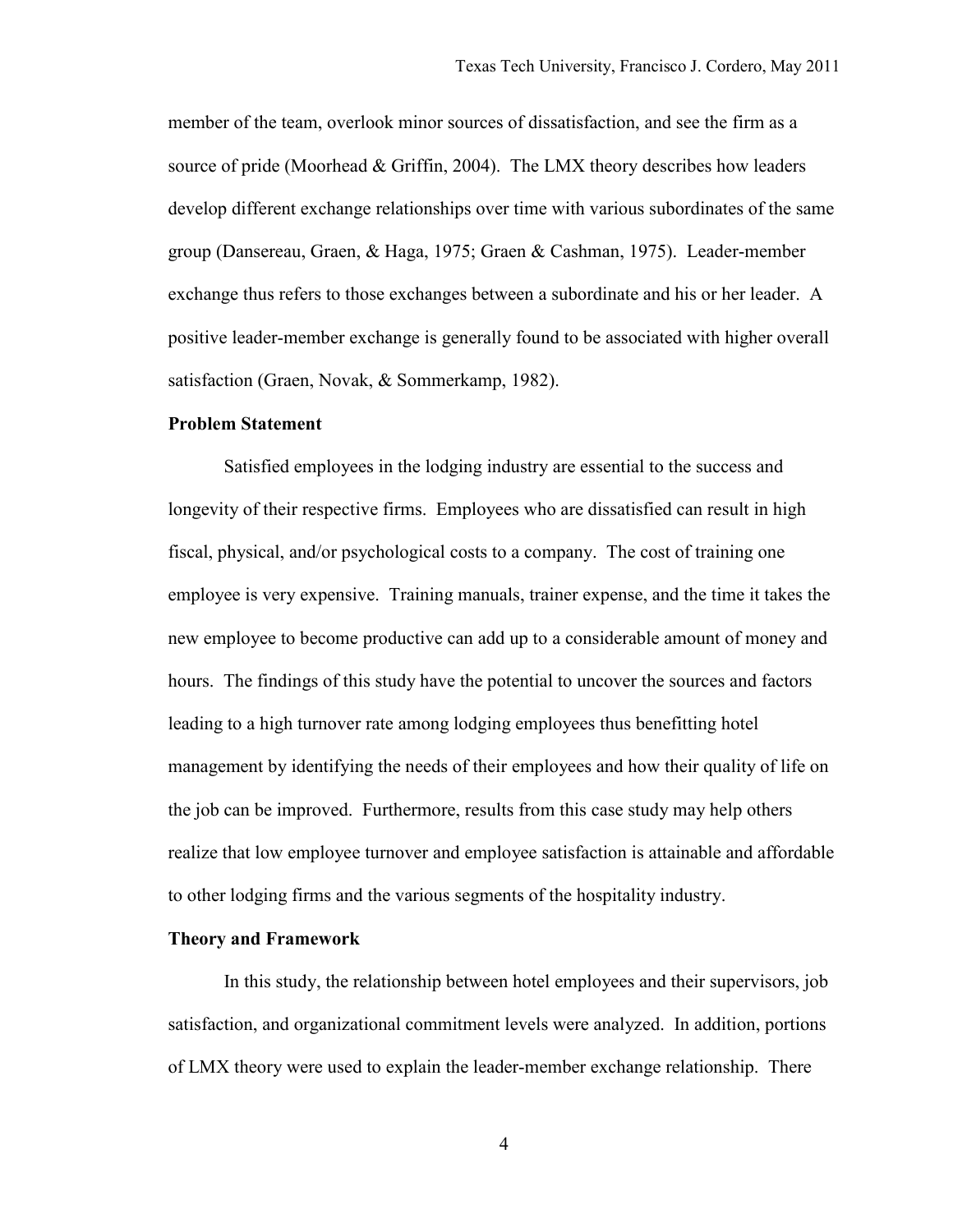member of the team, overlook minor sources of dissatisfaction, and see the firm as a source of pride (Moorhead & Griffin, 2004). The LMX theory describes how leaders develop different exchange relationships over time with various subordinates of the same group (Dansereau, Graen, & Haga, 1975; Graen & Cashman, 1975). Leader-member exchange thus refers to those exchanges between a subordinate and his or her leader. A positive leader-member exchange is generally found to be associated with higher overall satisfaction (Graen, Novak, & Sommerkamp, 1982).

## Problem Statement

Satisfied employees in the lodging industry are essential to the success and longevity of their respective firms. Employees who are dissatisfied can result in high fiscal, physical, and/or psychological costs to a company. The cost of training one employee is very expensive. Training manuals, trainer expense, and the time it takes the new employee to become productive can add up to a considerable amount of money and hours. The findings of this study have the potential to uncover the sources and factors leading to a high turnover rate among lodging employees thus benefitting hotel management by identifying the needs of their employees and how their quality of life on the job can be improved. Furthermore, results from this case study may help others realize that low employee turnover and employee satisfaction is attainable and affordable to other lodging firms and the various segments of the hospitality industry.

## Theory and Framework

In this study, the relationship between hotel employees and their supervisors, job satisfaction, and organizational commitment levels were analyzed. In addition, portions of LMX theory were used to explain the leader-member exchange relationship. There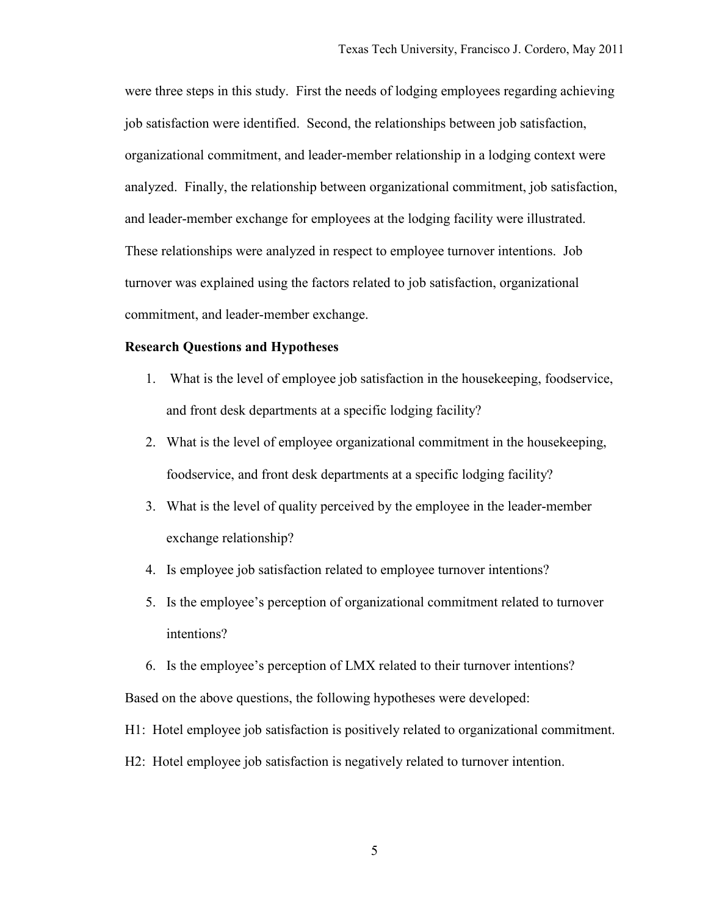were three steps in this study. First the needs of lodging employees regarding achieving job satisfaction were identified. Second, the relationships between job satisfaction, organizational commitment, and leader-member relationship in a lodging context were analyzed. Finally, the relationship between organizational commitment, job satisfaction, and leader-member exchange for employees at the lodging facility were illustrated. These relationships were analyzed in respect to employee turnover intentions. Job turnover was explained using the factors related to job satisfaction, organizational commitment, and leader-member exchange.

**Research Questions and Hypotheses**

1. What is the level of employee job satisfaction in the housekeeping, foodservice, and front desk departments at a specific lodging facility?
2. What is the level of employee organizational commitment in the housekeeping, foodservice, and front desk departments at a specific lodging facility?
3. What is the level of quality perceived by the employee in the leader-member exchange relationship?
4. Is employee job satisfaction related to employee turnover intentions?
5. Is the employee's perception of organizational commitment related to turnover intentions?
6. Is the employee's perception of LMX related to their turnover intentions?

Based on the above questions, the following hypotheses were developed:

H1: Hotel employee job satisfaction is positively related to organizational commitment.

H2: Hotel employee job satisfaction is negatively related to turnover intention.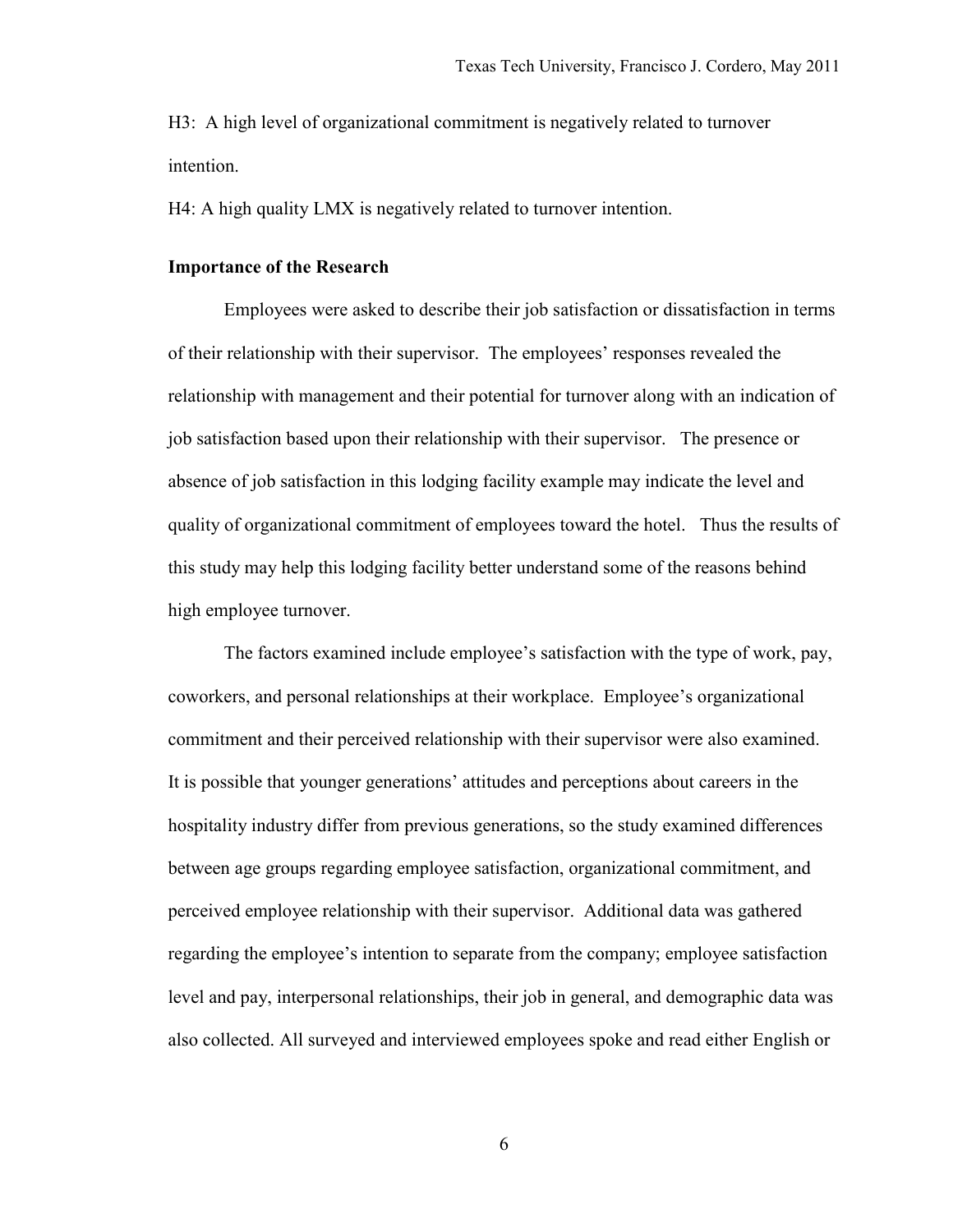H3: A high level of organizational commitment is negatively related to turnover intention.

H4: A high quality LMX is negatively related to turnover intention.

**Importance of the Research**

Employees were asked to describe their job satisfaction or dissatisfaction in terms of their relationship with their supervisor. The employees' responses revealed the relationship with management and their potential for turnover along with an indication of job satisfaction based upon their relationship with their supervisor. The presence or absence of job satisfaction in this lodging facility example may indicate the level and quality of organizational commitment of employees toward the hotel. Thus the results of this study may help this lodging facility better understand some of the reasons behind high employee turnover.

The factors examined include employee's satisfaction with the type of work, pay, coworkers, and personal relationships at their workplace. Employee's organizational commitment and their perceived relationship with their supervisor were also examined. It is possible that younger generations' attitudes and perceptions about careers in the hospitality industry differ from previous generations, so the study examined differences between age groups regarding employee satisfaction, organizational commitment, and perceived employee relationship with their supervisor. Additional data was gathered regarding the employee's intention to separate from the company; employee satisfaction level and pay, interpersonal relationships, their job in general, and demographic data was also collected. All surveyed and interviewed employees spoke and read either English or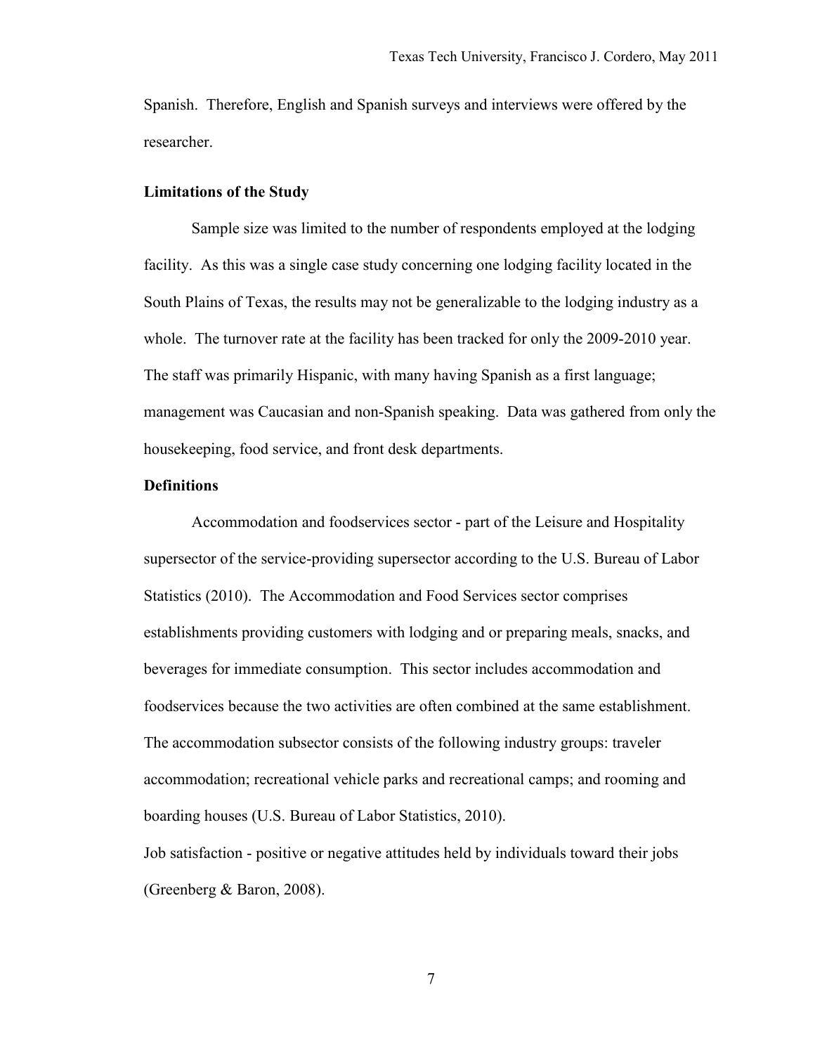Spanish. Therefore, English and Spanish surveys and interviews were offered by the researcher.

**Limitations of the Study**

Sample size was limited to the number of respondents employed at the lodging facility. As this was a single case study concerning one lodging facility located in the South Plains of Texas, the results may not be generalizable to the lodging industry as a whole. The turnover rate at the facility has been tracked for only the 2009-2010 year. The staff was primarily Hispanic, with many having Spanish as a first language; management was Caucasian and non-Spanish speaking. Data was gathered from only the housekeeping, food service, and front desk departments.

**Definitions**

Accommodation and foodservices sector - part of the Leisure and Hospitality supersector of the service-providing supersector according to the U.S. Bureau of Labor Statistics (2010). The Accommodation and Food Services sector comprises establishments providing customers with lodging and or preparing meals, snacks, and beverages for immediate consumption. This sector includes accommodation and foodservices because the two activities are often combined at the same establishment. The accommodation subsector consists of the following industry groups: traveler accommodation; recreational vehicle parks and recreational camps; and rooming and boarding houses (U.S. Bureau of Labor Statistics, 2010).

Job satisfaction - positive or negative attitudes held by individuals toward their jobs (Greenberg & Baron, 2008).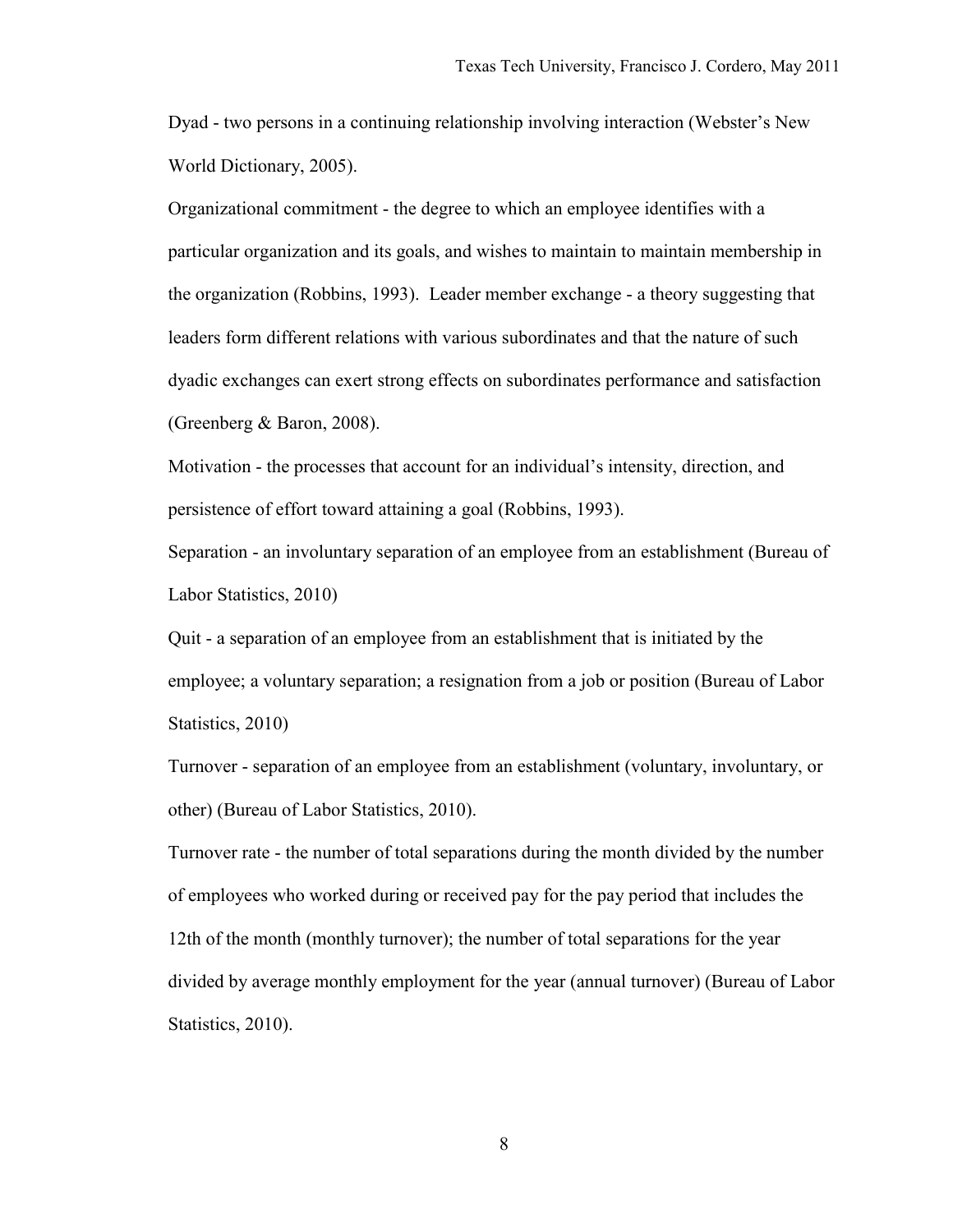Dyad - two persons in a continuing relationship involving interaction (Webster's New World Dictionary, 2005).

Organizational commitment - the degree to which an employee identifies with a particular organization and its goals, and wishes to maintain to maintain membership in the organization (Robbins, 1993). Leader member exchange - a theory suggesting that leaders form different relations with various subordinates and that the nature of such dyadic exchanges can exert strong effects on subordinates performance and satisfaction (Greenberg & Baron, 2008).

Motivation - the processes that account for an individual's intensity, direction, and persistence of effort toward attaining a goal (Robbins, 1993).

Separation - an involuntary separation of an employee from an establishment (Bureau of Labor Statistics, 2010)

Quit - a separation of an employee from an establishment that is initiated by the employee; a voluntary separation; a resignation from a job or position (Bureau of Labor Statistics, 2010)

Turnover - separation of an employee from an establishment (voluntary, involuntary, or other) (Bureau of Labor Statistics, 2010).

Turnover rate - the number of total separations during the month divided by the number of employees who worked during or received pay for the pay period that includes the 12th of the month (monthly turnover); the number of total separations for the year divided by average monthly employment for the year (annual turnover) (Bureau of Labor Statistics, 2010).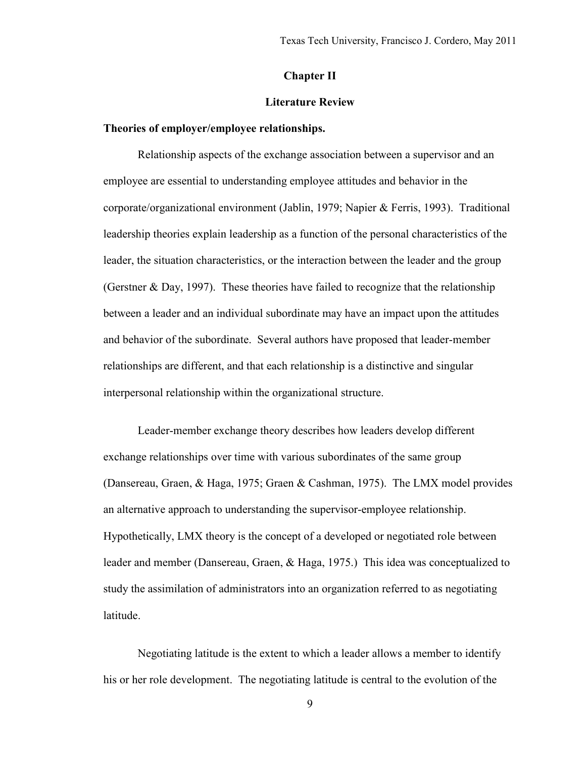## Chapter II

## Literature Review

**Theories of employer/employee relationships.**

Relationship aspects of the exchange association between a supervisor and an employee are essential to understanding employee attitudes and behavior in the corporate/organizational environment (Jablin, 1979; Napier & Ferris, 1993). Traditional leadership theories explain leadership as a function of the personal characteristics of the leader, the situation characteristics, or the interaction between the leader and the group (Gerstner & Day, 1997). These theories have failed to recognize that the relationship between a leader and an individual subordinate may have an impact upon the attitudes and behavior of the subordinate. Several authors have proposed that leader-member relationships are different, and that each relationship is a distinctive and singular interpersonal relationship within the organizational structure.

Leader-member exchange theory describes how leaders develop different exchange relationships over time with various subordinates of the same group (Dansereau, Graen, & Haga, 1975; Graen & Cashman, 1975). The LMX model provides an alternative approach to understanding the supervisor-employee relationship. Hypothetically, LMX theory is the concept of a developed or negotiated role between leader and member (Dansereau, Graen, & Haga, 1975.) This idea was conceptualized to study the assimilation of administrators into an organization referred to as negotiating latitude.

Negotiating latitude is the extent to which a leader allows a member to identify his or her role development. The negotiating latitude is central to the evolution of the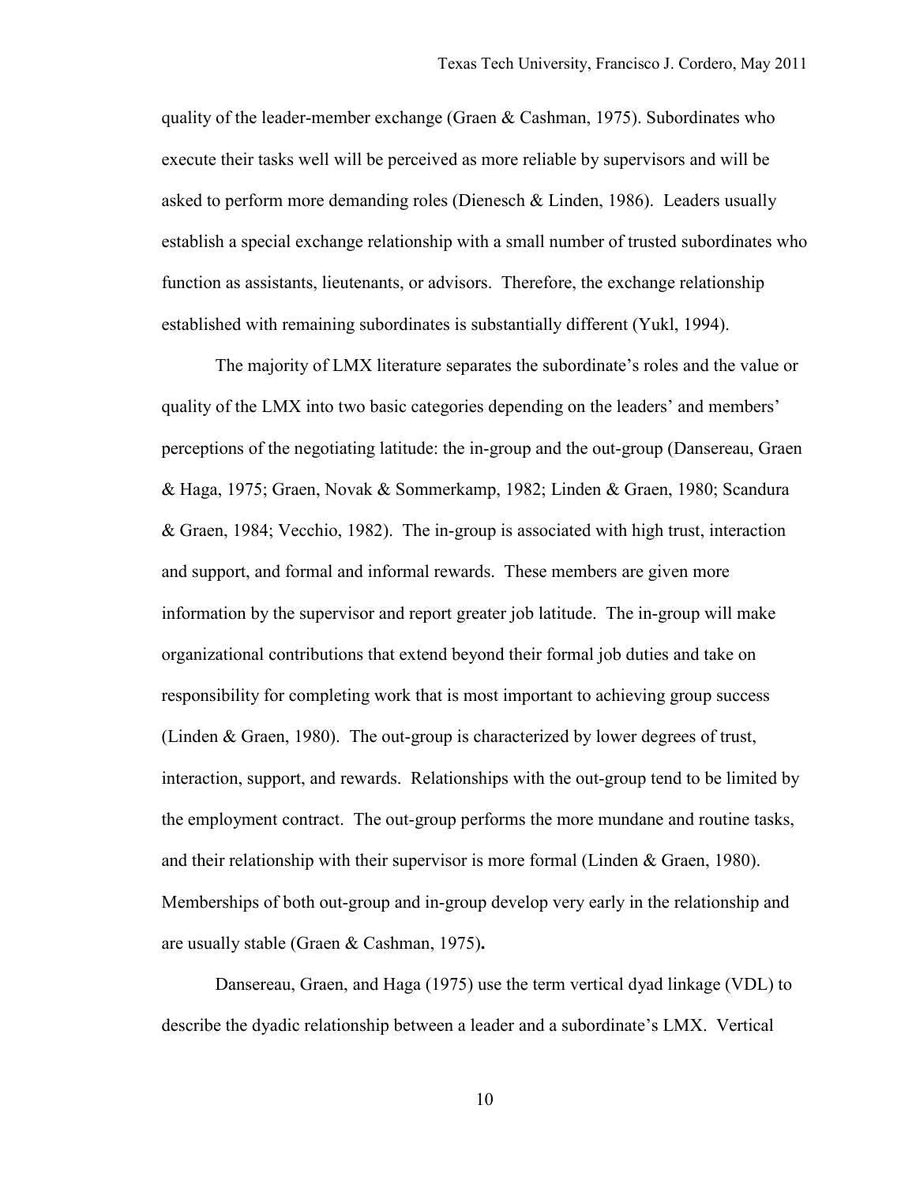quality of the leader-member exchange (Graen & Cashman, 1975). Subordinates who execute their tasks well will be perceived as more reliable by supervisors and will be asked to perform more demanding roles (Dienesch & Linden, 1986). Leaders usually establish a special exchange relationship with a small number of trusted subordinates who function as assistants, lieutenants, or advisors. Therefore, the exchange relationship established with remaining subordinates is substantially different (Yukl, 1994).

The majority of LMX literature separates the subordinate's roles and the value or quality of the LMX into two basic categories depending on the leaders' and members' perceptions of the negotiating latitude: the in-group and the out-group (Dansereau, Graen & Haga, 1975; Graen, Novak & Sommerkamp, 1982; Linden & Graen, 1980; Scandura & Graen, 1984; Vecchio, 1982). The in-group is associated with high trust, interaction and support, and formal and informal rewards. These members are given more information by the supervisor and report greater job latitude. The in-group will make organizational contributions that extend beyond their formal job duties and take on responsibility for completing work that is most important to achieving group success (Linden & Graen, 1980). The out-group is characterized by lower degrees of trust, interaction, support, and rewards. Relationships with the out-group tend to be limited by the employment contract. The out-group performs the more mundane and routine tasks, and their relationship with their supervisor is more formal (Linden & Graen, 1980). Memberships of both out-group and in-group develop very early in the relationship and are usually stable (Graen & Cashman, 1975).

Dansereau, Graen, and Haga (1975) use the term vertical dyad linkage (VDL) to describe the dyadic relationship between a leader and a subordinate's LMX. Vertical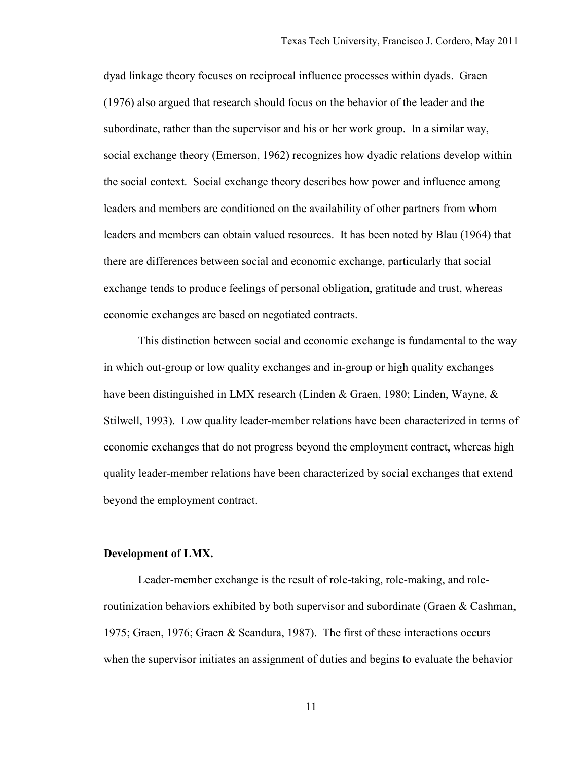dyad linkage theory focuses on reciprocal influence processes within dyads. Graen (1976) also argued that research should focus on the behavior of the leader and the subordinate, rather than the supervisor and his or her work group. In a similar way, social exchange theory (Emerson, 1962) recognizes how dyadic relations develop within the social context. Social exchange theory describes how power and influence among leaders and members are conditioned on the availability of other partners from whom leaders and members can obtain valued resources. It has been noted by Blau (1964) that there are differences between social and economic exchange, particularly that social exchange tends to produce feelings of personal obligation, gratitude and trust, whereas economic exchanges are based on negotiated contracts.

This distinction between social and economic exchange is fundamental to the way in which out-group or low quality exchanges and in-group or high quality exchanges have been distinguished in LMX research (Linden & Graen, 1980; Linden, Wayne, & Stilwell, 1993). Low quality leader-member relations have been characterized in terms of economic exchanges that do not progress beyond the employment contract, whereas high quality leader-member relations have been characterized by social exchanges that extend beyond the employment contract.

**Development of LMX.**

Leader-member exchange is the result of role-taking, role-making, and role-routinization behaviors exhibited by both supervisor and subordinate (Graen & Cashman, 1975; Graen, 1976; Graen & Scandura, 1987). The first of these interactions occurs when the supervisor initiates an assignment of duties and begins to evaluate the behavior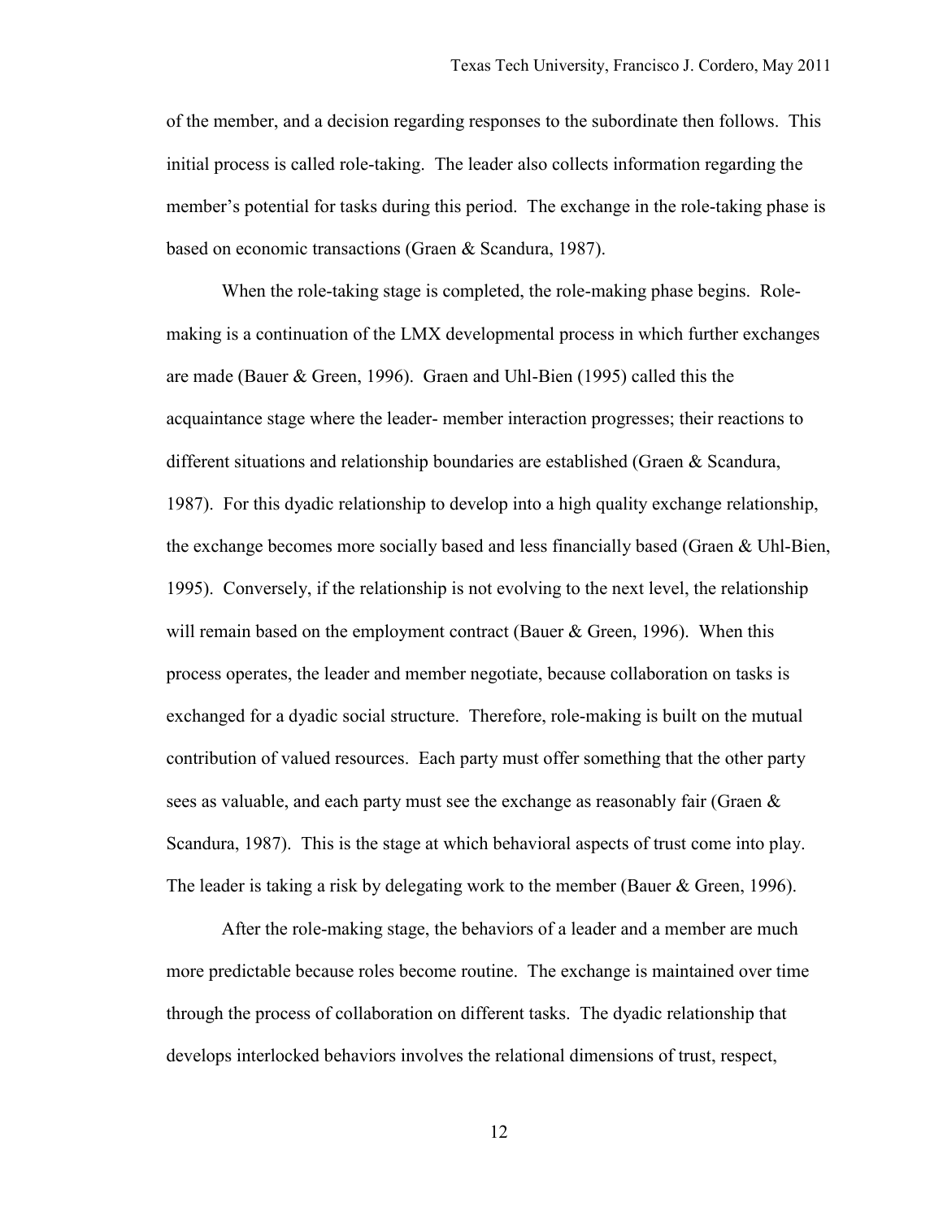of the member, and a decision regarding responses to the subordinate then follows. This initial process is called role-taking. The leader also collects information regarding the member's potential for tasks during this period. The exchange in the role-taking phase is based on economic transactions (Graen & Scandura, 1987).

When the role-taking stage is completed, the role-making phase begins. Role-making is a continuation of the LMX developmental process in which further exchanges are made (Bauer & Green, 1996). Graen and Uhl-Bien (1995) called this the acquaintance stage where the leader- member interaction progresses; their reactions to different situations and relationship boundaries are established (Graen & Scandura, 1987). For this dyadic relationship to develop into a high quality exchange relationship, the exchange becomes more socially based and less financially based (Graen & Uhl-Bien, 1995). Conversely, if the relationship is not evolving to the next level, the relationship will remain based on the employment contract (Bauer & Green, 1996). When this process operates, the leader and member negotiate, because collaboration on tasks is exchanged for a dyadic social structure. Therefore, role-making is built on the mutual contribution of valued resources. Each party must offer something that the other party sees as valuable, and each party must see the exchange as reasonably fair (Graen & Scandura, 1987). This is the stage at which behavioral aspects of trust come into play. The leader is taking a risk by delegating work to the member (Bauer & Green, 1996).

After the role-making stage, the behaviors of a leader and a member are much more predictable because roles become routine. The exchange is maintained over time through the process of collaboration on different tasks. The dyadic relationship that develops interlocked behaviors involves the relational dimensions of trust, respect,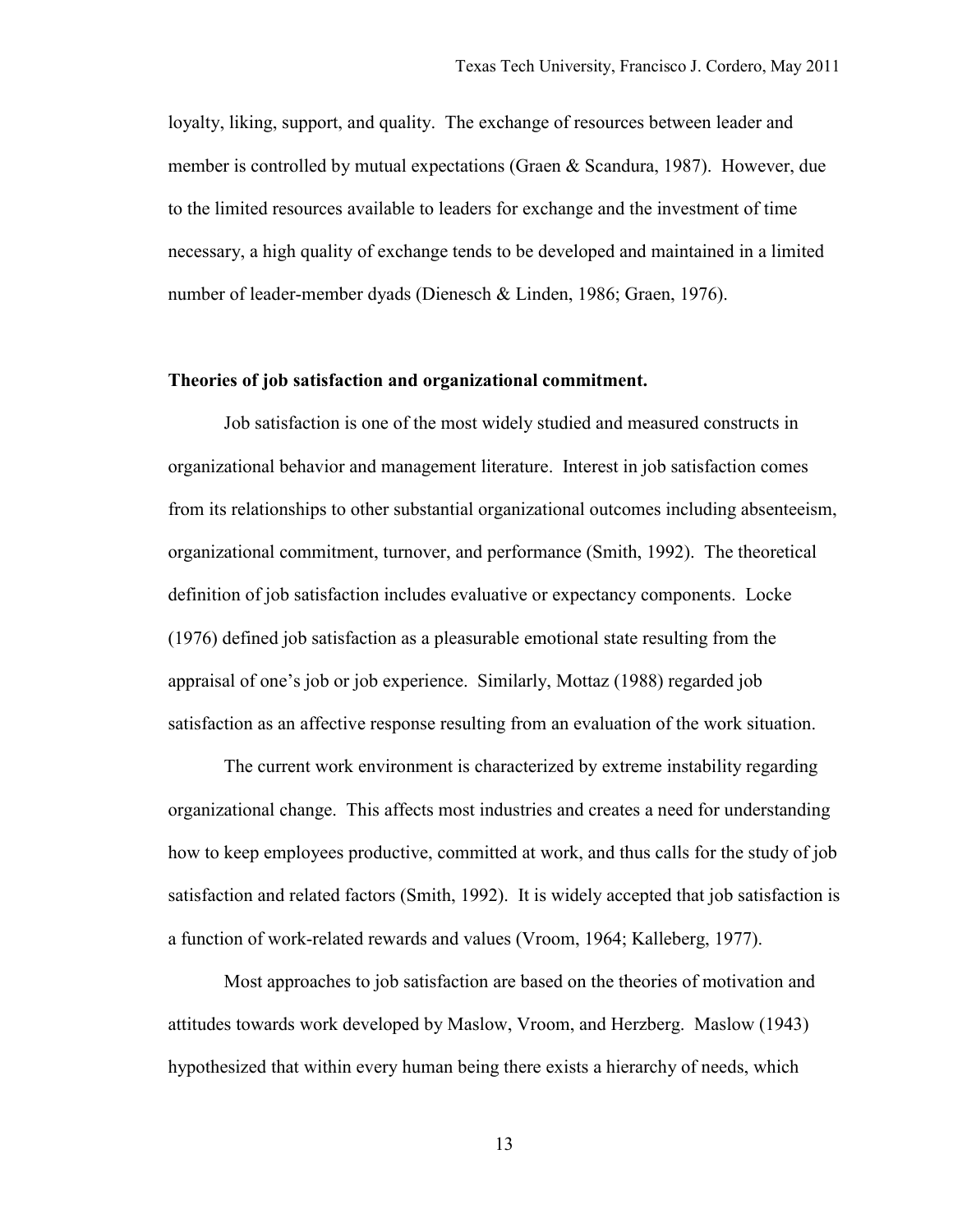loyalty, liking, support, and quality. The exchange of resources between leader and member is controlled by mutual expectations (Graen & Scandura, 1987). However, due to the limited resources available to leaders for exchange and the investment of time necessary, a high quality of exchange tends to be developed and maintained in a limited number of leader-member dyads (Dienesch & Linden, 1986; Graen, 1976).

**Theories of job satisfaction and organizational commitment.**

Job satisfaction is one of the most widely studied and measured constructs in organizational behavior and management literature. Interest in job satisfaction comes from its relationships to other substantial organizational outcomes including absenteeism, organizational commitment, turnover, and performance (Smith, 1992). The theoretical definition of job satisfaction includes evaluative or expectancy components. Locke (1976) defined job satisfaction as a pleasurable emotional state resulting from the appraisal of one's job or job experience. Similarly, Mottaz (1988) regarded job satisfaction as an affective response resulting from an evaluation of the work situation.

The current work environment is characterized by extreme instability regarding organizational change. This affects most industries and creates a need for understanding how to keep employees productive, committed at work, and thus calls for the study of job satisfaction and related factors (Smith, 1992). It is widely accepted that job satisfaction is a function of work-related rewards and values (Vroom, 1964; Kalleberg, 1977).

Most approaches to job satisfaction are based on the theories of motivation and attitudes towards work developed by Maslow, Vroom, and Herzberg. Maslow (1943) hypothesized that within every human being there exists a hierarchy of needs, which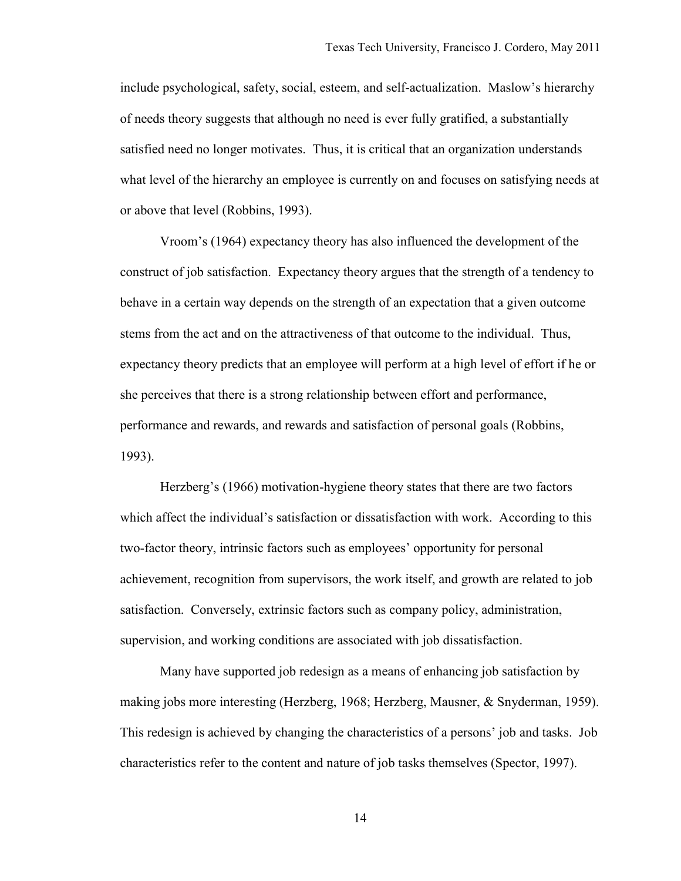include psychological, safety, social, esteem, and self-actualization. Maslow's hierarchy of needs theory suggests that although no need is ever fully gratified, a substantially satisfied need no longer motivates. Thus, it is critical that an organization understands what level of the hierarchy an employee is currently on and focuses on satisfying needs at or above that level (Robbins, 1993).

Vroom's (1964) expectancy theory has also influenced the development of the construct of job satisfaction. Expectancy theory argues that the strength of a tendency to behave in a certain way depends on the strength of an expectation that a given outcome stems from the act and on the attractiveness of that outcome to the individual. Thus, expectancy theory predicts that an employee will perform at a high level of effort if he or she perceives that there is a strong relationship between effort and performance, performance and rewards, and rewards and satisfaction of personal goals (Robbins, 1993).

Herzberg's (1966) motivation-hygiene theory states that there are two factors which affect the individual's satisfaction or dissatisfaction with work. According to this two-factor theory, intrinsic factors such as employees' opportunity for personal achievement, recognition from supervisors, the work itself, and growth are related to job satisfaction. Conversely, extrinsic factors such as company policy, administration, supervision, and working conditions are associated with job dissatisfaction.

Many have supported job redesign as a means of enhancing job satisfaction by making jobs more interesting (Herzberg, 1968; Herzberg, Mausner, & Snyderman, 1959). This redesign is achieved by changing the characteristics of a persons' job and tasks. Job characteristics refer to the content and nature of job tasks themselves (Spector, 1997).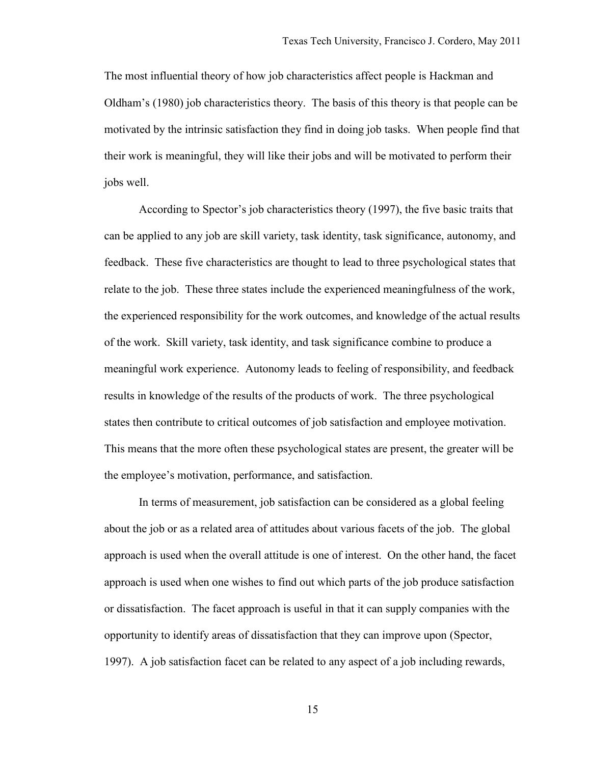The most influential theory of how job characteristics affect people is Hackman and Oldham's (1980) job characteristics theory. The basis of this theory is that people can be motivated by the intrinsic satisfaction they find in doing job tasks. When people find that their work is meaningful, they will like their jobs and will be motivated to perform their jobs well.

According to Spector's job characteristics theory (1997), the five basic traits that can be applied to any job are skill variety, task identity, task significance, autonomy, and feedback. These five characteristics are thought to lead to three psychological states that relate to the job. These three states include the experienced meaningfulness of the work, the experienced responsibility for the work outcomes, and knowledge of the actual results of the work. Skill variety, task identity, and task significance combine to produce a meaningful work experience. Autonomy leads to feeling of responsibility, and feedback results in knowledge of the results of the products of work. The three psychological states then contribute to critical outcomes of job satisfaction and employee motivation. This means that the more often these psychological states are present, the greater will be the employee's motivation, performance, and satisfaction.

In terms of measurement, job satisfaction can be considered as a global feeling about the job or as a related area of attitudes about various facets of the job. The global approach is used when the overall attitude is one of interest. On the other hand, the facet approach is used when one wishes to find out which parts of the job produce satisfaction or dissatisfaction. The facet approach is useful in that it can supply companies with the opportunity to identify areas of dissatisfaction that they can improve upon (Spector, 1997). A job satisfaction facet can be related to any aspect of a job including rewards,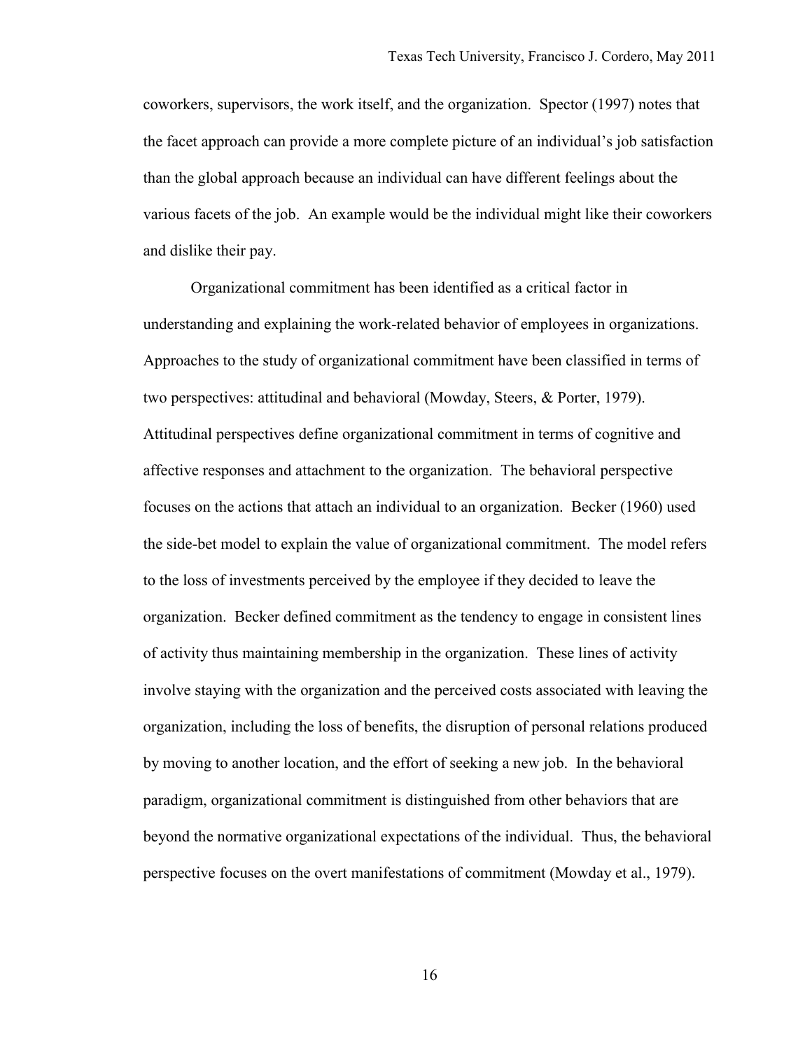coworkers, supervisors, the work itself, and the organization. Spector (1997) notes that the facet approach can provide a more complete picture of an individual's job satisfaction than the global approach because an individual can have different feelings about the various facets of the job. An example would be the individual might like their coworkers and dislike their pay.

Organizational commitment has been identified as a critical factor in understanding and explaining the work-related behavior of employees in organizations. Approaches to the study of organizational commitment have been classified in terms of two perspectives: attitudinal and behavioral (Mowday, Steers, & Porter, 1979). Attitudinal perspectives define organizational commitment in terms of cognitive and affective responses and attachment to the organization. The behavioral perspective focuses on the actions that attach an individual to an organization. Becker (1960) used the side-bet model to explain the value of organizational commitment. The model refers to the loss of investments perceived by the employee if they decided to leave the organization. Becker defined commitment as the tendency to engage in consistent lines of activity thus maintaining membership in the organization. These lines of activity involve staying with the organization and the perceived costs associated with leaving the organization, including the loss of benefits, the disruption of personal relations produced by moving to another location, and the effort of seeking a new job. In the behavioral paradigm, organizational commitment is distinguished from other behaviors that are beyond the normative organizational expectations of the individual. Thus, the behavioral perspective focuses on the overt manifestations of commitment (Mowday et al., 1979).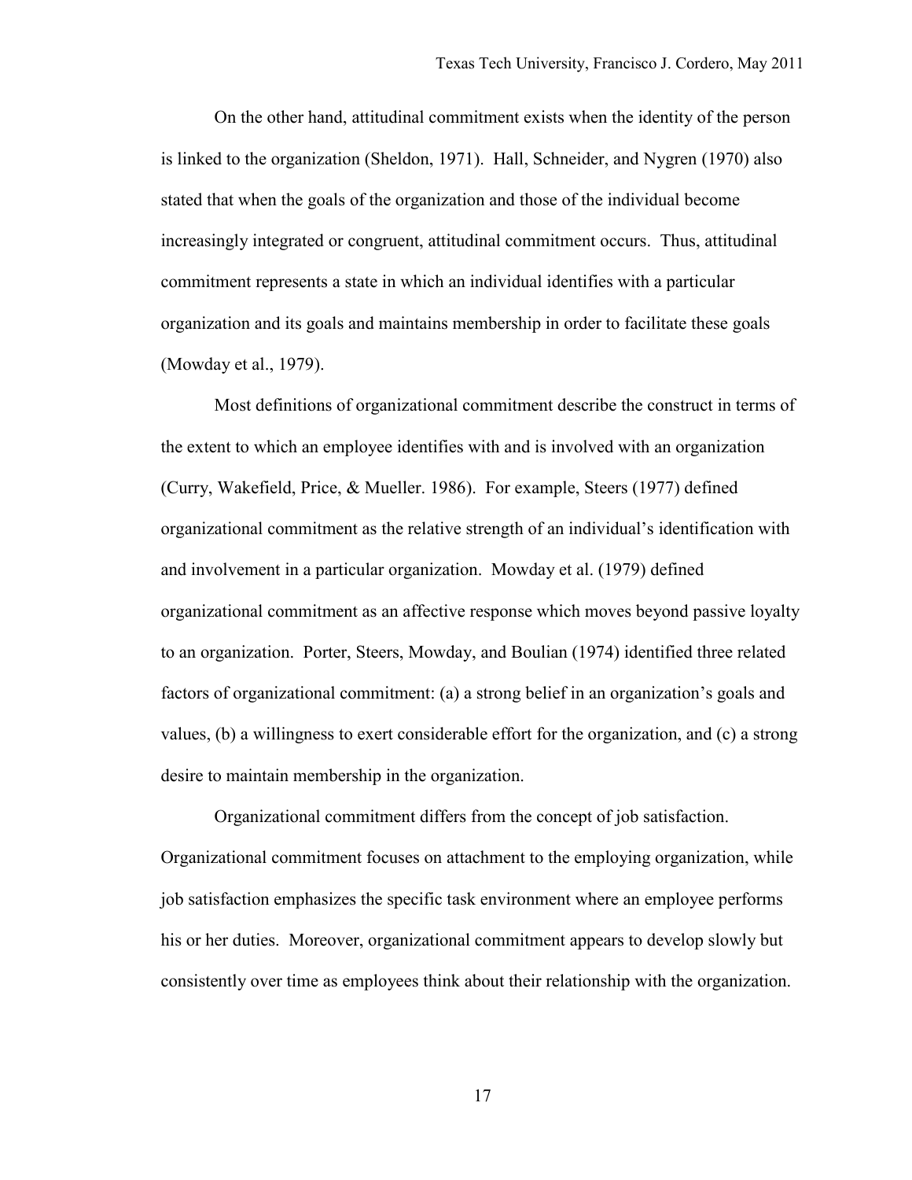On the other hand, attitudinal commitment exists when the identity of the person is linked to the organization (Sheldon, 1971). Hall, Schneider, and Nygren (1970) also stated that when the goals of the organization and those of the individual become increasingly integrated or congruent, attitudinal commitment occurs. Thus, attitudinal commitment represents a state in which an individual identifies with a particular organization and its goals and maintains membership in order to facilitate these goals (Mowday et al., 1979).

Most definitions of organizational commitment describe the construct in terms of the extent to which an employee identifies with and is involved with an organization (Curry, Wakefield, Price, & Mueller. 1986). For example, Steers (1977) defined organizational commitment as the relative strength of an individual's identification with and involvement in a particular organization. Mowday et al. (1979) defined organizational commitment as an affective response which moves beyond passive loyalty to an organization. Porter, Steers, Mowday, and Boulian (1974) identified three related factors of organizational commitment: (a) a strong belief in an organization's goals and values, (b) a willingness to exert considerable effort for the organization, and (c) a strong desire to maintain membership in the organization.

Organizational commitment differs from the concept of job satisfaction. Organizational commitment focuses on attachment to the employing organization, while job satisfaction emphasizes the specific task environment where an employee performs his or her duties. Moreover, organizational commitment appears to develop slowly but consistently over time as employees think about their relationship with the organization.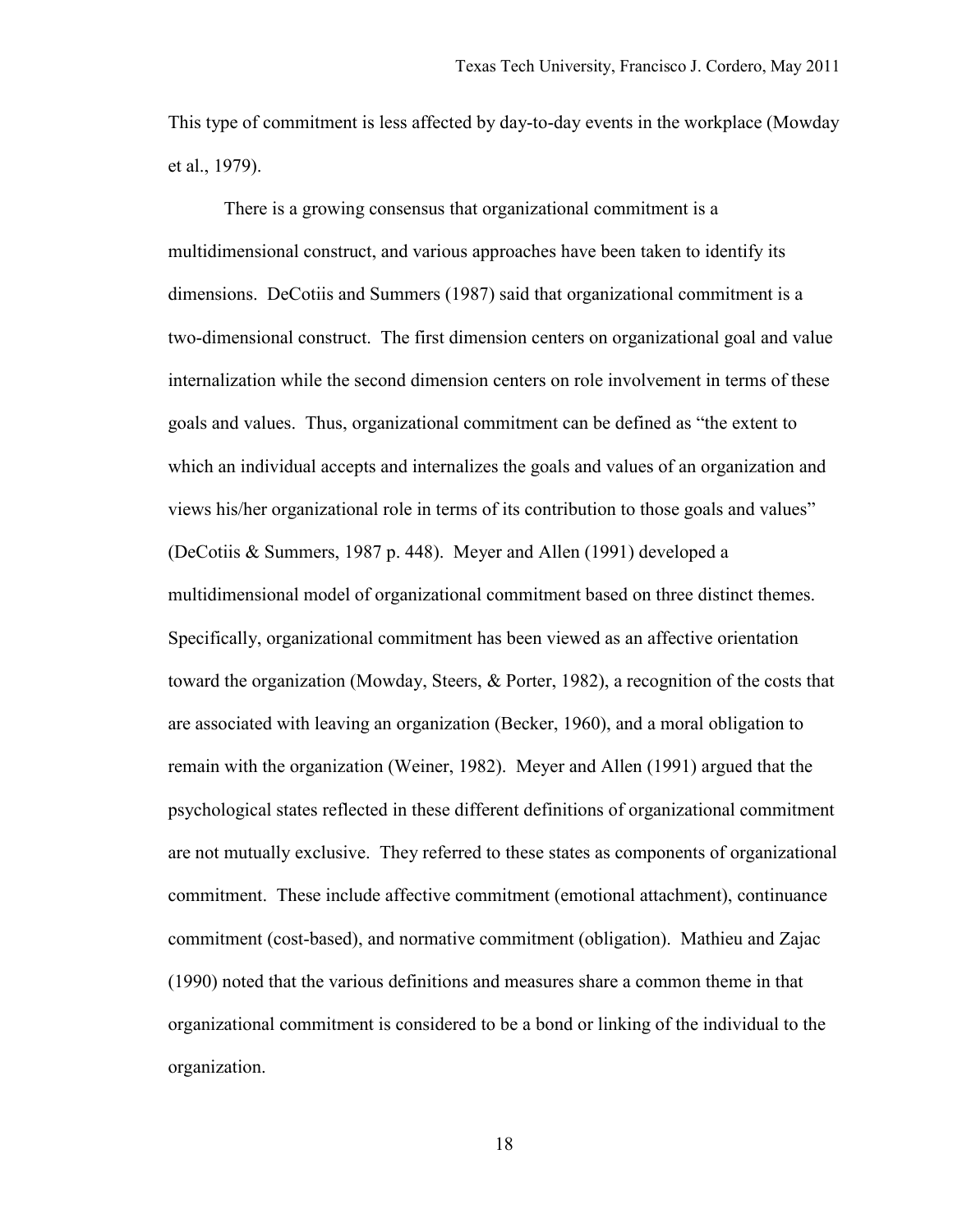This type of commitment is less affected by day-to-day events in the workplace (Mowday et al., 1979).

There is a growing consensus that organizational commitment is a multidimensional construct, and various approaches have been taken to identify its dimensions. DeCotiis and Summers (1987) said that organizational commitment is a two-dimensional construct. The first dimension centers on organizational goal and value internalization while the second dimension centers on role involvement in terms of these goals and values. Thus, organizational commitment can be defined as "the extent to which an individual accepts and internalizes the goals and values of an organization and views his/her organizational role in terms of its contribution to those goals and values" (DeCotiis & Summers, 1987 p. 448). Meyer and Allen (1991) developed a multidimensional model of organizational commitment based on three distinct themes. Specifically, organizational commitment has been viewed as an affective orientation toward the organization (Mowday, Steers, & Porter, 1982), a recognition of the costs that are associated with leaving an organization (Becker, 1960), and a moral obligation to remain with the organization (Weiner, 1982). Meyer and Allen (1991) argued that the psychological states reflected in these different definitions of organizational commitment are not mutually exclusive. They referred to these states as components of organizational commitment. These include affective commitment (emotional attachment), continuance commitment (cost-based), and normative commitment (obligation). Mathieu and Zajac (1990) noted that the various definitions and measures share a common theme in that organizational commitment is considered to be a bond or linking of the individual to the organization.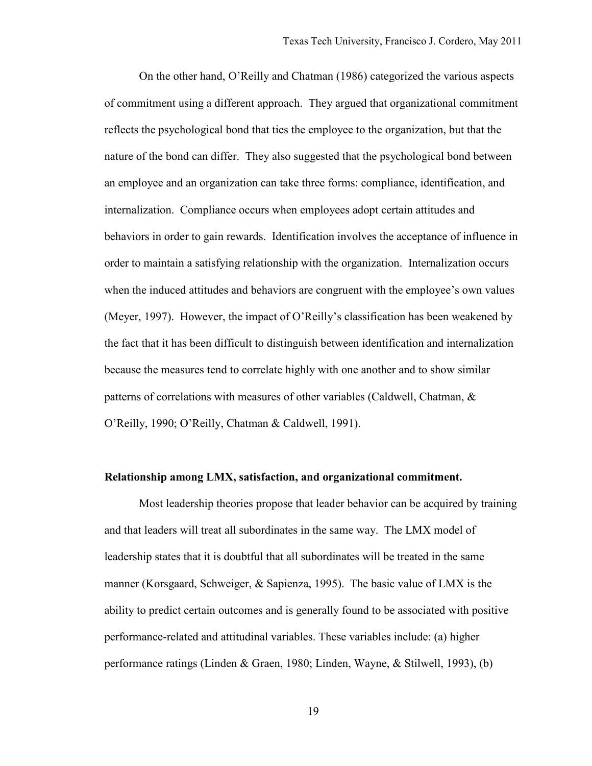On the other hand, O'Reilly and Chatman (1986) categorized the various aspects of commitment using a different approach. They argued that organizational commitment reflects the psychological bond that ties the employee to the organization, but that the nature of the bond can differ. They also suggested that the psychological bond between an employee and an organization can take three forms: compliance, identification, and internalization. Compliance occurs when employees adopt certain attitudes and behaviors in order to gain rewards. Identification involves the acceptance of influence in order to maintain a satisfying relationship with the organization. Internalization occurs when the induced attitudes and behaviors are congruent with the employee's own values (Meyer, 1997). However, the impact of O'Reilly's classification has been weakened by the fact that it has been difficult to distinguish between identification and internalization because the measures tend to correlate highly with one another and to show similar patterns of correlations with measures of other variables (Caldwell, Chatman, & O'Reilly, 1990; O'Reilly, Chatman & Caldwell, 1991).

**Relationship among LMX, satisfaction, and organizational commitment.**

Most leadership theories propose that leader behavior can be acquired by training and that leaders will treat all subordinates in the same way. The LMX model of leadership states that it is doubtful that all subordinates will be treated in the same manner (Korsgaard, Schweiger, & Sapienza, 1995). The basic value of LMX is the ability to predict certain outcomes and is generally found to be associated with positive performance-related and attitudinal variables. These variables include: (a) higher performance ratings (Linden & Graen, 1980; Linden, Wayne, & Stilwell, 1993), (b)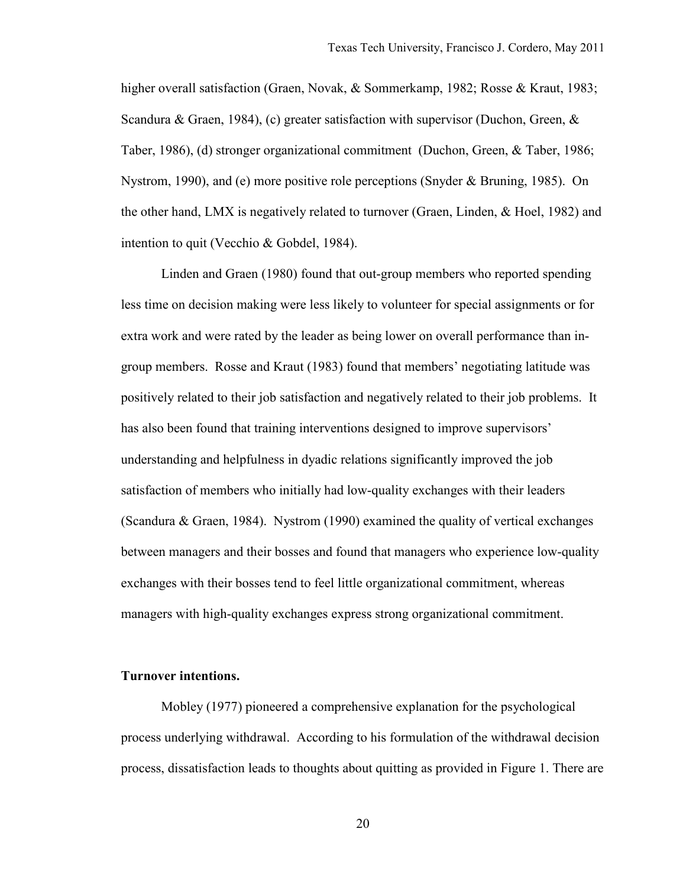higher overall satisfaction (Graen, Novak, & Sommerkamp, 1982; Rosse & Kraut, 1983; Scandura & Graen, 1984), (c) greater satisfaction with supervisor (Duchon, Green, & Taber, 1986), (d) stronger organizational commitment (Duchon, Green, & Taber, 1986; Nystrom, 1990), and (e) more positive role perceptions (Snyder & Bruning, 1985). On the other hand, LMX is negatively related to turnover (Graen, Linden, & Hoel, 1982) and intention to quit (Vecchio & Gobdel, 1984).

Linden and Graen (1980) found that out-group members who reported spending less time on decision making were less likely to volunteer for special assignments or for extra work and were rated by the leader as being lower on overall performance than in-group members. Rosse and Kraut (1983) found that members' negotiating latitude was positively related to their job satisfaction and negatively related to their job problems. It has also been found that training interventions designed to improve supervisors' understanding and helpfulness in dyadic relations significantly improved the job satisfaction of members who initially had low-quality exchanges with their leaders (Scandura & Graen, 1984). Nystrom (1990) examined the quality of vertical exchanges between managers and their bosses and found that managers who experience low-quality exchanges with their bosses tend to feel little organizational commitment, whereas managers with high-quality exchanges express strong organizational commitment.

**Turnover intentions.**

Mobley (1977) pioneered a comprehensive explanation for the psychological process underlying withdrawal. According to his formulation of the withdrawal decision process, dissatisfaction leads to thoughts about quitting as provided in Figure 1. There are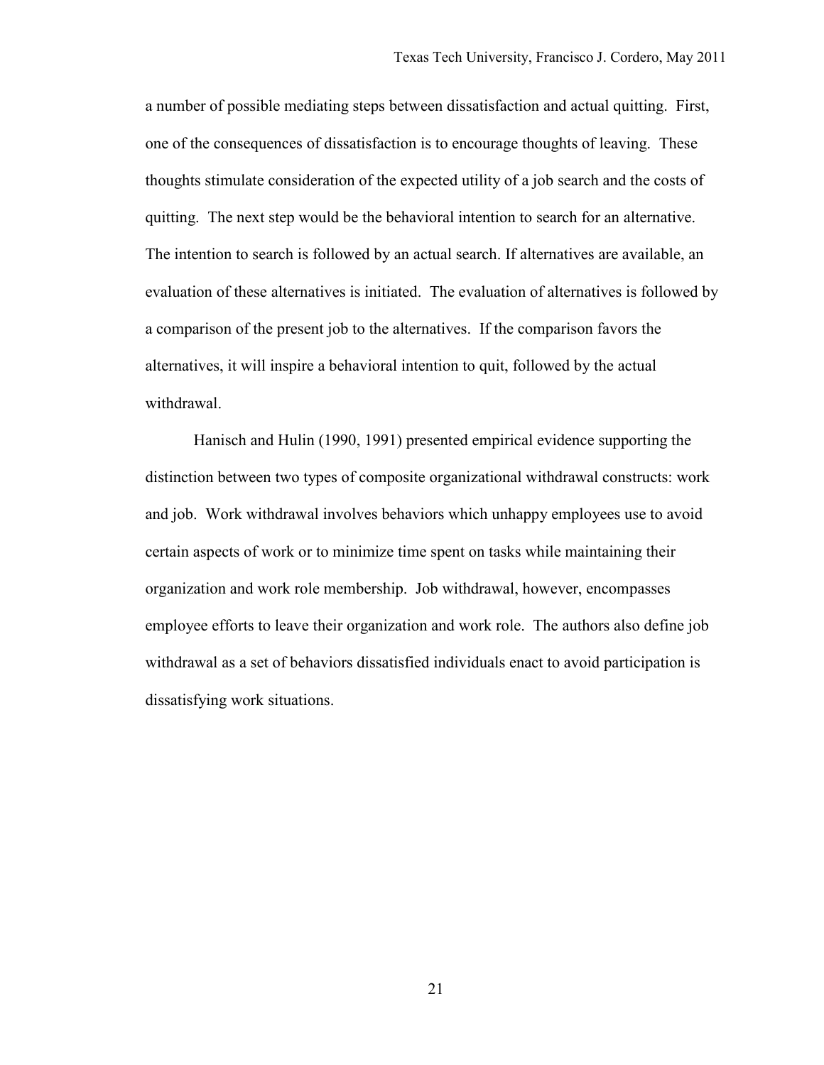a number of possible mediating steps between dissatisfaction and actual quitting. First, one of the consequences of dissatisfaction is to encourage thoughts of leaving. These thoughts stimulate consideration of the expected utility of a job search and the costs of quitting. The next step would be the behavioral intention to search for an alternative. The intention to search is followed by an actual search. If alternatives are available, an evaluation of these alternatives is initiated. The evaluation of alternatives is followed by a comparison of the present job to the alternatives. If the comparison favors the alternatives, it will inspire a behavioral intention to quit, followed by the actual withdrawal.

Hanisch and Hulin (1990, 1991) presented empirical evidence supporting the distinction between two types of composite organizational withdrawal constructs: work and job. Work withdrawal involves behaviors which unhappy employees use to avoid certain aspects of work or to minimize time spent on tasks while maintaining their organization and work role membership. Job withdrawal, however, encompasses employee efforts to leave their organization and work role. The authors also define job withdrawal as a set of behaviors dissatisfied individuals enact to avoid participation is dissatisfying work situations.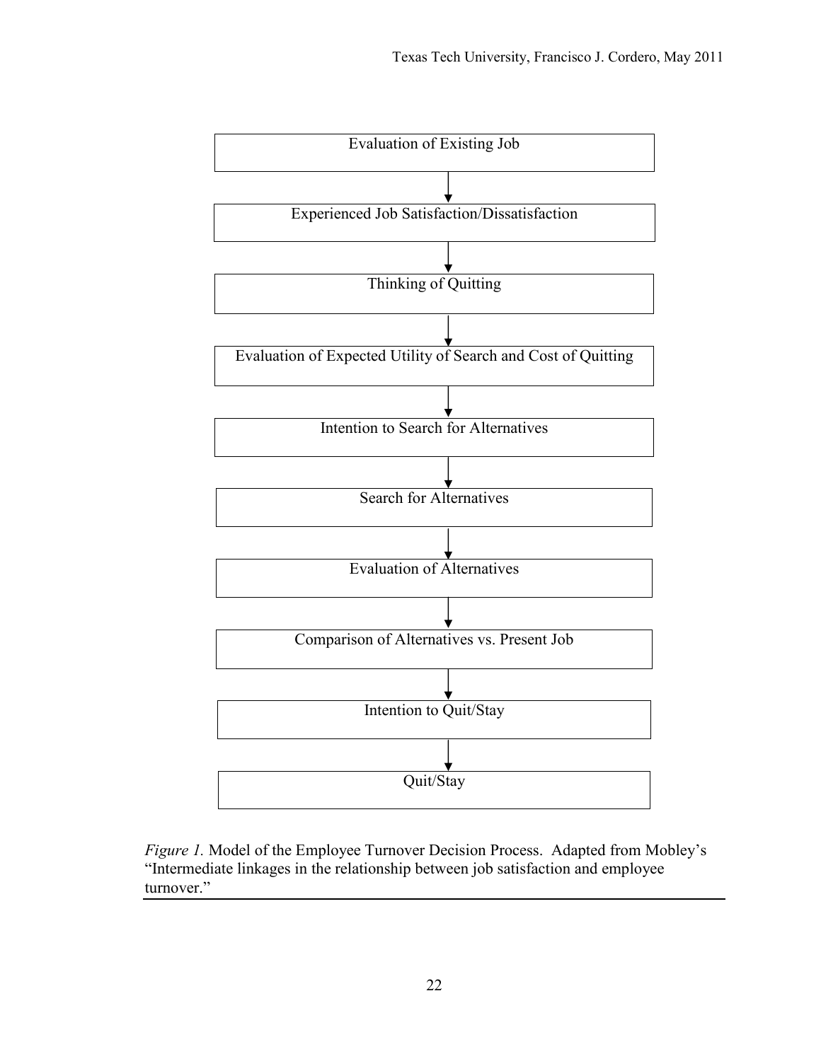Evaluation of Existing Job

↓

Experienced Job Satisfaction/Dissatisfaction

↓

Thinking of Quitting

↓

Evaluation of Expected Utility of Search and Cost of Quitting

↓

Intention to Search for Alternatives

↓

Search for Alternatives

↓

Evaluation of Alternatives

↓

Comparison of Alternatives vs. Present Job

↓

Intention to Quit/Stay

↓

Quit/Stay

*Figure 1.* Model of the Employee Turnover Decision Process. Adapted from Mobley's "Intermediate linkages in the relationship between job satisfaction and employee turnover."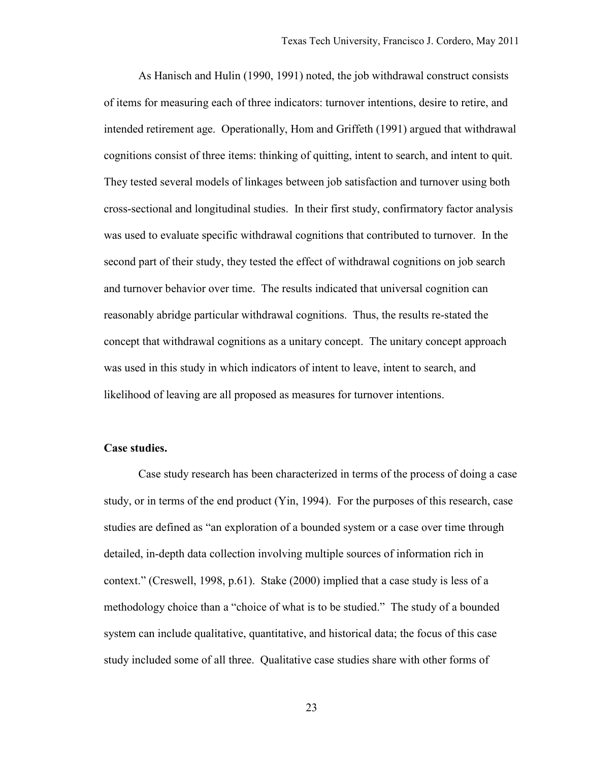As Hanisch and Hulin (1990, 1991) noted, the job withdrawal construct consists of items for measuring each of three indicators: turnover intentions, desire to retire, and intended retirement age. Operationally, Hom and Griffeth (1991) argued that withdrawal cognitions consist of three items: thinking of quitting, intent to search, and intent to quit. They tested several models of linkages between job satisfaction and turnover using both cross-sectional and longitudinal studies. In their first study, confirmatory factor analysis was used to evaluate specific withdrawal cognitions that contributed to turnover. In the second part of their study, they tested the effect of withdrawal cognitions on job search and turnover behavior over time. The results indicated that universal cognition can reasonably abridge particular withdrawal cognitions. Thus, the results re-stated the concept that withdrawal cognitions as a unitary concept. The unitary concept approach was used in this study in which indicators of intent to leave, intent to search, and likelihood of leaving are all proposed as measures for turnover intentions.

**Case studies.**

Case study research has been characterized in terms of the process of doing a case study, or in terms of the end product (Yin, 1994). For the purposes of this research, case studies are defined as "an exploration of a bounded system or a case over time through detailed, in-depth data collection involving multiple sources of information rich in context." (Creswell, 1998, p.61). Stake (2000) implied that a case study is less of a methodology choice than a "choice of what is to be studied." The study of a bounded system can include qualitative, quantitative, and historical data; the focus of this case study included some of all three. Qualitative case studies share with other forms of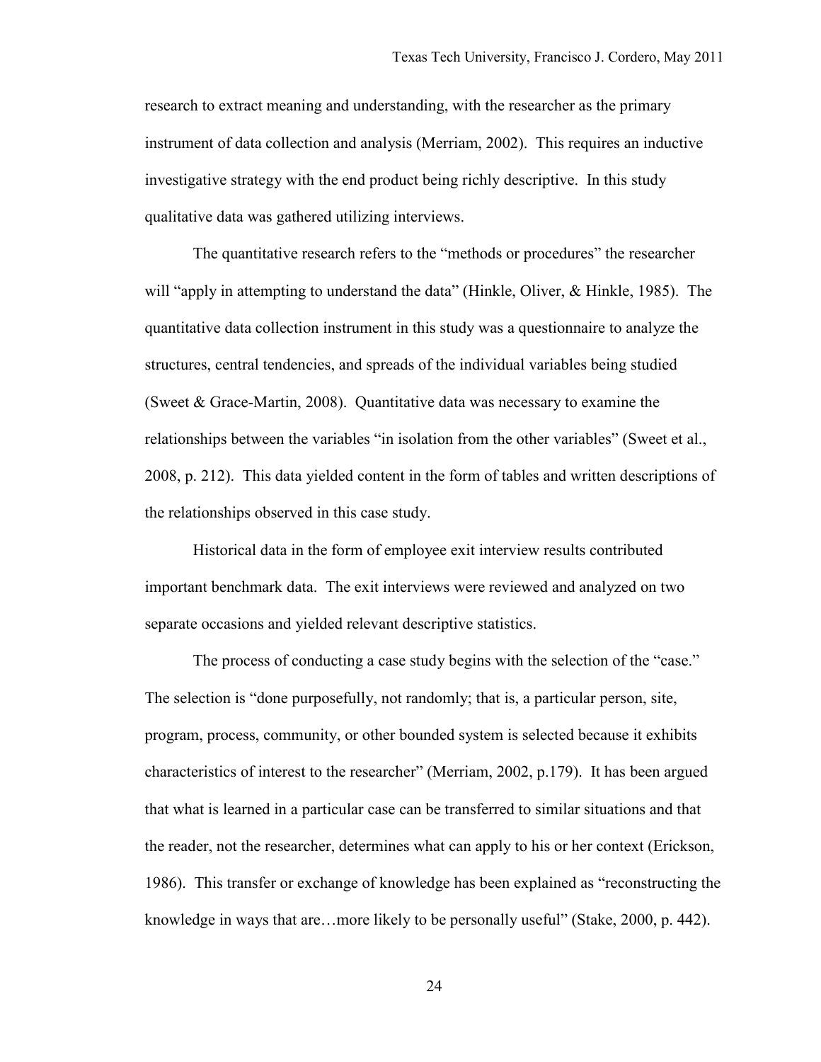research to extract meaning and understanding, with the researcher as the primary instrument of data collection and analysis (Merriam, 2002). This requires an inductive investigative strategy with the end product being richly descriptive. In this study qualitative data was gathered utilizing interviews.

The quantitative research refers to the "methods or procedures" the researcher will "apply in attempting to understand the data" (Hinkle, Oliver, & Hinkle, 1985). The quantitative data collection instrument in this study was a questionnaire to analyze the structures, central tendencies, and spreads of the individual variables being studied (Sweet & Grace-Martin, 2008). Quantitative data was necessary to examine the relationships between the variables "in isolation from the other variables" (Sweet et al., 2008, p. 212). This data yielded content in the form of tables and written descriptions of the relationships observed in this case study.

Historical data in the form of employee exit interview results contributed important benchmark data. The exit interviews were reviewed and analyzed on two separate occasions and yielded relevant descriptive statistics.

The process of conducting a case study begins with the selection of the "case." The selection is "done purposefully, not randomly; that is, a particular person, site, program, process, community, or other bounded system is selected because it exhibits characteristics of interest to the researcher" (Merriam, 2002, p.179). It has been argued that what is learned in a particular case can be transferred to similar situations and that the reader, not the researcher, determines what can apply to his or her context (Erickson, 1986). This transfer or exchange of knowledge has been explained as "reconstructing the knowledge in ways that are…more likely to be personally useful" (Stake, 2000, p. 442).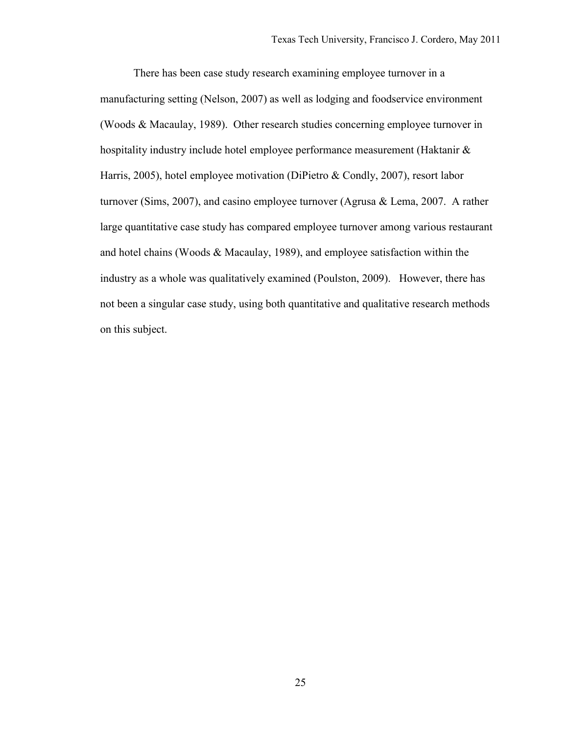There has been case study research examining employee turnover in a manufacturing setting (Nelson, 2007) as well as lodging and foodservice environment (Woods & Macaulay, 1989). Other research studies concerning employee turnover in hospitality industry include hotel employee performance measurement (Haktanir & Harris, 2005), hotel employee motivation (DiPietro & Condly, 2007), resort labor turnover (Sims, 2007), and casino employee turnover (Agrusa & Lema, 2007. A rather large quantitative case study has compared employee turnover among various restaurant and hotel chains (Woods & Macaulay, 1989), and employee satisfaction within the industry as a whole was qualitatively examined (Poulston, 2009). However, there has not been a singular case study, using both quantitative and qualitative research methods on this subject.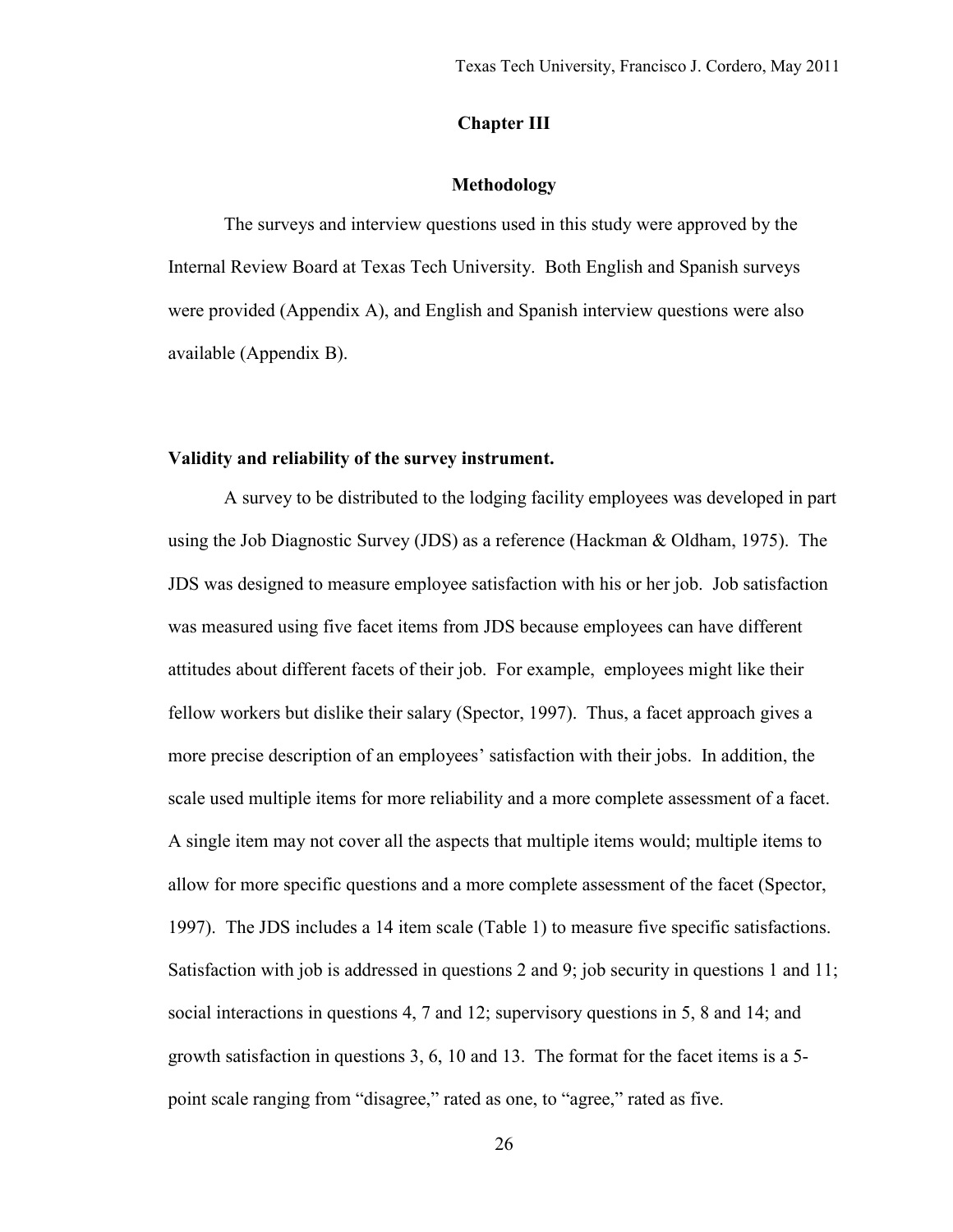# Chapter III

## Methodology

The surveys and interview questions used in this study were approved by the Internal Review Board at Texas Tech University. Both English and Spanish surveys were provided (Appendix A), and English and Spanish interview questions were also available (Appendix B).

### Validity and reliability of the survey instrument.

A survey to be distributed to the lodging facility employees was developed in part using the Job Diagnostic Survey (JDS) as a reference (Hackman & Oldham, 1975). The JDS was designed to measure employee satisfaction with his or her job. Job satisfaction was measured using five facet items from JDS because employees can have different attitudes about different facets of their job. For example, employees might like their fellow workers but dislike their salary (Spector, 1997). Thus, a facet approach gives a more precise description of an employees' satisfaction with their jobs. In addition, the scale used multiple items for more reliability and a more complete assessment of a facet. A single item may not cover all the aspects that multiple items would; multiple items to allow for more specific questions and a more complete assessment of the facet (Spector, 1997). The JDS includes a 14 item scale (Table 1) to measure five specific satisfactions. Satisfaction with job is addressed in questions 2 and 9; job security in questions 1 and 11; social interactions in questions 4, 7 and 12; supervisory questions in 5, 8 and 14; and growth satisfaction in questions 3, 6, 10 and 13. The format for the facet items is a 5-point scale ranging from "disagree," rated as one, to "agree," rated as five.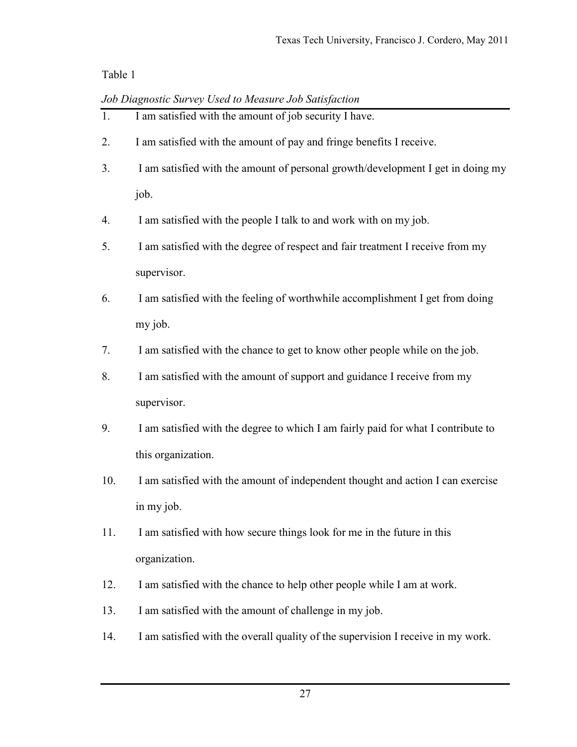Table 1

*Job Diagnostic Survey Used to Measure Job Satisfaction*

1. I am satisfied with the amount of job security I have.
2. I am satisfied with the amount of pay and fringe benefits I receive.
3. I am satisfied with the amount of personal growth/development I get in doing my job.
4. I am satisfied with the people I talk to and work with on my job.
5. I am satisfied with the degree of respect and fair treatment I receive from my supervisor.
6. I am satisfied with the feeling of worthwhile accomplishment I get from doing my job.
7. I am satisfied with the chance to get to know other people while on the job.
8. I am satisfied with the amount of support and guidance I receive from my supervisor.
9. I am satisfied with the degree to which I am fairly paid for what I contribute to this organization.
10. I am satisfied with the amount of independent thought and action I can exercise in my job.
11. I am satisfied with how secure things look for me in the future in this organization.
12. I am satisfied with the chance to help other people while I am at work.
13. I am satisfied with the amount of challenge in my job.
14. I am satisfied with the overall quality of the supervision I receive in my work.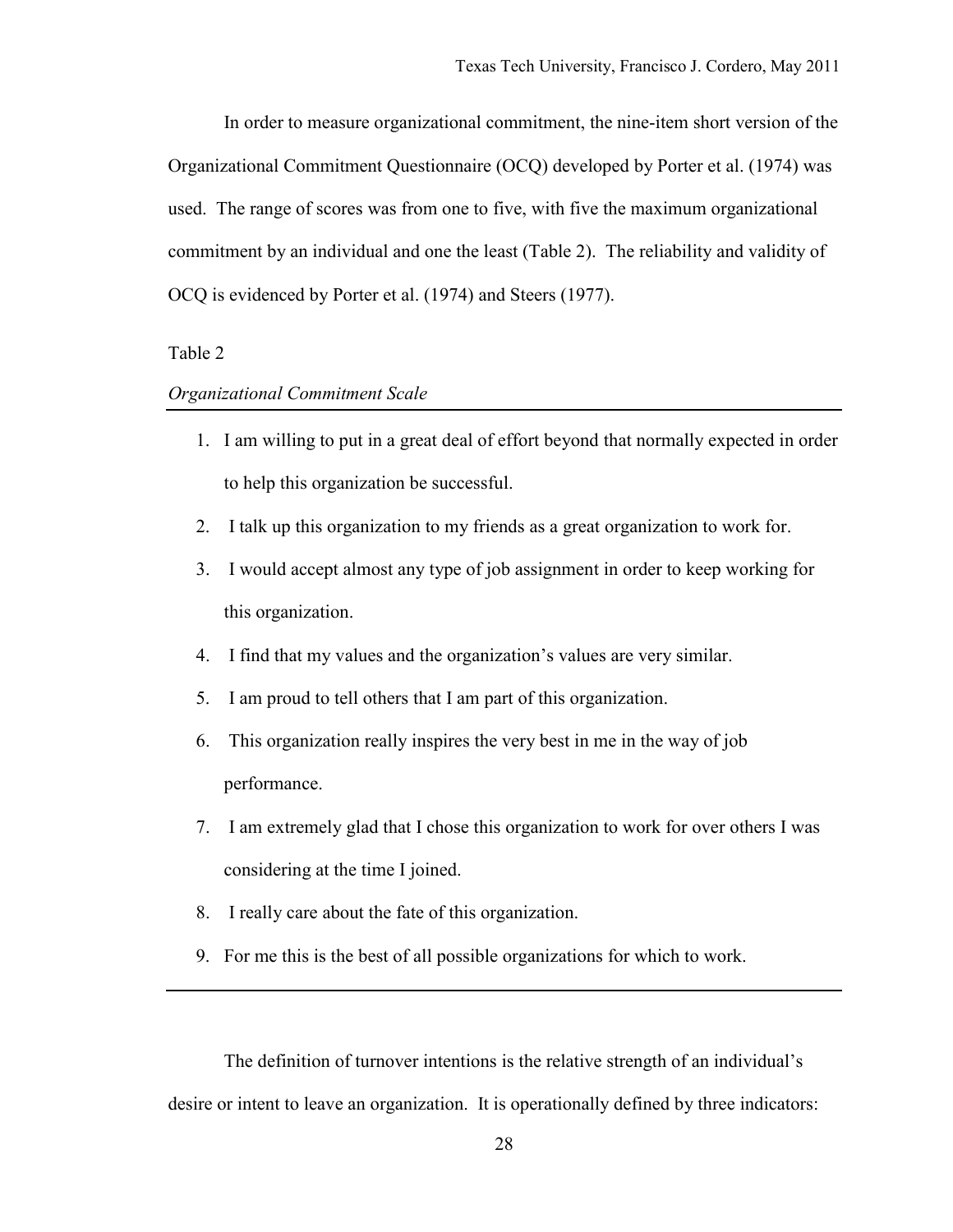In order to measure organizational commitment, the nine-item short version of the Organizational Commitment Questionnaire (OCQ) developed by Porter et al. (1974) was used. The range of scores was from one to five, with five the maximum organizational commitment by an individual and one the least (Table 2). The reliability and validity of OCQ is evidenced by Porter et al. (1974) and Steers (1977).

Table 2

*Organizational Commitment Scale*

1. I am willing to put in a great deal of effort beyond that normally expected in order to help this organization be successful.
2. I talk up this organization to my friends as a great organization to work for.
3. I would accept almost any type of job assignment in order to keep working for this organization.
4. I find that my values and the organization's values are very similar.
5. I am proud to tell others that I am part of this organization.
6. This organization really inspires the very best in me in the way of job performance.
7. I am extremely glad that I chose this organization to work for over others I was considering at the time I joined.
8. I really care about the fate of this organization.
9. For me this is the best of all possible organizations for which to work.

The definition of turnover intentions is the relative strength of an individual's desire or intent to leave an organization. It is operationally defined by three indicators: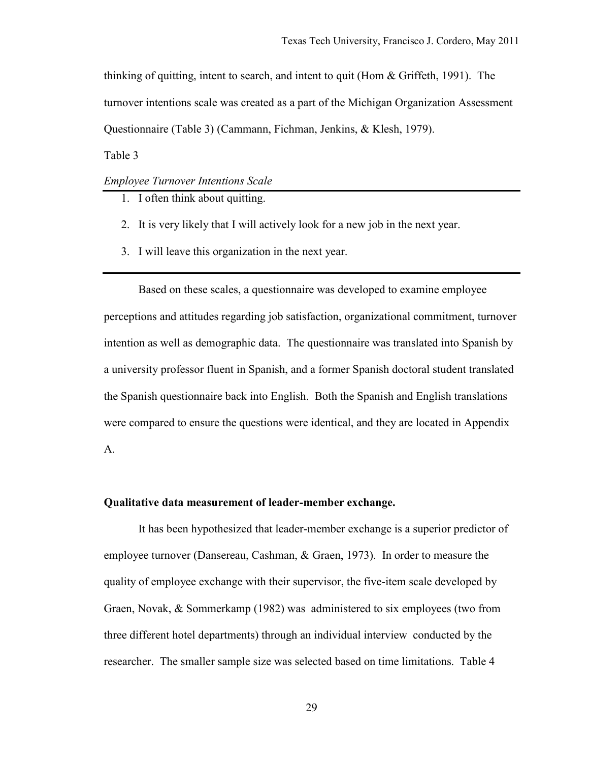thinking of quitting, intent to search, and intent to quit (Hom & Griffeth, 1991). The turnover intentions scale was created as a part of the Michigan Organization Assessment Questionnaire (Table 3) (Cammann, Fichman, Jenkins, & Klesh, 1979).

Table 3

*Employee Turnover Intentions Scale*

1. I often think about quitting.
2. It is very likely that I will actively look for a new job in the next year.
3. I will leave this organization in the next year.

Based on these scales, a questionnaire was developed to examine employee perceptions and attitudes regarding job satisfaction, organizational commitment, turnover intention as well as demographic data. The questionnaire was translated into Spanish by a university professor fluent in Spanish, and a former Spanish doctoral student translated the Spanish questionnaire back into English. Both the Spanish and English translations were compared to ensure the questions were identical, and they are located in Appendix A.

**Qualitative data measurement of leader-member exchange.**

It has been hypothesized that leader-member exchange is a superior predictor of employee turnover (Dansereau, Cashman, & Graen, 1973). In order to measure the quality of employee exchange with their supervisor, the five-item scale developed by Graen, Novak, & Sommerkamp (1982) was administered to six employees (two from three different hotel departments) through an individual interview conducted by the researcher. The smaller sample size was selected based on time limitations. Table 4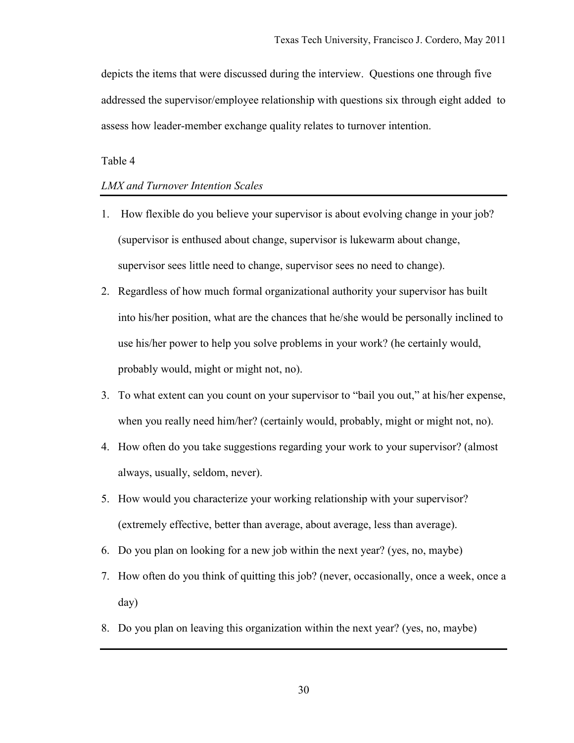depicts the items that were discussed during the interview. Questions one through five addressed the supervisor/employee relationship with questions six through eight added to assess how leader-member exchange quality relates to turnover intention.

Table 4

*LMX and Turnover Intention Scales*

1. How flexible do you believe your supervisor is about evolving change in your job? (supervisor is enthused about change, supervisor is lukewarm about change, supervisor sees little need to change, supervisor sees no need to change).
2. Regardless of how much formal organizational authority your supervisor has built into his/her position, what are the chances that he/she would be personally inclined to use his/her power to help you solve problems in your work? (he certainly would, probably would, might or might not, no).
3. To what extent can you count on your supervisor to "bail you out," at his/her expense, when you really need him/her? (certainly would, probably, might or might not, no).
4. How often do you take suggestions regarding your work to your supervisor? (almost always, usually, seldom, never).
5. How would you characterize your working relationship with your supervisor? (extremely effective, better than average, about average, less than average).
6. Do you plan on looking for a new job within the next year? (yes, no, maybe)
7. How often do you think of quitting this job? (never, occasionally, once a week, once a day)
8. Do you plan on leaving this organization within the next year? (yes, no, maybe)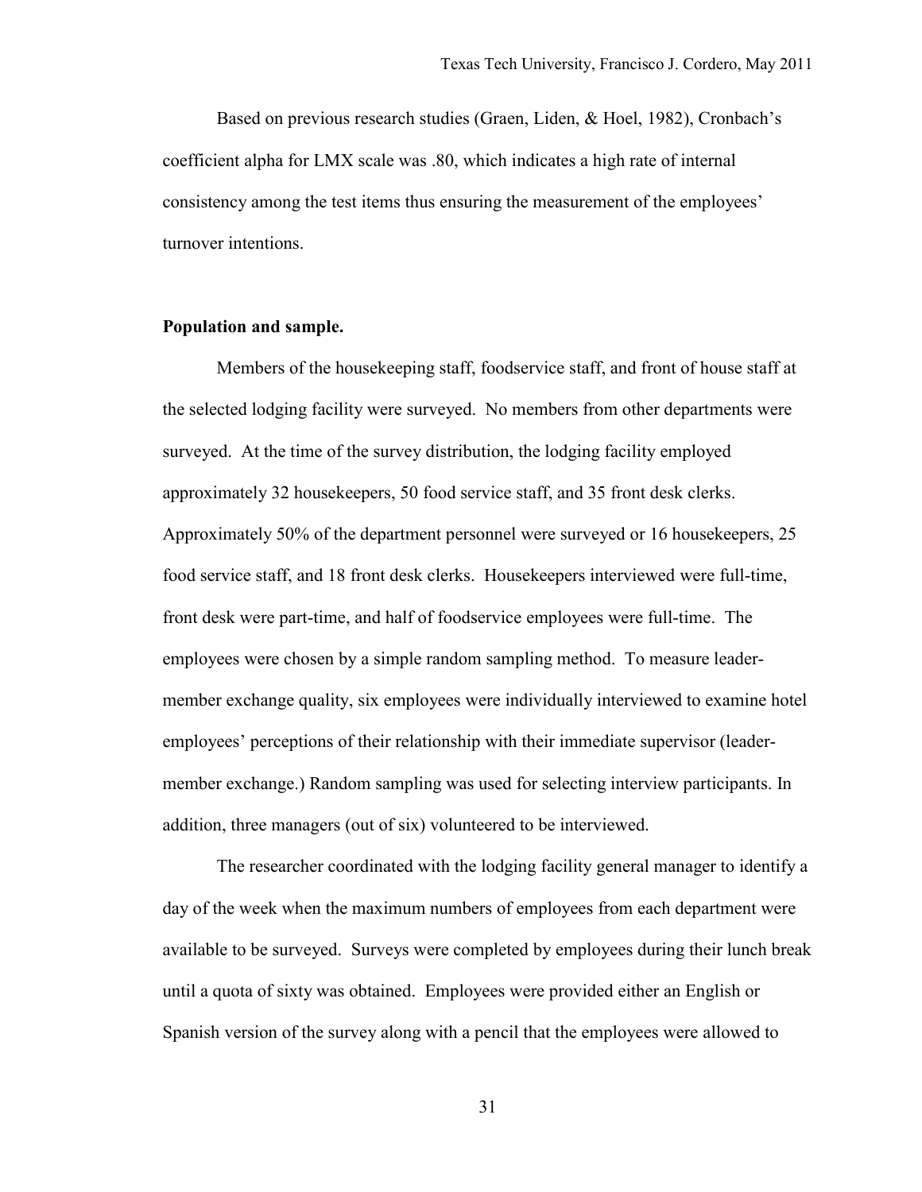Based on previous research studies (Graen, Liden, & Hoel, 1982), Cronbach's coefficient alpha for LMX scale was .80, which indicates a high rate of internal consistency among the test items thus ensuring the measurement of the employees' turnover intentions.

**Population and sample.**

Members of the housekeeping staff, foodservice staff, and front of house staff at the selected lodging facility were surveyed. No members from other departments were surveyed. At the time of the survey distribution, the lodging facility employed approximately 32 housekeepers, 50 food service staff, and 35 front desk clerks. Approximately 50% of the department personnel were surveyed or 16 housekeepers, 25 food service staff, and 18 front desk clerks. Housekeepers interviewed were full-time, front desk were part-time, and half of foodservice employees were full-time. The employees were chosen by a simple random sampling method. To measure leader-member exchange quality, six employees were individually interviewed to examine hotel employees' perceptions of their relationship with their immediate supervisor (leader-member exchange.) Random sampling was used for selecting interview participants. In addition, three managers (out of six) volunteered to be interviewed.

The researcher coordinated with the lodging facility general manager to identify a day of the week when the maximum numbers of employees from each department were available to be surveyed. Surveys were completed by employees during their lunch break until a quota of sixty was obtained. Employees were provided either an English or Spanish version of the survey along with a pencil that the employees were allowed to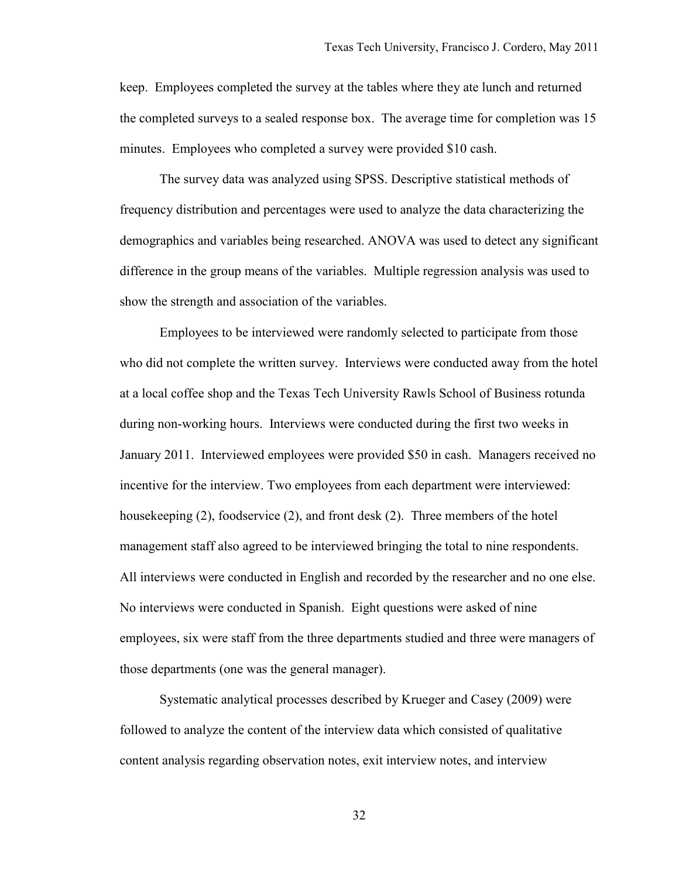keep. Employees completed the survey at the tables where they ate lunch and returned the completed surveys to a sealed response box. The average time for completion was 15 minutes. Employees who completed a survey were provided $10 cash.

The survey data was analyzed using SPSS. Descriptive statistical methods of frequency distribution and percentages were used to analyze the data characterizing the demographics and variables being researched. ANOVA was used to detect any significant difference in the group means of the variables. Multiple regression analysis was used to show the strength and association of the variables.

Employees to be interviewed were randomly selected to participate from those who did not complete the written survey. Interviews were conducted away from the hotel at a local coffee shop and the Texas Tech University Rawls School of Business rotunda during non-working hours. Interviews were conducted during the first two weeks in January 2011. Interviewed employees were provided $50 in cash. Managers received no incentive for the interview. Two employees from each department were interviewed: housekeeping (2), foodservice (2), and front desk (2). Three members of the hotel management staff also agreed to be interviewed bringing the total to nine respondents. All interviews were conducted in English and recorded by the researcher and no one else. No interviews were conducted in Spanish. Eight questions were asked of nine employees, six were staff from the three departments studied and three were managers of those departments (one was the general manager).

Systematic analytical processes described by Krueger and Casey (2009) were followed to analyze the content of the interview data which consisted of qualitative content analysis regarding observation notes, exit interview notes, and interview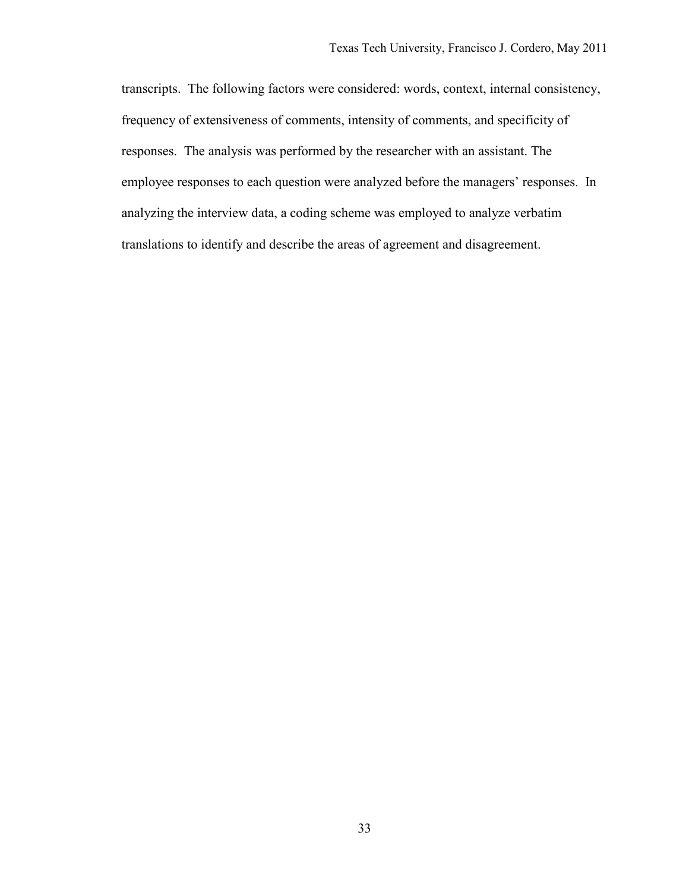transcripts. The following factors were considered: words, context, internal consistency, frequency of extensiveness of comments, intensity of comments, and specificity of responses. The analysis was performed by the researcher with an assistant. The employee responses to each question were analyzed before the managers' responses. In analyzing the interview data, a coding scheme was employed to analyze verbatim translations to identify and describe the areas of agreement and disagreement.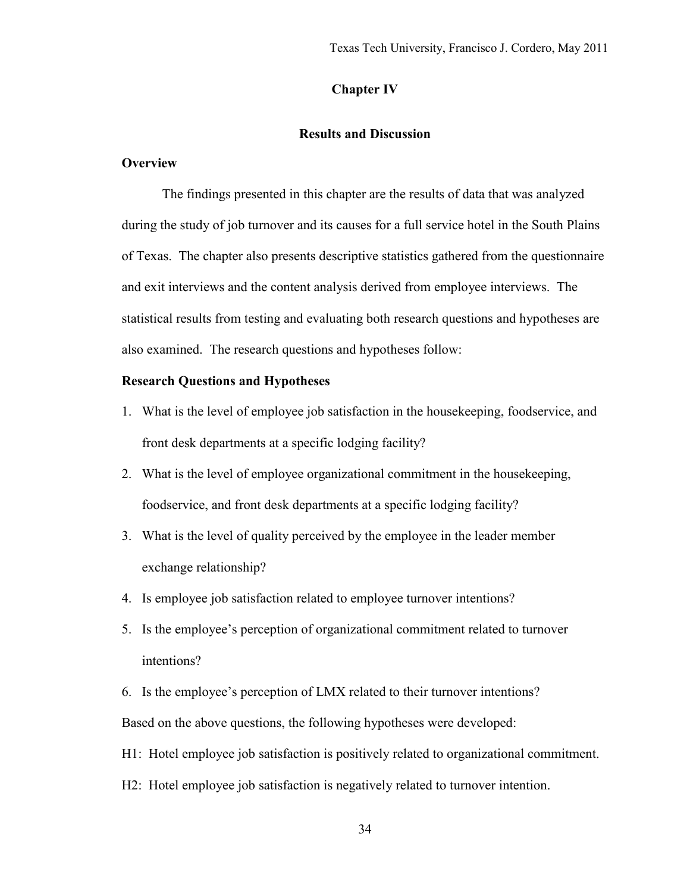# Chapter IV

## Results and Discussion

### Overview

The findings presented in this chapter are the results of data that was analyzed during the study of job turnover and its causes for a full service hotel in the South Plains of Texas. The chapter also presents descriptive statistics gathered from the questionnaire and exit interviews and the content analysis derived from employee interviews. The statistical results from testing and evaluating both research questions and hypotheses are also examined. The research questions and hypotheses follow:

### Research Questions and Hypotheses

1. What is the level of employee job satisfaction in the housekeeping, foodservice, and front desk departments at a specific lodging facility?
2. What is the level of employee organizational commitment in the housekeeping, foodservice, and front desk departments at a specific lodging facility?
3. What is the level of quality perceived by the employee in the leader member exchange relationship?
4. Is employee job satisfaction related to employee turnover intentions?
5. Is the employee's perception of organizational commitment related to turnover intentions?
6. Is the employee's perception of LMX related to their turnover intentions?

Based on the above questions, the following hypotheses were developed:

H1: Hotel employee job satisfaction is positively related to organizational commitment.

H2: Hotel employee job satisfaction is negatively related to turnover intention.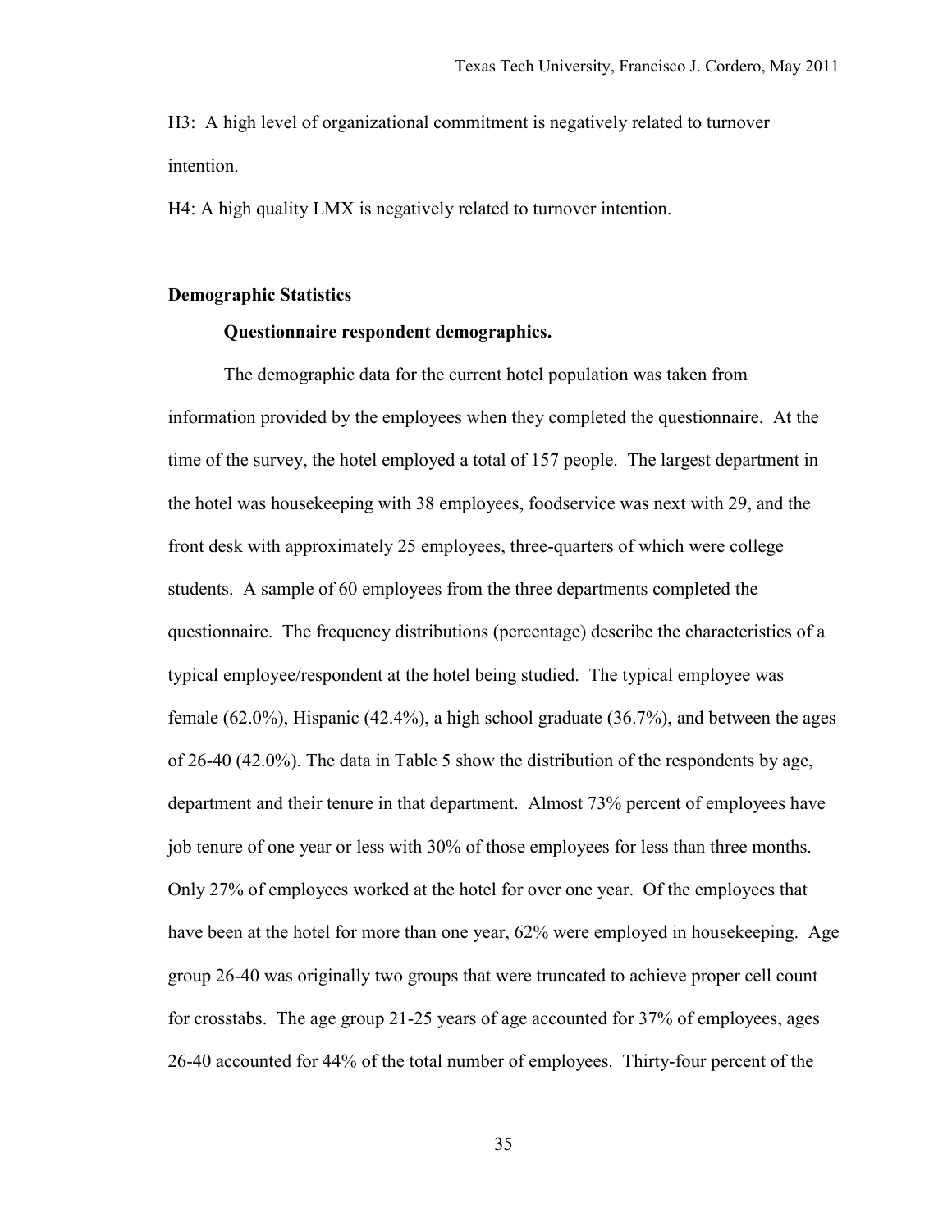H3: A high level of organizational commitment is negatively related to turnover intention.

H4: A high quality LMX is negatively related to turnover intention.

## Demographic Statistics

### Questionnaire respondent demographics.

The demographic data for the current hotel population was taken from information provided by the employees when they completed the questionnaire. At the time of the survey, the hotel employed a total of 157 people. The largest department in the hotel was housekeeping with 38 employees, foodservice was next with 29, and the front desk with approximately 25 employees, three-quarters of which were college students. A sample of 60 employees from the three departments completed the questionnaire. The frequency distributions (percentage) describe the characteristics of a typical employee/respondent at the hotel being studied. The typical employee was female (62.0%), Hispanic (42.4%), a high school graduate (36.7%), and between the ages of 26-40 (42.0%). The data in Table 5 show the distribution of the respondents by age, department and their tenure in that department. Almost 73% percent of employees have job tenure of one year or less with 30% of those employees for less than three months. Only 27% of employees worked at the hotel for over one year. Of the employees that have been at the hotel for more than one year, 62% were employed in housekeeping. Age group 26-40 was originally two groups that were truncated to achieve proper cell count for crosstabs. The age group 21-25 years of age accounted for 37% of employees, ages 26-40 accounted for 44% of the total number of employees. Thirty-four percent of the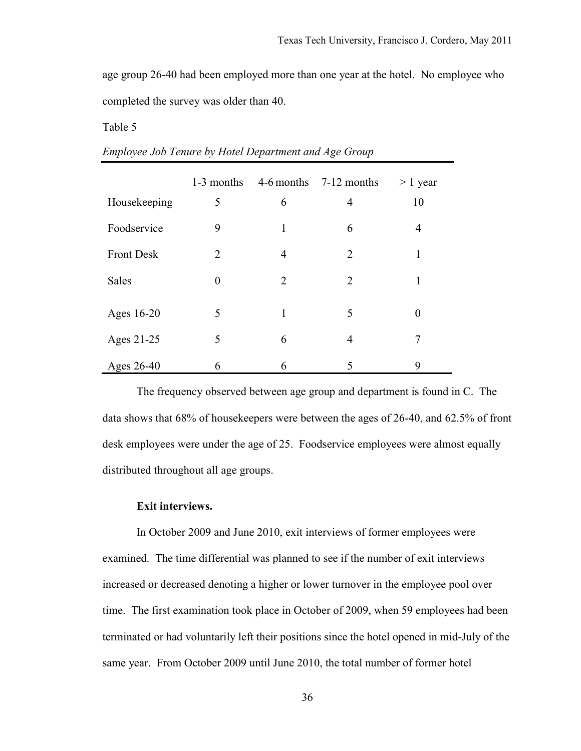age group 26-40 had been employed more than one year at the hotel. No employee who completed the survey was older than 40.

Table 5

*Employee Job Tenure by Hotel Department and Age Group*

| | 1-3 months | 4-6 months | 7-12 months | > 1 year |
|---|---|---|---|---|
| Housekeeping | 5 | 6 | 4 | 10 |
| Foodservice | 9 | 1 | 6 | 4 |
| Front Desk | 2 | 4 | 2 | 1 |
| Sales | 0 | 2 | 2 | 1 |
| Ages 16-20 | 5 | 1 | 5 | 0 |
| Ages 21-25 | 5 | 6 | 4 | 7 |
| Ages 26-40 | 6 | 6 | 5 | 9 |

The frequency observed between age group and department is found in C. The data shows that 68% of housekeepers were between the ages of 26-40, and 62.5% of front desk employees were under the age of 25. Foodservice employees were almost equally distributed throughout all age groups.

**Exit interviews.**

In October 2009 and June 2010, exit interviews of former employees were examined. The time differential was planned to see if the number of exit interviews increased or decreased denoting a higher or lower turnover in the employee pool over time. The first examination took place in October of 2009, when 59 employees had been terminated or had voluntarily left their positions since the hotel opened in mid-July of the same year. From October 2009 until June 2010, the total number of former hotel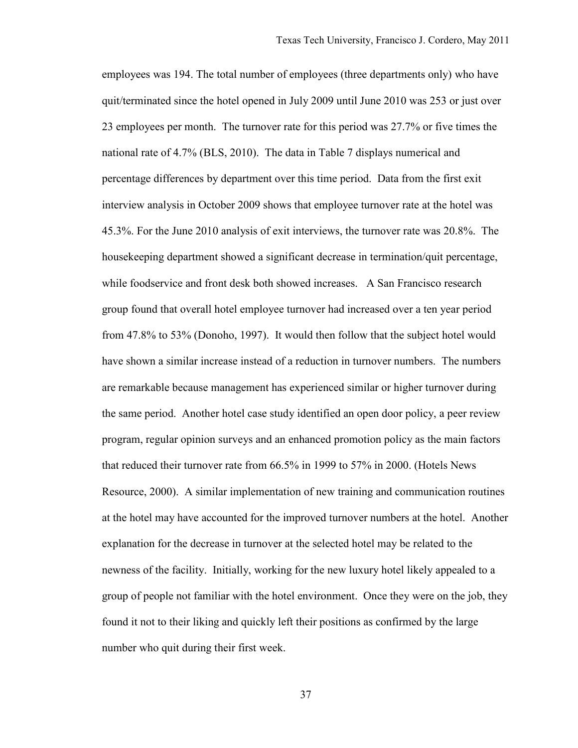employees was 194. The total number of employees (three departments only) who have quit/terminated since the hotel opened in July 2009 until June 2010 was 253 or just over 23 employees per month. The turnover rate for this period was 27.7% or five times the national rate of 4.7% (BLS, 2010). The data in Table 7 displays numerical and percentage differences by department over this time period. Data from the first exit interview analysis in October 2009 shows that employee turnover rate at the hotel was 45.3%. For the June 2010 analysis of exit interviews, the turnover rate was 20.8%. The housekeeping department showed a significant decrease in termination/quit percentage, while foodservice and front desk both showed increases. A San Francisco research group found that overall hotel employee turnover had increased over a ten year period from 47.8% to 53% (Donoho, 1997). It would then follow that the subject hotel would have shown a similar increase instead of a reduction in turnover numbers. The numbers are remarkable because management has experienced similar or higher turnover during the same period. Another hotel case study identified an open door policy, a peer review program, regular opinion surveys and an enhanced promotion policy as the main factors that reduced their turnover rate from 66.5% in 1999 to 57% in 2000. (Hotels News Resource, 2000). A similar implementation of new training and communication routines at the hotel may have accounted for the improved turnover numbers at the hotel. Another explanation for the decrease in turnover at the selected hotel may be related to the newness of the facility. Initially, working for the new luxury hotel likely appealed to a group of people not familiar with the hotel environment. Once they were on the job, they found it not to their liking and quickly left their positions as confirmed by the large number who quit during their first week.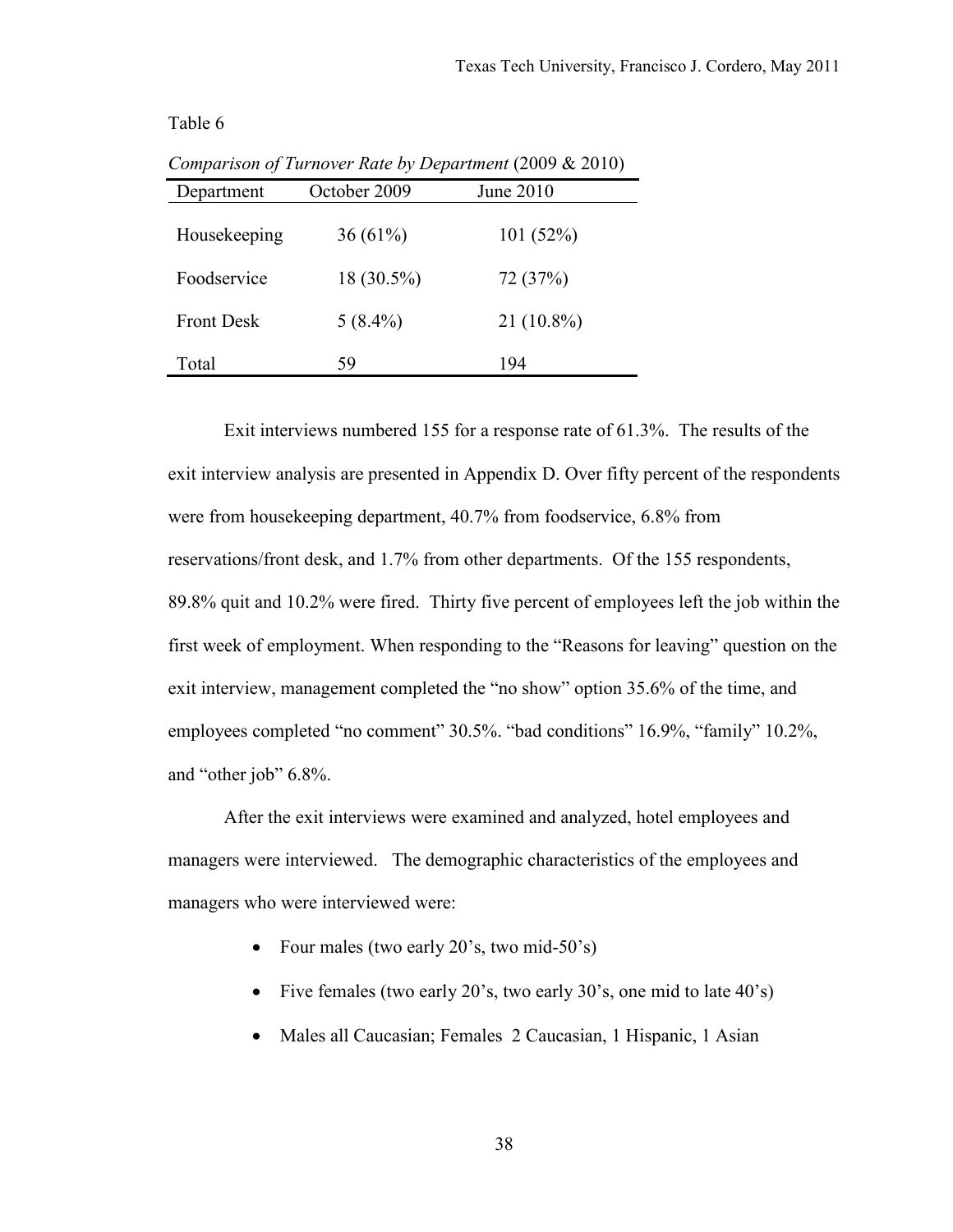Table 6

*Comparison of Turnover Rate by Department* (2009 & 2010)

| Department | October 2009 | June 2010 |
|---|---|---|
| Housekeeping | 36 (61%) | 101 (52%) |
| Foodservice | 18 (30.5%) | 72 (37%) |
| Front Desk | 5 (8.4%) | 21 (10.8%) |
| Total | 59 | 194 |

Exit interviews numbered 155 for a response rate of 61.3%. The results of the exit interview analysis are presented in Appendix D. Over fifty percent of the respondents were from housekeeping department, 40.7% from foodservice, 6.8% from reservations/front desk, and 1.7% from other departments. Of the 155 respondents, 89.8% quit and 10.2% were fired. Thirty five percent of employees left the job within the first week of employment. When responding to the "Reasons for leaving" question on the exit interview, management completed the "no show" option 35.6% of the time, and employees completed "no comment" 30.5%. "bad conditions" 16.9%, "family" 10.2%, and "other job" 6.8%.

After the exit interviews were examined and analyzed, hotel employees and managers were interviewed. The demographic characteristics of the employees and managers who were interviewed were:

- Four males (two early 20's, two mid-50's)
- Five females (two early 20's, two early 30's, one mid to late 40's)
- Males all Caucasian; Females 2 Caucasian, 1 Hispanic, 1 Asian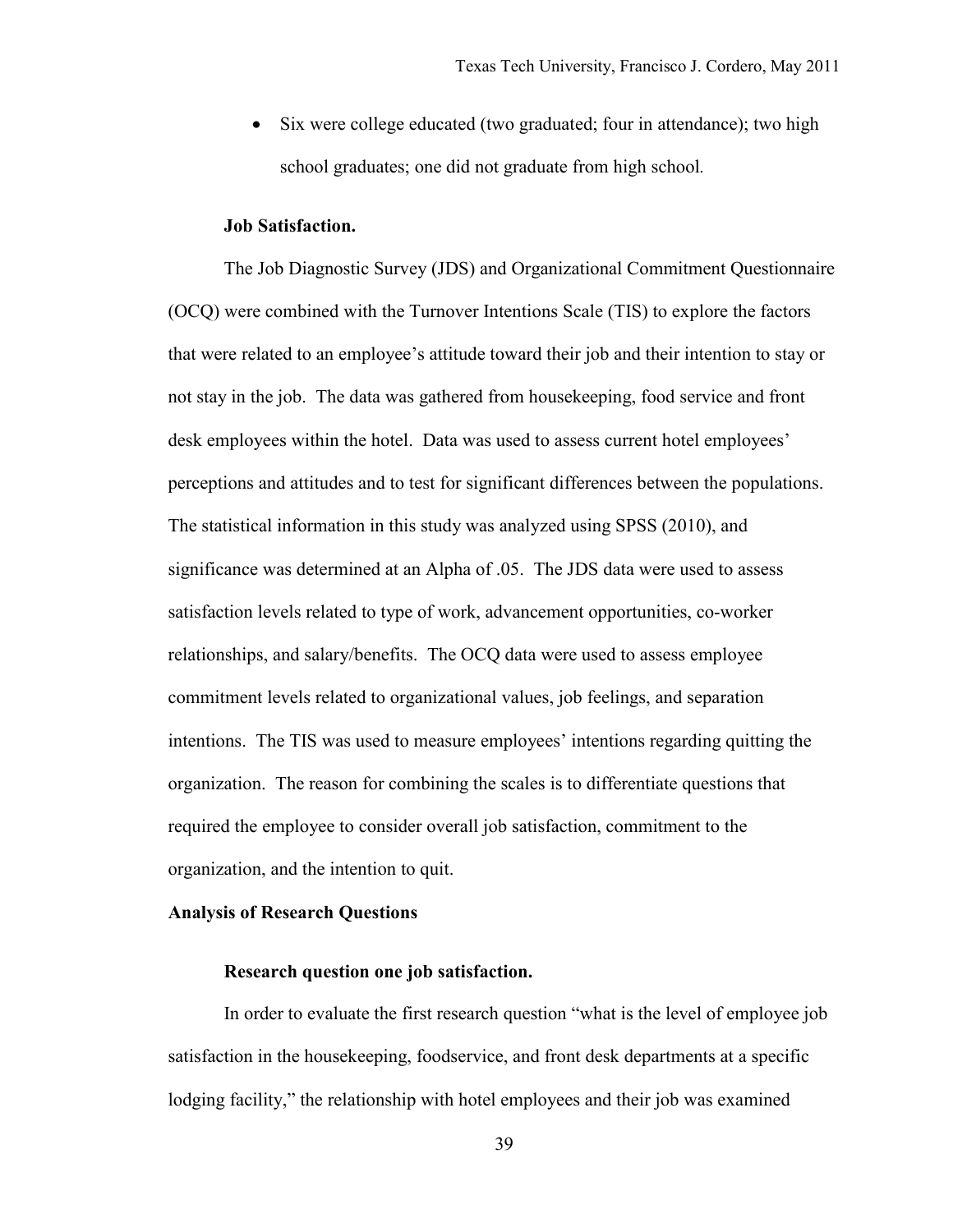- Six were college educated (two graduated; four in attendance); two high school graduates; one did not graduate from high school.

**Job Satisfaction.**

The Job Diagnostic Survey (JDS) and Organizational Commitment Questionnaire (OCQ) were combined with the Turnover Intentions Scale (TIS) to explore the factors that were related to an employee's attitude toward their job and their intention to stay or not stay in the job. The data was gathered from housekeeping, food service and front desk employees within the hotel. Data was used to assess current hotel employees' perceptions and attitudes and to test for significant differences between the populations. The statistical information in this study was analyzed using SPSS (2010), and significance was determined at an Alpha of .05. The JDS data were used to assess satisfaction levels related to type of work, advancement opportunities, co-worker relationships, and salary/benefits. The OCQ data were used to assess employee commitment levels related to organizational values, job feelings, and separation intentions. The TIS was used to measure employees' intentions regarding quitting the organization. The reason for combining the scales is to differentiate questions that required the employee to consider overall job satisfaction, commitment to the organization, and the intention to quit.

## Analysis of Research Questions

### Research question one job satisfaction.

In order to evaluate the first research question "what is the level of employee job satisfaction in the housekeeping, foodservice, and front desk departments at a specific lodging facility," the relationship with hotel employees and their job was examined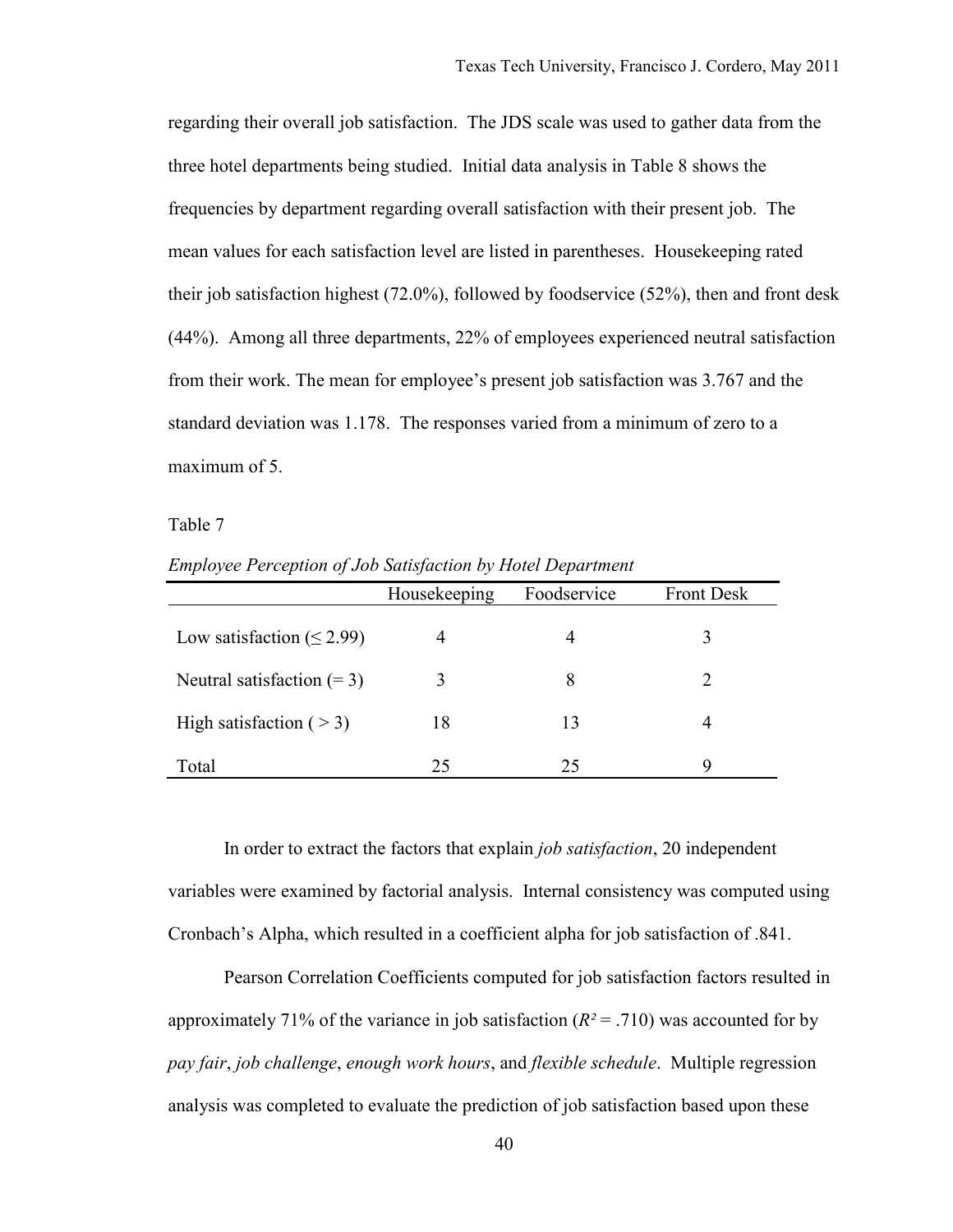regarding their overall job satisfaction. The JDS scale was used to gather data from the three hotel departments being studied. Initial data analysis in Table 8 shows the frequencies by department regarding overall satisfaction with their present job. The mean values for each satisfaction level are listed in parentheses. Housekeeping rated their job satisfaction highest (72.0%), followed by foodservice (52%), then and front desk (44%). Among all three departments, 22% of employees experienced neutral satisfaction from their work. The mean for employee's present job satisfaction was 3.767 and the standard deviation was 1.178. The responses varied from a minimum of zero to a maximum of 5.

Table 7

*Employee Perception of Job Satisfaction by Hotel Department*

| | Housekeeping | Foodservice | Front Desk |
|---|---|---|---|
| Low satisfaction (≤ 2.99) | 4 | 4 | 3 |
| Neutral satisfaction (= 3) | 3 | 8 | 2 |
| High satisfaction ( > 3) | 18 | 13 | 4 |
| Total | 25 | 25 | 9 |

In order to extract the factors that explain *job satisfaction*, 20 independent variables were examined by factorial analysis. Internal consistency was computed using Cronbach's Alpha, which resulted in a coefficient alpha for job satisfaction of .841.

Pearson Correlation Coefficients computed for job satisfaction factors resulted in approximately 71% of the variance in job satisfaction ($R^2 = .710$) was accounted for by *pay fair*, *job challenge*, *enough work hours*, and *flexible schedule*. Multiple regression analysis was completed to evaluate the prediction of job satisfaction based upon these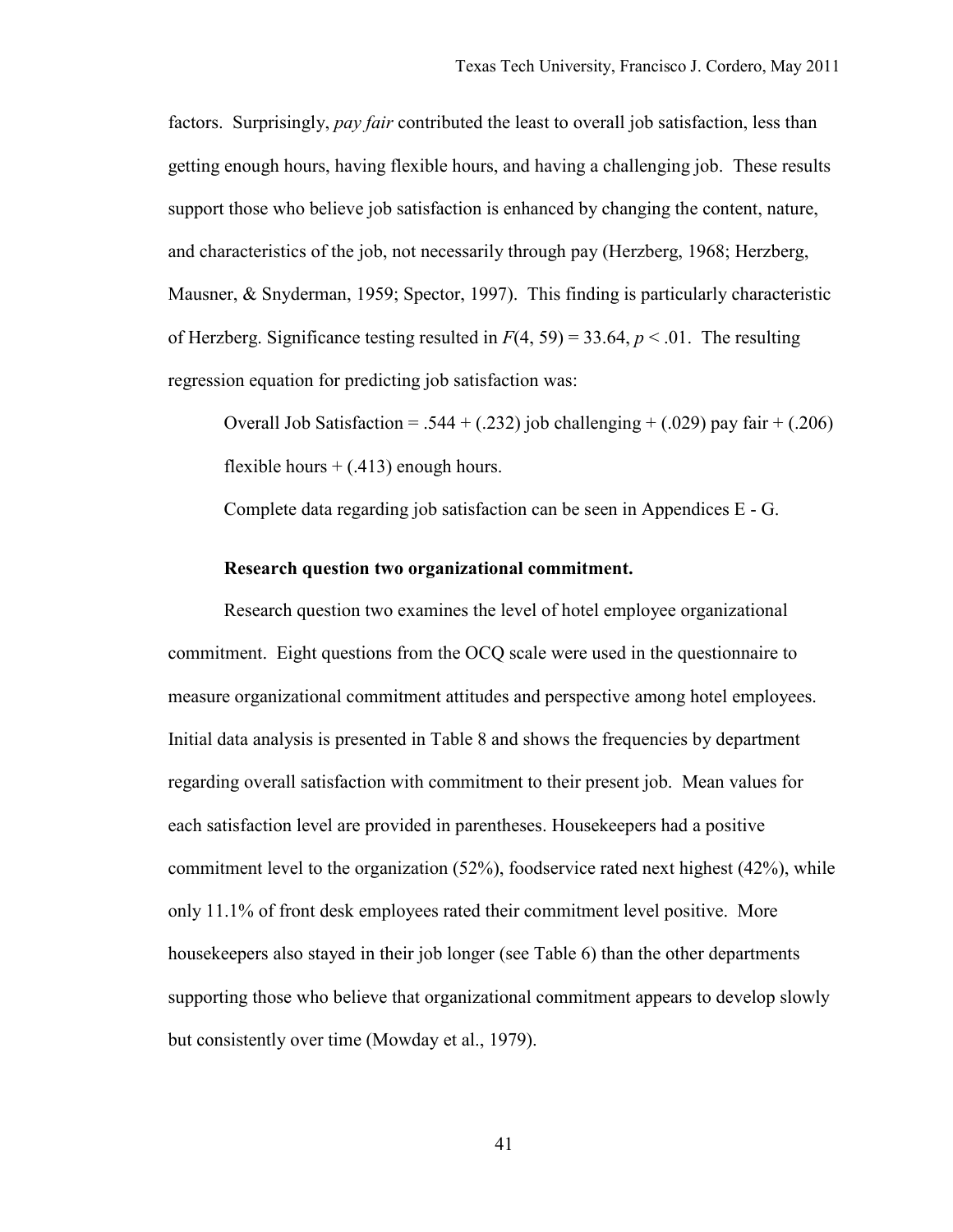factors. Surprisingly, *pay fair* contributed the least to overall job satisfaction, less than getting enough hours, having flexible hours, and having a challenging job. These results support those who believe job satisfaction is enhanced by changing the content, nature, and characteristics of the job, not necessarily through pay (Herzberg, 1968; Herzberg, Mausner, & Snyderman, 1959; Spector, 1997). This finding is particularly characteristic of Herzberg. Significance testing resulted in $F(4, 59) = 33.64$, $p < .01$. The resulting regression equation for predicting job satisfaction was:

Overall Job Satisfaction = .544 + (.232) job challenging + (.029) pay fair + (.206) flexible hours + (.413) enough hours.

Complete data regarding job satisfaction can be seen in Appendices E - G.

**Research question two organizational commitment.**

Research question two examines the level of hotel employee organizational commitment. Eight questions from the OCQ scale were used in the questionnaire to measure organizational commitment attitudes and perspective among hotel employees. Initial data analysis is presented in Table 8 and shows the frequencies by department regarding overall satisfaction with commitment to their present job. Mean values for each satisfaction level are provided in parentheses. Housekeepers had a positive commitment level to the organization (52%), foodservice rated next highest (42%), while only 11.1% of front desk employees rated their commitment level positive. More housekeepers also stayed in their job longer (see Table 6) than the other departments supporting those who believe that organizational commitment appears to develop slowly but consistently over time (Mowday et al., 1979).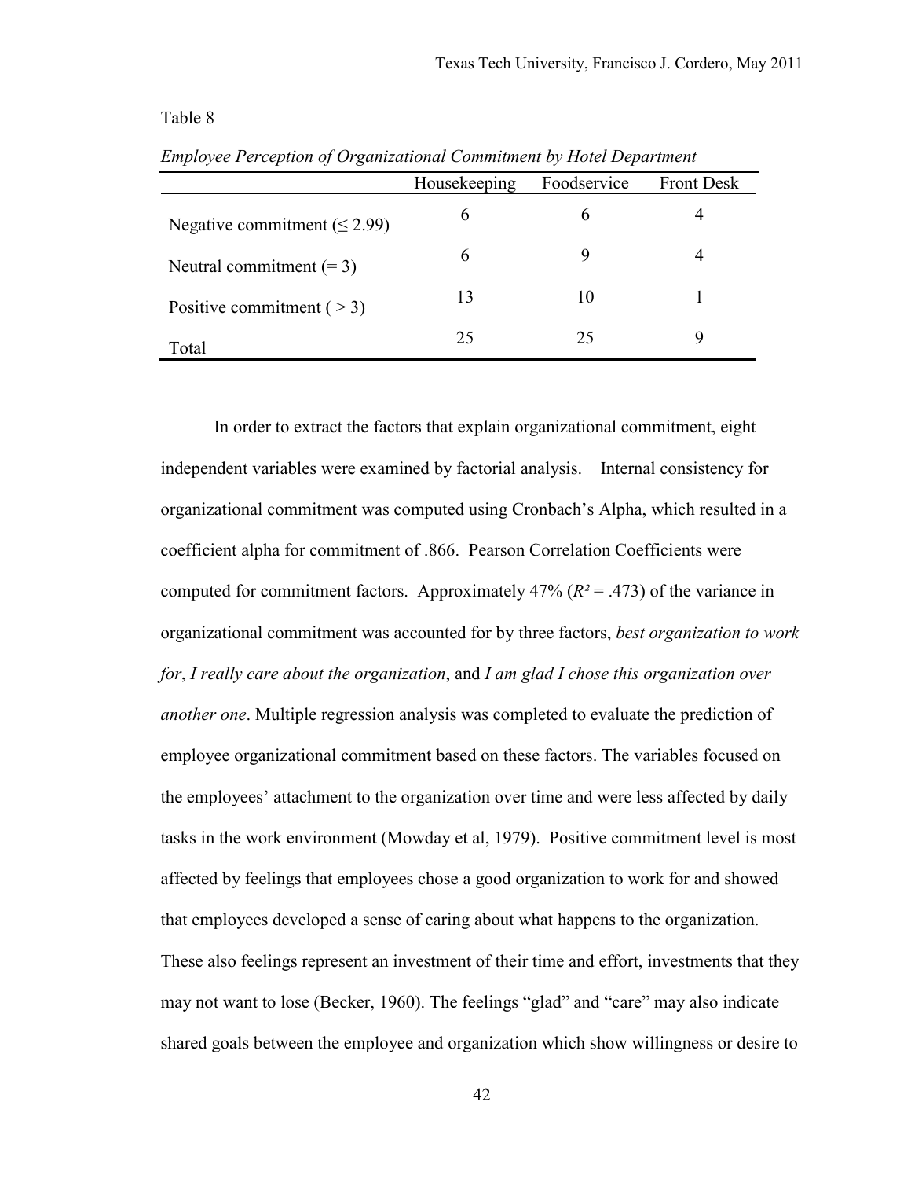Table 8

*Employee Perception of Organizational Commitment by Hotel Department*

| | Housekeeping | Foodservice | Front Desk |
|---|---|---|---|
| Negative commitment (≤ 2.99) | 6 | 6 | 4 |
| Neutral commitment (= 3) | 6 | 9 | 4 |
| Positive commitment ( > 3) | 13 | 10 | 1 |
| Total | 25 | 25 | 9 |

In order to extract the factors that explain organizational commitment, eight independent variables were examined by factorial analysis. Internal consistency for organizational commitment was computed using Cronbach's Alpha, which resulted in a coefficient alpha for commitment of .866. Pearson Correlation Coefficients were computed for commitment factors. Approximately 47% ($R^2 = .473$) of the variance in organizational commitment was accounted for by three factors, *best organization to work for*, *I really care about the organization*, and *I am glad I chose this organization over another one*. Multiple regression analysis was completed to evaluate the prediction of employee organizational commitment based on these factors. The variables focused on the employees' attachment to the organization over time and were less affected by daily tasks in the work environment (Mowday et al, 1979). Positive commitment level is most affected by feelings that employees chose a good organization to work for and showed that employees developed a sense of caring about what happens to the organization. These also feelings represent an investment of their time and effort, investments that they may not want to lose (Becker, 1960). The feelings "glad" and "care" may also indicate shared goals between the employee and organization which show willingness or desire to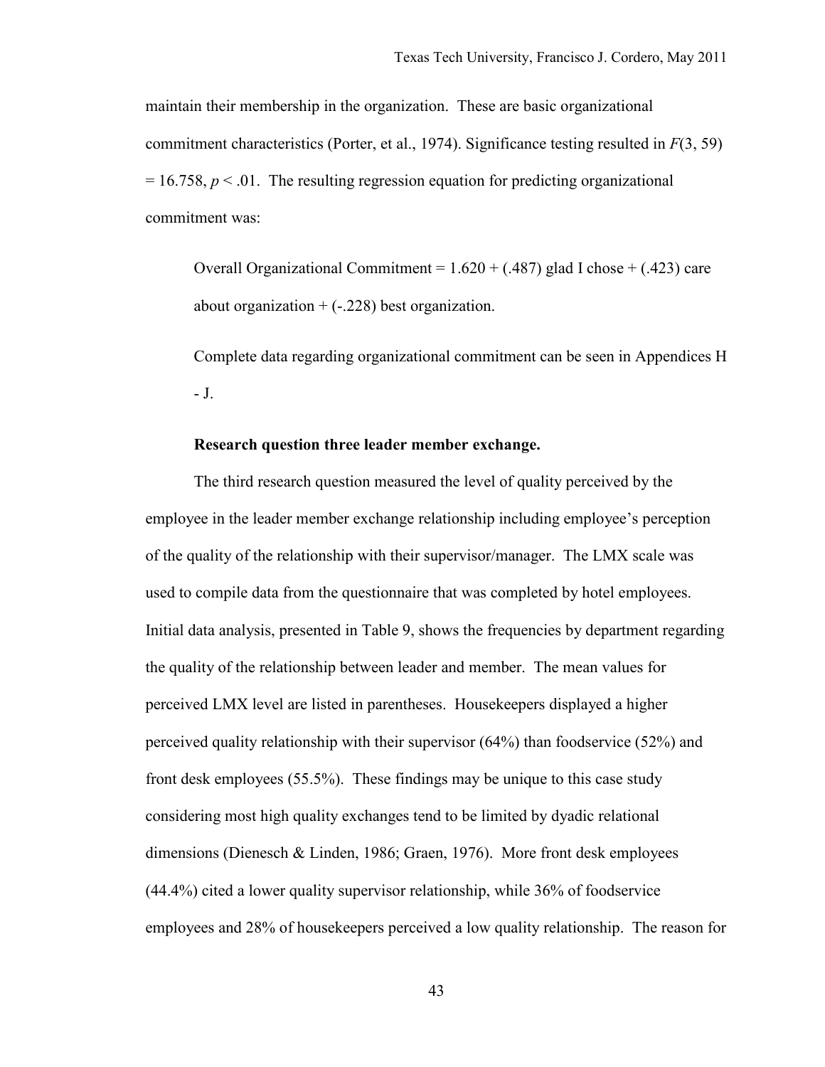maintain their membership in the organization. These are basic organizational commitment characteristics (Porter, et al., 1974). Significance testing resulted in $F(3, 59) = 16.758$, $p < .01$. The resulting regression equation for predicting organizational commitment was:

Overall Organizational Commitment = 1.620 + (.487) glad I chose + (.423) care about organization + (-.228) best organization.

Complete data regarding organizational commitment can be seen in Appendices H - J.

**Research question three leader member exchange.**

The third research question measured the level of quality perceived by the employee in the leader member exchange relationship including employee's perception of the quality of the relationship with their supervisor/manager. The LMX scale was used to compile data from the questionnaire that was completed by hotel employees. Initial data analysis, presented in Table 9, shows the frequencies by department regarding the quality of the relationship between leader and member. The mean values for perceived LMX level are listed in parentheses. Housekeepers displayed a higher perceived quality relationship with their supervisor (64%) than foodservice (52%) and front desk employees (55.5%). These findings may be unique to this case study considering most high quality exchanges tend to be limited by dyadic relational dimensions (Dienesch & Linden, 1986; Graen, 1976). More front desk employees (44.4%) cited a lower quality supervisor relationship, while 36% of foodservice employees and 28% of housekeepers perceived a low quality relationship. The reason for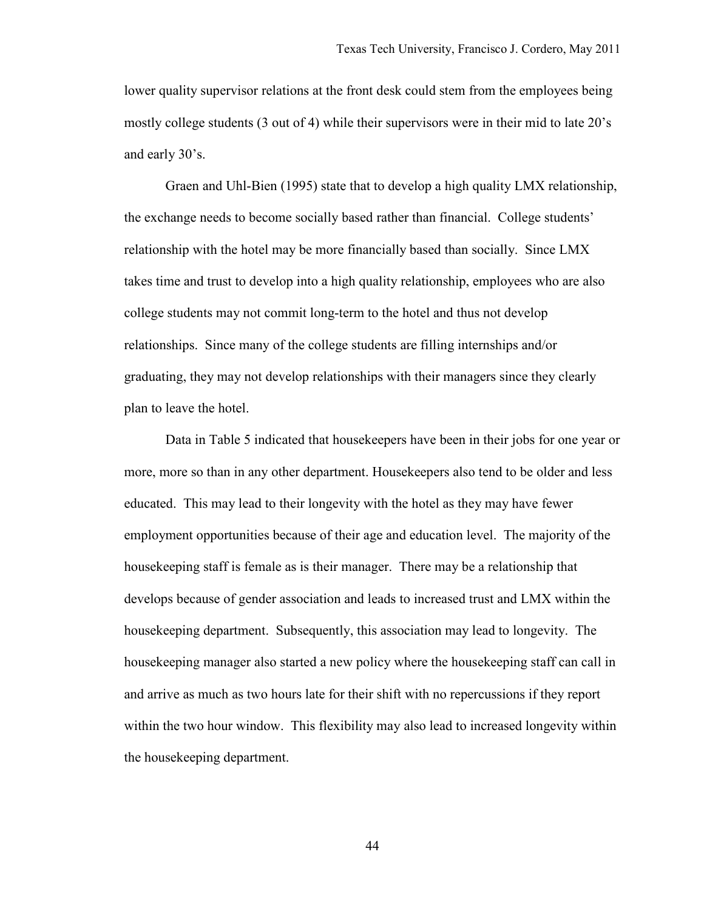lower quality supervisor relations at the front desk could stem from the employees being mostly college students (3 out of 4) while their supervisors were in their mid to late 20's and early 30's.

Graen and Uhl-Bien (1995) state that to develop a high quality LMX relationship, the exchange needs to become socially based rather than financial. College students' relationship with the hotel may be more financially based than socially. Since LMX takes time and trust to develop into a high quality relationship, employees who are also college students may not commit long-term to the hotel and thus not develop relationships. Since many of the college students are filling internships and/or graduating, they may not develop relationships with their managers since they clearly plan to leave the hotel.

Data in Table 5 indicated that housekeepers have been in their jobs for one year or more, more so than in any other department. Housekeepers also tend to be older and less educated. This may lead to their longevity with the hotel as they may have fewer employment opportunities because of their age and education level. The majority of the housekeeping staff is female as is their manager. There may be a relationship that develops because of gender association and leads to increased trust and LMX within the housekeeping department. Subsequently, this association may lead to longevity. The housekeeping manager also started a new policy where the housekeeping staff can call in and arrive as much as two hours late for their shift with no repercussions if they report within the two hour window. This flexibility may also lead to increased longevity within the housekeeping department.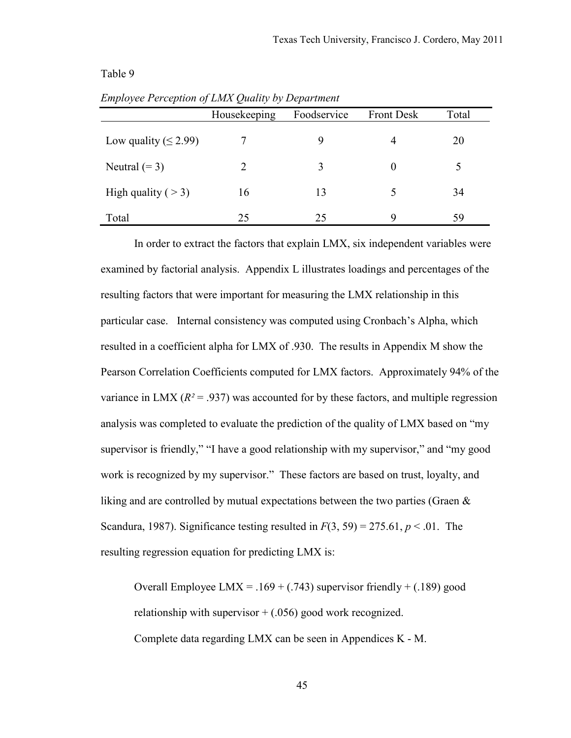Table 9

*Employee Perception of LMX Quality by Department*

| | Housekeeping | Foodservice | Front Desk | Total |
|---|---|---|---|---|
| Low quality ($\leq 2.99$) | 7 | 9 | 4 | 20 |
| Neutral ($= 3$) | 2 | 3 | 0 | 5 |
| High quality ( $> 3$) | 16 | 13 | 5 | 34 |
| Total | 25 | 25 | 9 | 59 |

In order to extract the factors that explain LMX, six independent variables were examined by factorial analysis. Appendix L illustrates loadings and percentages of the resulting factors that were important for measuring the LMX relationship in this particular case. Internal consistency was computed using Cronbach's Alpha, which resulted in a coefficient alpha for LMX of .930. The results in Appendix M show the Pearson Correlation Coefficients computed for LMX factors. Approximately 94% of the variance in LMX ($R^2 = .937$) was accounted for by these factors, and multiple regression analysis was completed to evaluate the prediction of the quality of LMX based on "my supervisor is friendly," "I have a good relationship with my supervisor," and "my good work is recognized by my supervisor." These factors are based on trust, loyalty, and liking and are controlled by mutual expectations between the two parties (Graen & Scandura, 1987). Significance testing resulted in $F(3, 59) = 275.61$, $p < .01$. The resulting regression equation for predicting LMX is:

Overall Employee LMX = .169 + (.743) supervisor friendly + (.189) good relationship with supervisor + (.056) good work recognized.

Complete data regarding LMX can be seen in Appendices K - M.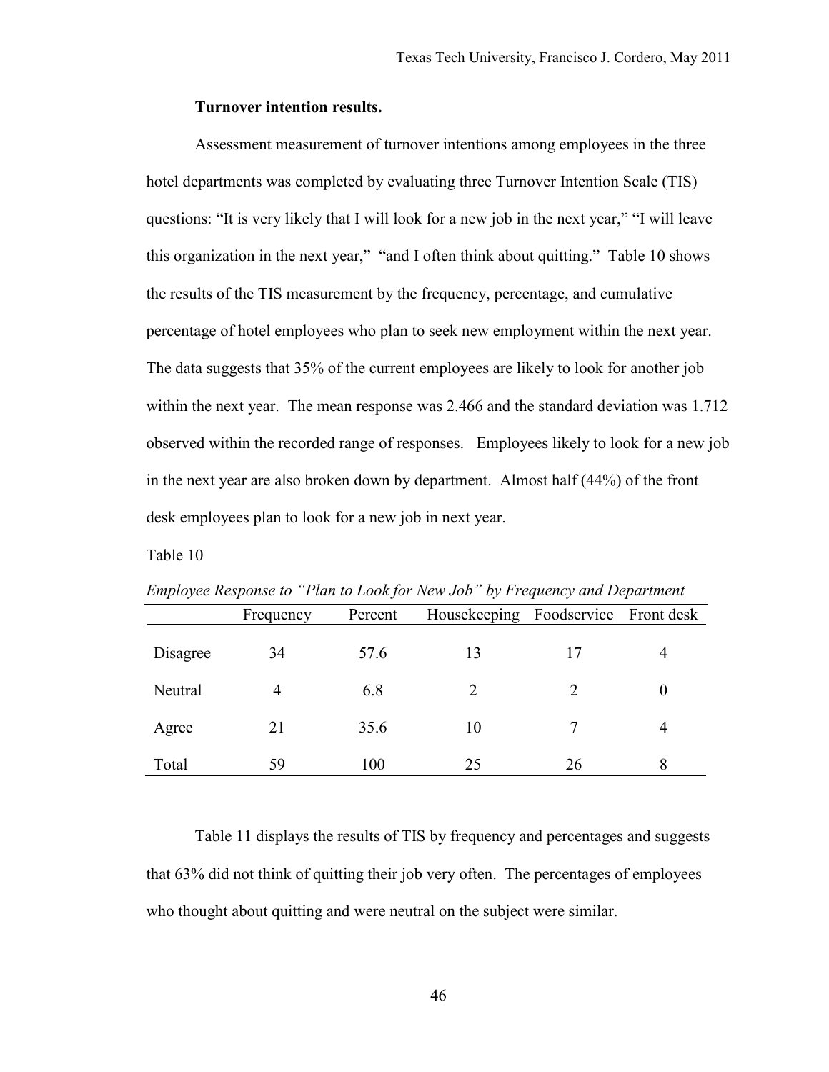**Turnover intention results.**

Assessment measurement of turnover intentions among employees in the three hotel departments was completed by evaluating three Turnover Intention Scale (TIS) questions: "It is very likely that I will look for a new job in the next year," "I will leave this organization in the next year," "and I often think about quitting." Table 10 shows the results of the TIS measurement by the frequency, percentage, and cumulative percentage of hotel employees who plan to seek new employment within the next year. The data suggests that 35% of the current employees are likely to look for another job within the next year. The mean response was 2.466 and the standard deviation was 1.712 observed within the recorded range of responses. Employees likely to look for a new job in the next year are also broken down by department. Almost half (44%) of the front desk employees plan to look for a new job in next year.

Table 10

*Employee Response to "Plan to Look for New Job" by Frequency and Department*

| | Frequency | Percent | Housekeeping | Foodservice | Front desk |
|---|---|---|---|---|---|
| Disagree | 34 | 57.6 | 13 | 17 | 4 |
| Neutral | 4 | 6.8 | 2 | 2 | 0 |
| Agree | 21 | 35.6 | 10 | 7 | 4 |
| Total | 59 | 100 | 25 | 26 | 8 |

Table 11 displays the results of TIS by frequency and percentages and suggests that 63% did not think of quitting their job very often. The percentages of employees who thought about quitting and were neutral on the subject were similar.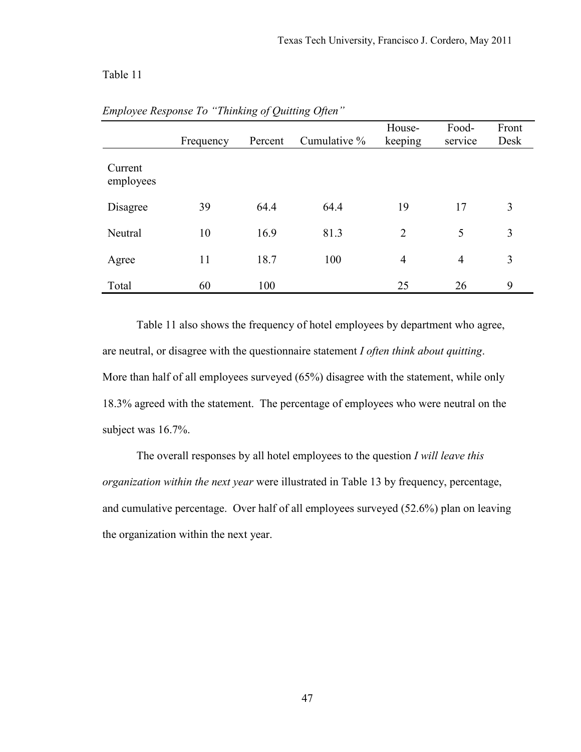Table 11

*Employee Response To "Thinking of Quitting Often"*

| | Frequency | Percent | Cumulative % | House-keeping | Food-service | Front Desk |
|---|---|---|---|---|---|---|
| Current employees | | | | | | |
| Disagree | 39 | 64.4 | 64.4 | 19 | 17 | 3 |
| Neutral | 10 | 16.9 | 81.3 | 2 | 5 | 3 |
| Agree | 11 | 18.7 | 100 | 4 | 4 | 3 |
| Total | 60 | 100 | | 25 | 26 | 9 |

Table 11 also shows the frequency of hotel employees by department who agree, are neutral, or disagree with the questionnaire statement *I often think about quitting*. More than half of all employees surveyed (65%) disagree with the statement, while only 18.3% agreed with the statement. The percentage of employees who were neutral on the subject was 16.7%.

The overall responses by all hotel employees to the question *I will leave this organization within the next year* were illustrated in Table 13 by frequency, percentage, and cumulative percentage. Over half of all employees surveyed (52.6%) plan on leaving the organization within the next year.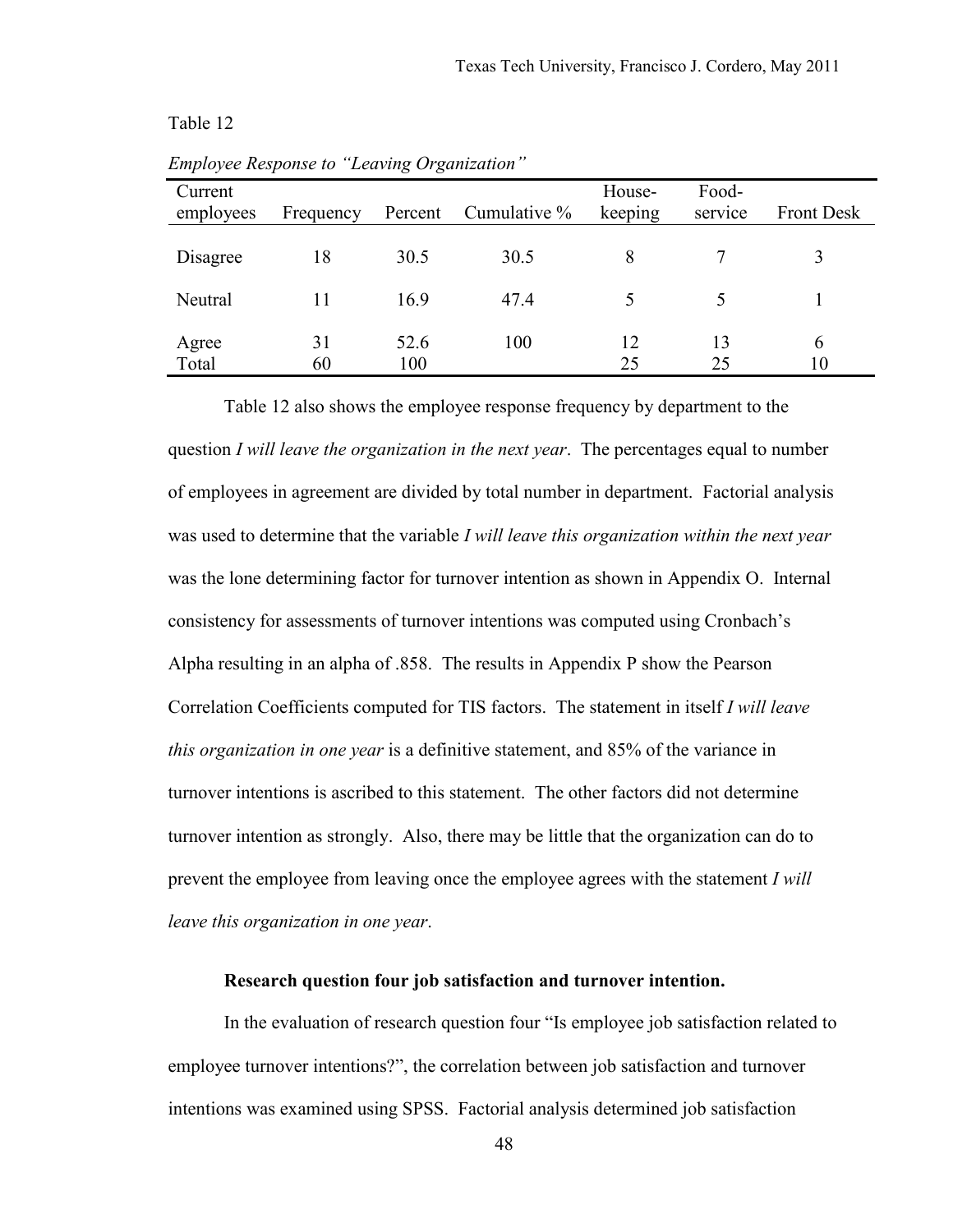Table 12

*Employee Response to "Leaving Organization"*

| Current employees | Frequency | Percent | Cumulative % | House-keeping | Food-service | Front Desk |
|---|---|---|---|---|---|---|
| Disagree | 18 | 30.5 | 30.5 | 8 | 7 | 3 |
| Neutral | 11 | 16.9 | 47.4 | 5 | 5 | 1 |
| Agree | 31 | 52.6 | 100 | 12 | 13 | 6 |
| Total | 60 | 100 | | 25 | 25 | 10 |

Table 12 also shows the employee response frequency by department to the question *I will leave the organization in the next year*. The percentages equal to number of employees in agreement are divided by total number in department. Factorial analysis was used to determine that the variable *I will leave this organization within the next year* was the lone determining factor for turnover intention as shown in Appendix O. Internal consistency for assessments of turnover intentions was computed using Cronbach's Alpha resulting in an alpha of .858. The results in Appendix P show the Pearson Correlation Coefficients computed for TIS factors. The statement in itself *I will leave this organization in one year* is a definitive statement, and 85% of the variance in turnover intentions is ascribed to this statement. The other factors did not determine turnover intention as strongly. Also, there may be little that the organization can do to prevent the employee from leaving once the employee agrees with the statement *I will leave this organization in one year*.

**Research question four job satisfaction and turnover intention.**

In the evaluation of research question four "Is employee job satisfaction related to employee turnover intentions?", the correlation between job satisfaction and turnover intentions was examined using SPSS. Factorial analysis determined job satisfaction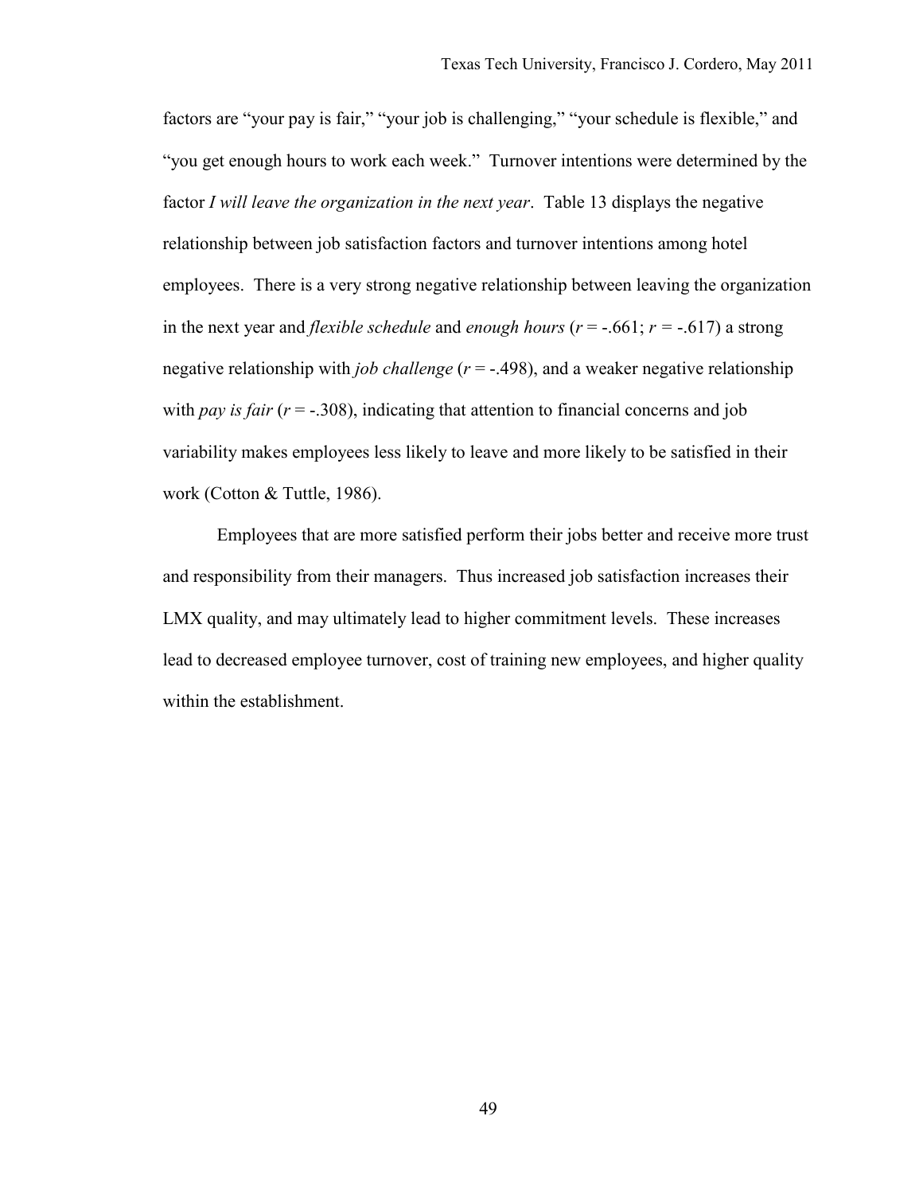factors are "your pay is fair," "your job is challenging," "your schedule is flexible," and "you get enough hours to work each week." Turnover intentions were determined by the factor *I will leave the organization in the next year*. Table 13 displays the negative relationship between job satisfaction factors and turnover intentions among hotel employees. There is a very strong negative relationship between leaving the organization in the next year and *flexible schedule* and *enough hours* ($r$ = -.661; $r$ = -.617) a strong negative relationship with *job challenge* ($r$ = -.498), and a weaker negative relationship with *pay is fair* ($r$ = -.308), indicating that attention to financial concerns and job variability makes employees less likely to leave and more likely to be satisfied in their work (Cotton & Tuttle, 1986).

Employees that are more satisfied perform their jobs better and receive more trust and responsibility from their managers. Thus increased job satisfaction increases their LMX quality, and may ultimately lead to higher commitment levels. These increases lead to decreased employee turnover, cost of training new employees, and higher quality within the establishment.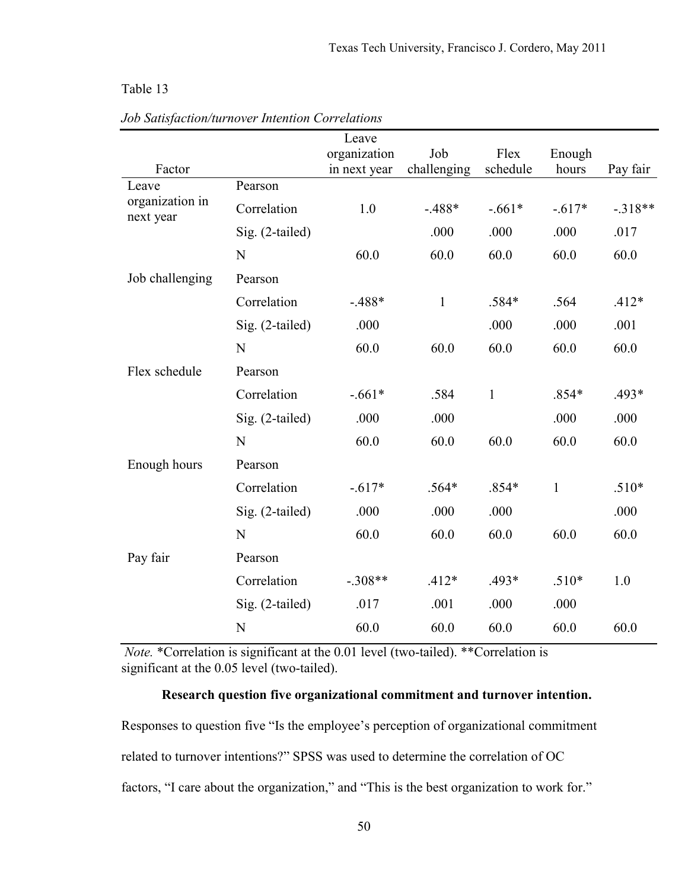Table 13

*Job Satisfaction/turnover Intention Correlations*

| Factor | | Leave organization in next year | Job challenging | Flex schedule | Enough hours | Pay fair |
|---|---|---|---|---|---|---|
| Leave organization in next year | Pearson Correlation | 1.0 | -.488* | -.661* | -.617* | -.318** |
| | Sig. (2-tailed) | | .000 | .000 | .000 | .017 |
| | N | 60.0 | 60.0 | 60.0 | 60.0 | 60.0 |
| Job challenging | Pearson Correlation | -.488* | 1 | .584* | .564 | .412* |
| | Sig. (2-tailed) | .000 | | .000 | .000 | .001 |
| | N | 60.0 | 60.0 | 60.0 | 60.0 | 60.0 |
| Flex schedule | Pearson Correlation | -.661* | .584 | 1 | .854* | .493* |
| | Sig. (2-tailed) | .000 | .000 | | .000 | .000 |
| | N | 60.0 | 60.0 | 60.0 | 60.0 | 60.0 |
| Enough hours | Pearson Correlation | -.617* | .564* | .854* | 1 | .510* |
| | Sig. (2-tailed) | .000 | .000 | .000 | | .000 |
| | N | 60.0 | 60.0 | 60.0 | 60.0 | 60.0 |
| Pay fair | Pearson Correlation | -.308** | .412* | .493* | .510* | 1.0 |
| | Sig. (2-tailed) | .017 | .001 | .000 | .000 | |
| | N | 60.0 | 60.0 | 60.0 | 60.0 | 60.0 |

*Note.* *Correlation is significant at the 0.01 level (two-tailed). **Correlation is significant at the 0.05 level (two-tailed).

**Research question five organizational commitment and turnover intention.**

Responses to question five "Is the employee's perception of organizational commitment related to turnover intentions?" SPSS was used to determine the correlation of OC factors, "I care about the organization," and "This is the best organization to work for."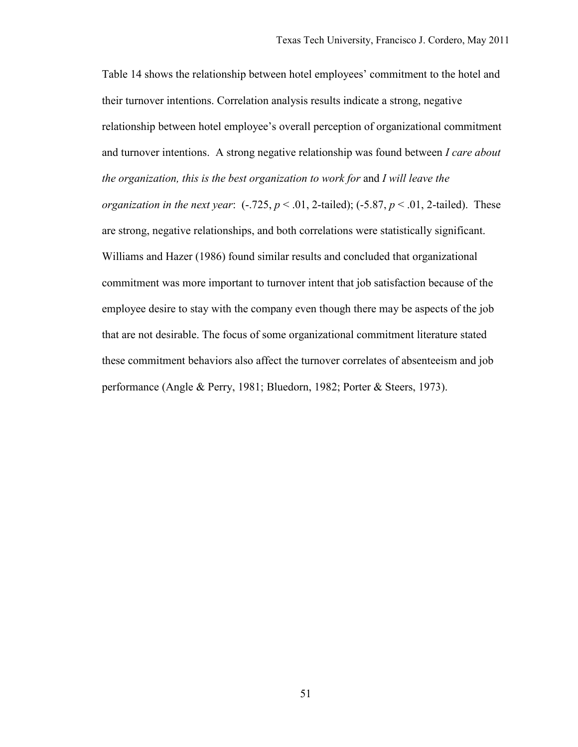Table 14 shows the relationship between hotel employees' commitment to the hotel and their turnover intentions. Correlation analysis results indicate a strong, negative relationship between hotel employee's overall perception of organizational commitment and turnover intentions. A strong negative relationship was found between *I care about the organization, this is the best organization to work for* and *I will leave the organization in the next year*: (-.725, $p < .01$, 2-tailed); (-5.87, $p < .01$, 2-tailed). These are strong, negative relationships, and both correlations were statistically significant. Williams and Hazer (1986) found similar results and concluded that organizational commitment was more important to turnover intent that job satisfaction because of the employee desire to stay with the company even though there may be aspects of the job that are not desirable. The focus of some organizational commitment literature stated these commitment behaviors also affect the turnover correlates of absenteeism and job performance (Angle & Perry, 1981; Bluedorn, 1982; Porter & Steers, 1973).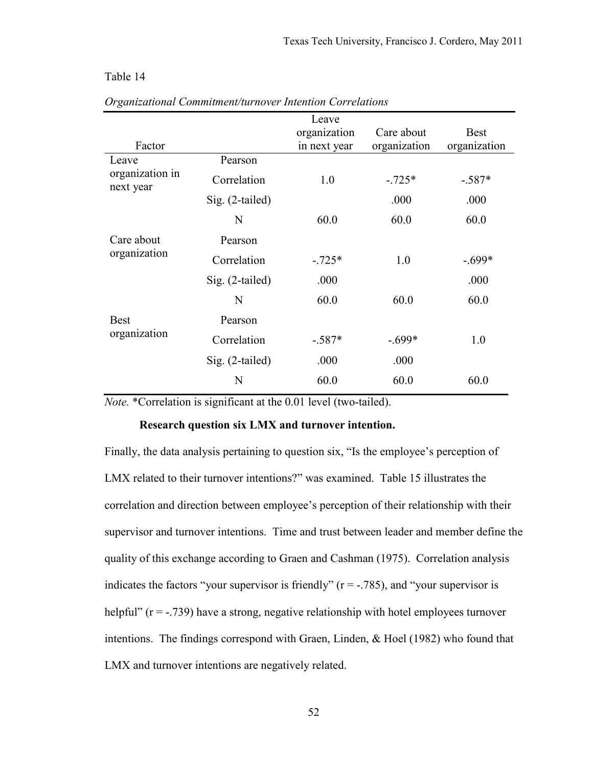Table 14

*Organizational Commitment/turnover Intention Correlations*

| Factor | | Leave organization in next year | Care about organization | Best organization |
|---|---|---|---|---|
| Leave organization in next year | Pearson Correlation | 1.0 | -.725* | -.587* |
| | Sig. (2-tailed) | | .000 | .000 |
| | N | 60.0 | 60.0 | 60.0 |
| Care about organization | Pearson Correlation | -.725* | 1.0 | -.699* |
| | Sig. (2-tailed) | .000 | | .000 |
| | N | 60.0 | 60.0 | 60.0 |
| Best organization | Pearson Correlation | -.587* | -.699* | 1.0 |
| | Sig. (2-tailed) | .000 | .000 | |
| | N | 60.0 | 60.0 | 60.0 |

*Note.* *Correlation is significant at the 0.01 level (two-tailed).

**Research question six LMX and turnover intention.**

Finally, the data analysis pertaining to question six, "Is the employee's perception of LMX related to their turnover intentions?" was examined. Table 15 illustrates the correlation and direction between employee's perception of their relationship with their supervisor and turnover intentions. Time and trust between leader and member define the quality of this exchange according to Graen and Cashman (1975). Correlation analysis indicates the factors "your supervisor is friendly" ($r = -.785$), and "your supervisor is helpful" ($r = -.739$) have a strong, negative relationship with hotel employees turnover intentions. The findings correspond with Graen, Linden, & Hoel (1982) who found that LMX and turnover intentions are negatively related.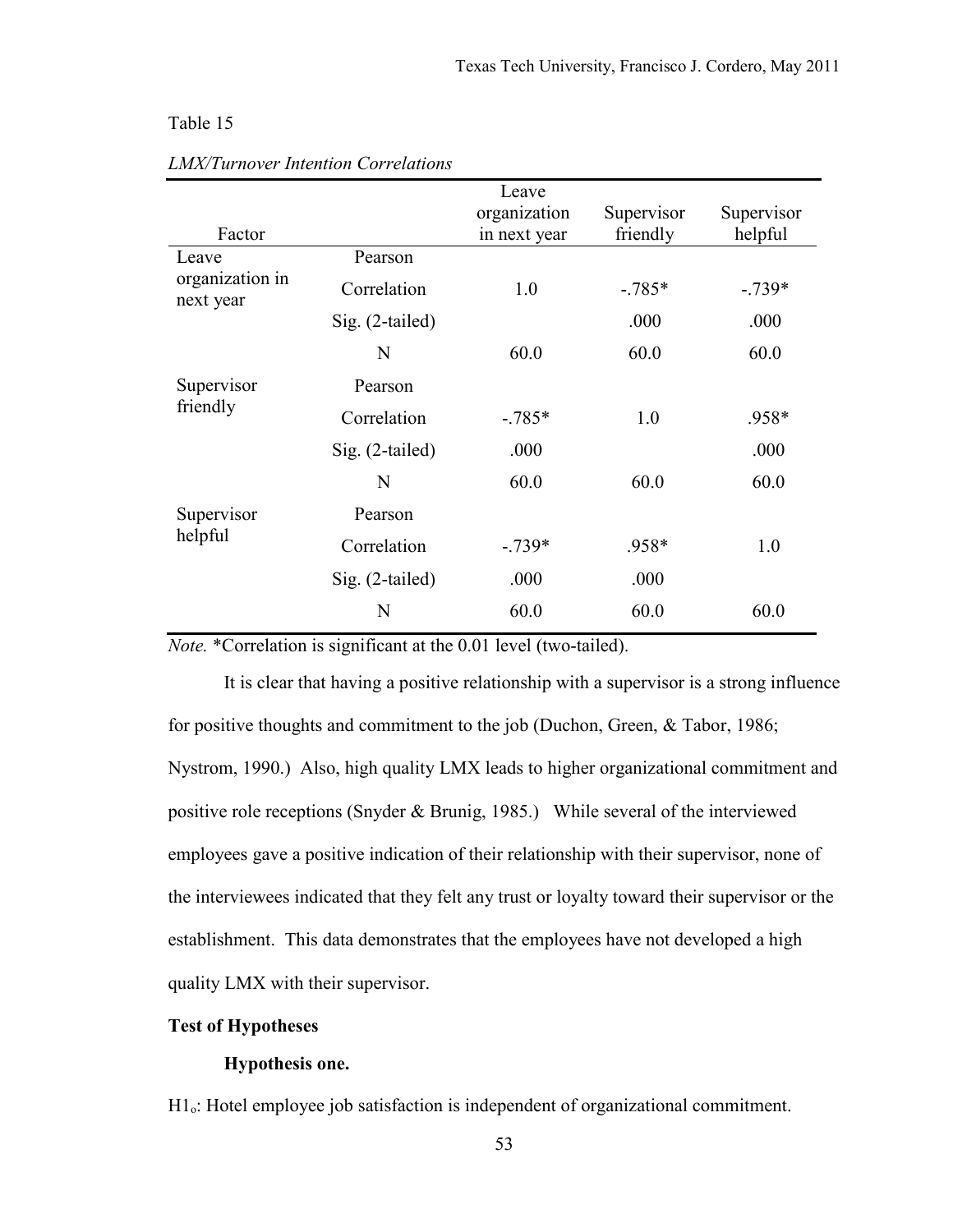Table 15

*LMX/Turnover Intention Correlations*

| Factor | | Leave organization in next year | Supervisor friendly | Supervisor helpful |
|---|---|---|---|---|
| Leave organization in next year | Pearson Correlation | 1.0 | -.785* | -.739* |
| | Sig. (2-tailed) | | .000 | .000 |
| | N | 60.0 | 60.0 | 60.0 |
| Supervisor friendly | Pearson Correlation | -.785* | 1.0 | .958* |
| | Sig. (2-tailed) | .000 | | .000 |
| | N | 60.0 | 60.0 | 60.0 |
| Supervisor helpful | Pearson Correlation | -.739* | .958* | 1.0 |
| | Sig. (2-tailed) | .000 | .000 | |
| | N | 60.0 | 60.0 | 60.0 |

*Note.* *Correlation is significant at the 0.01 level (two-tailed).

It is clear that having a positive relationship with a supervisor is a strong influence for positive thoughts and commitment to the job (Duchon, Green, & Tabor, 1986; Nystrom, 1990.) Also, high quality LMX leads to higher organizational commitment and positive role receptions (Snyder & Brunig, 1985.) While several of the interviewed employees gave a positive indication of their relationship with their supervisor, none of the interviewees indicated that they felt any trust or loyalty toward their supervisor or the establishment. This data demonstrates that the employees have not developed a high quality LMX with their supervisor.

**Test of Hypotheses**

**Hypothesis one.**

$H1_o$: Hotel employee job satisfaction is independent of organizational commitment.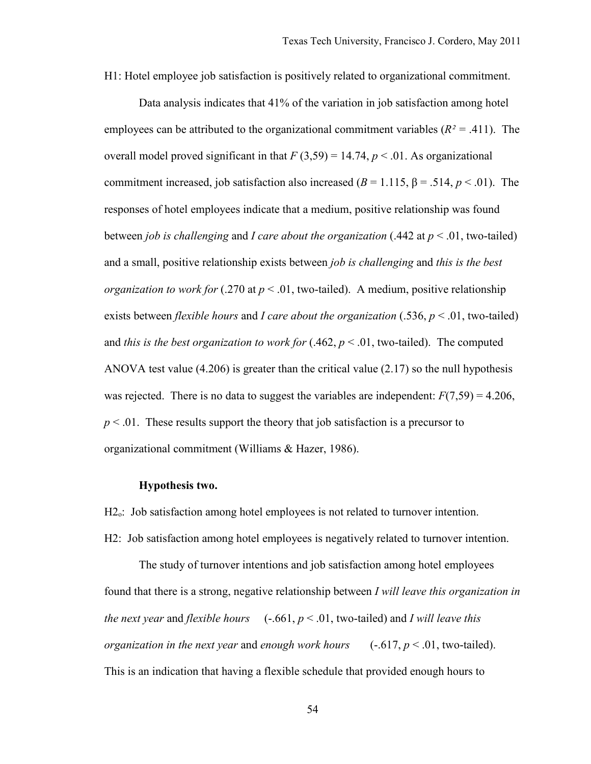H1: Hotel employee job satisfaction is positively related to organizational commitment.

Data analysis indicates that 41% of the variation in job satisfaction among hotel employees can be attributed to the organizational commitment variables ($R^2 = .411$). The overall model proved significant in that $F(3,59) = 14.74$, $p < .01$. As organizational commitment increased, job satisfaction also increased ($B = 1.115$, $\beta = .514$, $p < .01$). The responses of hotel employees indicate that a medium, positive relationship was found between *job is challenging* and *I care about the organization* (.442 at $p < .01$, two-tailed) and a small, positive relationship exists between *job is challenging* and *this is the best organization to work for* (.270 at $p < .01$, two-tailed). A medium, positive relationship exists between *flexible hours* and *I care about the organization* (.536, $p < .01$, two-tailed) and *this is the best organization to work for* (.462, $p < .01$, two-tailed). The computed ANOVA test value (4.206) is greater than the critical value (2.17) so the null hypothesis was rejected. There is no data to suggest the variables are independent: $F(7,59) = 4.206$, $p < .01$. These results support the theory that job satisfaction is a precursor to organizational commitment (Williams & Hazer, 1986).

**Hypothesis two.**

$H2_o$: Job satisfaction among hotel employees is not related to turnover intention.

H2: Job satisfaction among hotel employees is negatively related to turnover intention.

The study of turnover intentions and job satisfaction among hotel employees found that there is a strong, negative relationship between *I will leave this organization in the next year* and *flexible hours* (-.661, $p < .01$, two-tailed) and *I will leave this organization in the next year* and *enough work hours* (-.617, $p < .01$, two-tailed). This is an indication that having a flexible schedule that provided enough hours to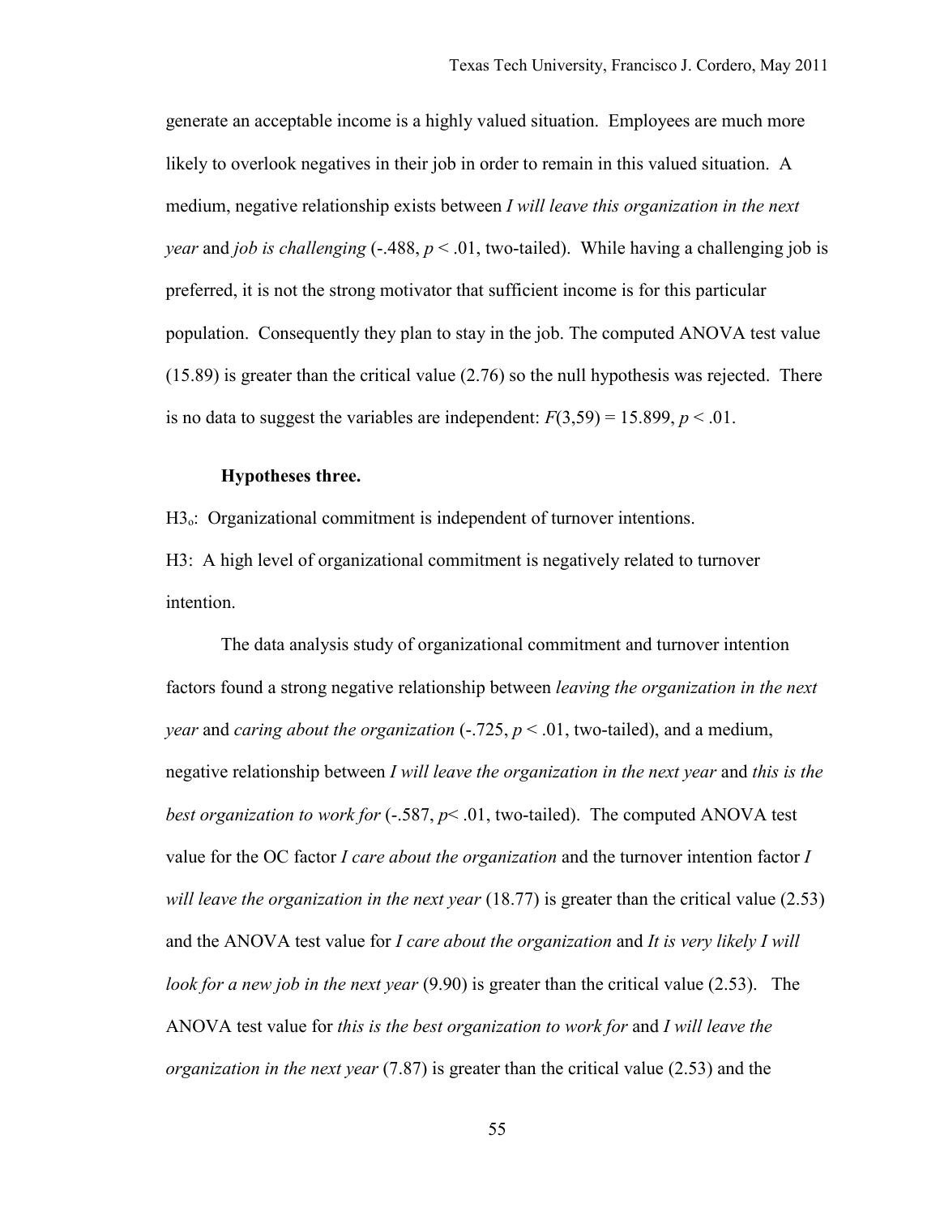generate an acceptable income is a highly valued situation. Employees are much more likely to overlook negatives in their job in order to remain in this valued situation. A medium, negative relationship exists between *I will leave this organization in the next year* and *job is challenging* (-.488, $p < .01$, two-tailed). While having a challenging job is preferred, it is not the strong motivator that sufficient income is for this particular population. Consequently they plan to stay in the job. The computed ANOVA test value (15.89) is greater than the critical value (2.76) so the null hypothesis was rejected. There is no data to suggest the variables are independent: $F(3,59) = 15.899$, $p < .01$.

**Hypotheses three.**

$H3_o$: Organizational commitment is independent of turnover intentions.

H3: A high level of organizational commitment is negatively related to turnover intention.

The data analysis study of organizational commitment and turnover intention factors found a strong negative relationship between *leaving the organization in the next year* and *caring about the organization* (-.725, $p < .01$, two-tailed), and a medium, negative relationship between *I will leave the organization in the next year* and *this is the best organization to work for* (-.587, $p < .01$, two-tailed). The computed ANOVA test value for the OC factor *I care about the organization* and the turnover intention factor *I will leave the organization in the next year* (18.77) is greater than the critical value (2.53) and the ANOVA test value for *I care about the organization* and *It is very likely I will look for a new job in the next year* (9.90) is greater than the critical value (2.53). The ANOVA test value for *this is the best organization to work for* and *I will leave the organization in the next year* (7.87) is greater than the critical value (2.53) and the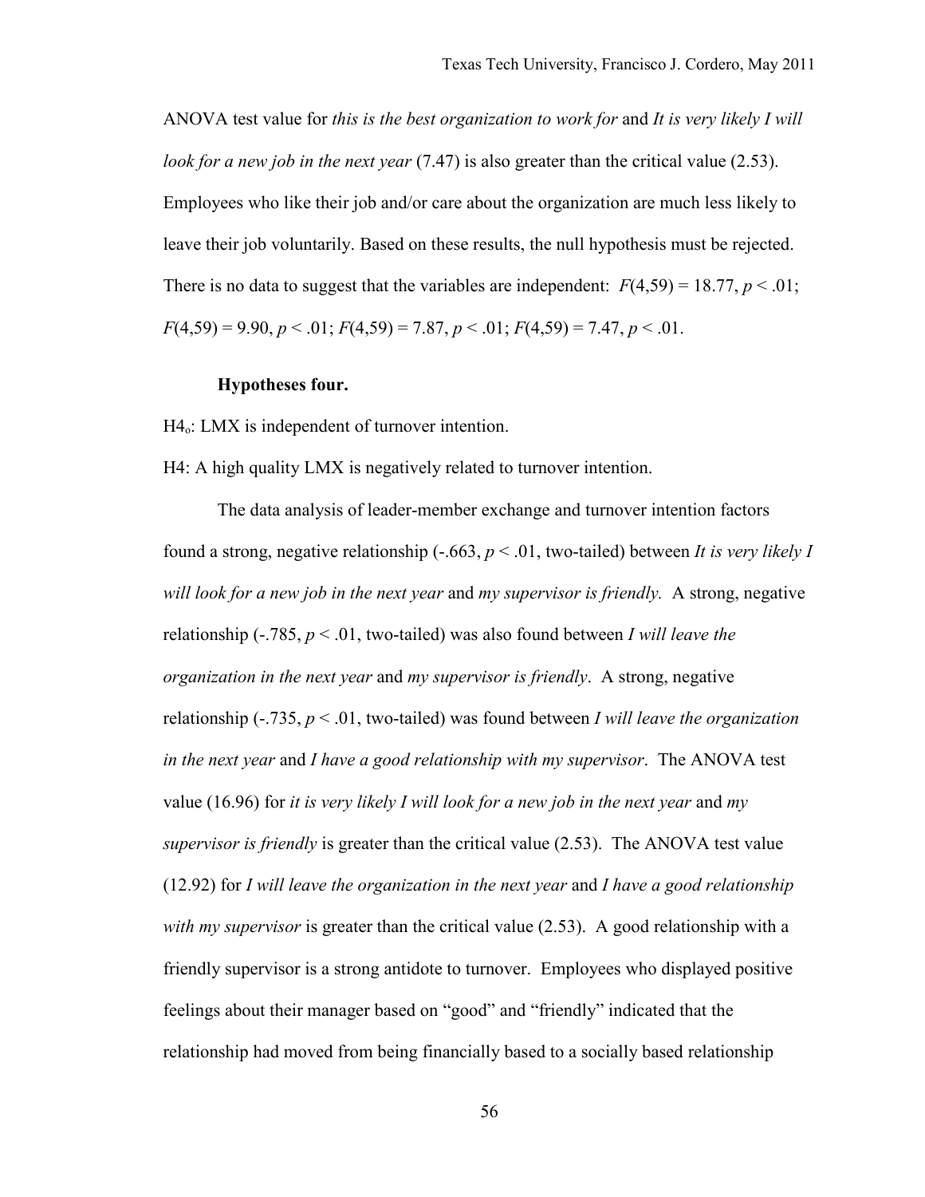ANOVA test value for *this is the best organization to work for* and *It is very likely I will look for a new job in the next year* (7.47) is also greater than the critical value (2.53). Employees who like their job and/or care about the organization are much less likely to leave their job voluntarily. Based on these results, the null hypothesis must be rejected. There is no data to suggest that the variables are independent: $F(4,59) = 18.77$, $p < .01$; $F(4,59) = 9.90$, $p < .01$; $F(4,59) = 7.87$, $p < .01$; $F(4,59) = 7.47$, $p < .01$.

#### Hypotheses four.

$H4_o$: LMX is independent of turnover intention.

H4: A high quality LMX is negatively related to turnover intention.

The data analysis of leader-member exchange and turnover intention factors found a strong, negative relationship (-.663, $p < .01$, two-tailed) between *It is very likely I will look for a new job in the next year* and *my supervisor is friendly.* A strong, negative relationship (-.785, $p < .01$, two-tailed) was also found between *I will leave the organization in the next year* and *my supervisor is friendly*. A strong, negative relationship (-.735, $p < .01$, two-tailed) was found between *I will leave the organization in the next year* and *I have a good relationship with my supervisor*. The ANOVA test value (16.96) for *it is very likely I will look for a new job in the next year* and *my supervisor is friendly* is greater than the critical value (2.53). The ANOVA test value (12.92) for *I will leave the organization in the next year* and *I have a good relationship with my supervisor* is greater than the critical value (2.53). A good relationship with a friendly supervisor is a strong antidote to turnover. Employees who displayed positive feelings about their manager based on "good" and "friendly" indicated that the relationship had moved from being financially based to a socially based relationship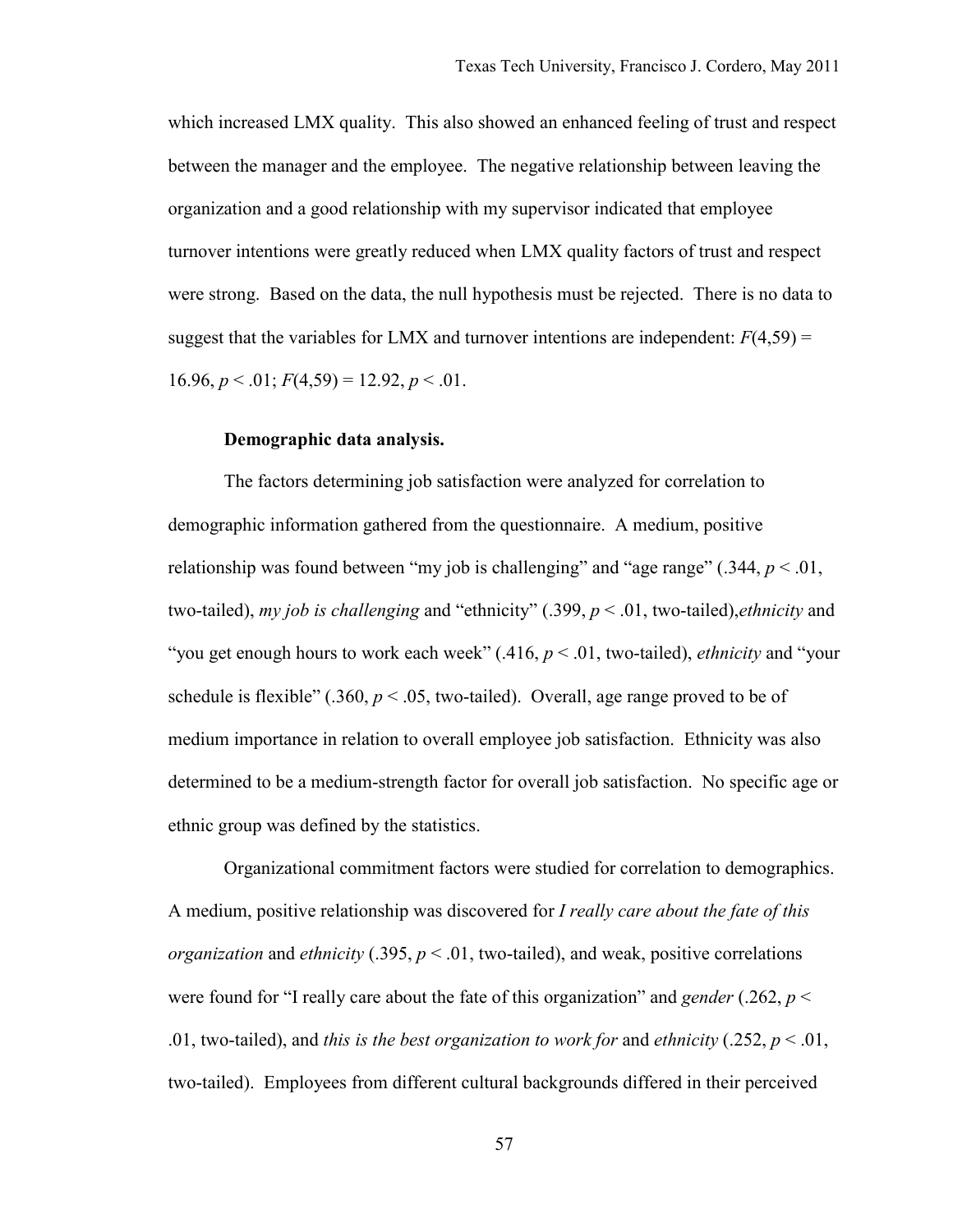which increased LMX quality. This also showed an enhanced feeling of trust and respect between the manager and the employee. The negative relationship between leaving the organization and a good relationship with my supervisor indicated that employee turnover intentions were greatly reduced when LMX quality factors of trust and respect were strong. Based on the data, the null hypothesis must be rejected. There is no data to suggest that the variables for LMX and turnover intentions are independent: $F(4,59) = 16.96$, $p < .01$; $F(4,59) = 12.92$, $p < .01$.

**Demographic data analysis.**

The factors determining job satisfaction were analyzed for correlation to demographic information gathered from the questionnaire. A medium, positive relationship was found between "my job is challenging" and "age range" (.344, $p < .01$, two-tailed), *my job is challenging* and "ethnicity" (.399, $p < .01$, two-tailed),*ethnicity* and "you get enough hours to work each week" (.416, $p < .01$, two-tailed), *ethnicity* and "your schedule is flexible" (.360, $p < .05$, two-tailed). Overall, age range proved to be of medium importance in relation to overall employee job satisfaction. Ethnicity was also determined to be a medium-strength factor for overall job satisfaction. No specific age or ethnic group was defined by the statistics.

Organizational commitment factors were studied for correlation to demographics. A medium, positive relationship was discovered for *I really care about the fate of this organization* and *ethnicity* (.395, $p < .01$, two-tailed), and weak, positive correlations were found for "I really care about the fate of this organization" and *gender* (.262, $p < .01$, two-tailed), and *this is the best organization to work for* and *ethnicity* (.252, $p < .01$, two-tailed). Employees from different cultural backgrounds differed in their perceived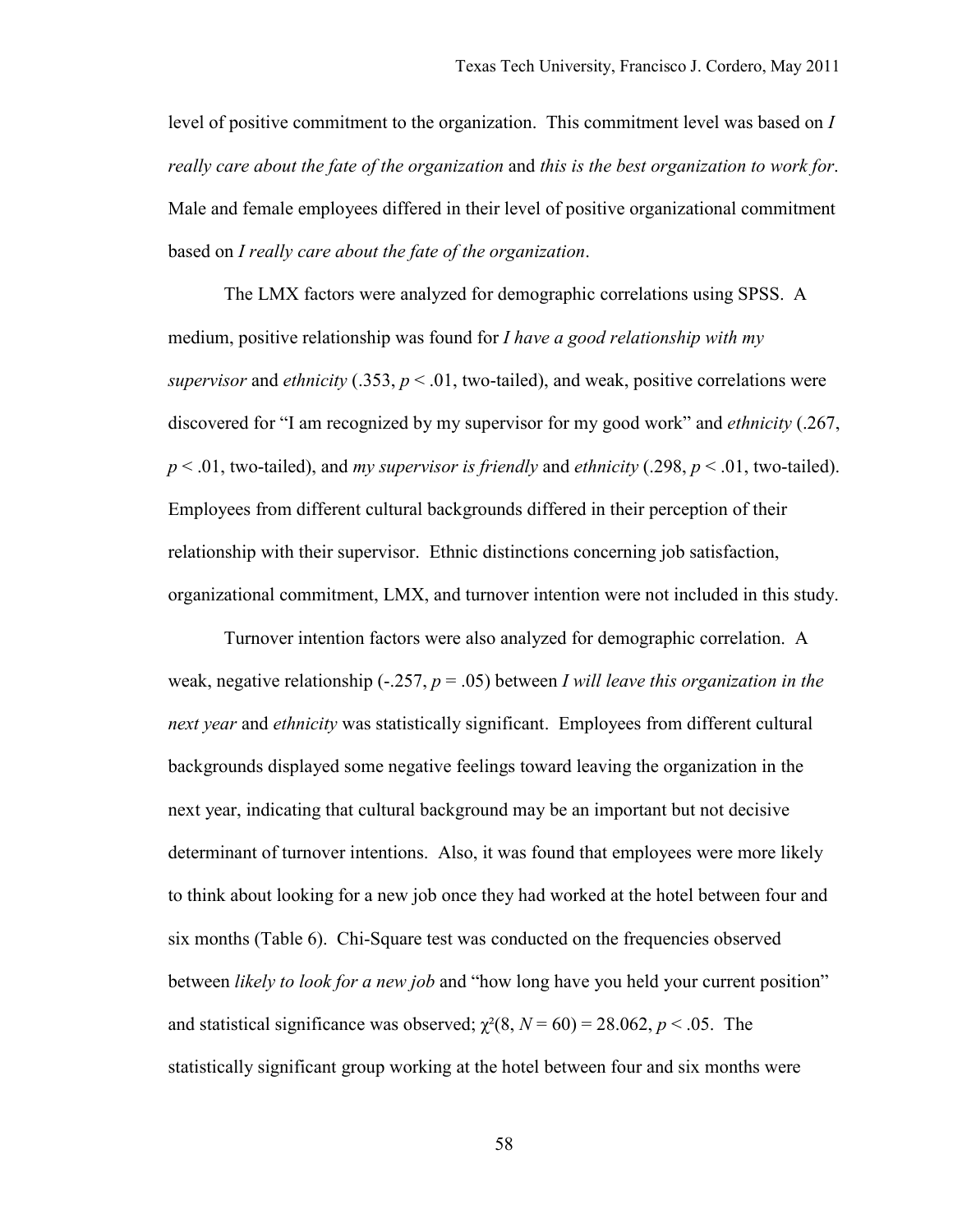level of positive commitment to the organization. This commitment level was based on *I really care about the fate of the organization* and *this is the best organization to work for*. Male and female employees differed in their level of positive organizational commitment based on *I really care about the fate of the organization*.

The LMX factors were analyzed for demographic correlations using SPSS. A medium, positive relationship was found for *I have a good relationship with my supervisor* and *ethnicity* (.353, $p < .01$, two-tailed), and weak, positive correlations were discovered for "I am recognized by my supervisor for my good work" and *ethnicity* (.267, $p < .01$, two-tailed), and *my supervisor is friendly* and *ethnicity* (.298, $p < .01$, two-tailed). Employees from different cultural backgrounds differed in their perception of their relationship with their supervisor. Ethnic distinctions concerning job satisfaction, organizational commitment, LMX, and turnover intention were not included in this study.

Turnover intention factors were also analyzed for demographic correlation. A weak, negative relationship (-.257, $p = .05$) between *I will leave this organization in the next year* and *ethnicity* was statistically significant. Employees from different cultural backgrounds displayed some negative feelings toward leaving the organization in the next year, indicating that cultural background may be an important but not decisive determinant of turnover intentions. Also, it was found that employees were more likely to think about looking for a new job once they had worked at the hotel between four and six months (Table 6). Chi-Square test was conducted on the frequencies observed between *likely to look for a new job* and "how long have you held your current position" and statistical significance was observed; $\chi^2(8, N = 60) = 28.062, p < .05$. The statistically significant group working at the hotel between four and six months were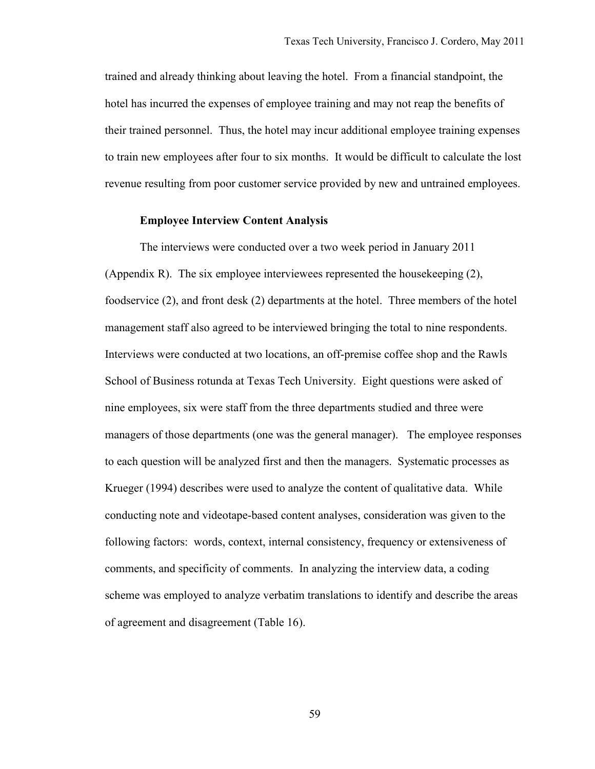trained and already thinking about leaving the hotel. From a financial standpoint, the hotel has incurred the expenses of employee training and may not reap the benefits of their trained personnel. Thus, the hotel may incur additional employee training expenses to train new employees after four to six months. It would be difficult to calculate the lost revenue resulting from poor customer service provided by new and untrained employees.

### Employee Interview Content Analysis

The interviews were conducted over a two week period in January 2011 (Appendix R). The six employee interviewees represented the housekeeping (2), foodservice (2), and front desk (2) departments at the hotel. Three members of the hotel management staff also agreed to be interviewed bringing the total to nine respondents. Interviews were conducted at two locations, an off-premise coffee shop and the Rawls School of Business rotunda at Texas Tech University. Eight questions were asked of nine employees, six were staff from the three departments studied and three were managers of those departments (one was the general manager). The employee responses to each question will be analyzed first and then the managers. Systematic processes as Krueger (1994) describes were used to analyze the content of qualitative data. While conducting note and videotape-based content analyses, consideration was given to the following factors: words, context, internal consistency, frequency or extensiveness of comments, and specificity of comments. In analyzing the interview data, a coding scheme was employed to analyze verbatim translations to identify and describe the areas of agreement and disagreement (Table 16).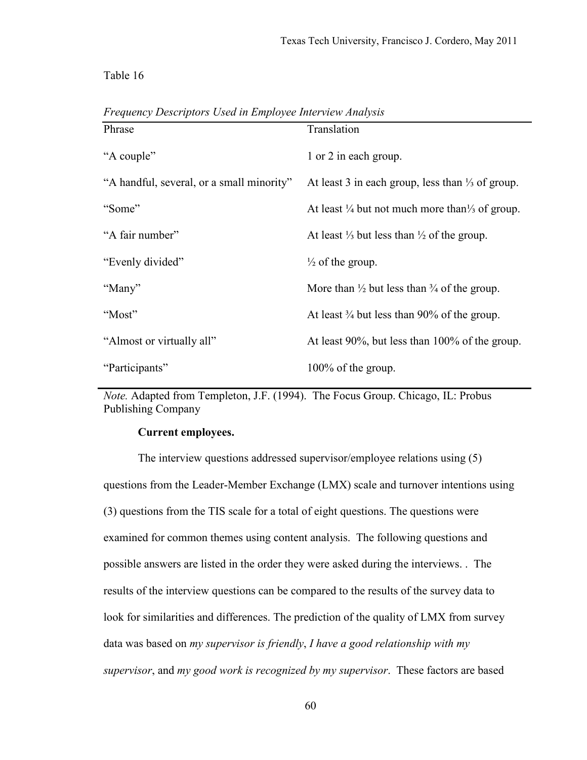Table 16

*Frequency Descriptors Used in Employee Interview Analysis*

| Phrase | Translation |
|---|---|
| "A couple" | 1 or 2 in each group. |
| "A handful, several, or a small minority" | At least 3 in each group, less than ⅓ of group. |
| "Some" | At least ¼ but not much more than⅓ of group. |
| "A fair number" | At least ⅓ but less than ½ of the group. |
| "Evenly divided" | ½ of the group. |
| "Many" | More than ½ but less than ¾ of the group. |
| "Most" | At least ¾ but less than 90% of the group. |
| "Almost or virtually all" | At least 90%, but less than 100% of the group. |
| "Participants" | 100% of the group. |

*Note.* Adapted from Templeton, J.F. (1994). The Focus Group. Chicago, IL: Probus Publishing Company

**Current employees.**

The interview questions addressed supervisor/employee relations using (5) questions from the Leader-Member Exchange (LMX) scale and turnover intentions using (3) questions from the TIS scale for a total of eight questions. The questions were examined for common themes using content analysis. The following questions and possible answers are listed in the order they were asked during the interviews. . The results of the interview questions can be compared to the results of the survey data to look for similarities and differences. The prediction of the quality of LMX from survey data was based on *my supervisor is friendly*, *I have a good relationship with my supervisor*, and *my good work is recognized by my supervisor*. These factors are based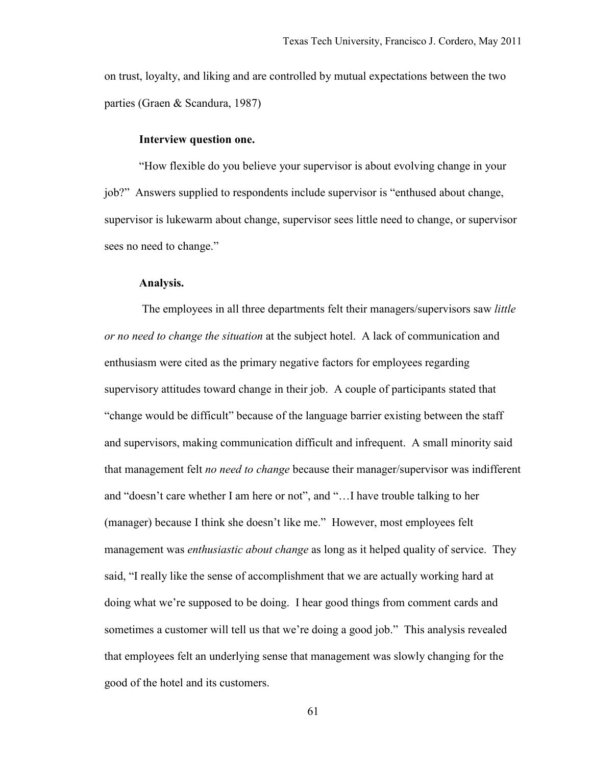on trust, loyalty, and liking and are controlled by mutual expectations between the two parties (Graen & Scandura, 1987)

**Interview question one.**

"How flexible do you believe your supervisor is about evolving change in your job?" Answers supplied to respondents include supervisor is "enthused about change, supervisor is lukewarm about change, supervisor sees little need to change, or supervisor sees no need to change."

**Analysis.**

The employees in all three departments felt their managers/supervisors saw *little or no need to change the situation* at the subject hotel. A lack of communication and enthusiasm were cited as the primary negative factors for employees regarding supervisory attitudes toward change in their job. A couple of participants stated that "change would be difficult" because of the language barrier existing between the staff and supervisors, making communication difficult and infrequent. A small minority said that management felt *no need to change* because their manager/supervisor was indifferent and "doesn't care whether I am here or not", and "…I have trouble talking to her (manager) because I think she doesn't like me." However, most employees felt management was *enthusiastic about change* as long as it helped quality of service. They said, "I really like the sense of accomplishment that we are actually working hard at doing what we're supposed to be doing. I hear good things from comment cards and sometimes a customer will tell us that we're doing a good job." This analysis revealed that employees felt an underlying sense that management was slowly changing for the good of the hotel and its customers.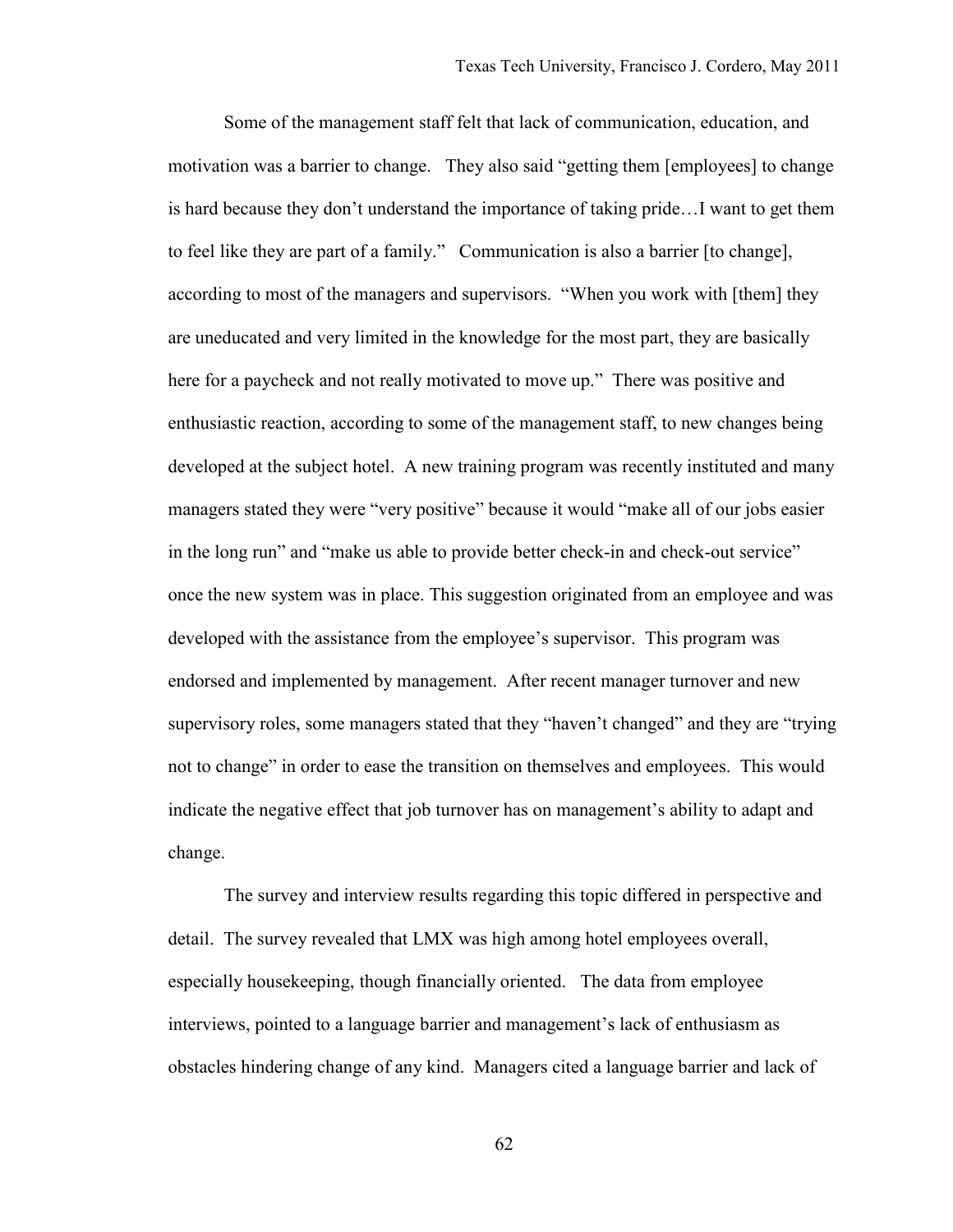Some of the management staff felt that lack of communication, education, and motivation was a barrier to change. They also said "getting them [employees] to change is hard because they don't understand the importance of taking pride…I want to get them to feel like they are part of a family." Communication is also a barrier [to change], according to most of the managers and supervisors. "When you work with [them] they are uneducated and very limited in the knowledge for the most part, they are basically here for a paycheck and not really motivated to move up." There was positive and enthusiastic reaction, according to some of the management staff, to new changes being developed at the subject hotel. A new training program was recently instituted and many managers stated they were "very positive" because it would "make all of our jobs easier in the long run" and "make us able to provide better check-in and check-out service" once the new system was in place. This suggestion originated from an employee and was developed with the assistance from the employee's supervisor. This program was endorsed and implemented by management. After recent manager turnover and new supervisory roles, some managers stated that they "haven't changed" and they are "trying not to change" in order to ease the transition on themselves and employees. This would indicate the negative effect that job turnover has on management's ability to adapt and change.

The survey and interview results regarding this topic differed in perspective and detail. The survey revealed that LMX was high among hotel employees overall, especially housekeeping, though financially oriented. The data from employee interviews, pointed to a language barrier and management's lack of enthusiasm as obstacles hindering change of any kind. Managers cited a language barrier and lack of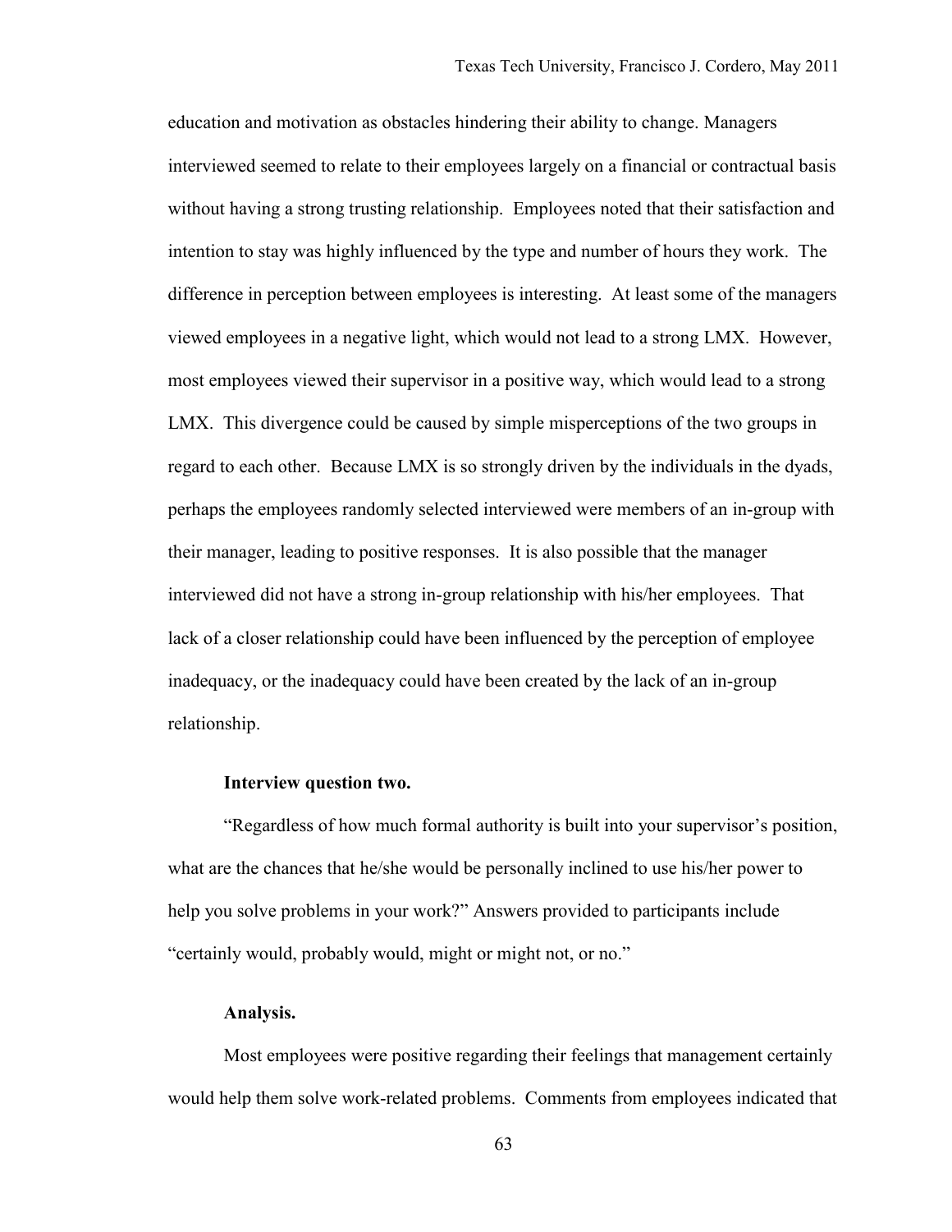education and motivation as obstacles hindering their ability to change. Managers interviewed seemed to relate to their employees largely on a financial or contractual basis without having a strong trusting relationship. Employees noted that their satisfaction and intention to stay was highly influenced by the type and number of hours they work. The difference in perception between employees is interesting. At least some of the managers viewed employees in a negative light, which would not lead to a strong LMX. However, most employees viewed their supervisor in a positive way, which would lead to a strong LMX. This divergence could be caused by simple misperceptions of the two groups in regard to each other. Because LMX is so strongly driven by the individuals in the dyads, perhaps the employees randomly selected interviewed were members of an in-group with their manager, leading to positive responses. It is also possible that the manager interviewed did not have a strong in-group relationship with his/her employees. That lack of a closer relationship could have been influenced by the perception of employee inadequacy, or the inadequacy could have been created by the lack of an in-group relationship.

**Interview question two.**

"Regardless of how much formal authority is built into your supervisor's position, what are the chances that he/she would be personally inclined to use his/her power to help you solve problems in your work?" Answers provided to participants include "certainly would, probably would, might or might not, or no."

**Analysis.**

Most employees were positive regarding their feelings that management certainly would help them solve work-related problems. Comments from employees indicated that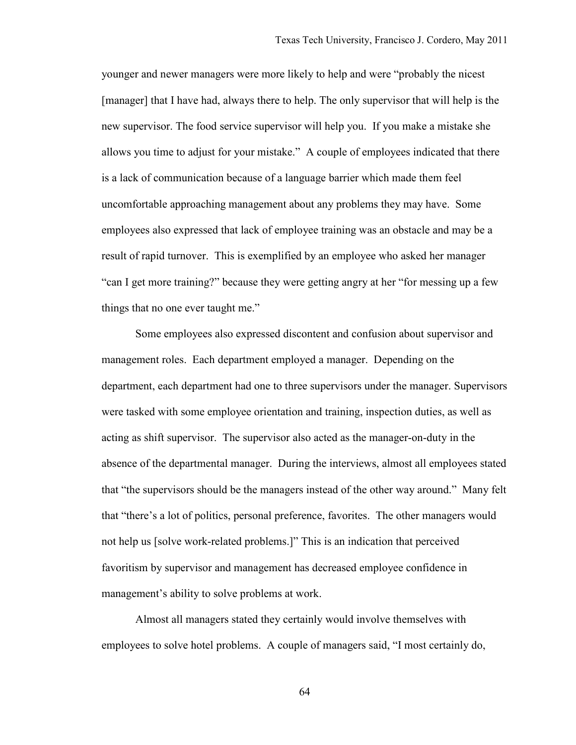younger and newer managers were more likely to help and were "probably the nicest [manager] that I have had, always there to help. The only supervisor that will help is the new supervisor. The food service supervisor will help you. If you make a mistake she allows you time to adjust for your mistake." A couple of employees indicated that there is a lack of communication because of a language barrier which made them feel uncomfortable approaching management about any problems they may have. Some employees also expressed that lack of employee training was an obstacle and may be a result of rapid turnover. This is exemplified by an employee who asked her manager "can I get more training?" because they were getting angry at her "for messing up a few things that no one ever taught me."

Some employees also expressed discontent and confusion about supervisor and management roles. Each department employed a manager. Depending on the department, each department had one to three supervisors under the manager. Supervisors were tasked with some employee orientation and training, inspection duties, as well as acting as shift supervisor. The supervisor also acted as the manager-on-duty in the absence of the departmental manager. During the interviews, almost all employees stated that "the supervisors should be the managers instead of the other way around." Many felt that "there's a lot of politics, personal preference, favorites. The other managers would not help us [solve work-related problems.]" This is an indication that perceived favoritism by supervisor and management has decreased employee confidence in management's ability to solve problems at work.

Almost all managers stated they certainly would involve themselves with employees to solve hotel problems. A couple of managers said, "I most certainly do,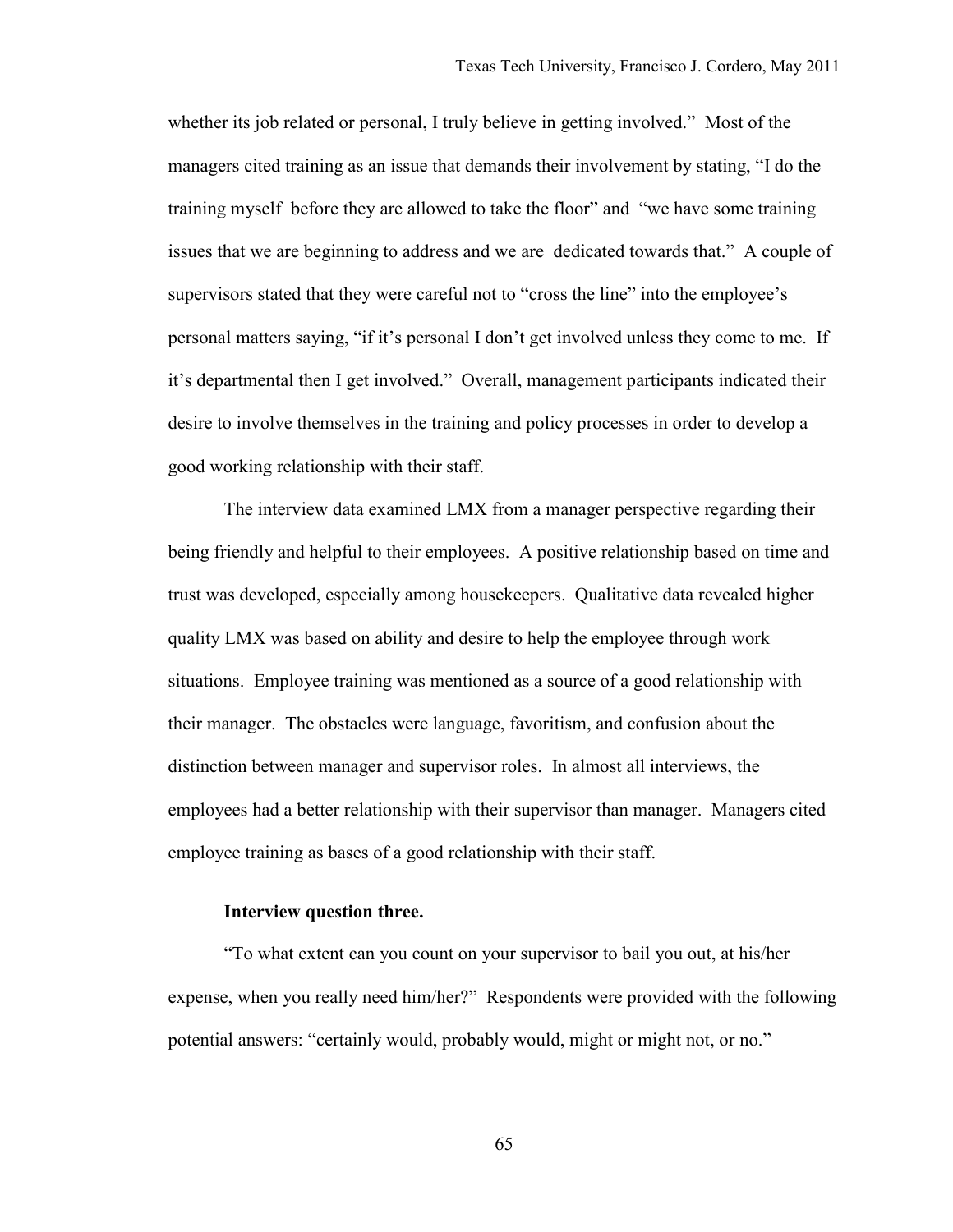whether its job related or personal, I truly believe in getting involved." Most of the managers cited training as an issue that demands their involvement by stating, "I do the training myself before they are allowed to take the floor" and "we have some training issues that we are beginning to address and we are dedicated towards that." A couple of supervisors stated that they were careful not to "cross the line" into the employee's personal matters saying, "if it's personal I don't get involved unless they come to me. If it's departmental then I get involved." Overall, management participants indicated their desire to involve themselves in the training and policy processes in order to develop a good working relationship with their staff.

The interview data examined LMX from a manager perspective regarding their being friendly and helpful to their employees. A positive relationship based on time and trust was developed, especially among housekeepers. Qualitative data revealed higher quality LMX was based on ability and desire to help the employee through work situations. Employee training was mentioned as a source of a good relationship with their manager. The obstacles were language, favoritism, and confusion about the distinction between manager and supervisor roles. In almost all interviews, the employees had a better relationship with their supervisor than manager. Managers cited employee training as bases of a good relationship with their staff.

**Interview question three.**

"To what extent can you count on your supervisor to bail you out, at his/her expense, when you really need him/her?" Respondents were provided with the following potential answers: "certainly would, probably would, might or might not, or no."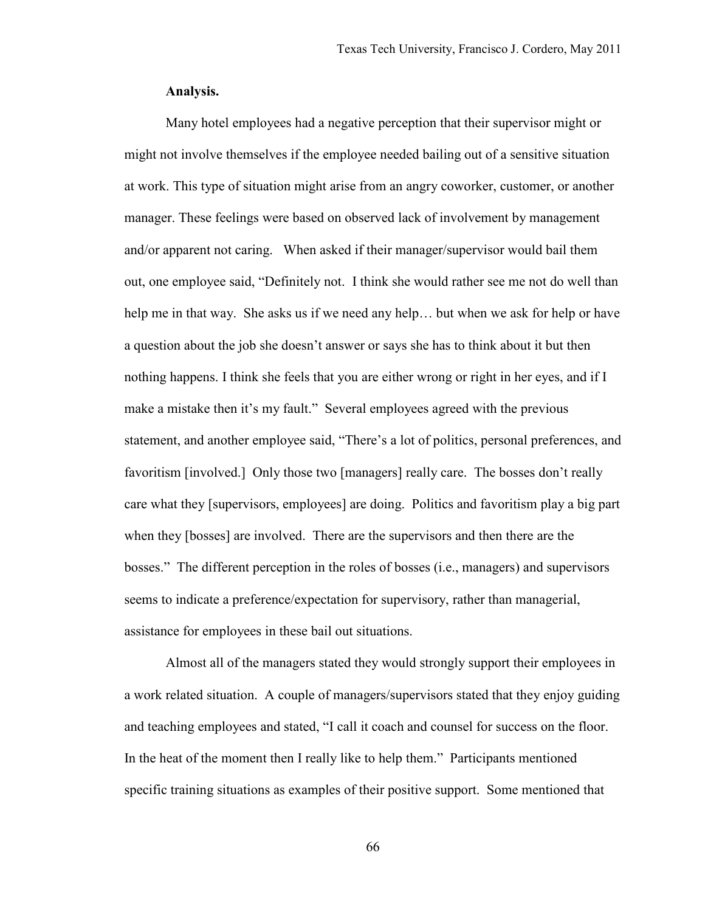**Analysis.**

Many hotel employees had a negative perception that their supervisor might or might not involve themselves if the employee needed bailing out of a sensitive situation at work. This type of situation might arise from an angry coworker, customer, or another manager. These feelings were based on observed lack of involvement by management and/or apparent not caring. When asked if their manager/supervisor would bail them out, one employee said, "Definitely not. I think she would rather see me not do well than help me in that way. She asks us if we need any help… but when we ask for help or have a question about the job she doesn't answer or says she has to think about it but then nothing happens. I think she feels that you are either wrong or right in her eyes, and if I make a mistake then it's my fault." Several employees agreed with the previous statement, and another employee said, "There's a lot of politics, personal preferences, and favoritism [involved.] Only those two [managers] really care. The bosses don't really care what they [supervisors, employees] are doing. Politics and favoritism play a big part when they [bosses] are involved. There are the supervisors and then there are the bosses." The different perception in the roles of bosses (i.e., managers) and supervisors seems to indicate a preference/expectation for supervisory, rather than managerial, assistance for employees in these bail out situations.

Almost all of the managers stated they would strongly support their employees in a work related situation. A couple of managers/supervisors stated that they enjoy guiding and teaching employees and stated, "I call it coach and counsel for success on the floor. In the heat of the moment then I really like to help them." Participants mentioned specific training situations as examples of their positive support. Some mentioned that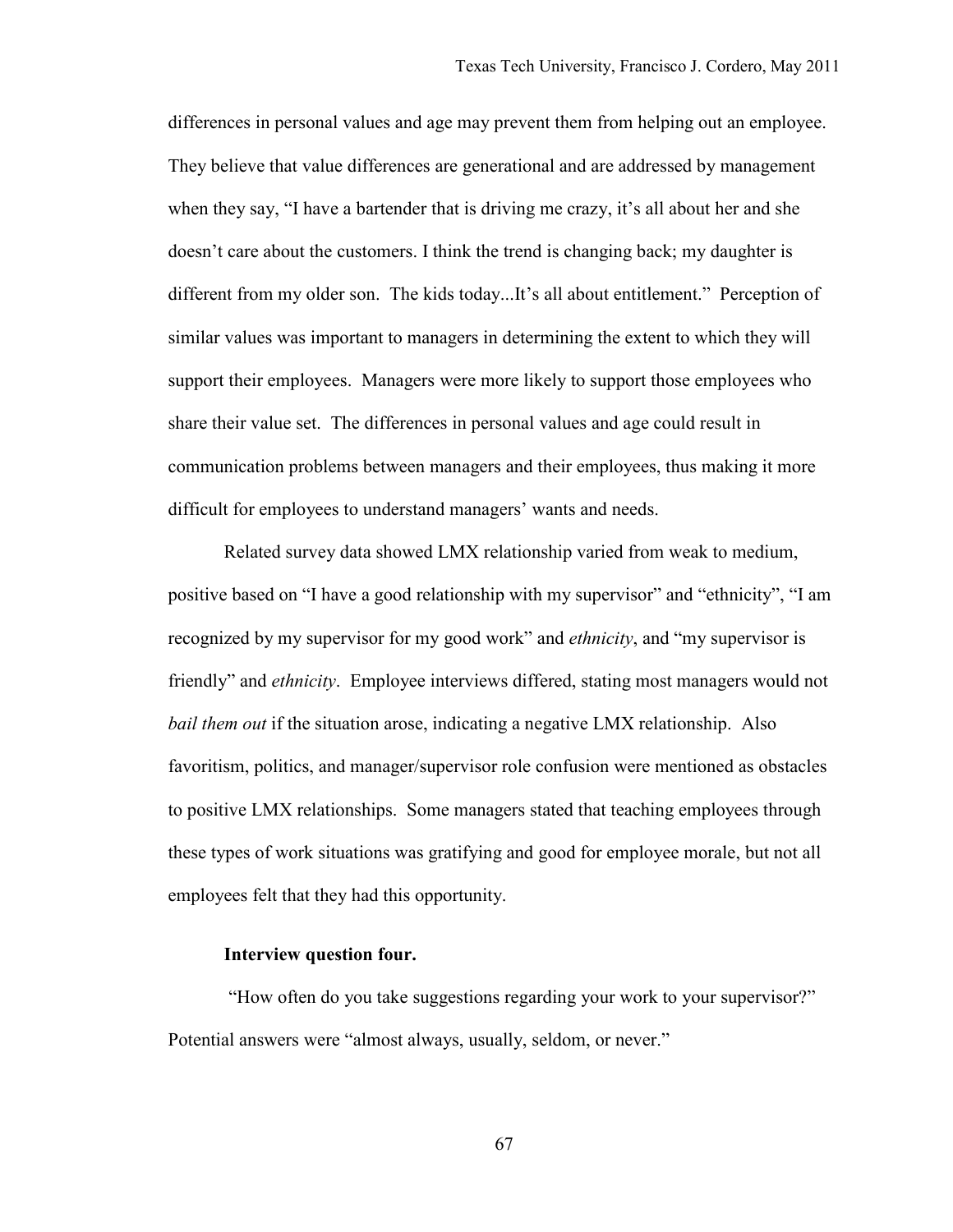differences in personal values and age may prevent them from helping out an employee. They believe that value differences are generational and are addressed by management when they say, "I have a bartender that is driving me crazy, it's all about her and she doesn't care about the customers. I think the trend is changing back; my daughter is different from my older son. The kids today...It's all about entitlement." Perception of similar values was important to managers in determining the extent to which they will support their employees. Managers were more likely to support those employees who share their value set. The differences in personal values and age could result in communication problems between managers and their employees, thus making it more difficult for employees to understand managers' wants and needs.

Related survey data showed LMX relationship varied from weak to medium, positive based on "I have a good relationship with my supervisor" and "ethnicity", "I am recognized by my supervisor for my good work" and *ethnicity*, and "my supervisor is friendly" and *ethnicity*. Employee interviews differed, stating most managers would not *bail them out* if the situation arose, indicating a negative LMX relationship. Also favoritism, politics, and manager/supervisor role confusion were mentioned as obstacles to positive LMX relationships. Some managers stated that teaching employees through these types of work situations was gratifying and good for employee morale, but not all employees felt that they had this opportunity.

**Interview question four.**

"How often do you take suggestions regarding your work to your supervisor?" Potential answers were "almost always, usually, seldom, or never."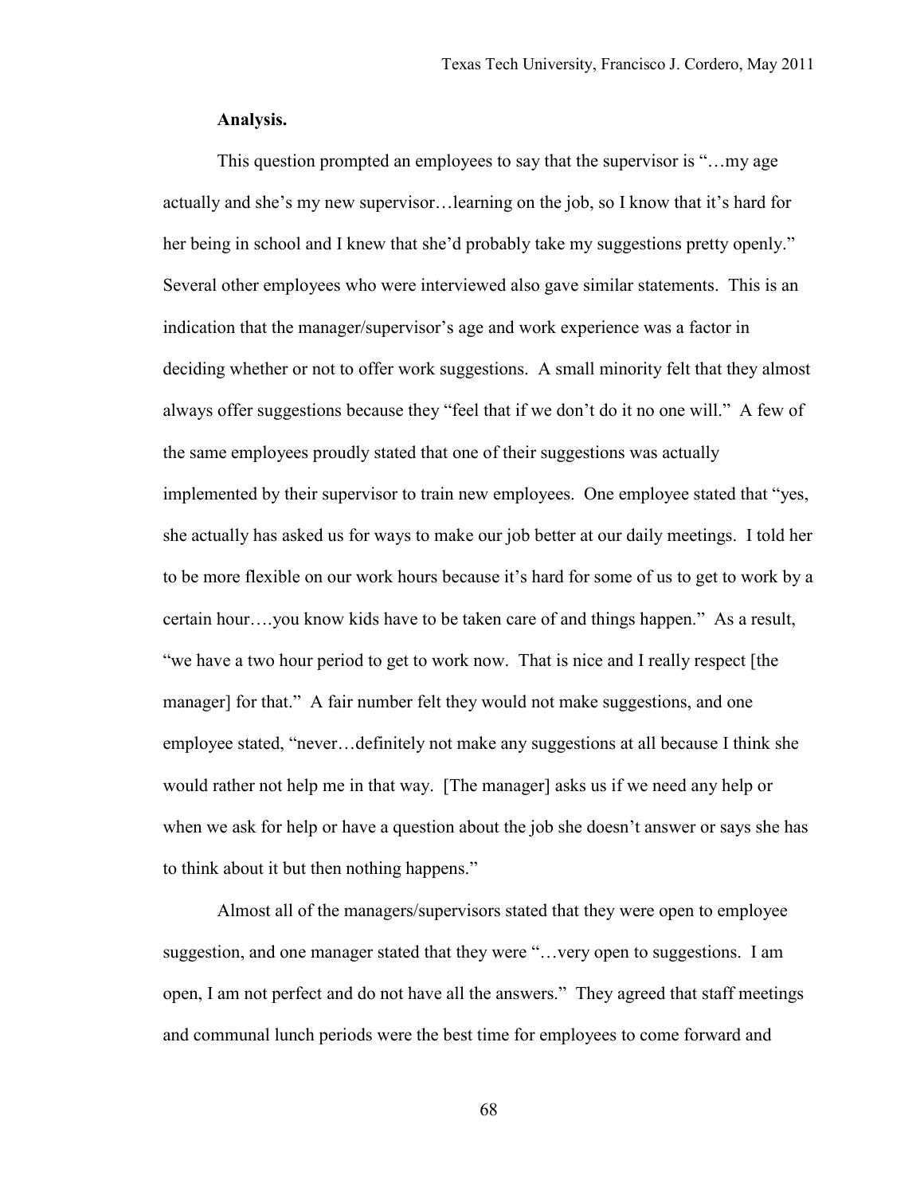**Analysis.**

This question prompted an employees to say that the supervisor is "…my age actually and she's my new supervisor…learning on the job, so I know that it's hard for her being in school and I knew that she'd probably take my suggestions pretty openly." Several other employees who were interviewed also gave similar statements. This is an indication that the manager/supervisor's age and work experience was a factor in deciding whether or not to offer work suggestions. A small minority felt that they almost always offer suggestions because they "feel that if we don't do it no one will." A few of the same employees proudly stated that one of their suggestions was actually implemented by their supervisor to train new employees. One employee stated that "yes, she actually has asked us for ways to make our job better at our daily meetings. I told her to be more flexible on our work hours because it's hard for some of us to get to work by a certain hour….you know kids have to be taken care of and things happen." As a result, "we have a two hour period to get to work now. That is nice and I really respect [the manager] for that." A fair number felt they would not make suggestions, and one employee stated, "never…definitely not make any suggestions at all because I think she would rather not help me in that way. [The manager] asks us if we need any help or when we ask for help or have a question about the job she doesn't answer or says she has to think about it but then nothing happens."

Almost all of the managers/supervisors stated that they were open to employee suggestion, and one manager stated that they were "…very open to suggestions. I am open, I am not perfect and do not have all the answers." They agreed that staff meetings and communal lunch periods were the best time for employees to come forward and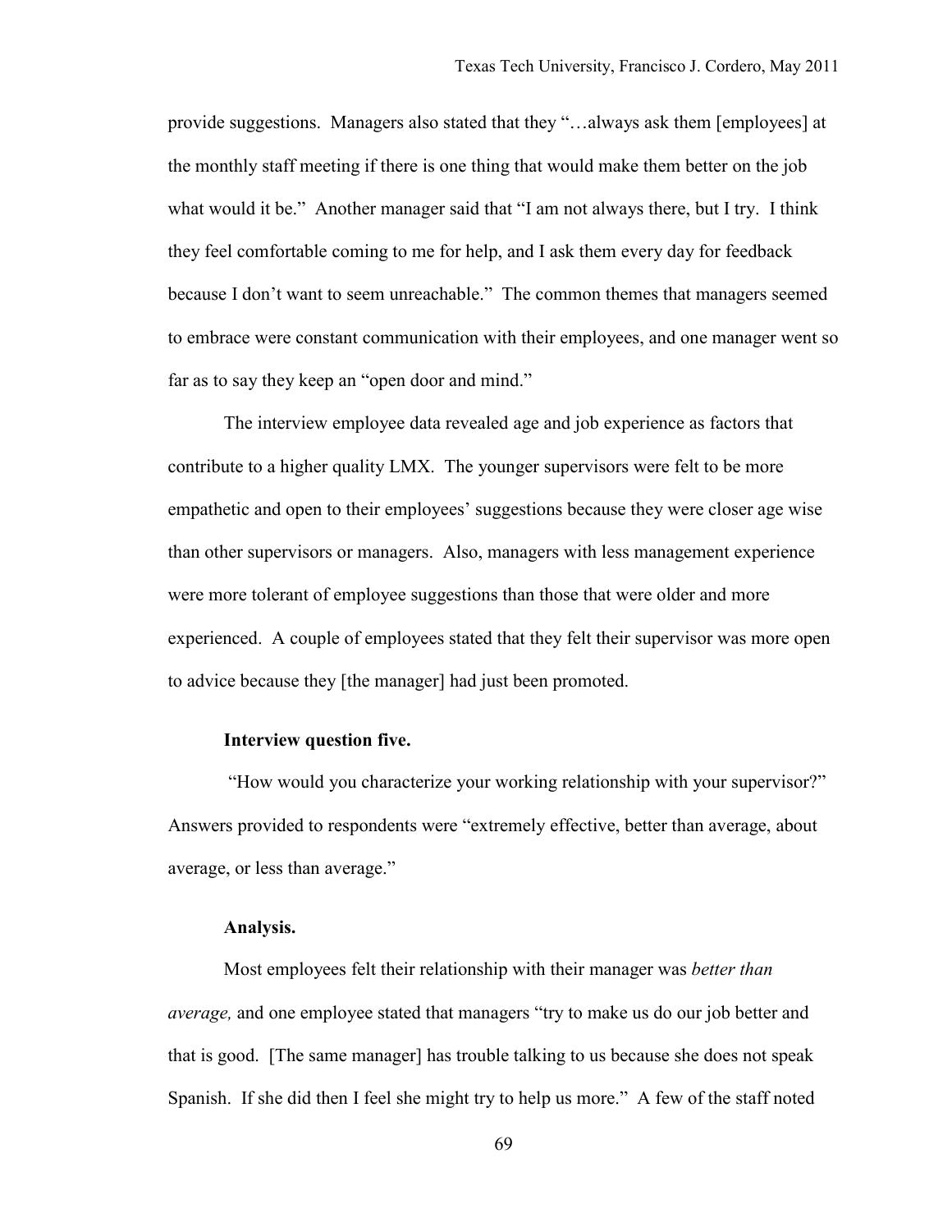provide suggestions. Managers also stated that they "…always ask them [employees] at the monthly staff meeting if there is one thing that would make them better on the job what would it be." Another manager said that "I am not always there, but I try. I think they feel comfortable coming to me for help, and I ask them every day for feedback because I don't want to seem unreachable." The common themes that managers seemed to embrace were constant communication with their employees, and one manager went so far as to say they keep an "open door and mind."

The interview employee data revealed age and job experience as factors that contribute to a higher quality LMX. The younger supervisors were felt to be more empathetic and open to their employees' suggestions because they were closer age wise than other supervisors or managers. Also, managers with less management experience were more tolerant of employee suggestions than those that were older and more experienced. A couple of employees stated that they felt their supervisor was more open to advice because they [the manager] had just been promoted.

**Interview question five.**

"How would you characterize your working relationship with your supervisor?" Answers provided to respondents were "extremely effective, better than average, about average, or less than average."

**Analysis.**

Most employees felt their relationship with their manager was *better than average,* and one employee stated that managers "try to make us do our job better and that is good. [The same manager] has trouble talking to us because she does not speak Spanish. If she did then I feel she might try to help us more." A few of the staff noted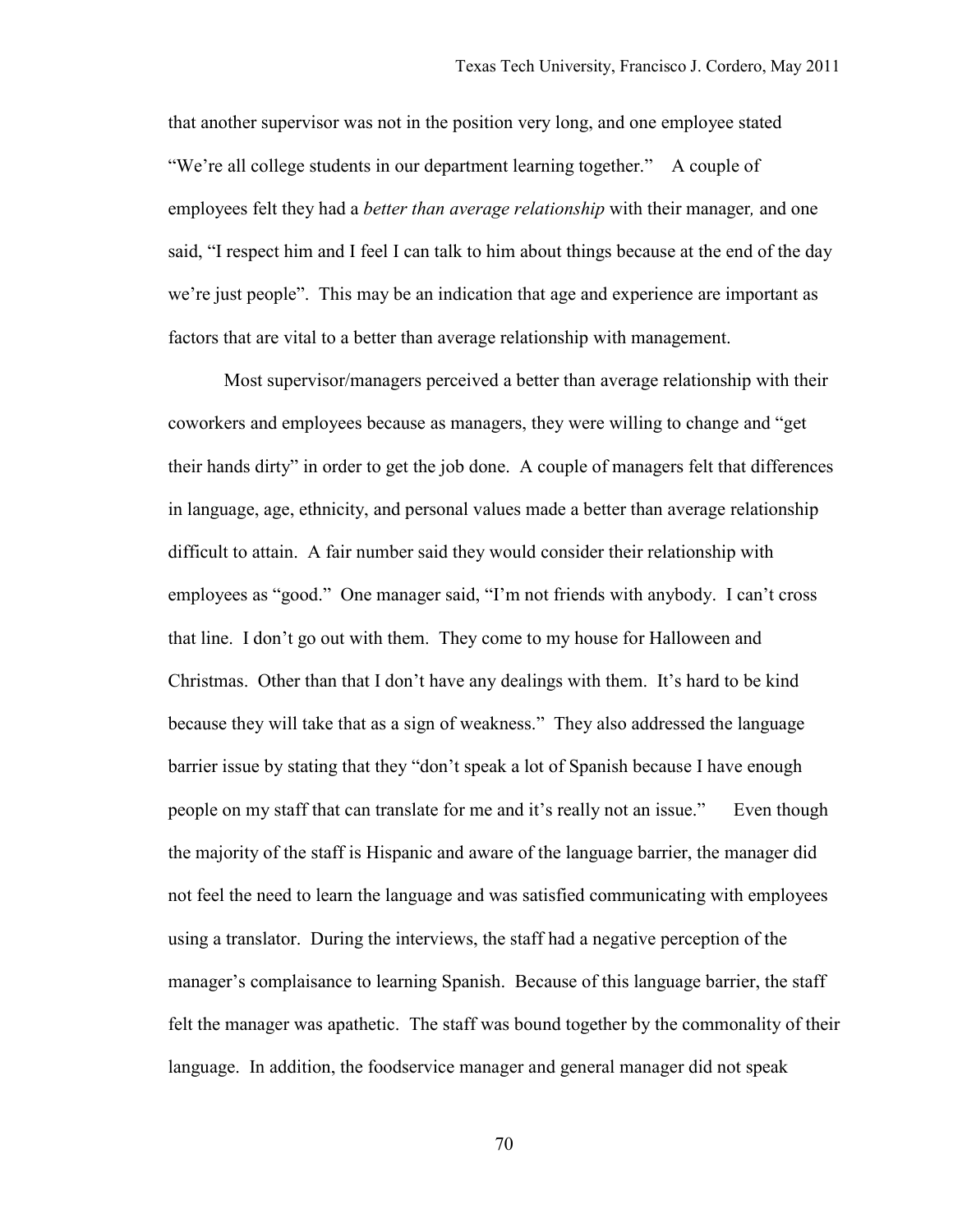that another supervisor was not in the position very long, and one employee stated "We're all college students in our department learning together." A couple of employees felt they had a *better than average relationship* with their manager, and one said, "I respect him and I feel I can talk to him about things because at the end of the day we're just people". This may be an indication that age and experience are important as factors that are vital to a better than average relationship with management.

Most supervisor/managers perceived a better than average relationship with their coworkers and employees because as managers, they were willing to change and "get their hands dirty" in order to get the job done. A couple of managers felt that differences in language, age, ethnicity, and personal values made a better than average relationship difficult to attain. A fair number said they would consider their relationship with employees as "good." One manager said, "I'm not friends with anybody. I can't cross that line. I don't go out with them. They come to my house for Halloween and Christmas. Other than that I don't have any dealings with them. It's hard to be kind because they will take that as a sign of weakness." They also addressed the language barrier issue by stating that they "don't speak a lot of Spanish because I have enough people on my staff that can translate for me and it's really not an issue." Even though the majority of the staff is Hispanic and aware of the language barrier, the manager did not feel the need to learn the language and was satisfied communicating with employees using a translator. During the interviews, the staff had a negative perception of the manager's complaisance to learning Spanish. Because of this language barrier, the staff felt the manager was apathetic. The staff was bound together by the commonality of their language. In addition, the foodservice manager and general manager did not speak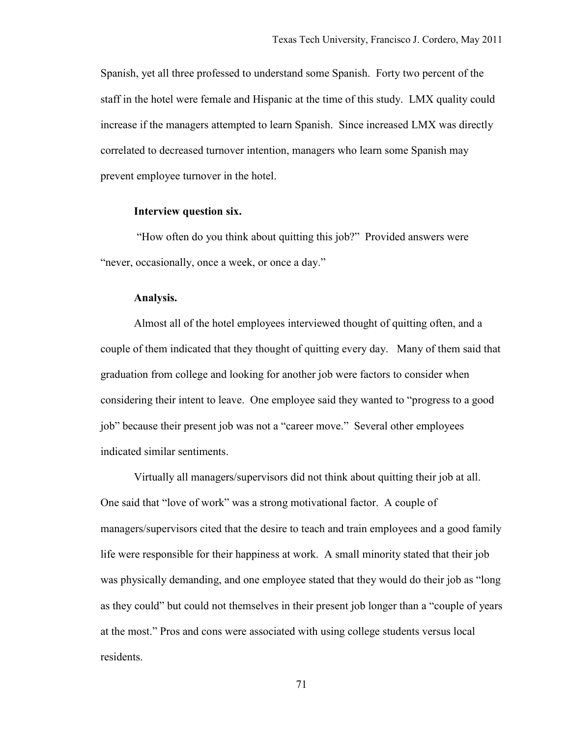Spanish, yet all three professed to understand some Spanish. Forty two percent of the staff in the hotel were female and Hispanic at the time of this study. LMX quality could increase if the managers attempted to learn Spanish. Since increased LMX was directly correlated to decreased turnover intention, managers who learn some Spanish may prevent employee turnover in the hotel.

**Interview question six.**

"How often do you think about quitting this job?" Provided answers were "never, occasionally, once a week, or once a day."

**Analysis.**

Almost all of the hotel employees interviewed thought of quitting often, and a couple of them indicated that they thought of quitting every day. Many of them said that graduation from college and looking for another job were factors to consider when considering their intent to leave. One employee said they wanted to "progress to a good job" because their present job was not a "career move." Several other employees indicated similar sentiments.

Virtually all managers/supervisors did not think about quitting their job at all. One said that "love of work" was a strong motivational factor. A couple of managers/supervisors cited that the desire to teach and train employees and a good family life were responsible for their happiness at work. A small minority stated that their job was physically demanding, and one employee stated that they would do their job as "long as they could" but could not themselves in their present job longer than a "couple of years at the most." Pros and cons were associated with using college students versus local residents.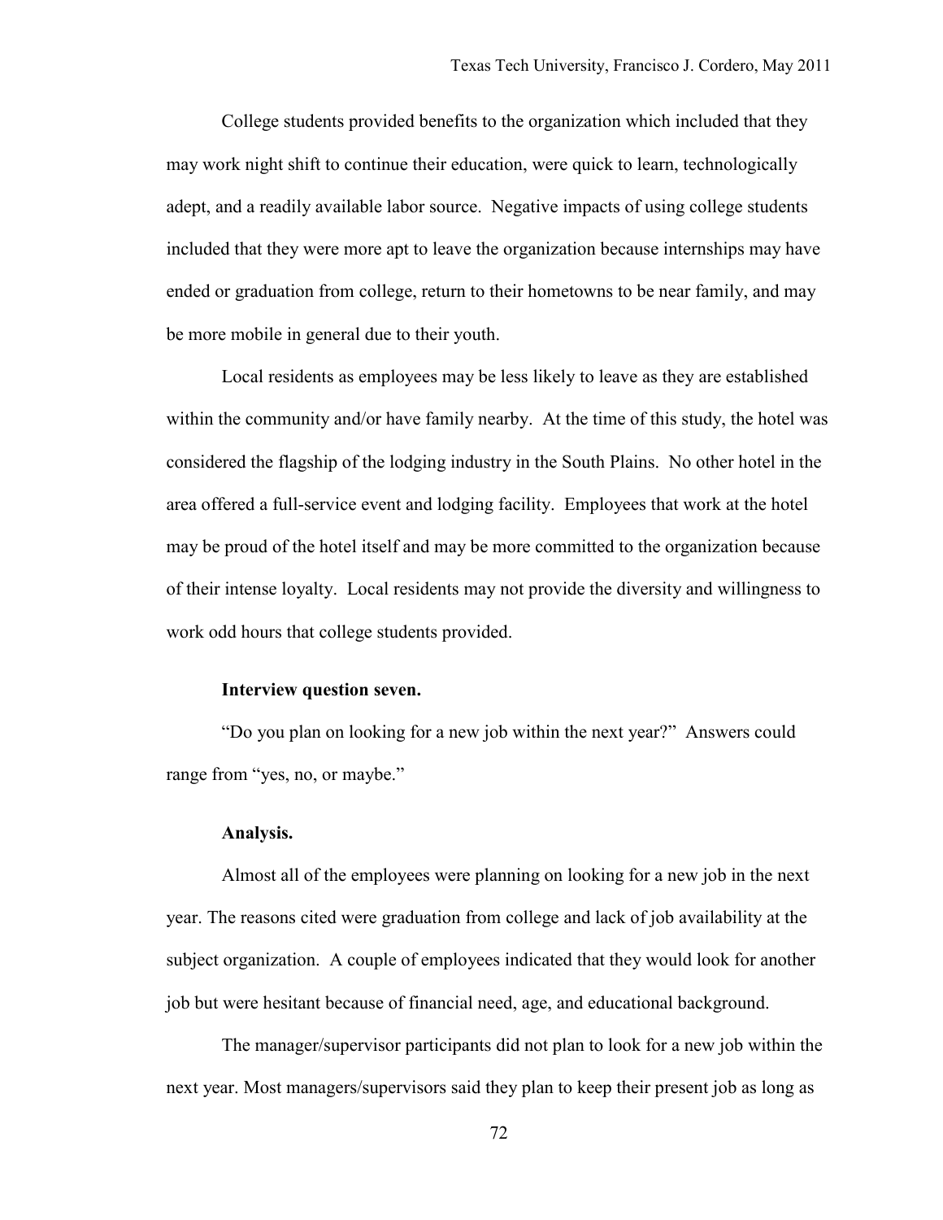College students provided benefits to the organization which included that they may work night shift to continue their education, were quick to learn, technologically adept, and a readily available labor source. Negative impacts of using college students included that they were more apt to leave the organization because internships may have ended or graduation from college, return to their hometowns to be near family, and may be more mobile in general due to their youth.

Local residents as employees may be less likely to leave as they are established within the community and/or have family nearby. At the time of this study, the hotel was considered the flagship of the lodging industry in the South Plains. No other hotel in the area offered a full-service event and lodging facility. Employees that work at the hotel may be proud of the hotel itself and may be more committed to the organization because of their intense loyalty. Local residents may not provide the diversity and willingness to work odd hours that college students provided.

**Interview question seven.**

"Do you plan on looking for a new job within the next year?" Answers could range from "yes, no, or maybe."

**Analysis.**

Almost all of the employees were planning on looking for a new job in the next year. The reasons cited were graduation from college and lack of job availability at the subject organization. A couple of employees indicated that they would look for another job but were hesitant because of financial need, age, and educational background.

The manager/supervisor participants did not plan to look for a new job within the next year. Most managers/supervisors said they plan to keep their present job as long as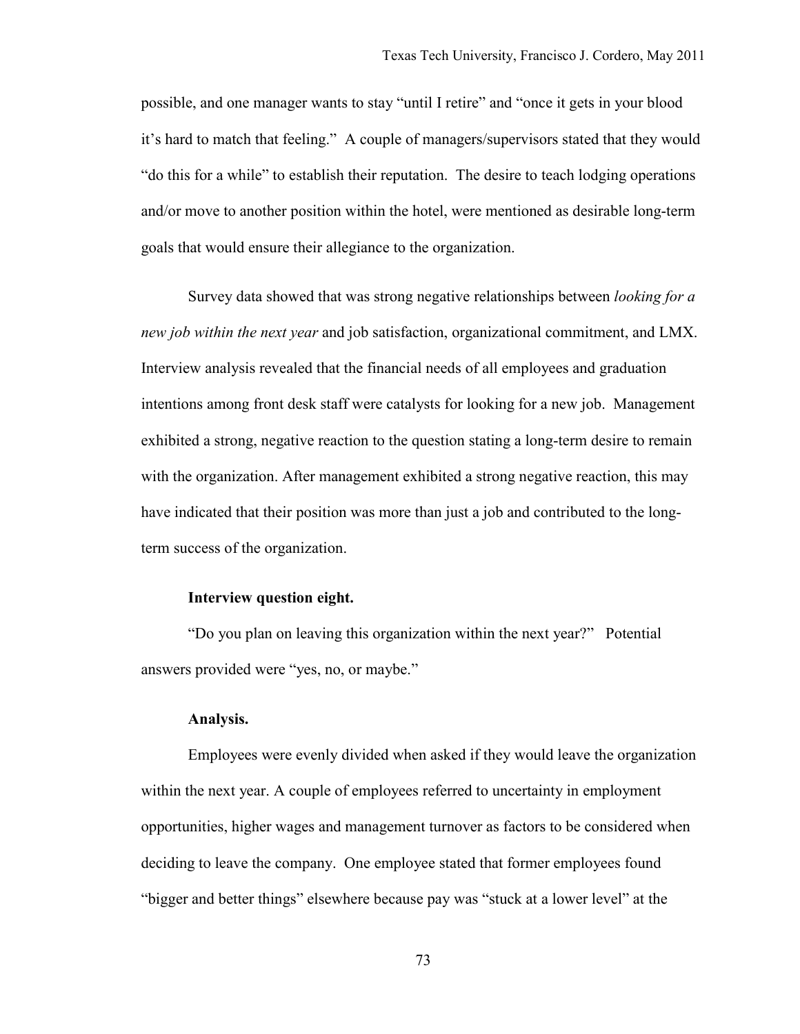possible, and one manager wants to stay "until I retire" and "once it gets in your blood it's hard to match that feeling." A couple of managers/supervisors stated that they would "do this for a while" to establish their reputation. The desire to teach lodging operations and/or move to another position within the hotel, were mentioned as desirable long-term goals that would ensure their allegiance to the organization.

Survey data showed that was strong negative relationships between *looking for a new job within the next year* and job satisfaction, organizational commitment, and LMX. Interview analysis revealed that the financial needs of all employees and graduation intentions among front desk staff were catalysts for looking for a new job. Management exhibited a strong, negative reaction to the question stating a long-term desire to remain with the organization. After management exhibited a strong negative reaction, this may have indicated that their position was more than just a job and contributed to the long-term success of the organization.

**Interview question eight.**

"Do you plan on leaving this organization within the next year?" Potential answers provided were "yes, no, or maybe."

**Analysis.**

Employees were evenly divided when asked if they would leave the organization within the next year. A couple of employees referred to uncertainty in employment opportunities, higher wages and management turnover as factors to be considered when deciding to leave the company. One employee stated that former employees found "bigger and better things" elsewhere because pay was "stuck at a lower level" at the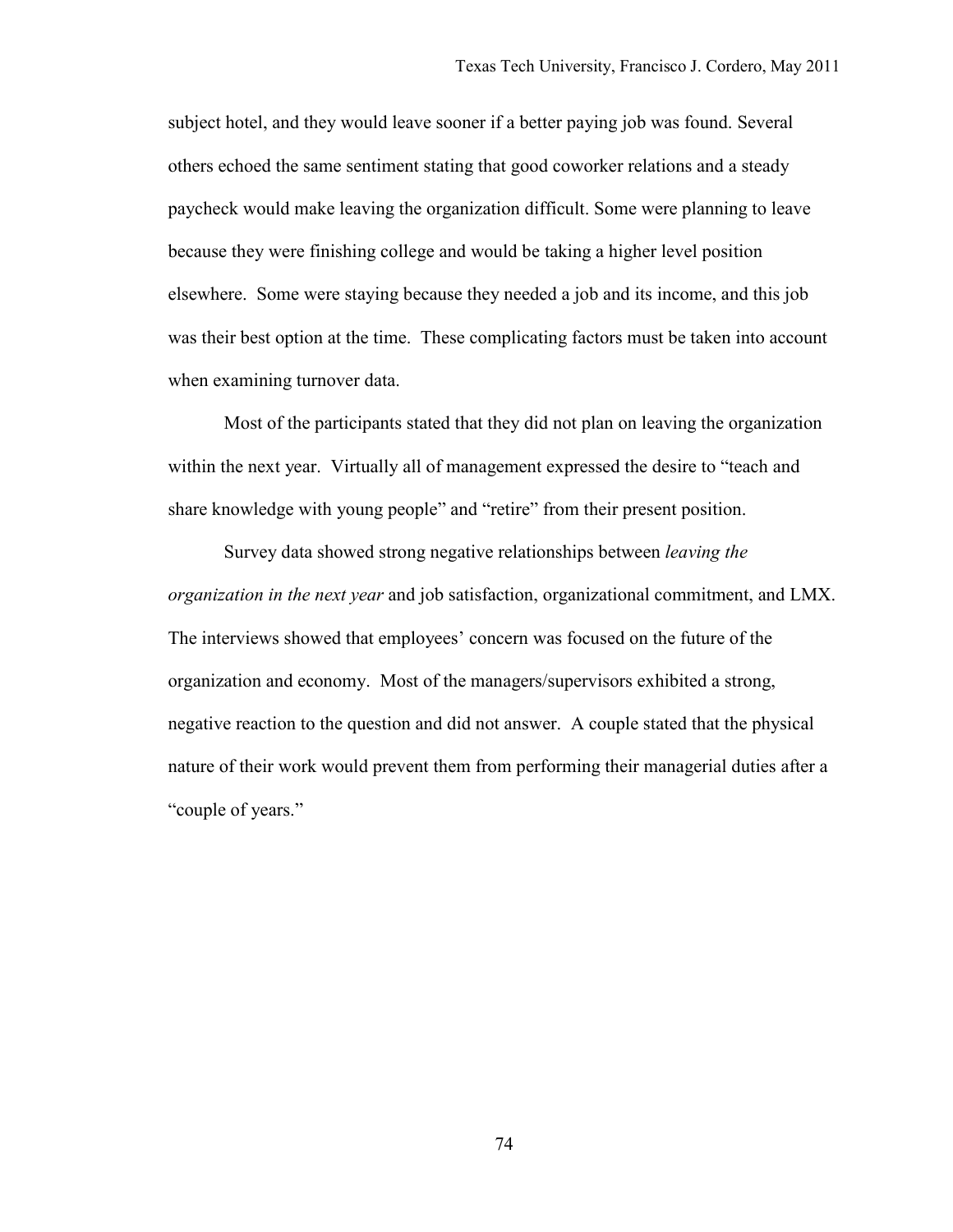subject hotel, and they would leave sooner if a better paying job was found. Several others echoed the same sentiment stating that good coworker relations and a steady paycheck would make leaving the organization difficult. Some were planning to leave because they were finishing college and would be taking a higher level position elsewhere. Some were staying because they needed a job and its income, and this job was their best option at the time. These complicating factors must be taken into account when examining turnover data.

Most of the participants stated that they did not plan on leaving the organization within the next year. Virtually all of management expressed the desire to "teach and share knowledge with young people" and "retire" from their present position.

Survey data showed strong negative relationships between *leaving the organization in the next year* and job satisfaction, organizational commitment, and LMX. The interviews showed that employees' concern was focused on the future of the organization and economy. Most of the managers/supervisors exhibited a strong, negative reaction to the question and did not answer. A couple stated that the physical nature of their work would prevent them from performing their managerial duties after a "couple of years."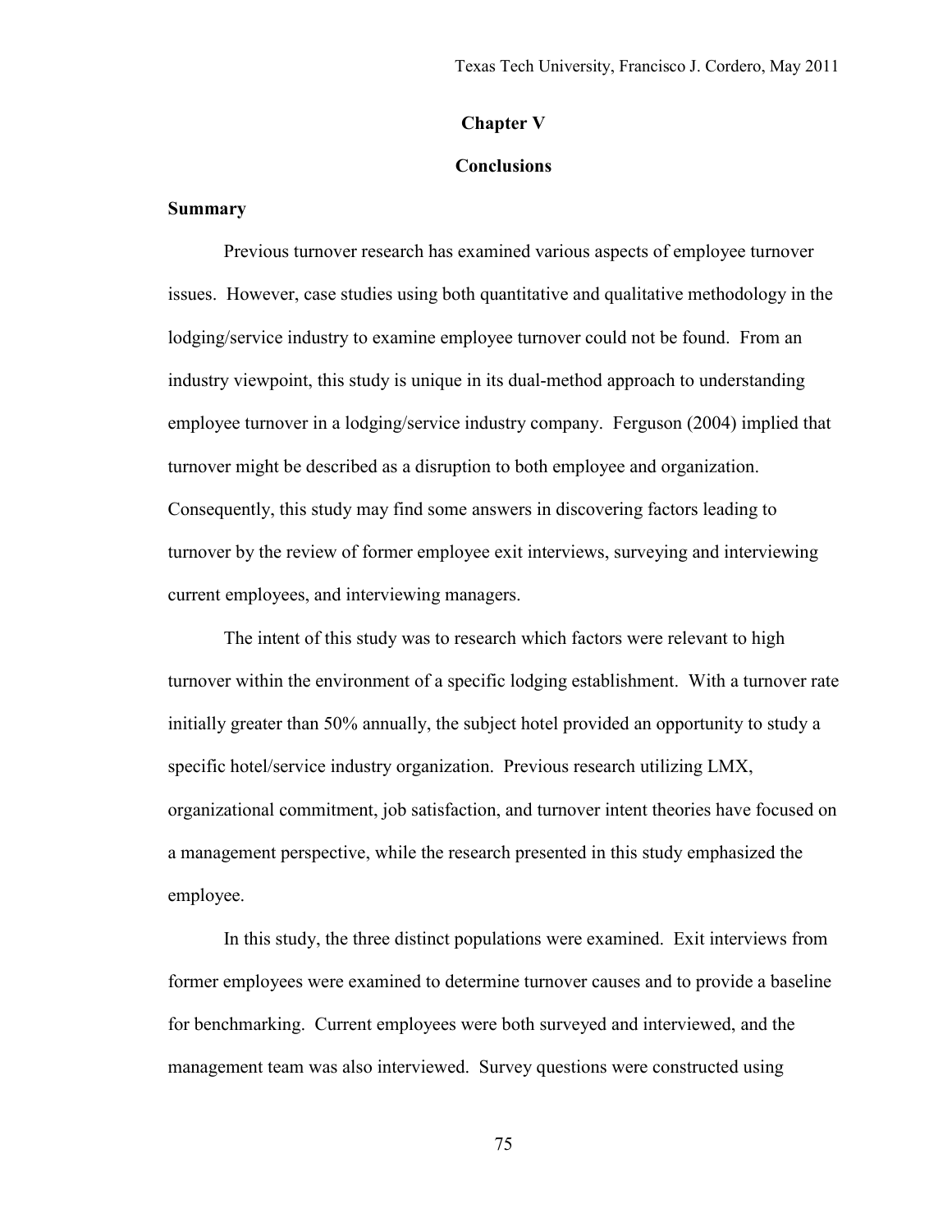# Chapter V

# Conclusions

## Summary

Previous turnover research has examined various aspects of employee turnover issues. However, case studies using both quantitative and qualitative methodology in the lodging/service industry to examine employee turnover could not be found. From an industry viewpoint, this study is unique in its dual-method approach to understanding employee turnover in a lodging/service industry company. Ferguson (2004) implied that turnover might be described as a disruption to both employee and organization. Consequently, this study may find some answers in discovering factors leading to turnover by the review of former employee exit interviews, surveying and interviewing current employees, and interviewing managers.

The intent of this study was to research which factors were relevant to high turnover within the environment of a specific lodging establishment. With a turnover rate initially greater than 50% annually, the subject hotel provided an opportunity to study a specific hotel/service industry organization. Previous research utilizing LMX, organizational commitment, job satisfaction, and turnover intent theories have focused on a management perspective, while the research presented in this study emphasized the employee.

In this study, the three distinct populations were examined. Exit interviews from former employees were examined to determine turnover causes and to provide a baseline for benchmarking. Current employees were both surveyed and interviewed, and the management team was also interviewed. Survey questions were constructed using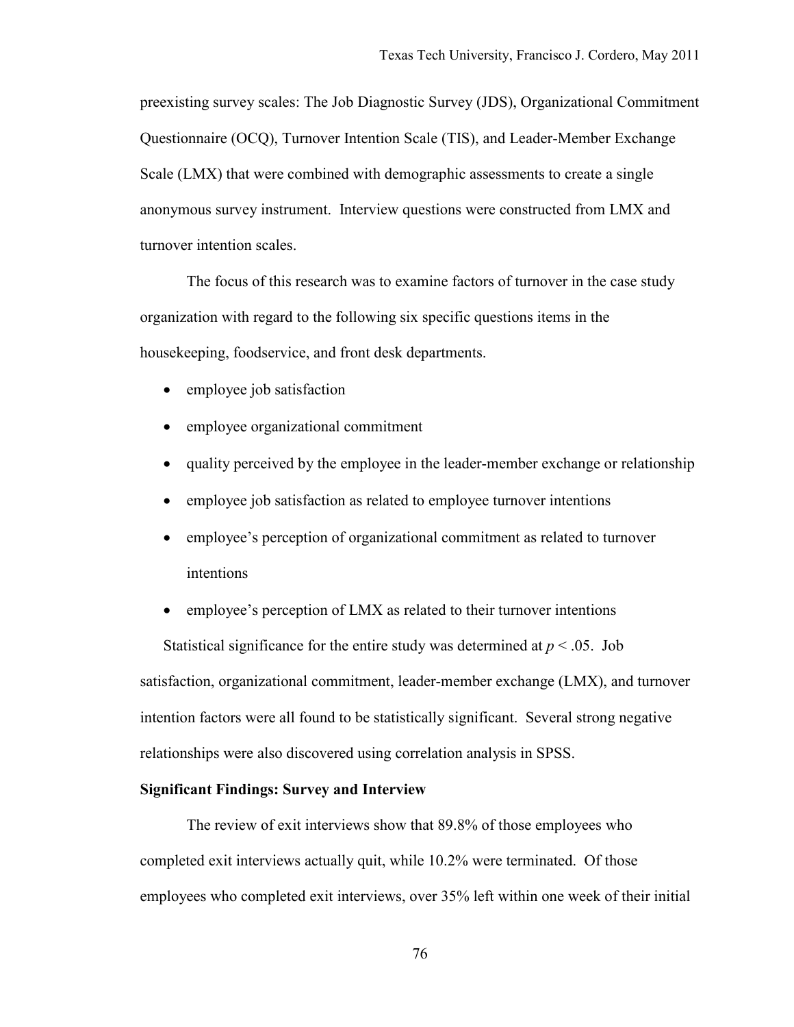preexisting survey scales: The Job Diagnostic Survey (JDS), Organizational Commitment Questionnaire (OCQ), Turnover Intention Scale (TIS), and Leader-Member Exchange Scale (LMX) that were combined with demographic assessments to create a single anonymous survey instrument. Interview questions were constructed from LMX and turnover intention scales.

The focus of this research was to examine factors of turnover in the case study organization with regard to the following six specific questions items in the housekeeping, foodservice, and front desk departments.

- employee job satisfaction
- employee organizational commitment
- quality perceived by the employee in the leader-member exchange or relationship
- employee job satisfaction as related to employee turnover intentions
- employee's perception of organizational commitment as related to turnover intentions
- employee's perception of LMX as related to their turnover intentions

Statistical significance for the entire study was determined at $p < .05$. Job satisfaction, organizational commitment, leader-member exchange (LMX), and turnover intention factors were all found to be statistically significant. Several strong negative relationships were also discovered using correlation analysis in SPSS.

**Significant Findings: Survey and Interview**

The review of exit interviews show that 89.8% of those employees who completed exit interviews actually quit, while 10.2% were terminated. Of those employees who completed exit interviews, over 35% left within one week of their initial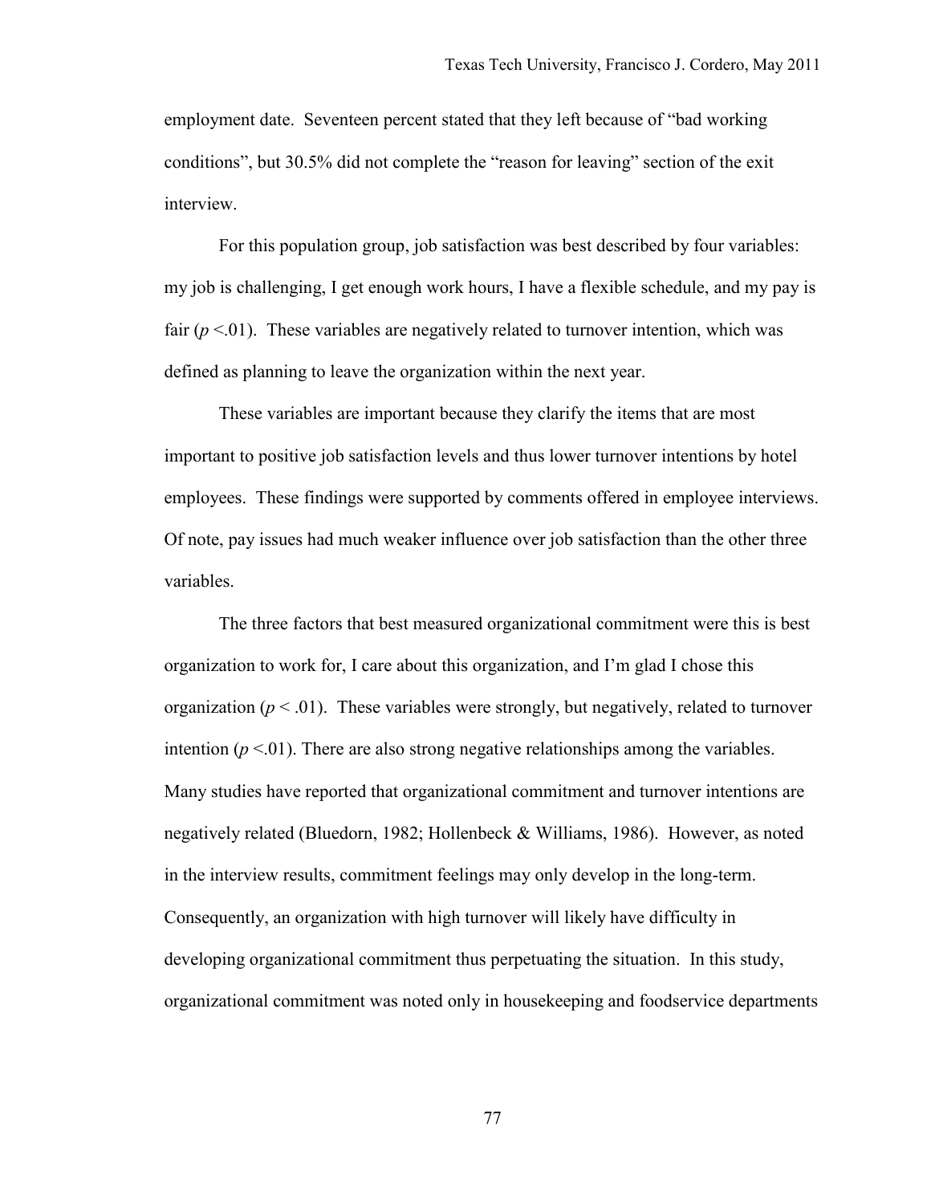employment date. Seventeen percent stated that they left because of "bad working conditions", but 30.5% did not complete the "reason for leaving" section of the exit interview.

For this population group, job satisfaction was best described by four variables: my job is challenging, I get enough work hours, I have a flexible schedule, and my pay is fair ($p$ <.01). These variables are negatively related to turnover intention, which was defined as planning to leave the organization within the next year.

These variables are important because they clarify the items that are most important to positive job satisfaction levels and thus lower turnover intentions by hotel employees. These findings were supported by comments offered in employee interviews. Of note, pay issues had much weaker influence over job satisfaction than the other three variables.

The three factors that best measured organizational commitment were this is best organization to work for, I care about this organization, and I'm glad I chose this organization ($p$ < .01). These variables were strongly, but negatively, related to turnover intention ($p$ <.01). There are also strong negative relationships among the variables. Many studies have reported that organizational commitment and turnover intentions are negatively related (Bluedorn, 1982; Hollenbeck & Williams, 1986). However, as noted in the interview results, commitment feelings may only develop in the long-term. Consequently, an organization with high turnover will likely have difficulty in developing organizational commitment thus perpetuating the situation. In this study, organizational commitment was noted only in housekeeping and foodservice departments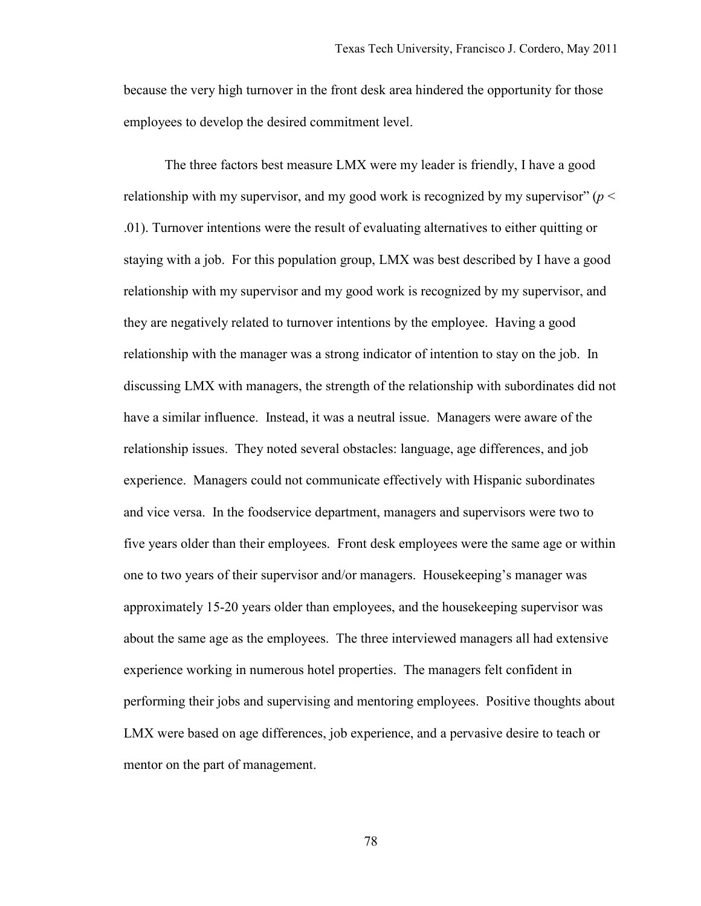because the very high turnover in the front desk area hindered the opportunity for those employees to develop the desired commitment level.

The three factors best measure LMX were my leader is friendly, I have a good relationship with my supervisor, and my good work is recognized by my supervisor" ($p < .01$). Turnover intentions were the result of evaluating alternatives to either quitting or staying with a job. For this population group, LMX was best described by I have a good relationship with my supervisor and my good work is recognized by my supervisor, and they are negatively related to turnover intentions by the employee. Having a good relationship with the manager was a strong indicator of intention to stay on the job. In discussing LMX with managers, the strength of the relationship with subordinates did not have a similar influence. Instead, it was a neutral issue. Managers were aware of the relationship issues. They noted several obstacles: language, age differences, and job experience. Managers could not communicate effectively with Hispanic subordinates and vice versa. In the foodservice department, managers and supervisors were two to five years older than their employees. Front desk employees were the same age or within one to two years of their supervisor and/or managers. Housekeeping's manager was approximately 15-20 years older than employees, and the housekeeping supervisor was about the same age as the employees. The three interviewed managers all had extensive experience working in numerous hotel properties. The managers felt confident in performing their jobs and supervising and mentoring employees. Positive thoughts about LMX were based on age differences, job experience, and a pervasive desire to teach or mentor on the part of management.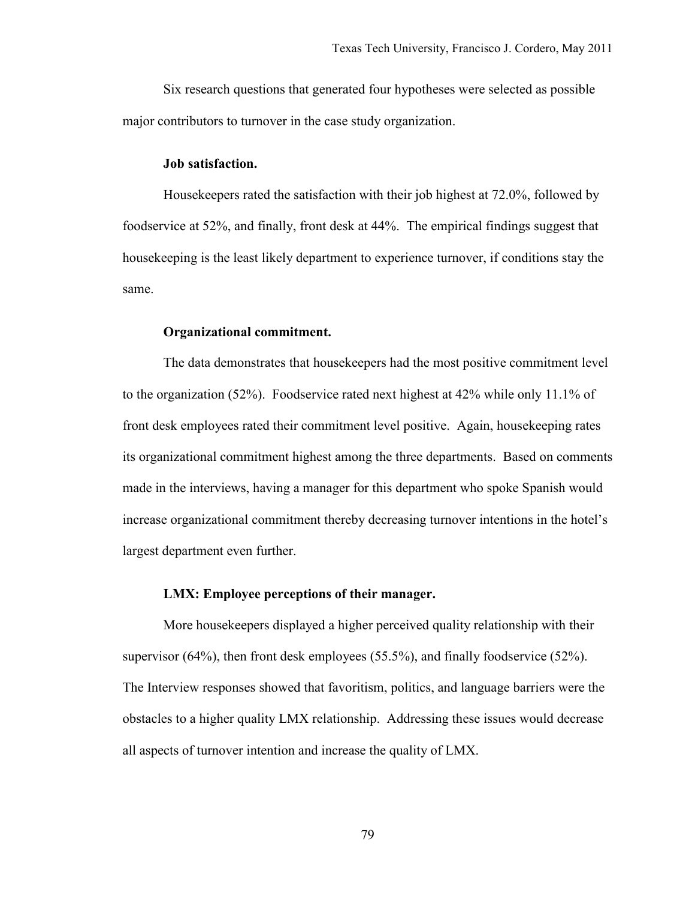Six research questions that generated four hypotheses were selected as possible major contributors to turnover in the case study organization.

#### Job satisfaction.

Housekeepers rated the satisfaction with their job highest at 72.0%, followed by foodservice at 52%, and finally, front desk at 44%. The empirical findings suggest that housekeeping is the least likely department to experience turnover, if conditions stay the same.

#### Organizational commitment.

The data demonstrates that housekeepers had the most positive commitment level to the organization (52%). Foodservice rated next highest at 42% while only 11.1% of front desk employees rated their commitment level positive. Again, housekeeping rates its organizational commitment highest among the three departments. Based on comments made in the interviews, having a manager for this department who spoke Spanish would increase organizational commitment thereby decreasing turnover intentions in the hotel's largest department even further.

#### LMX: Employee perceptions of their manager.

More housekeepers displayed a higher perceived quality relationship with their supervisor (64%), then front desk employees (55.5%), and finally foodservice (52%). The Interview responses showed that favoritism, politics, and language barriers were the obstacles to a higher quality LMX relationship. Addressing these issues would decrease all aspects of turnover intention and increase the quality of LMX.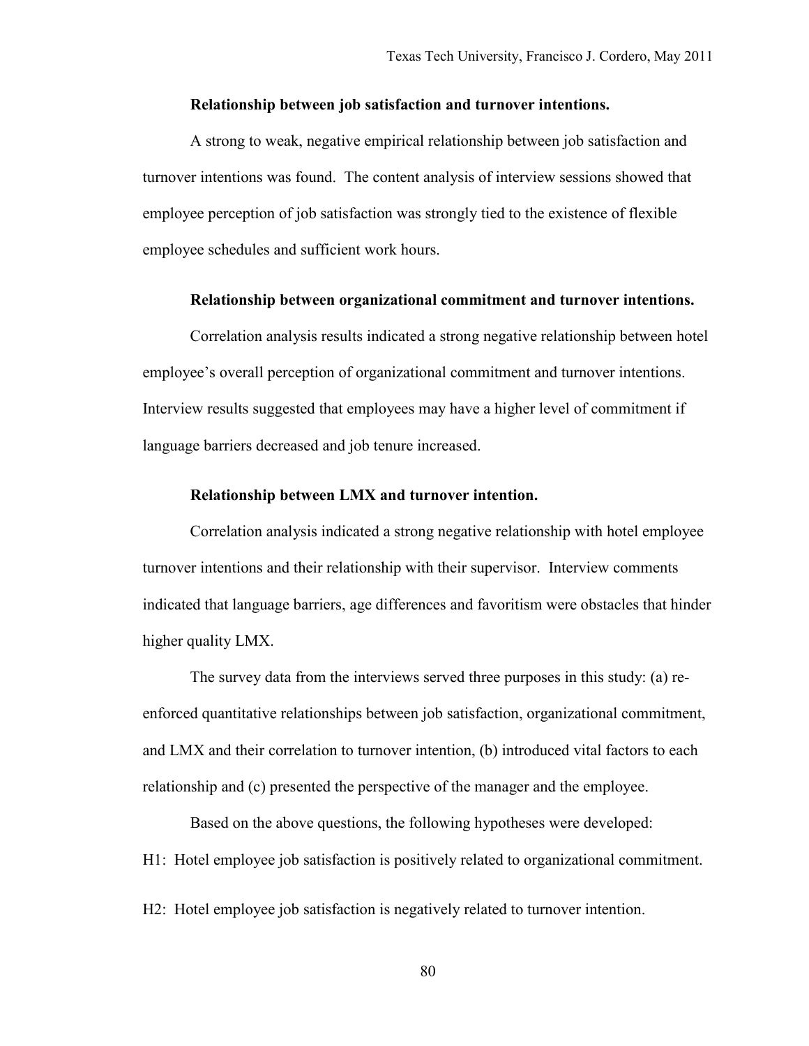#### Relationship between job satisfaction and turnover intentions.

A strong to weak, negative empirical relationship between job satisfaction and turnover intentions was found. The content analysis of interview sessions showed that employee perception of job satisfaction was strongly tied to the existence of flexible employee schedules and sufficient work hours.

#### Relationship between organizational commitment and turnover intentions.

Correlation analysis results indicated a strong negative relationship between hotel employee's overall perception of organizational commitment and turnover intentions. Interview results suggested that employees may have a higher level of commitment if language barriers decreased and job tenure increased.

#### Relationship between LMX and turnover intention.

Correlation analysis indicated a strong negative relationship with hotel employee turnover intentions and their relationship with their supervisor. Interview comments indicated that language barriers, age differences and favoritism were obstacles that hinder higher quality LMX.

The survey data from the interviews served three purposes in this study: (a) re-enforced quantitative relationships between job satisfaction, organizational commitment, and LMX and their correlation to turnover intention, (b) introduced vital factors to each relationship and (c) presented the perspective of the manager and the employee.

Based on the above questions, the following hypotheses were developed:

H1: Hotel employee job satisfaction is positively related to organizational commitment.

H2: Hotel employee job satisfaction is negatively related to turnover intention.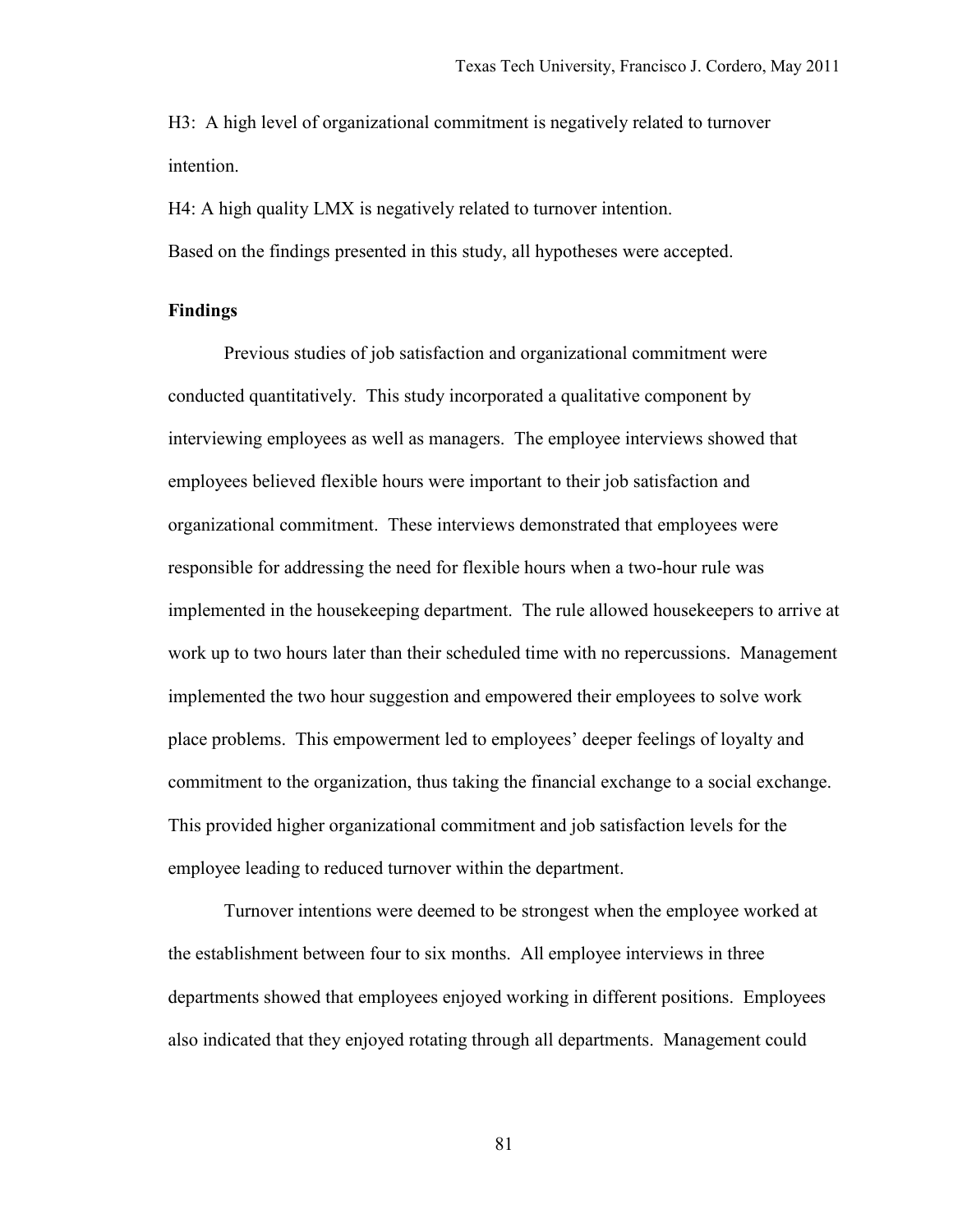H3: A high level of organizational commitment is negatively related to turnover intention.

H4: A high quality LMX is negatively related to turnover intention.

Based on the findings presented in this study, all hypotheses were accepted.

### Findings

Previous studies of job satisfaction and organizational commitment were conducted quantitatively. This study incorporated a qualitative component by interviewing employees as well as managers. The employee interviews showed that employees believed flexible hours were important to their job satisfaction and organizational commitment. These interviews demonstrated that employees were responsible for addressing the need for flexible hours when a two-hour rule was implemented in the housekeeping department. The rule allowed housekeepers to arrive at work up to two hours later than their scheduled time with no repercussions. Management implemented the two hour suggestion and empowered their employees to solve work place problems. This empowerment led to employees' deeper feelings of loyalty and commitment to the organization, thus taking the financial exchange to a social exchange. This provided higher organizational commitment and job satisfaction levels for the employee leading to reduced turnover within the department.

Turnover intentions were deemed to be strongest when the employee worked at the establishment between four to six months. All employee interviews in three departments showed that employees enjoyed working in different positions. Employees also indicated that they enjoyed rotating through all departments. Management could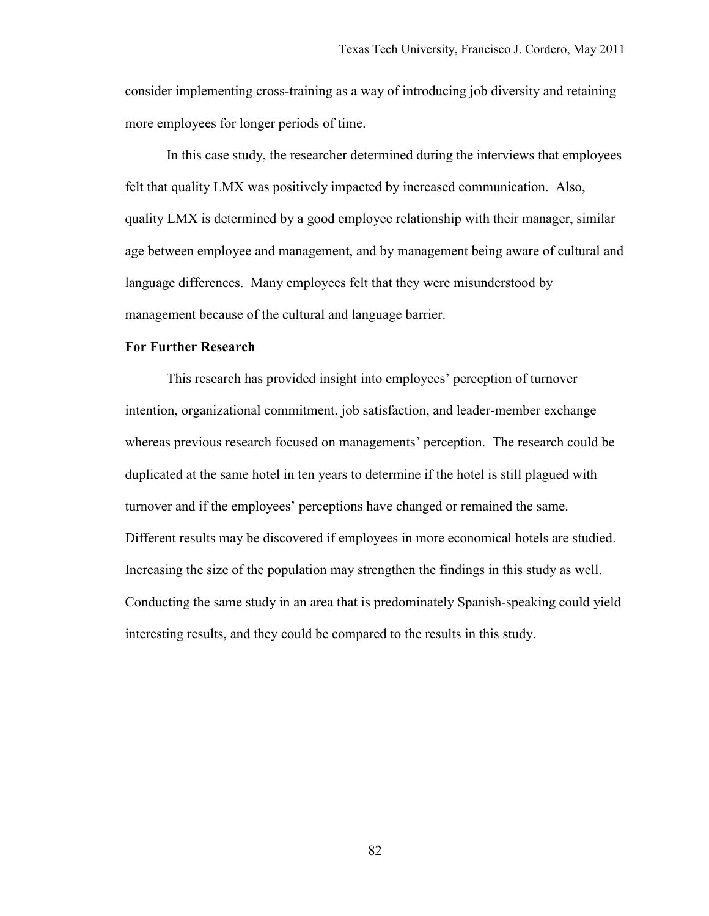consider implementing cross-training as a way of introducing job diversity and retaining more employees for longer periods of time.

In this case study, the researcher determined during the interviews that employees felt that quality LMX was positively impacted by increased communication. Also, quality LMX is determined by a good employee relationship with their manager, similar age between employee and management, and by management being aware of cultural and language differences. Many employees felt that they were misunderstood by management because of the cultural and language barrier.

**For Further Research**

This research has provided insight into employees' perception of turnover intention, organizational commitment, job satisfaction, and leader-member exchange whereas previous research focused on managements' perception. The research could be duplicated at the same hotel in ten years to determine if the hotel is still plagued with turnover and if the employees' perceptions have changed or remained the same. Different results may be discovered if employees in more economical hotels are studied. Increasing the size of the population may strengthen the findings in this study as well. Conducting the same study in an area that is predominately Spanish-speaking could yield interesting results, and they could be compared to the results in this study.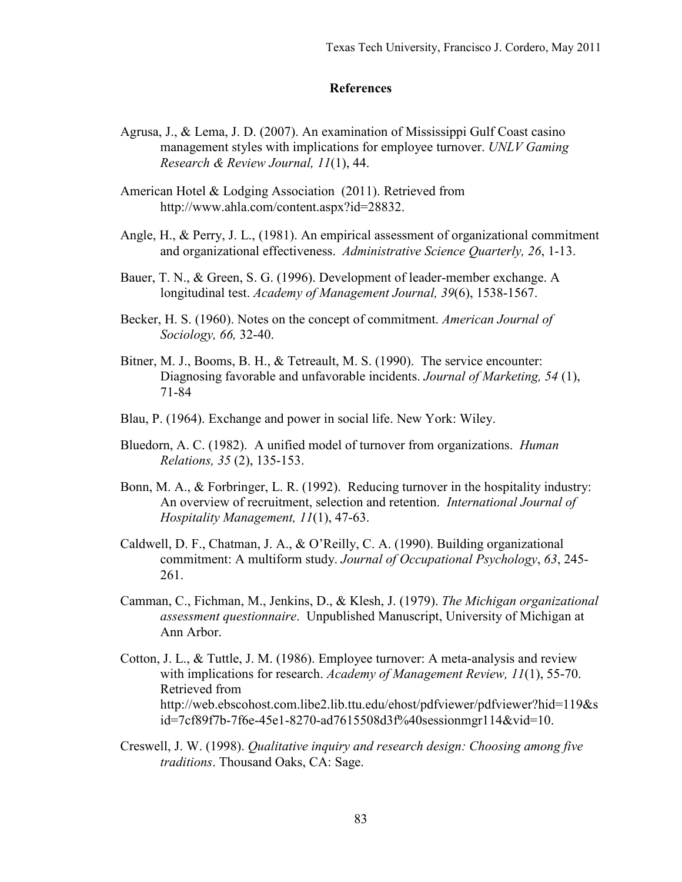## References

Agrusa, J., & Lema, J. D. (2007). An examination of Mississippi Gulf Coast casino management styles with implications for employee turnover. *UNLV Gaming Research & Review Journal, 11*(1), 44.

American Hotel & Lodging Association (2011). Retrieved from http://www.ahla.com/content.aspx?id=28832.

Angle, H., & Perry, J. L., (1981). An empirical assessment of organizational commitment and organizational effectiveness. *Administrative Science Quarterly, 26*, 1-13.

Bauer, T. N., & Green, S. G. (1996). Development of leader-member exchange. A longitudinal test. *Academy of Management Journal, 39*(6), 1538-1567.

Becker, H. S. (1960). Notes on the concept of commitment. *American Journal of Sociology, 66,* 32-40.

Bitner, M. J., Booms, B. H., & Tetreault, M. S. (1990). The service encounter: Diagnosing favorable and unfavorable incidents. *Journal of Marketing, 54* (1), 71-84

Blau, P. (1964). Exchange and power in social life. New York: Wiley.

Bluedorn, A. C. (1982). A unified model of turnover from organizations. *Human Relations, 35* (2), 135-153.

Bonn, M. A., & Forbringer, L. R. (1992). Reducing turnover in the hospitality industry: An overview of recruitment, selection and retention. *International Journal of Hospitality Management, 11*(1), 47-63.

Caldwell, D. F., Chatman, J. A., & O'Reilly, C. A. (1990). Building organizational commitment: A multiform study. *Journal of Occupational Psychology*, *63*, 245-261.

Camman, C., Fichman, M., Jenkins, D., & Klesh, J. (1979). *The Michigan organizational assessment questionnaire*. Unpublished Manuscript, University of Michigan at Ann Arbor.

Cotton, J. L., & Tuttle, J. M. (1986). Employee turnover: A meta-analysis and review with implications for research. *Academy of Management Review, 11*(1), 55-70. Retrieved from http://web.ebscohost.com.libe2.lib.ttu.edu/ehost/pdfviewer/pdfviewer?hid=119&sid=7cf89f7b-7f6e-45e1-8270-ad7615508d3f%40sessionmgr114&vid=10.

Creswell, J. W. (1998). *Qualitative inquiry and research design: Choosing among five traditions*. Thousand Oaks, CA: Sage.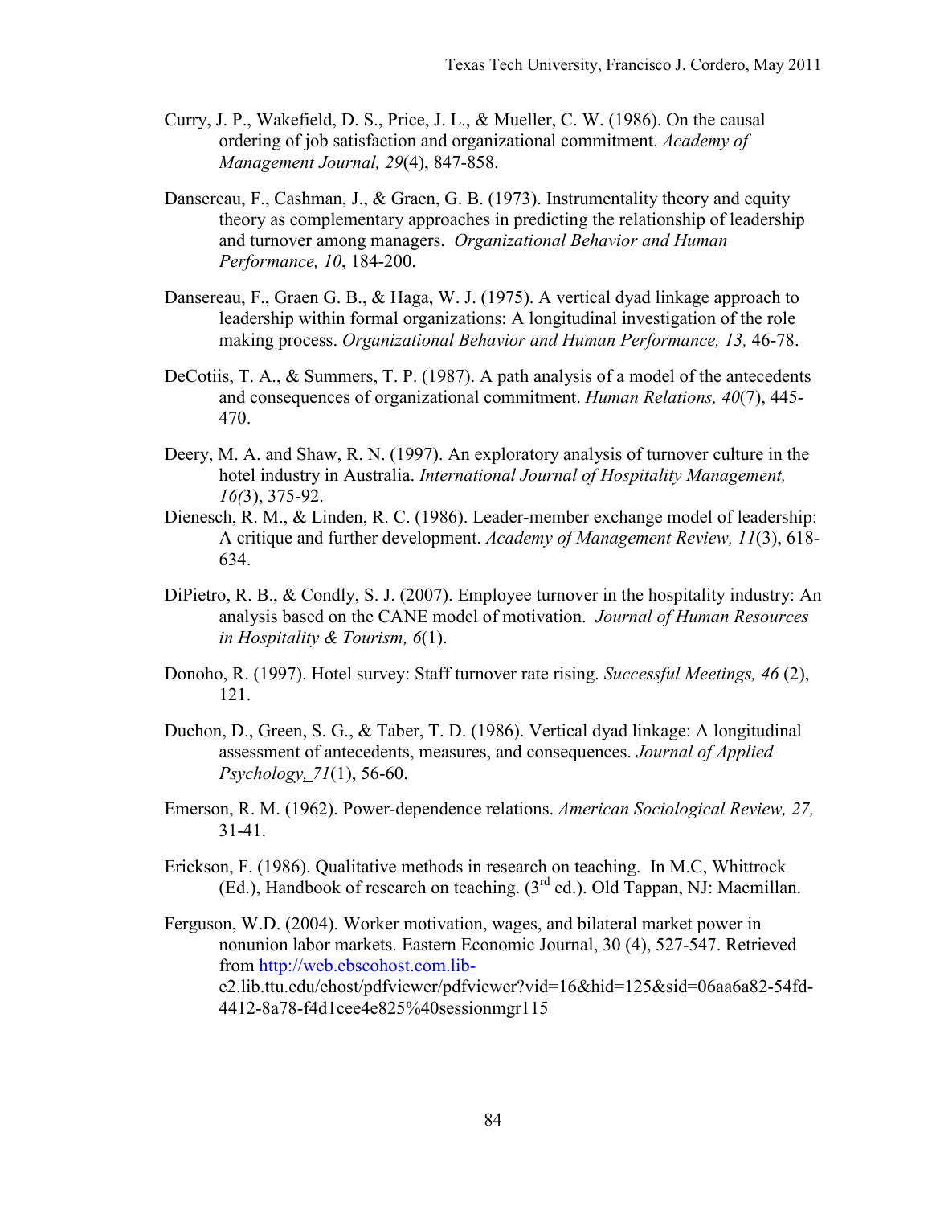Curry, J. P., Wakefield, D. S., Price, J. L., & Mueller, C. W. (1986). On the causal ordering of job satisfaction and organizational commitment. *Academy of Management Journal, 29*(4), 847-858.

Dansereau, F., Cashman, J., & Graen, G. B. (1973). Instrumentality theory and equity theory as complementary approaches in predicting the relationship of leadership and turnover among managers. *Organizational Behavior and Human Performance, 10*, 184-200.

Dansereau, F., Graen G. B., & Haga, W. J. (1975). A vertical dyad linkage approach to leadership within formal organizations: A longitudinal investigation of the role making process. *Organizational Behavior and Human Performance, 13,* 46-78.

DeCotiis, T. A., & Summers, T. P. (1987). A path analysis of a model of the antecedents and consequences of organizational commitment. *Human Relations, 40*(7), 445-470.

Deery, M. A. and Shaw, R. N. (1997). An exploratory analysis of turnover culture in the hotel industry in Australia. *International Journal of Hospitality Management, 16(*3), 375-92.

Dienesch, R. M., & Linden, R. C. (1986). Leader-member exchange model of leadership: A critique and further development. *Academy of Management Review, 11*(3), 618-634.

DiPietro, R. B., & Condly, S. J. (2007). Employee turnover in the hospitality industry: An analysis based on the CANE model of motivation. *Journal of Human Resources in Hospitality & Tourism, 6*(1).

Donoho, R. (1997). Hotel survey: Staff turnover rate rising. *Successful Meetings, 46* (2), 121.

Duchon, D., Green, S. G., & Taber, T. D. (1986). Vertical dyad linkage: A longitudinal assessment of antecedents, measures, and consequences. *Journal of Applied Psychology, 71*(1), 56-60.

Emerson, R. M. (1962). Power-dependence relations. *American Sociological Review, 27,* 31-41.

Erickson, F. (1986). Qualitative methods in research on teaching. In M.C, Whittrock (Ed.), Handbook of research on teaching. (3rd ed.). Old Tappan, NJ: Macmillan.

Ferguson, W.D. (2004). Worker motivation, wages, and bilateral market power in nonunion labor markets. Eastern Economic Journal, 30 (4), 527-547. Retrieved from http://web.ebscohost.com.lib-e2.lib.ttu.edu/ehost/pdfviewer/pdfviewer?vid=16&hid=125&sid=06aa6a82-54fd-4412-8a78-f4d1cee4e825%40sessionmgr115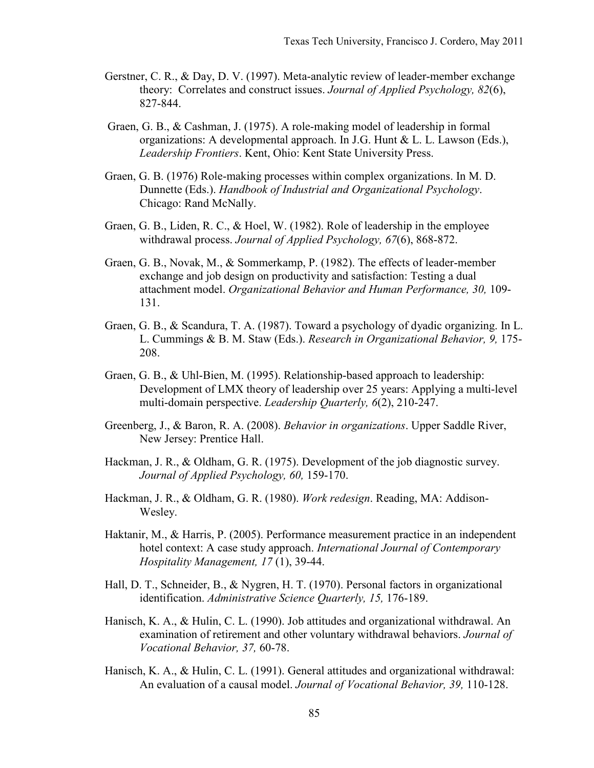Gerstner, C. R., & Day, D. V. (1997). Meta-analytic review of leader-member exchange theory: Correlates and construct issues. *Journal of Applied Psychology, 82*(6), 827-844.

Graen, G. B., & Cashman, J. (1975). A role-making model of leadership in formal organizations: A developmental approach. In J.G. Hunt & L. L. Lawson (Eds.), *Leadership Frontiers*. Kent, Ohio: Kent State University Press.

Graen, G. B. (1976) Role-making processes within complex organizations. In M. D. Dunnette (Eds.). *Handbook of Industrial and Organizational Psychology*. Chicago: Rand McNally.

Graen, G. B., Liden, R. C., & Hoel, W. (1982). Role of leadership in the employee withdrawal process. *Journal of Applied Psychology, 67*(6), 868-872.

Graen, G. B., Novak, M., & Sommerkamp, P. (1982). The effects of leader-member exchange and job design on productivity and satisfaction: Testing a dual attachment model. *Organizational Behavior and Human Performance, 30,* 109-131.

Graen, G. B., & Scandura, T. A. (1987). Toward a psychology of dyadic organizing. In L. L. Cummings & B. M. Staw (Eds.). *Research in Organizational Behavior, 9,* 175-208.

Graen, G. B., & Uhl-Bien, M. (1995). Relationship-based approach to leadership: Development of LMX theory of leadership over 25 years: Applying a multi-level multi-domain perspective. *Leadership Quarterly, 6*(2), 210-247.

Greenberg, J., & Baron, R. A. (2008). *Behavior in organizations*. Upper Saddle River, New Jersey: Prentice Hall.

Hackman, J. R., & Oldham, G. R. (1975). Development of the job diagnostic survey. *Journal of Applied Psychology, 60,* 159-170.

Hackman, J. R., & Oldham, G. R. (1980). *Work redesign*. Reading, MA: Addison-Wesley.

Haktanir, M., & Harris, P. (2005). Performance measurement practice in an independent hotel context: A case study approach. *International Journal of Contemporary Hospitality Management, 17* (1), 39-44.

Hall, D. T., Schneider, B., & Nygren, H. T. (1970). Personal factors in organizational identification. *Administrative Science Quarterly, 15,* 176-189.

Hanisch, K. A., & Hulin, C. L. (1990). Job attitudes and organizational withdrawal. An examination of retirement and other voluntary withdrawal behaviors. *Journal of Vocational Behavior, 37,* 60-78.

Hanisch, K. A., & Hulin, C. L. (1991). General attitudes and organizational withdrawal: An evaluation of a causal model. *Journal of Vocational Behavior, 39,* 110-128.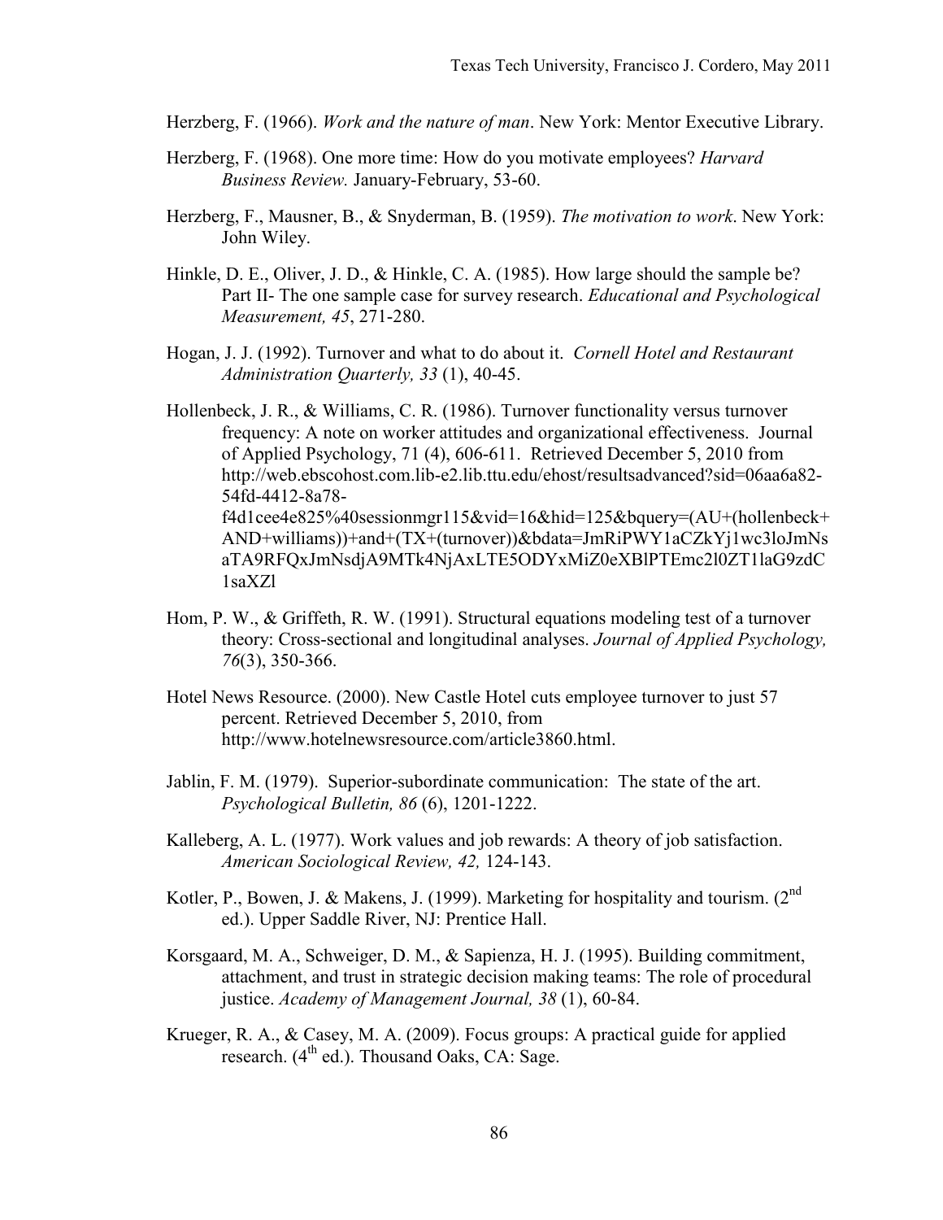Herzberg, F. (1966). *Work and the nature of man*. New York: Mentor Executive Library.

Herzberg, F. (1968). One more time: How do you motivate employees? *Harvard Business Review.* January-February, 53-60.

Herzberg, F., Mausner, B., & Snyderman, B. (1959). *The motivation to work*. New York: John Wiley.

Hinkle, D. E., Oliver, J. D., & Hinkle, C. A. (1985). How large should the sample be? Part II- The one sample case for survey research. *Educational and Psychological Measurement, 45*, 271-280.

Hogan, J. J. (1992). Turnover and what to do about it. *Cornell Hotel and Restaurant Administration Quarterly, 33* (1), 40-45.

Hollenbeck, J. R., & Williams, C. R. (1986). Turnover functionality versus turnover frequency: A note on worker attitudes and organizational effectiveness. Journal of Applied Psychology, 71 (4), 606-611. Retrieved December 5, 2010 from http://web.ebscohost.com.lib-e2.lib.ttu.edu/ehost/resultsadvanced?sid=06aa6a82-54fd-4412-8a78-f4d1cee4e825%40sessionmgr115&vid=16&hid=125&bquery=(AU+(hollenbeck+AND+williams))+and+(TX+(turnover))&bdata=JmRiPWY1aCZkYj1wc3loJmNsaTA9RFQxJmNsdjA9MTk4NjAxLTE5ODYxMiZ0eXBlPTEmc2l0ZT1laG9zdC1saXZl

Hom, P. W., & Griffeth, R. W. (1991). Structural equations modeling test of a turnover theory: Cross-sectional and longitudinal analyses. *Journal of Applied Psychology, 76*(3), 350-366.

Hotel News Resource. (2000). New Castle Hotel cuts employee turnover to just 57 percent. Retrieved December 5, 2010, from http://www.hotelnewsresource.com/article3860.html.

Jablin, F. M. (1979). Superior-subordinate communication: The state of the art. *Psychological Bulletin, 86* (6), 1201-1222.

Kalleberg, A. L. (1977). Work values and job rewards: A theory of job satisfaction. *American Sociological Review, 42,* 124-143.

Kotler, P., Bowen, J. & Makens, J. (1999). Marketing for hospitality and tourism. (2nd ed.). Upper Saddle River, NJ: Prentice Hall.

Korsgaard, M. A., Schweiger, D. M., & Sapienza, H. J. (1995). Building commitment, attachment, and trust in strategic decision making teams: The role of procedural justice. *Academy of Management Journal, 38* (1), 60-84.

Krueger, R. A., & Casey, M. A. (2009). Focus groups: A practical guide for applied research. (4th ed.). Thousand Oaks, CA: Sage.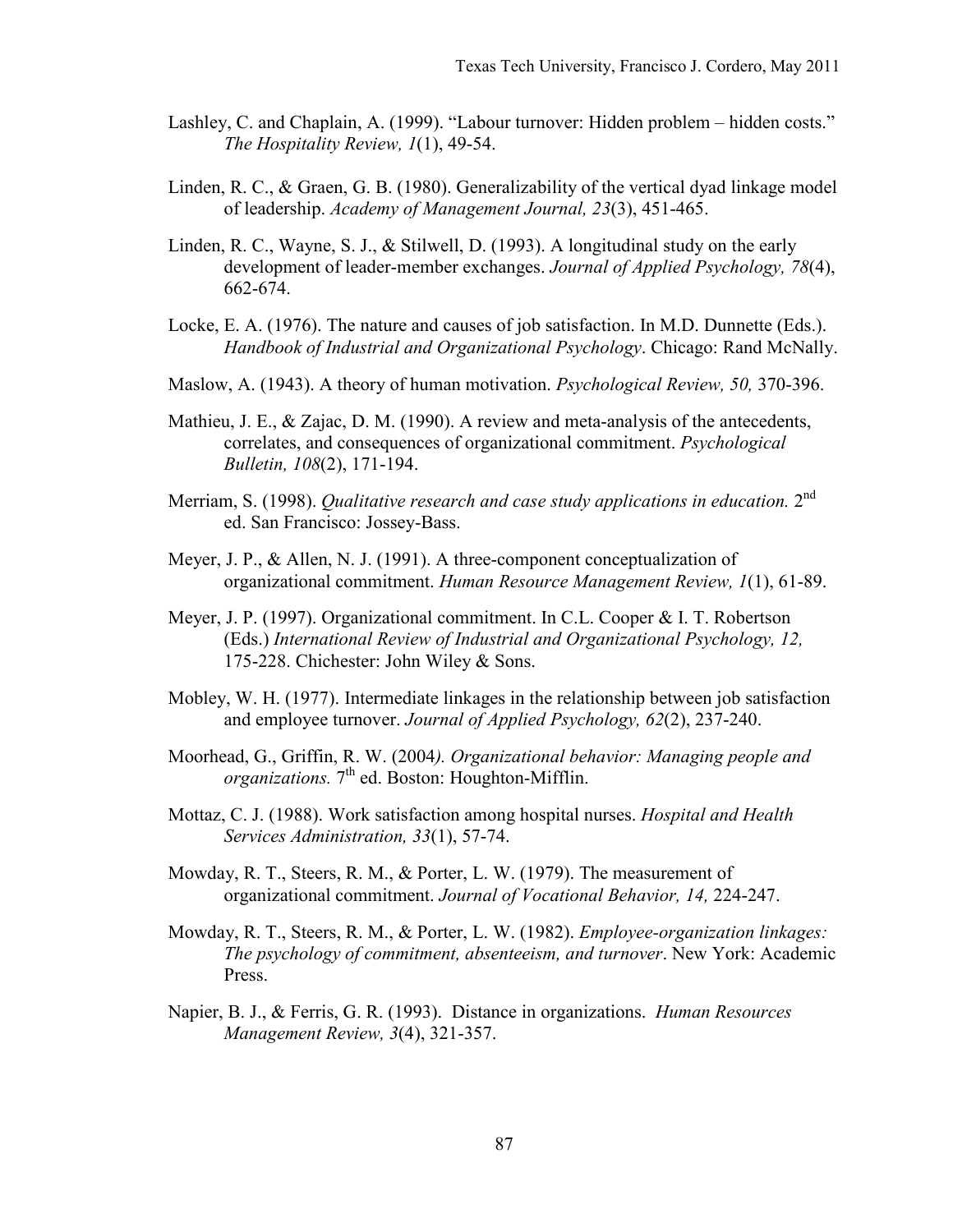Lashley, C. and Chaplain, A. (1999). “Labour turnover: Hidden problem – hidden costs.” *The Hospitality Review, 1*(1), 49-54.

Linden, R. C., & Graen, G. B. (1980). Generalizability of the vertical dyad linkage model of leadership. *Academy of Management Journal, 23*(3), 451-465.

Linden, R. C., Wayne, S. J., & Stilwell, D. (1993). A longitudinal study on the early development of leader-member exchanges. *Journal of Applied Psychology, 78*(4), 662-674.

Locke, E. A. (1976). The nature and causes of job satisfaction. In M.D. Dunnette (Eds.). *Handbook of Industrial and Organizational Psychology*. Chicago: Rand McNally.

Maslow, A. (1943). A theory of human motivation. *Psychological Review, 50,* 370-396.

Mathieu, J. E., & Zajac, D. M. (1990). A review and meta-analysis of the antecedents, correlates, and consequences of organizational commitment. *Psychological Bulletin, 108*(2), 171-194.

Merriam, S. (1998). *Qualitative research and case study applications in education.* 2nd ed. San Francisco: Jossey-Bass.

Meyer, J. P., & Allen, N. J. (1991). A three-component conceptualization of organizational commitment. *Human Resource Management Review, 1*(1), 61-89.

Meyer, J. P. (1997). Organizational commitment. In C.L. Cooper & I. T. Robertson (Eds.) *International Review of Industrial and Organizational Psychology, 12,* 175-228. Chichester: John Wiley & Sons.

Mobley, W. H. (1977). Intermediate linkages in the relationship between job satisfaction and employee turnover. *Journal of Applied Psychology, 62*(2), 237-240.

Moorhead, G., Griffin, R. W. (2004*). Organizational behavior: Managing people and organizations.* 7th ed. Boston: Houghton-Mifflin.

Mottaz, C. J. (1988). Work satisfaction among hospital nurses. *Hospital and Health Services Administration, 33*(1), 57-74.

Mowday, R. T., Steers, R. M., & Porter, L. W. (1979). The measurement of organizational commitment. *Journal of Vocational Behavior, 14,* 224-247.

Mowday, R. T., Steers, R. M., & Porter, L. W. (1982). *Employee-organization linkages: The psychology of commitment, absenteeism, and turnover*. New York: Academic Press.

Napier, B. J., & Ferris, G. R. (1993). Distance in organizations. *Human Resources Management Review, 3*(4), 321-357.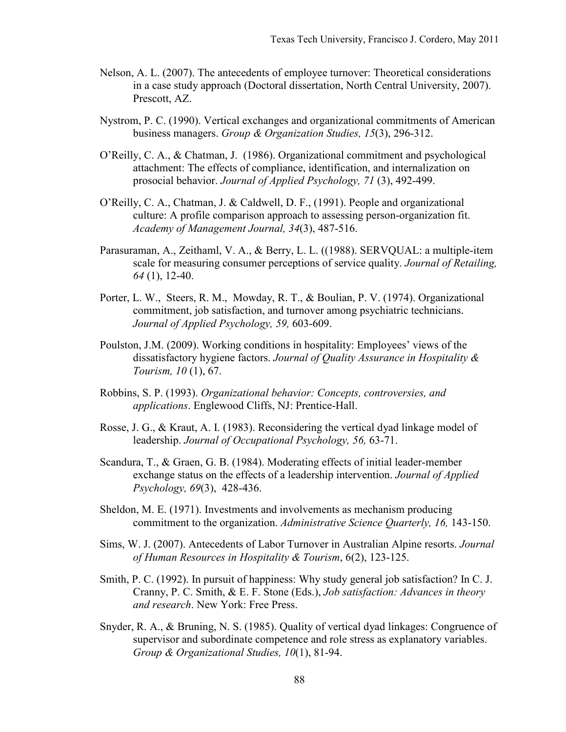Nelson, A. L. (2007). The antecedents of employee turnover: Theoretical considerations in a case study approach (Doctoral dissertation, North Central University, 2007). Prescott, AZ.

Nystrom, P. C. (1990). Vertical exchanges and organizational commitments of American business managers. *Group & Organization Studies, 15*(3), 296-312.

O'Reilly, C. A., & Chatman, J. (1986). Organizational commitment and psychological attachment: The effects of compliance, identification, and internalization on prosocial behavior. *Journal of Applied Psychology, 71* (3), 492-499.

O'Reilly, C. A., Chatman, J. & Caldwell, D. F., (1991). People and organizational culture: A profile comparison approach to assessing person-organization fit. *Academy of Management Journal, 34*(3), 487-516.

Parasuraman, A., Zeithaml, V. A., & Berry, L. L. ((1988). SERVQUAL: a multiple-item scale for measuring consumer perceptions of service quality. *Journal of Retailing, 64* (1), 12-40.

Porter, L. W., Steers, R. M., Mowday, R. T., & Boulian, P. V. (1974). Organizational commitment, job satisfaction, and turnover among psychiatric technicians. *Journal of Applied Psychology, 59,* 603-609.

Poulston, J.M. (2009). Working conditions in hospitality: Employees' views of the dissatisfactory hygiene factors. *Journal of Quality Assurance in Hospitality & Tourism, 10* (1), 67.

Robbins, S. P. (1993). *Organizational behavior: Concepts, controversies, and applications*. Englewood Cliffs, NJ: Prentice-Hall.

Rosse, J. G., & Kraut, A. I. (1983). Reconsidering the vertical dyad linkage model of leadership. *Journal of Occupational Psychology, 56,* 63-71.

Scandura, T., & Graen, G. B. (1984). Moderating effects of initial leader-member exchange status on the effects of a leadership intervention. *Journal of Applied Psychology, 69*(3), 428-436.

Sheldon, M. E. (1971). Investments and involvements as mechanism producing commitment to the organization. *Administrative Science Quarterly, 16,* 143-150.

Sims, W. J. (2007). Antecedents of Labor Turnover in Australian Alpine resorts. *Journal of Human Resources in Hospitality & Tourism*, 6(2), 123-125.

Smith, P. C. (1992). In pursuit of happiness: Why study general job satisfaction? In C. J. Cranny, P. C. Smith, & E. F. Stone (Eds.), *Job satisfaction: Advances in theory and research*. New York: Free Press.

Snyder, R. A., & Bruning, N. S. (1985). Quality of vertical dyad linkages: Congruence of supervisor and subordinate competence and role stress as explanatory variables. *Group & Organizational Studies, 10*(1), 81-94.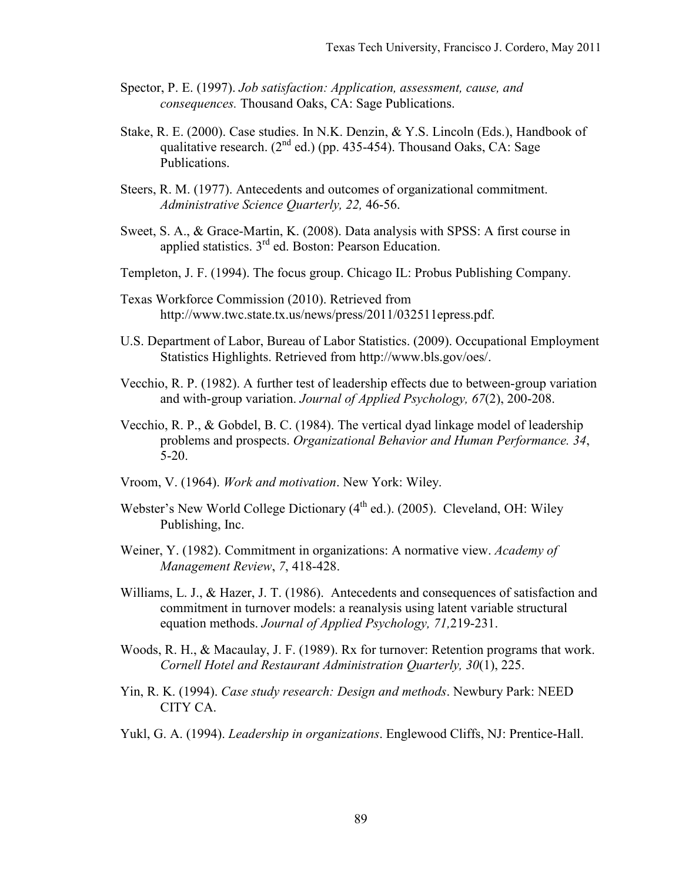Spector, P. E. (1997). *Job satisfaction: Application, assessment, cause, and consequences.* Thousand Oaks, CA: Sage Publications.

Stake, R. E. (2000). Case studies. In N.K. Denzin, & Y.S. Lincoln (Eds.), Handbook of qualitative research. (2nd ed.) (pp. 435-454). Thousand Oaks, CA: Sage Publications.

Steers, R. M. (1977). Antecedents and outcomes of organizational commitment. *Administrative Science Quarterly, 22,* 46-56.

Sweet, S. A., & Grace-Martin, K. (2008). Data analysis with SPSS: A first course in applied statistics. 3rd ed. Boston: Pearson Education.

Templeton, J. F. (1994). The focus group. Chicago IL: Probus Publishing Company.

Texas Workforce Commission (2010). Retrieved from http://www.twc.state.tx.us/news/press/2011/032511epress.pdf.

U.S. Department of Labor, Bureau of Labor Statistics. (2009). Occupational Employment Statistics Highlights. Retrieved from http://www.bls.gov/oes/.

Vecchio, R. P. (1982). A further test of leadership effects due to between-group variation and with-group variation. *Journal of Applied Psychology, 67*(2), 200-208.

Vecchio, R. P., & Gobdel, B. C. (1984). The vertical dyad linkage model of leadership problems and prospects. *Organizational Behavior and Human Performance. 34*, 5-20.

Vroom, V. (1964). *Work and motivation*. New York: Wiley.

Webster's New World College Dictionary (4th ed.). (2005). Cleveland, OH: Wiley Publishing, Inc.

Weiner, Y. (1982). Commitment in organizations: A normative view. *Academy of Management Review*, *7*, 418-428.

Williams, L. J., & Hazer, J. T. (1986). Antecedents and consequences of satisfaction and commitment in turnover models: a reanalysis using latent variable structural equation methods. *Journal of Applied Psychology, 71,*219-231.

Woods, R. H., & Macaulay, J. F. (1989). Rx for turnover: Retention programs that work. *Cornell Hotel and Restaurant Administration Quarterly, 30*(1), 225.

Yin, R. K. (1994). *Case study research: Design and methods*. Newbury Park: NEED CITY CA.

Yukl, G. A. (1994). *Leadership in organizations*. Englewood Cliffs, NJ: Prentice-Hall.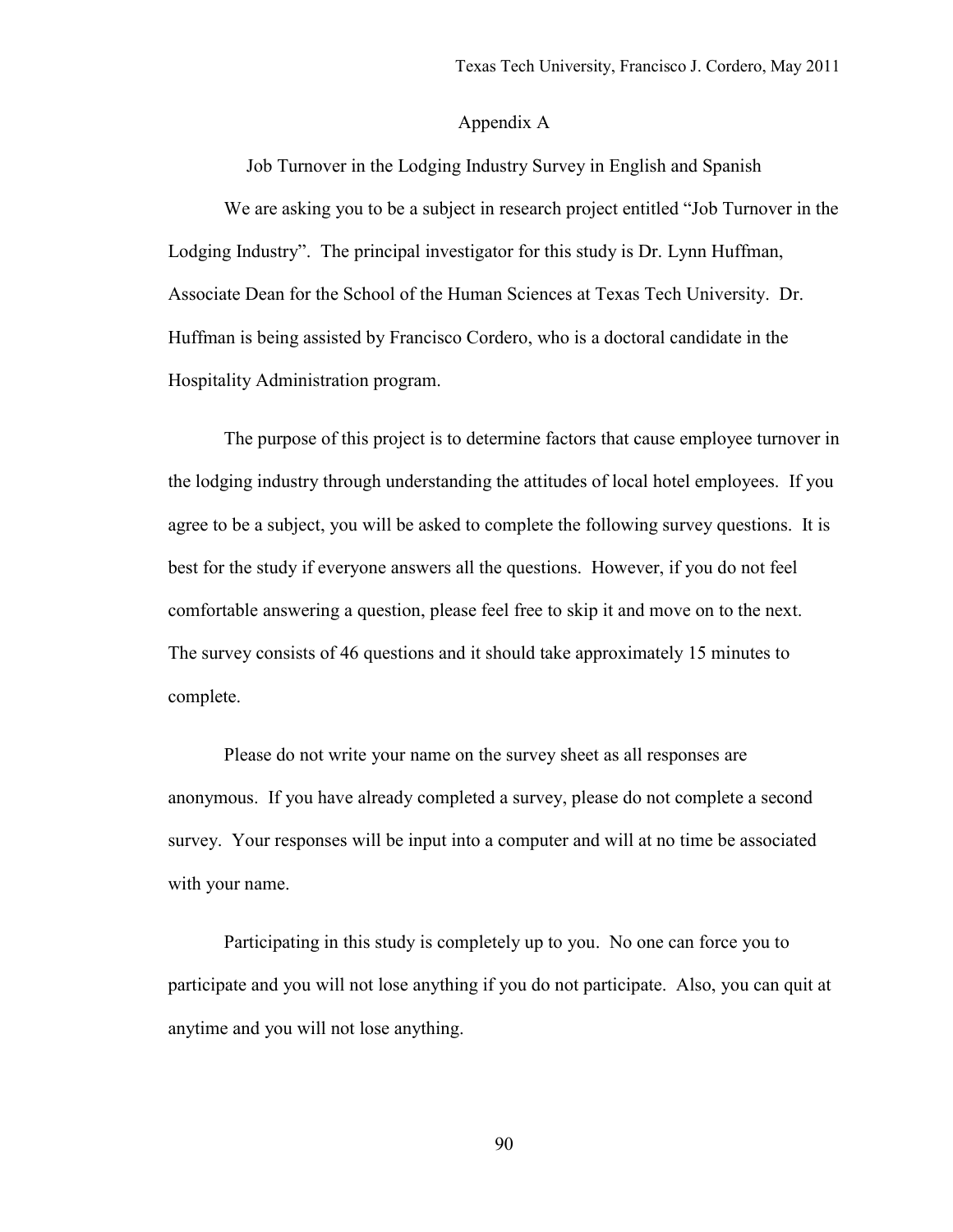# Appendix A

## Job Turnover in the Lodging Industry Survey in English and Spanish

We are asking you to be a subject in research project entitled "Job Turnover in the Lodging Industry". The principal investigator for this study is Dr. Lynn Huffman, Associate Dean for the School of the Human Sciences at Texas Tech University. Dr. Huffman is being assisted by Francisco Cordero, who is a doctoral candidate in the Hospitality Administration program.

The purpose of this project is to determine factors that cause employee turnover in the lodging industry through understanding the attitudes of local hotel employees. If you agree to be a subject, you will be asked to complete the following survey questions. It is best for the study if everyone answers all the questions. However, if you do not feel comfortable answering a question, please feel free to skip it and move on to the next. The survey consists of 46 questions and it should take approximately 15 minutes to complete.

Please do not write your name on the survey sheet as all responses are anonymous. If you have already completed a survey, please do not complete a second survey. Your responses will be input into a computer and will at no time be associated with your name.

Participating in this study is completely up to you. No one can force you to participate and you will not lose anything if you do not participate. Also, you can quit at anytime and you will not lose anything.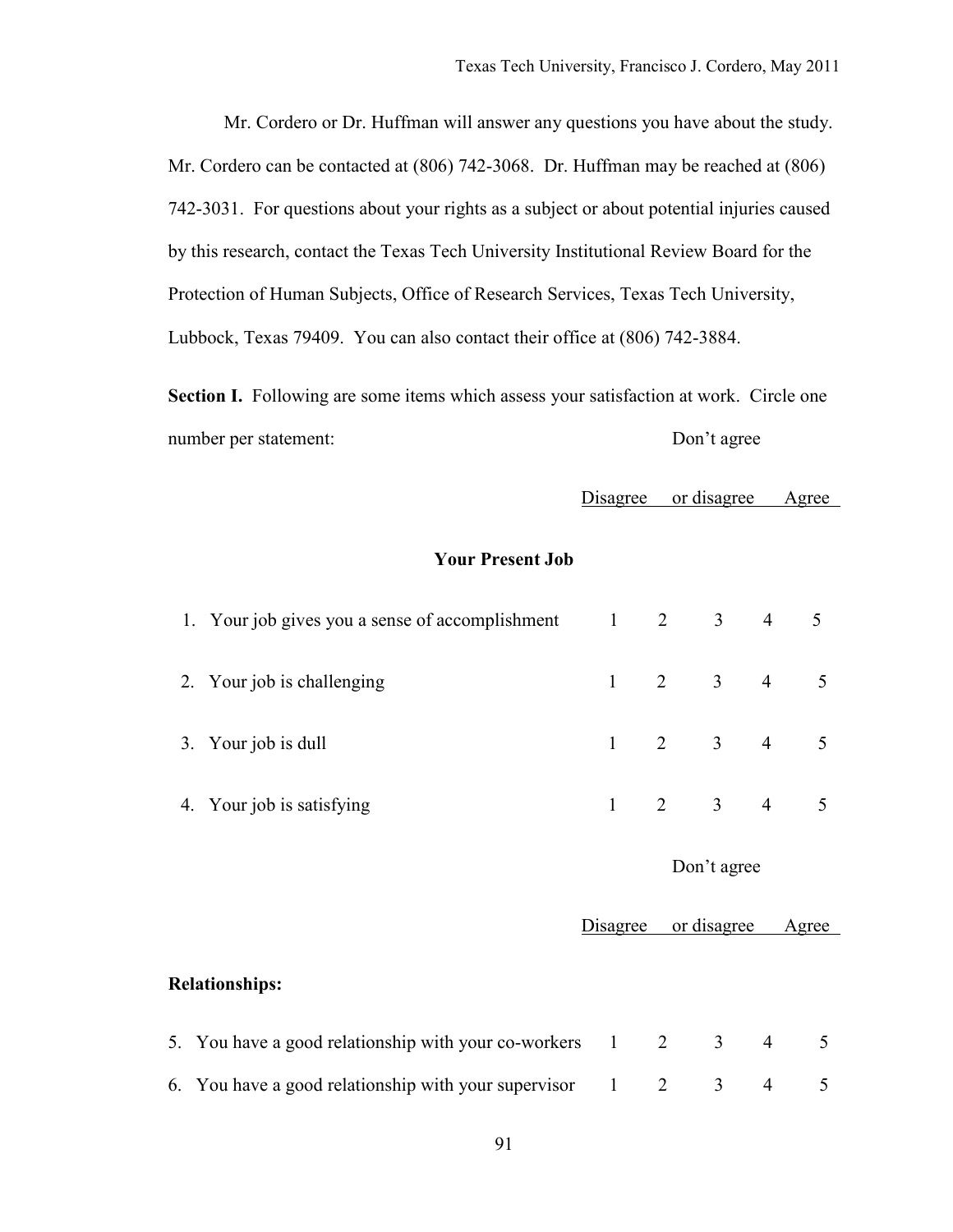Mr. Cordero or Dr. Huffman will answer any questions you have about the study. Mr. Cordero can be contacted at (806) 742-3068. Dr. Huffman may be reached at (806) 742-3031. For questions about your rights as a subject or about potential injuries caused by this research, contact the Texas Tech University Institutional Review Board for the Protection of Human Subjects, Office of Research Services, Texas Tech University, Lubbock, Texas 79409. You can also contact their office at (806) 742-3884.

**Section I.** Following are some items which assess your satisfaction at work. Circle one number per statement:

| | Disagree | | Don't agree or disagree | | Agree |
|---|---|---|---|---|---|
| **Your Present Job** | | | | | |
| 1. Your job gives you a sense of accomplishment | 1 | 2 | 3 | 4 | 5 |
| 2. Your job is challenging | 1 | 2 | 3 | 4 | 5 |
| 3. Your job is dull | 1 | 2 | 3 | 4 | 5 |
| 4. Your job is satisfying | 1 | 2 | 3 | 4 | 5 |

| | Disagree | | Don't agree or disagree | | Agree |
|---|---|---|---|---|---|
| **Relationships:** | | | | | |
| 5. You have a good relationship with your co-workers | 1 | 2 | 3 | 4 | 5 |
| 6. You have a good relationship with your supervisor | 1 | 2 | 3 | 4 | 5 |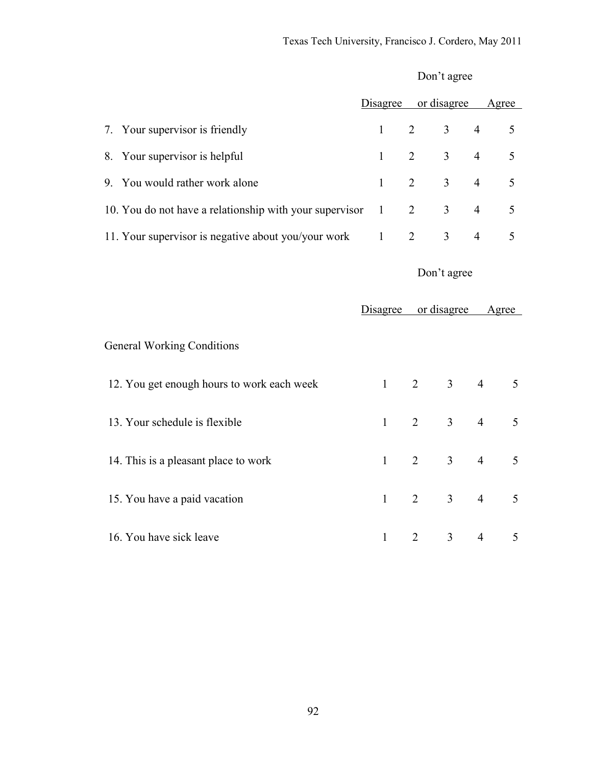| | Disagree | | Don't agree or disagree | | Agree |
|---|---|---|---|---|---|
| 7. Your supervisor is friendly | 1 | 2 | 3 | 4 | 5 |
| 8. Your supervisor is helpful | 1 | 2 | 3 | 4 | 5 |
| 9. You would rather work alone | 1 | 2 | 3 | 4 | 5 |
| 10. You do not have a relationship with your supervisor | 1 | 2 | 3 | 4 | 5 |
| 11. Your supervisor is negative about you/your work | 1 | 2 | 3 | 4 | 5 |

| General Working Conditions | Disagree | | Don't agree or disagree | | Agree |
|---|---|---|---|---|---|
| 12. You get enough hours to work each week | 1 | 2 | 3 | 4 | 5 |
| 13. Your schedule is flexible | 1 | 2 | 3 | 4 | 5 |
| 14. This is a pleasant place to work | 1 | 2 | 3 | 4 | 5 |
| 15. You have a paid vacation | 1 | 2 | 3 | 4 | 5 |
| 16. You have sick leave | 1 | 2 | 3 | 4 | 5 |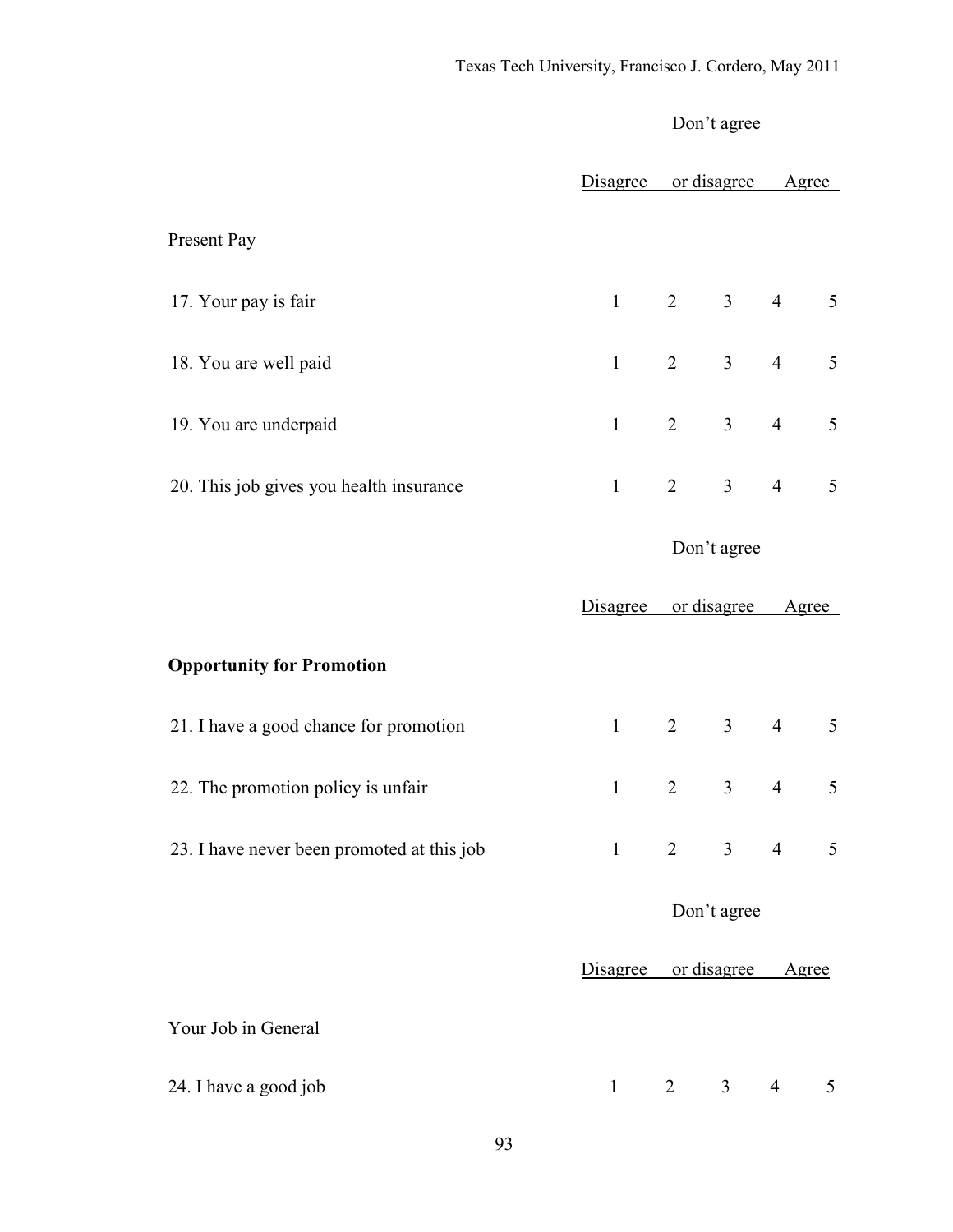| | Disagree | Don't agree or disagree | | | Agree |
|---|---|---|---|---|---|
| Present Pay | | | | | |
| 17. Your pay is fair | 1 | 2 | 3 | 4 | 5 |
| 18. You are well paid | 1 | 2 | 3 | 4 | 5 |
| 19. You are underpaid | 1 | 2 | 3 | 4 | 5 |
| 20. This job gives you health insurance | 1 | 2 | 3 | 4 | 5 |

| | Disagree | Don't agree or disagree | | | Agree |
|---|---|---|---|---|---|
| **Opportunity for Promotion** | | | | | |
| 21. I have a good chance for promotion | 1 | 2 | 3 | 4 | 5 |
| 22. The promotion policy is unfair | 1 | 2 | 3 | 4 | 5 |
| 23. I have never been promoted at this job | 1 | 2 | 3 | 4 | 5 |

| | Disagree | Don't agree or disagree | | | Agree |
|---|---|---|---|---|---|
| Your Job in General | | | | | |
| 24. I have a good job | 1 | 2 | 3 | 4 | 5 |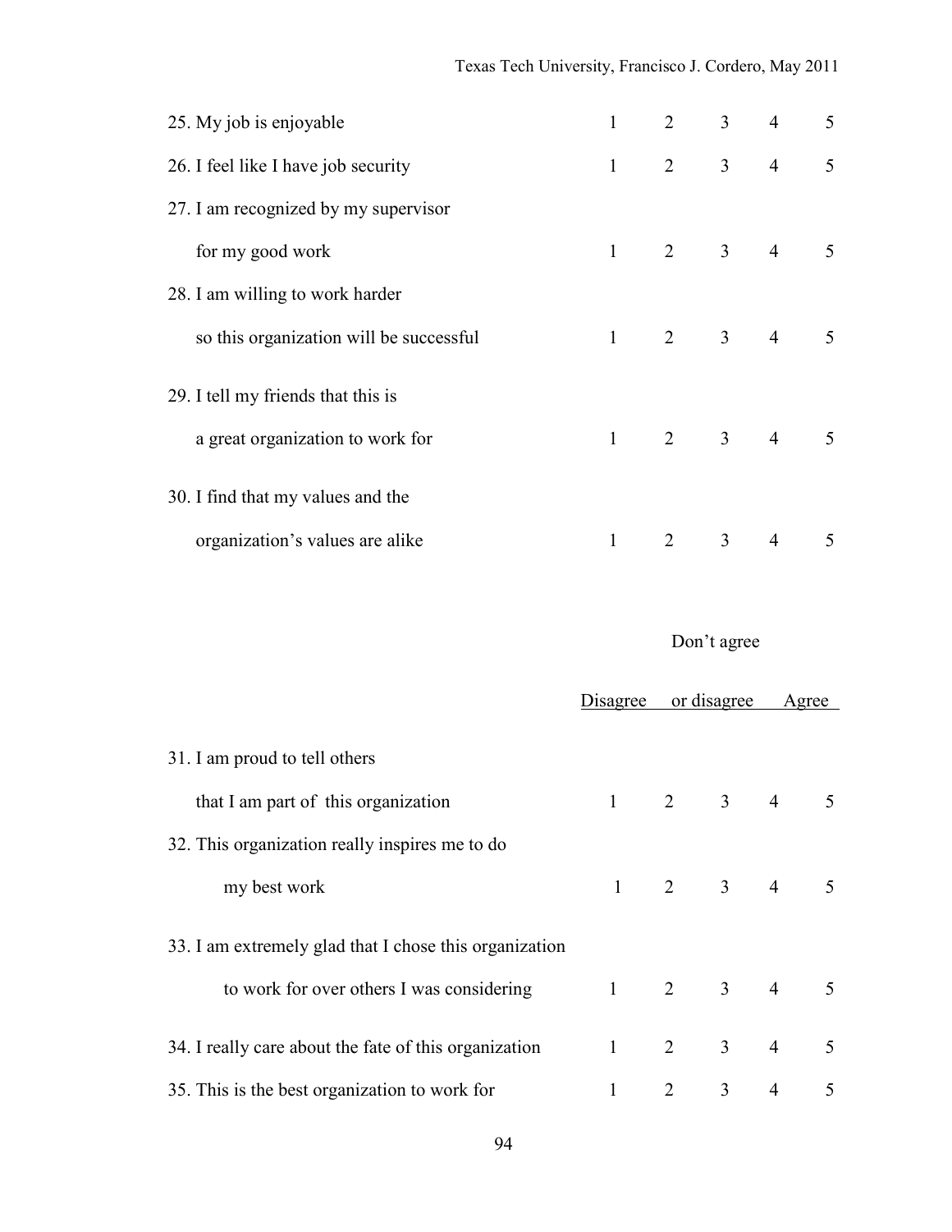| | | | | | |
|---|---|---|---|---|---|
| 25. My job is enjoyable | 1 | 2 | 3 | 4 | 5 |
| 26. I feel like I have job security | 1 | 2 | 3 | 4 | 5 |
| 27. I am recognized by my supervisor for my good work | 1 | 2 | 3 | 4 | 5 |
| 28. I am willing to work harder so this organization will be successful | 1 | 2 | 3 | 4 | 5 |
| 29. I tell my friends that this is a great organization to work for | 1 | 2 | 3 | 4 | 5 |
| 30. I find that my values and the organization's values are alike | 1 | 2 | 3 | 4 | 5 |

| | Disagree | | Don't agree or disagree | | Agree |
|---|---|---|---|---|---|
| 31. I am proud to tell others that I am part of this organization | 1 | 2 | 3 | 4 | 5 |
| 32. This organization really inspires me to do my best work | 1 | 2 | 3 | 4 | 5 |
| 33. I am extremely glad that I chose this organization to work for over others I was considering | 1 | 2 | 3 | 4 | 5 |
| 34. I really care about the fate of this organization | 1 | 2 | 3 | 4 | 5 |
| 35. This is the best organization to work for | 1 | 2 | 3 | 4 | 5 |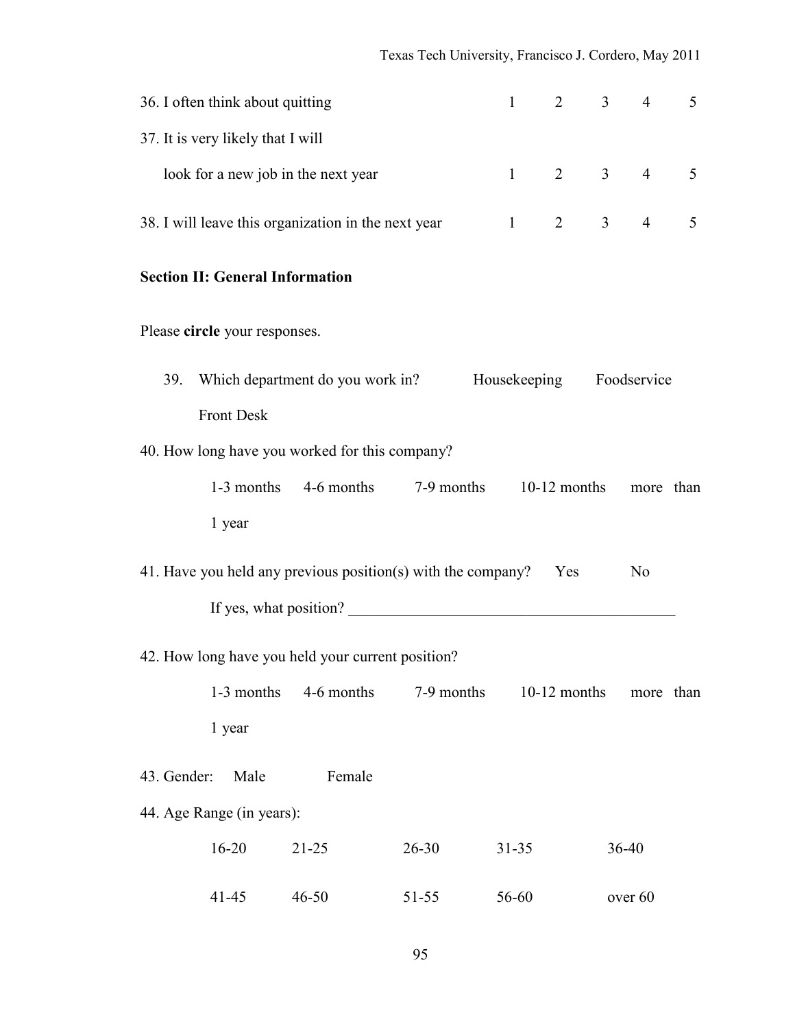36. I often think about quitting 1 2 3 4 5

37. It is very likely that I will look for a new job in the next year 1 2 3 4 5

38. I will leave this organization in the next year 1 2 3 4 5

**Section II: General Information**

Please **circle** your responses.

39. Which department do you work in? Housekeeping Foodservice Front Desk

40. How long have you worked for this company?

 1-3 months 4-6 months 7-9 months 10-12 months more than 1 year

41. Have you held any previous position(s) with the company? Yes No

 If yes, what position? ___________________________________________

42. How long have you held your current position?

 1-3 months 4-6 months 7-9 months 10-12 months more than 1 year

43. Gender: Male Female

44. Age Range (in years):

 16-20 21-25 26-30 31-35 36-40

 41-45 46-50 51-55 56-60 over 60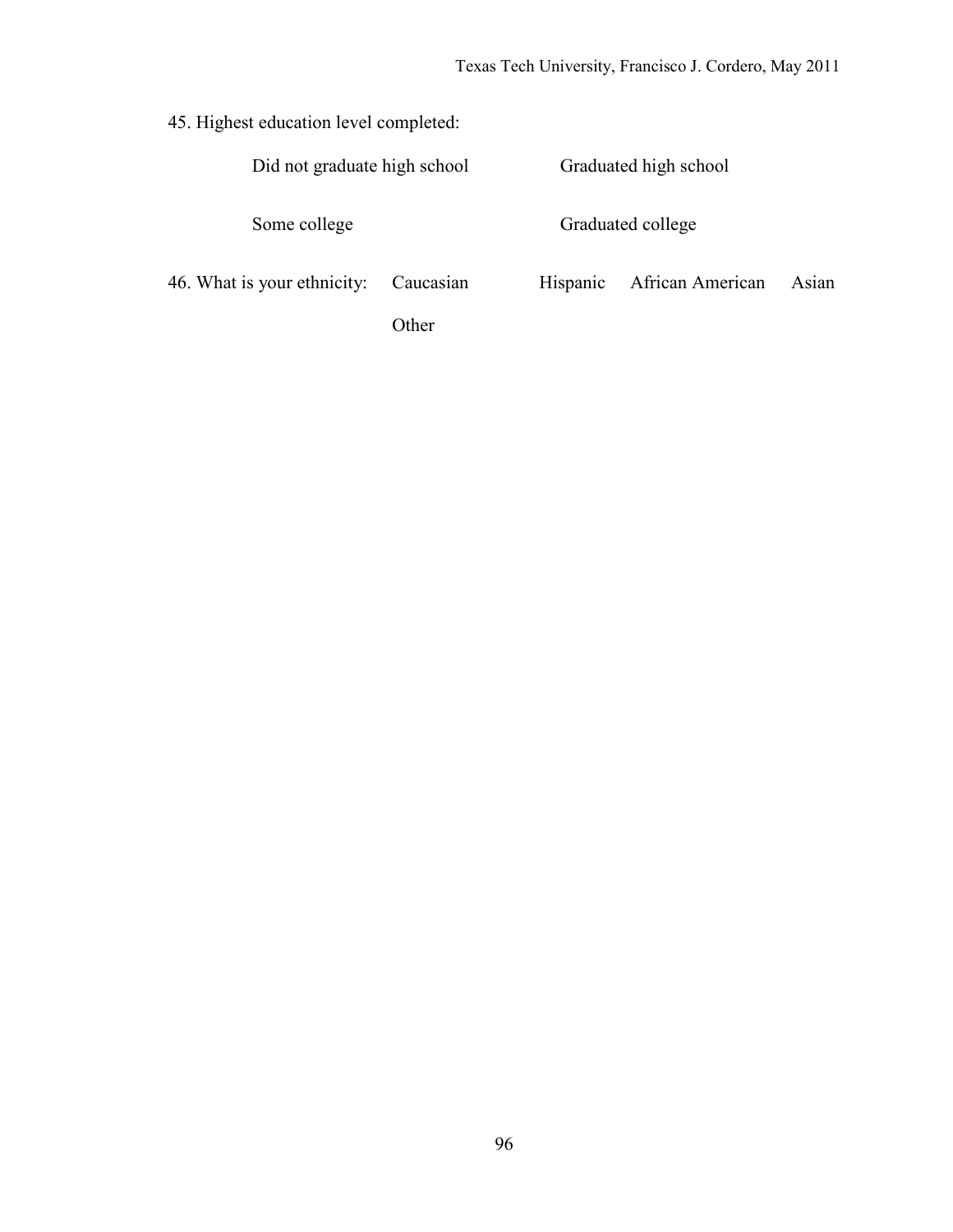45. Highest education level completed:

Did not graduate high school  Graduated high school

Some college  Graduated college

46. What is your ethnicity:  Caucasian  Hispanic  African American  Asian

Other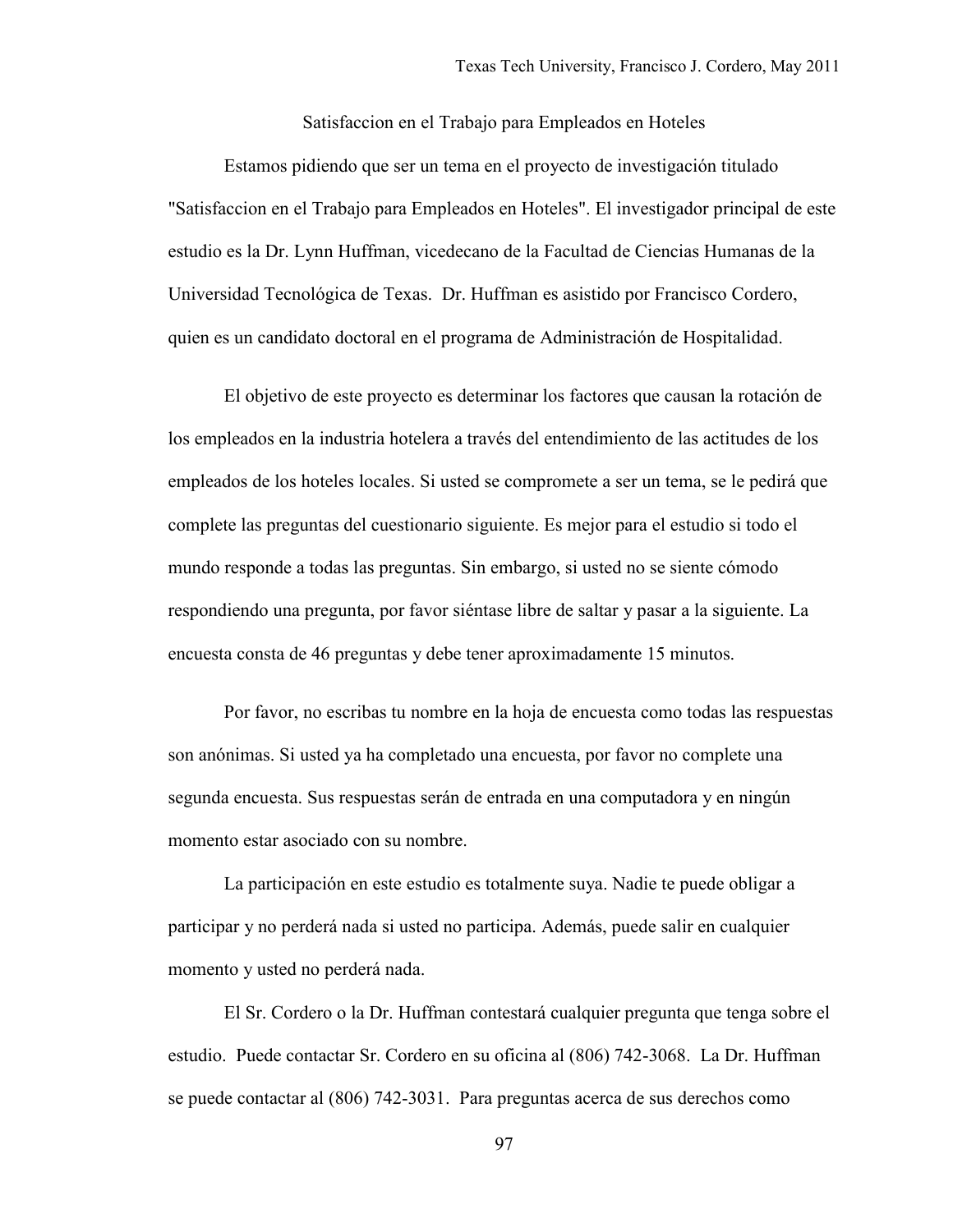Satisfaccion en el Trabajo para Empleados en Hoteles

Estamos pidiendo que ser un tema en el proyecto de investigación titulado "Satisfaccion en el Trabajo para Empleados en Hoteles". El investigador principal de este estudio es la Dr. Lynn Huffman, vicedecano de la Facultad de Ciencias Humanas de la Universidad Tecnológica de Texas. Dr. Huffman es asistido por Francisco Cordero, quien es un candidato doctoral en el programa de Administración de Hospitalidad.

El objetivo de este proyecto es determinar los factores que causan la rotación de los empleados en la industria hotelera a través del entendimiento de las actitudes de los empleados de los hoteles locales. Si usted se compromete a ser un tema, se le pedirá que complete las preguntas del cuestionario siguiente. Es mejor para el estudio si todo el mundo responde a todas las preguntas. Sin embargo, si usted no se siente cómodo respondiendo una pregunta, por favor siéntase libre de saltar y pasar a la siguiente. La encuesta consta de 46 preguntas y debe tener aproximadamente 15 minutos.

Por favor, no escribas tu nombre en la hoja de encuesta como todas las respuestas son anónimas. Si usted ya ha completado una encuesta, por favor no complete una segunda encuesta. Sus respuestas serán de entrada en una computadora y en ningún momento estar asociado con su nombre.

La participación en este estudio es totalmente suya. Nadie te puede obligar a participar y no perderá nada si usted no participa. Además, puede salir en cualquier momento y usted no perderá nada.

El Sr. Cordero o la Dr. Huffman contestará cualquier pregunta que tenga sobre el estudio. Puede contactar Sr. Cordero en su oficina al (806) 742-3068. La Dr. Huffman se puede contactar al (806) 742-3031. Para preguntas acerca de sus derechos como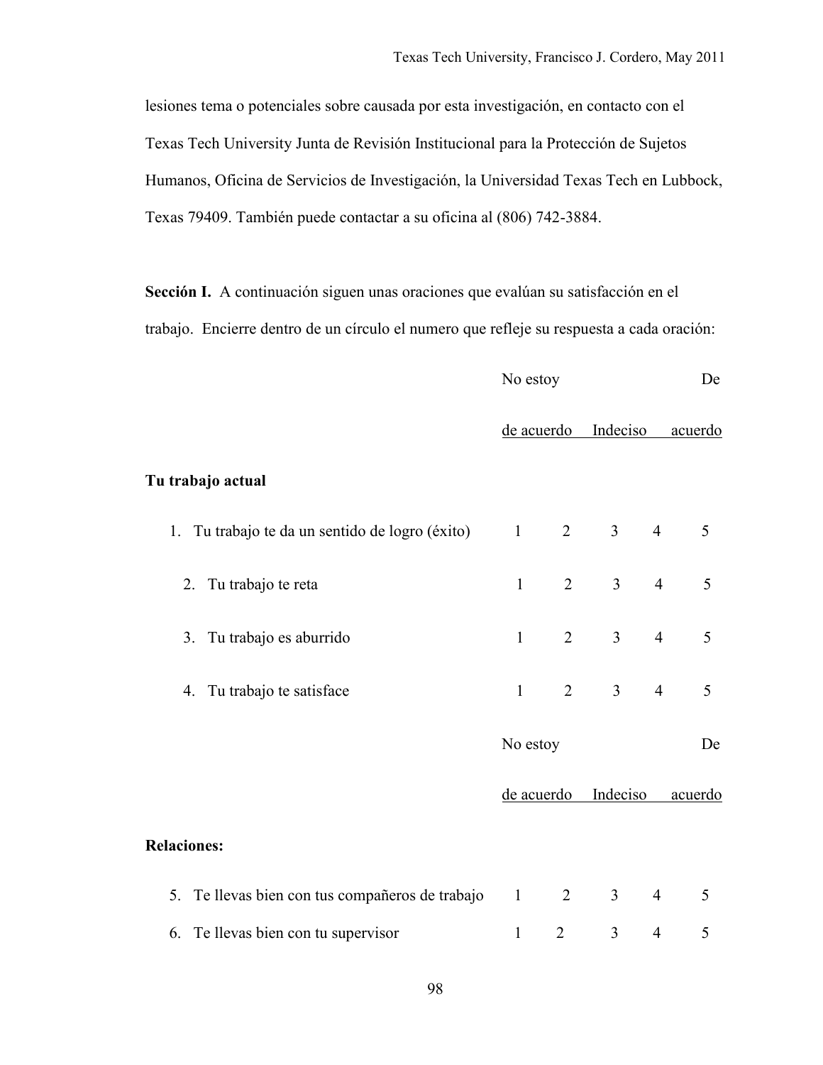lesiones tema o potenciales sobre causada por esta investigación, en contacto con el Texas Tech University Junta de Revisión Institucional para la Protección de Sujetos Humanos, Oficina de Servicios de Investigación, la Universidad Texas Tech en Lubbock, Texas 79409. También puede contactar a su oficina al (806) 742-3884.

**Sección I.** A continuación siguen unas oraciones que evalúan su satisfacción en el trabajo. Encierre dentro de un círculo el numero que refleje su respuesta a cada oración:

| | No estoy de acuerdo | | Indeciso | | De acuerdo |
|---|---|---|---|---|---|
| **Tu trabajo actual** | | | | | |
| 1. Tu trabajo te da un sentido de logro (éxito) | 1 | 2 | 3 | 4 | 5 |
| 2. Tu trabajo te reta | 1 | 2 | 3 | 4 | 5 |
| 3. Tu trabajo es aburrido | 1 | 2 | 3 | 4 | 5 |
| 4. Tu trabajo te satisface | 1 | 2 | 3 | 4 | 5 |

| | No estoy de acuerdo | | Indeciso | | De acuerdo |
|---|---|---|---|---|---|
| **Relaciones:** | | | | | |
| 5. Te llevas bien con tus compañeros de trabajo | 1 | 2 | 3 | 4 | 5 |
| 6. Te llevas bien con tu supervisor | 1 | 2 | 3 | 4 | 5 |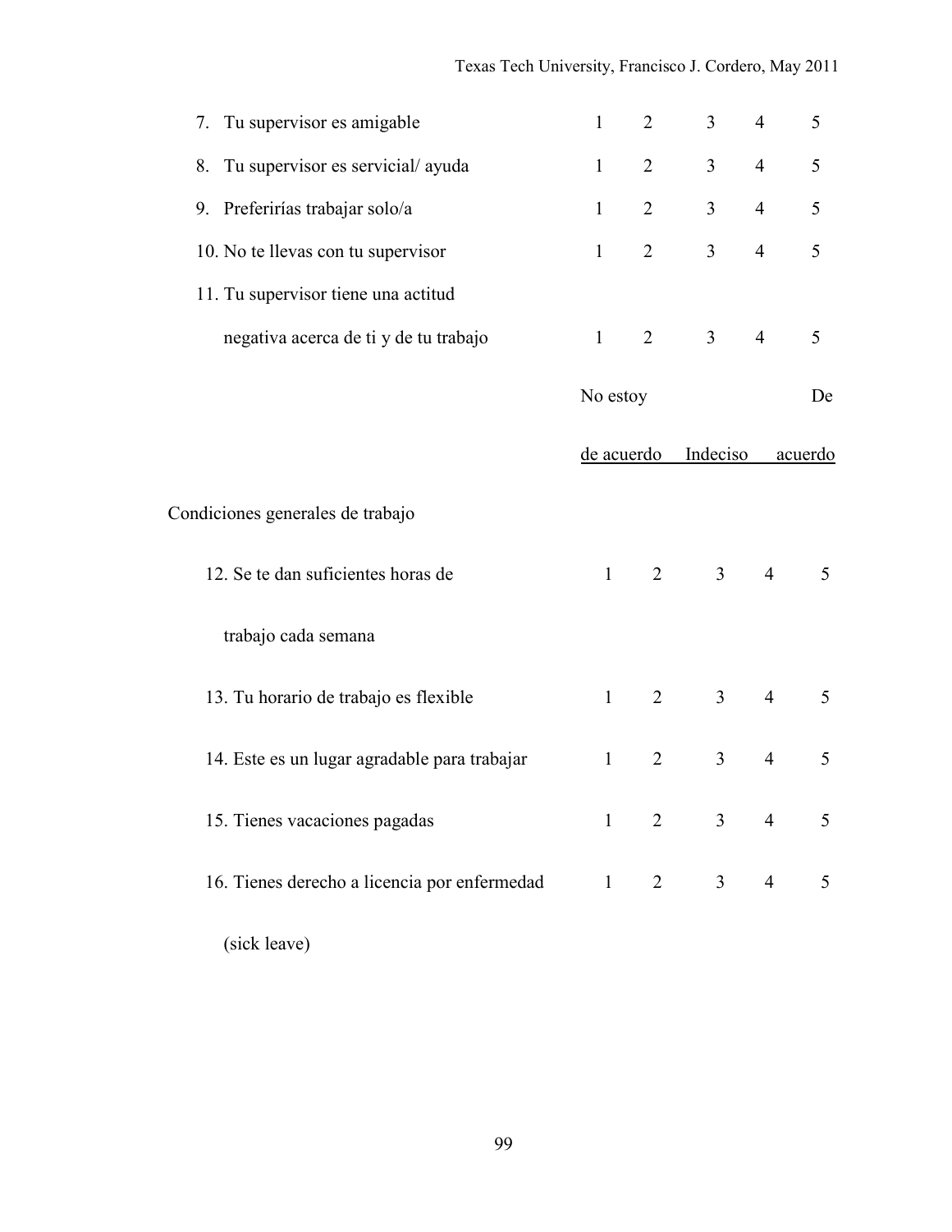| | | | | | |
|---|---|---|---|---|---|
| 7. Tu supervisor es amigable | 1 | 2 | 3 | 4 | 5 |
| 8. Tu supervisor es servicial/ ayuda | 1 | 2 | 3 | 4 | 5 |
| 9. Preferirías trabajar solo/a | 1 | 2 | 3 | 4 | 5 |
| 10. No te llevas con tu supervisor | 1 | 2 | 3 | 4 | 5 |
| 11. Tu supervisor tiene una actitud negativa acerca de ti y de tu trabajo | 1 | 2 | 3 | 4 | 5 |

| | No estoy de acuerdo | | Indeciso | | De acuerdo |
|---|---|---|---|---|---|
| **Condiciones generales de trabajo** | | | | | |
| 12. Se te dan suficientes horas de trabajo cada semana | 1 | 2 | 3 | 4 | 5 |
| 13. Tu horario de trabajo es flexible | 1 | 2 | 3 | 4 | 5 |
| 14. Este es un lugar agradable para trabajar | 1 | 2 | 3 | 4 | 5 |
| 15. Tienes vacaciones pagadas | 1 | 2 | 3 | 4 | 5 |
| 16. Tienes derecho a licencia por enfermedad (sick leave) | 1 | 2 | 3 | 4 | 5 |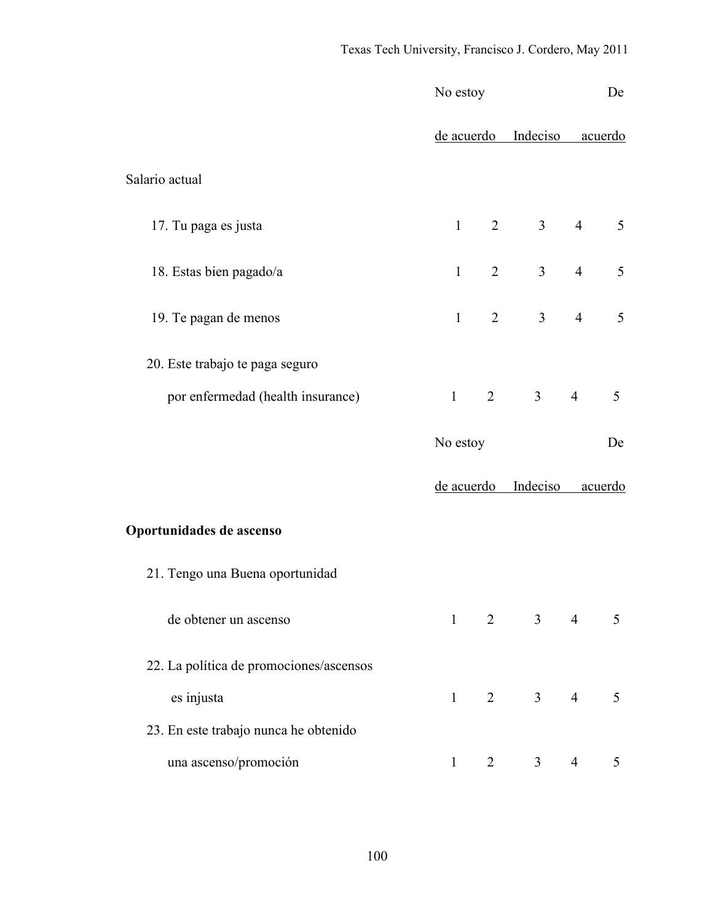| | No estoy de acuerdo | | Indeciso | | De acuerdo |
|---|---|---|---|---|---|
| Salario actual | | | | | |
| 17. Tu paga es justa | 1 | 2 | 3 | 4 | 5 |
| 18. Estas bien pagado/a | 1 | 2 | 3 | 4 | 5 |
| 19. Te pagan de menos | 1 | 2 | 3 | 4 | 5 |
| 20. Este trabajo te paga seguro por enfermedad (health insurance) | 1 | 2 | 3 | 4 | 5 |

| | No estoy de acuerdo | | Indeciso | | De acuerdo |
|---|---|---|---|---|---|
| **Oportunidades de ascenso** | | | | | |
| 21. Tengo una Buena oportunidad de obtener un ascenso | 1 | 2 | 3 | 4 | 5 |
| 22. La política de promociones/ascensos es injusta | 1 | 2 | 3 | 4 | 5 |
| 23. En este trabajo nunca he obtenido una ascenso/promoción | 1 | 2 | 3 | 4 | 5 |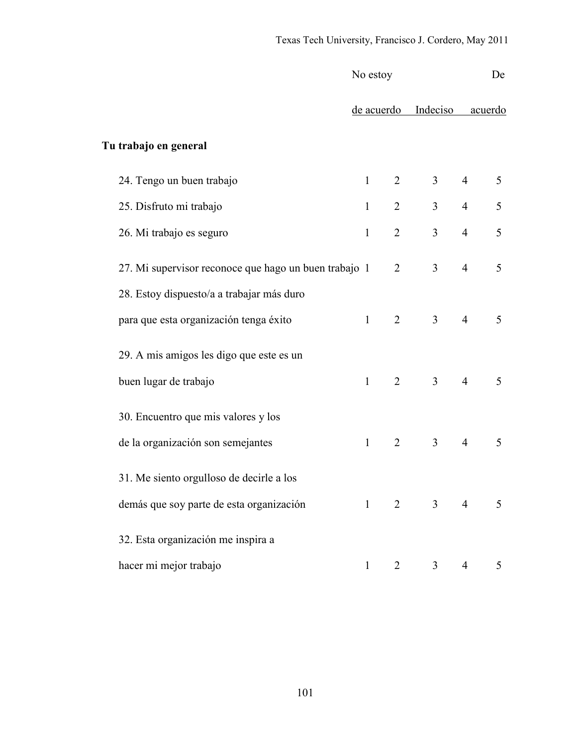| | No estoy de acuerdo | | Indeciso | | De acuerdo |
|---|---|---|---|---|---|
| **Tu trabajo en general** | | | | | |
| 24. Tengo un buen trabajo | 1 | 2 | 3 | 4 | 5 |
| 25. Disfruto mi trabajo | 1 | 2 | 3 | 4 | 5 |
| 26. Mi trabajo es seguro | 1 | 2 | 3 | 4 | 5 |
| 27. Mi supervisor reconoce que hago un buen trabajo | 1 | 2 | 3 | 4 | 5 |
| 28. Estoy dispuesto/a a trabajar más duro para que esta organización tenga éxito | 1 | 2 | 3 | 4 | 5 |
| 29. A mis amigos les digo que este es un buen lugar de trabajo | 1 | 2 | 3 | 4 | 5 |
| 30. Encuentro que mis valores y los de la organización son semejantes | 1 | 2 | 3 | 4 | 5 |
| 31. Me siento orgulloso de decirle a los demás que soy parte de esta organización | 1 | 2 | 3 | 4 | 5 |
| 32. Esta organización me inspira a hacer mi mejor trabajo | 1 | 2 | 3 | 4 | 5 |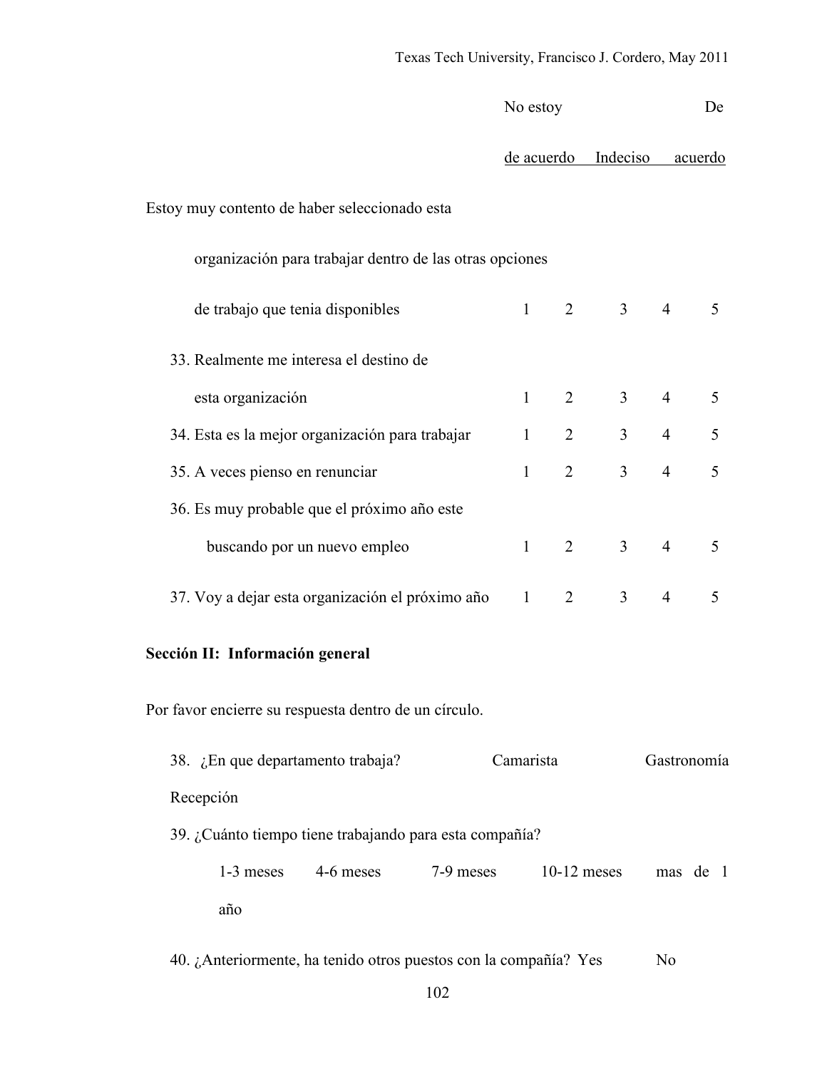| | No estoy de acuerdo | | Indeciso | | De acuerdo |
|---|---|---|---|---|---|
| Estoy muy contento de haber seleccionado esta organización para trabajar dentro de las otras opciones de trabajo que tenia disponibles | 1 | 2 | 3 | 4 | 5 |
| 33. Realmente me interesa el destino de esta organización | 1 | 2 | 3 | 4 | 5 |
| 34. Esta es la mejor organización para trabajar | 1 | 2 | 3 | 4 | 5 |
| 35. A veces pienso en renunciar | 1 | 2 | 3 | 4 | 5 |
| 36. Es muy probable que el próximo año este buscando por un nuevo empleo | 1 | 2 | 3 | 4 | 5 |
| 37. Voy a dejar esta organización el próximo año | 1 | 2 | 3 | 4 | 5 |

**Sección II: Información general**

Por favor encierre su respuesta dentro de un círculo.

38. ¿En que departamento trabaja? Camarista Gastronomía Recepción

39. ¿Cuánto tiempo tiene trabajando para esta compañía?

    1-3 meses 4-6 meses 7-9 meses 10-12 meses mas de 1 año

40. ¿Anteriormente, ha tenido otros puestos con la compañía? Yes No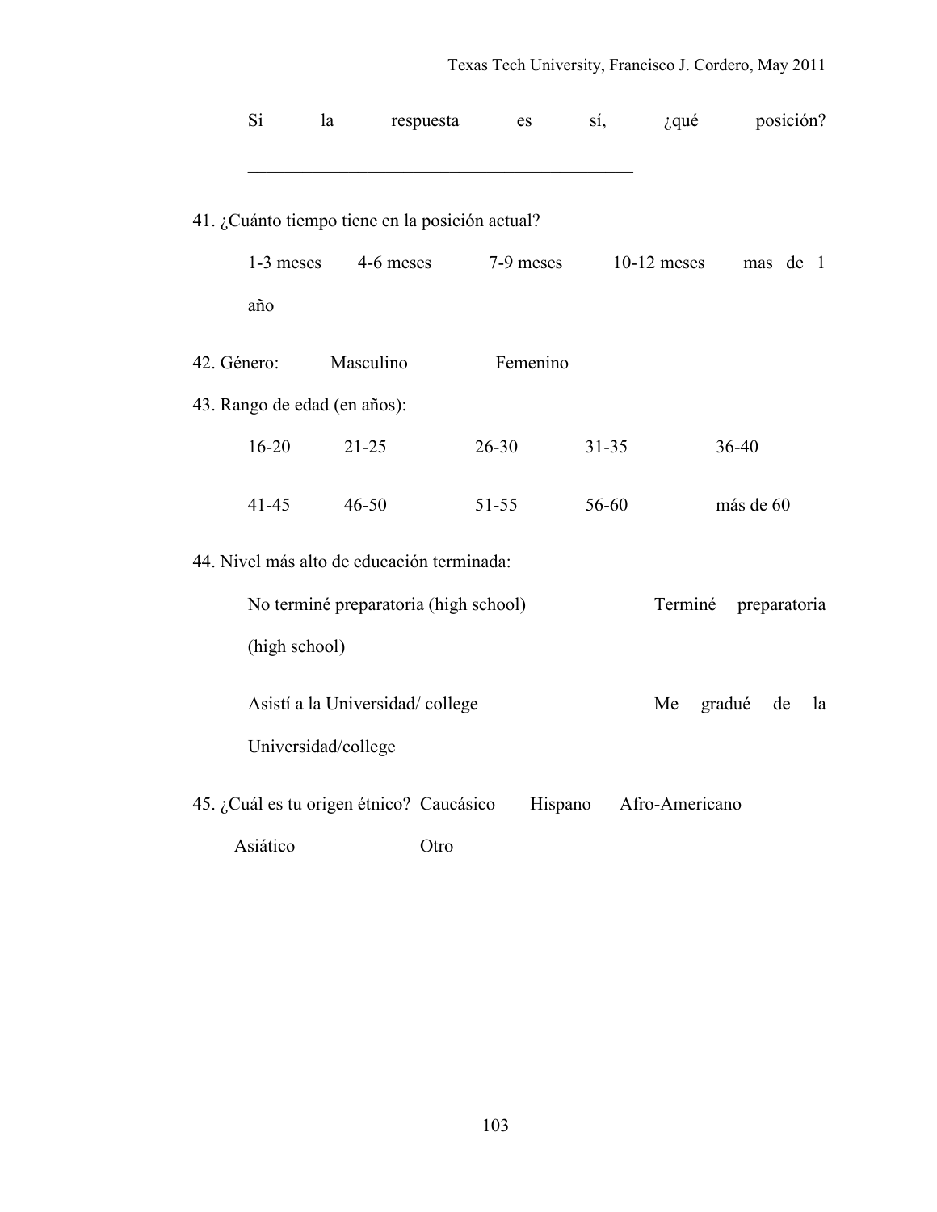Si la respuesta es sí, ¿qué posición?

_____________________________________________

41. ¿Cuánto tiempo tiene en la posición actual?

    1-3 meses    4-6 meses    7-9 meses    10-12 meses    mas de 1 año

42. Género:    Masculino    Femenino

43. Rango de edad (en años):

    16-20    21-25    26-30    31-35    36-40

    41-45    46-50    51-55    56-60    más de 60

44. Nivel más alto de educación terminada:

    No terminé preparatoria (high school)    Terminé preparatoria (high school)

    Asistí a la Universidad/ college    Me gradué de la Universidad/college

45. ¿Cuál es tu origen étnico? Caucásico    Hispano    Afro-Americano

    Asiático    Otro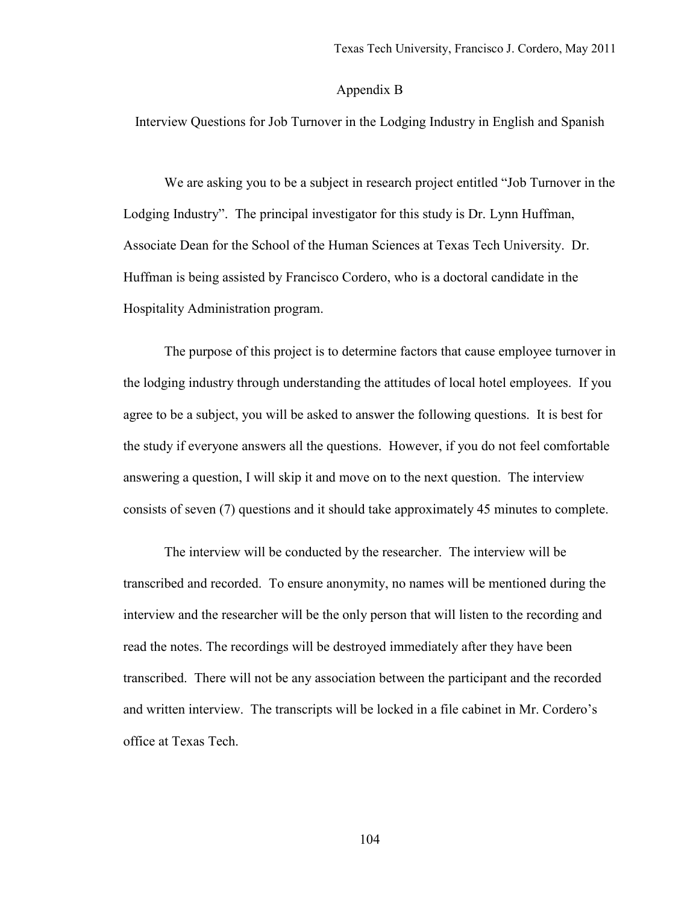# Appendix B

## Interview Questions for Job Turnover in the Lodging Industry in English and Spanish

We are asking you to be a subject in research project entitled "Job Turnover in the Lodging Industry". The principal investigator for this study is Dr. Lynn Huffman, Associate Dean for the School of the Human Sciences at Texas Tech University. Dr. Huffman is being assisted by Francisco Cordero, who is a doctoral candidate in the Hospitality Administration program.

The purpose of this project is to determine factors that cause employee turnover in the lodging industry through understanding the attitudes of local hotel employees. If you agree to be a subject, you will be asked to answer the following questions. It is best for the study if everyone answers all the questions. However, if you do not feel comfortable answering a question, I will skip it and move on to the next question. The interview consists of seven (7) questions and it should take approximately 45 minutes to complete.

The interview will be conducted by the researcher. The interview will be transcribed and recorded. To ensure anonymity, no names will be mentioned during the interview and the researcher will be the only person that will listen to the recording and read the notes. The recordings will be destroyed immediately after they have been transcribed. There will not be any association between the participant and the recorded and written interview. The transcripts will be locked in a file cabinet in Mr. Cordero's office at Texas Tech.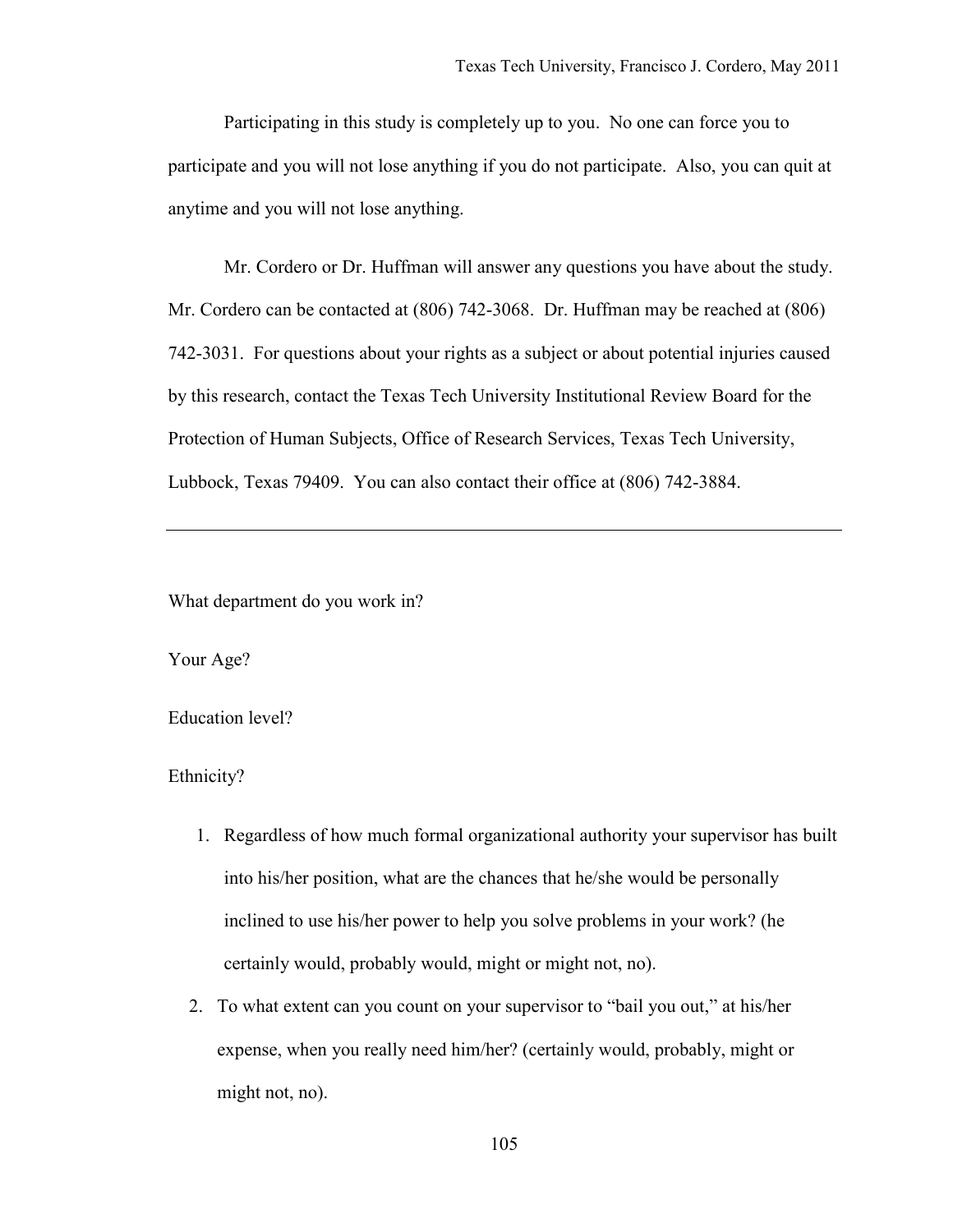Participating in this study is completely up to you. No one can force you to participate and you will not lose anything if you do not participate. Also, you can quit at anytime and you will not lose anything.

Mr. Cordero or Dr. Huffman will answer any questions you have about the study. Mr. Cordero can be contacted at (806) 742-3068. Dr. Huffman may be reached at (806) 742-3031. For questions about your rights as a subject or about potential injuries caused by this research, contact the Texas Tech University Institutional Review Board for the Protection of Human Subjects, Office of Research Services, Texas Tech University, Lubbock, Texas 79409. You can also contact their office at (806) 742-3884.

---

What department do you work in?

Your Age?

Education level?

Ethnicity?

1. Regardless of how much formal organizational authority your supervisor has built into his/her position, what are the chances that he/she would be personally inclined to use his/her power to help you solve problems in your work? (he certainly would, probably would, might or might not, no).
2. To what extent can you count on your supervisor to "bail you out," at his/her expense, when you really need him/her? (certainly would, probably, might or might not, no).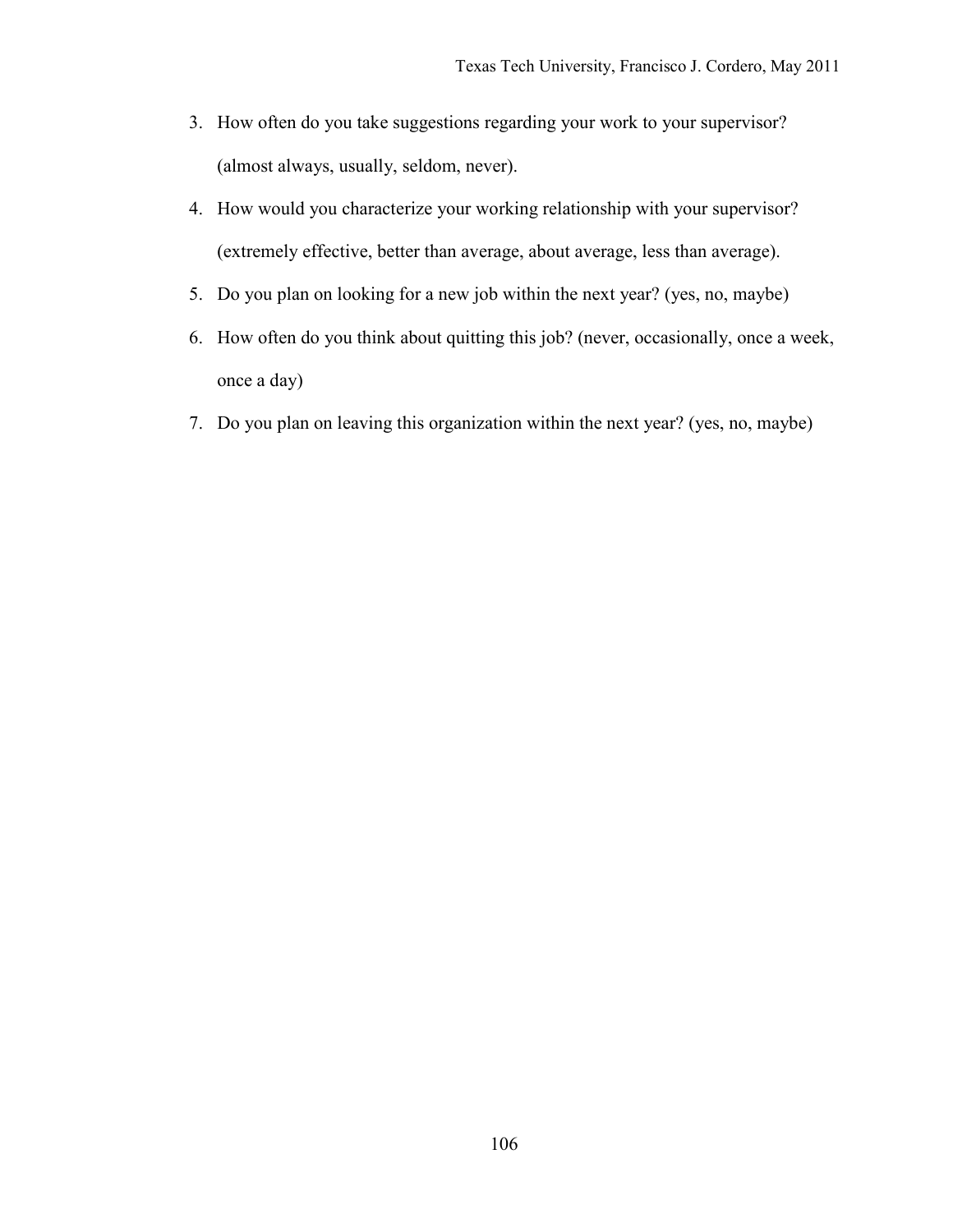3. How often do you take suggestions regarding your work to your supervisor? (almost always, usually, seldom, never).
4. How would you characterize your working relationship with your supervisor? (extremely effective, better than average, about average, less than average).
5. Do you plan on looking for a new job within the next year? (yes, no, maybe)
6. How often do you think about quitting this job? (never, occasionally, once a week, once a day)
7. Do you plan on leaving this organization within the next year? (yes, no, maybe)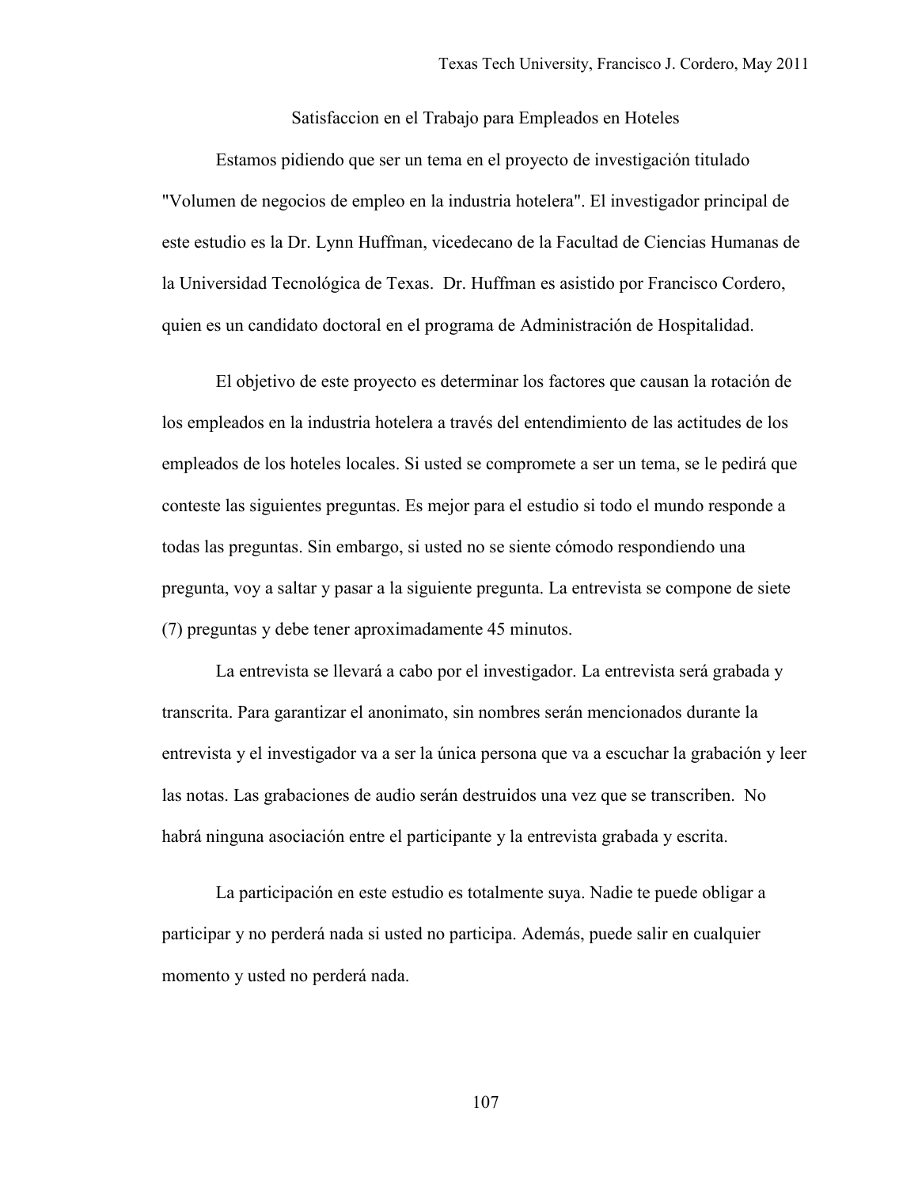Satisfaccion en el Trabajo para Empleados en Hoteles

Estamos pidiendo que ser un tema en el proyecto de investigación titulado "Volumen de negocios de empleo en la industria hotelera". El investigador principal de este estudio es la Dr. Lynn Huffman, vicedecano de la Facultad de Ciencias Humanas de la Universidad Tecnológica de Texas. Dr. Huffman es asistido por Francisco Cordero, quien es un candidato doctoral en el programa de Administración de Hospitalidad.

El objetivo de este proyecto es determinar los factores que causan la rotación de los empleados en la industria hotelera a través del entendimiento de las actitudes de los empleados de los hoteles locales. Si usted se compromete a ser un tema, se le pedirá que conteste las siguientes preguntas. Es mejor para el estudio si todo el mundo responde a todas las preguntas. Sin embargo, si usted no se siente cómodo respondiendo una pregunta, voy a saltar y pasar a la siguiente pregunta. La entrevista se compone de siete (7) preguntas y debe tener aproximadamente 45 minutos.

La entrevista se llevará a cabo por el investigador. La entrevista será grabada y transcrita. Para garantizar el anonimato, sin nombres serán mencionados durante la entrevista y el investigador va a ser la única persona que va a escuchar la grabación y leer las notas. Las grabaciones de audio serán destruidos una vez que se transcriben. No habrá ninguna asociación entre el participante y la entrevista grabada y escrita.

La participación en este estudio es totalmente suya. Nadie te puede obligar a participar y no perderá nada si usted no participa. Además, puede salir en cualquier momento y usted no perderá nada.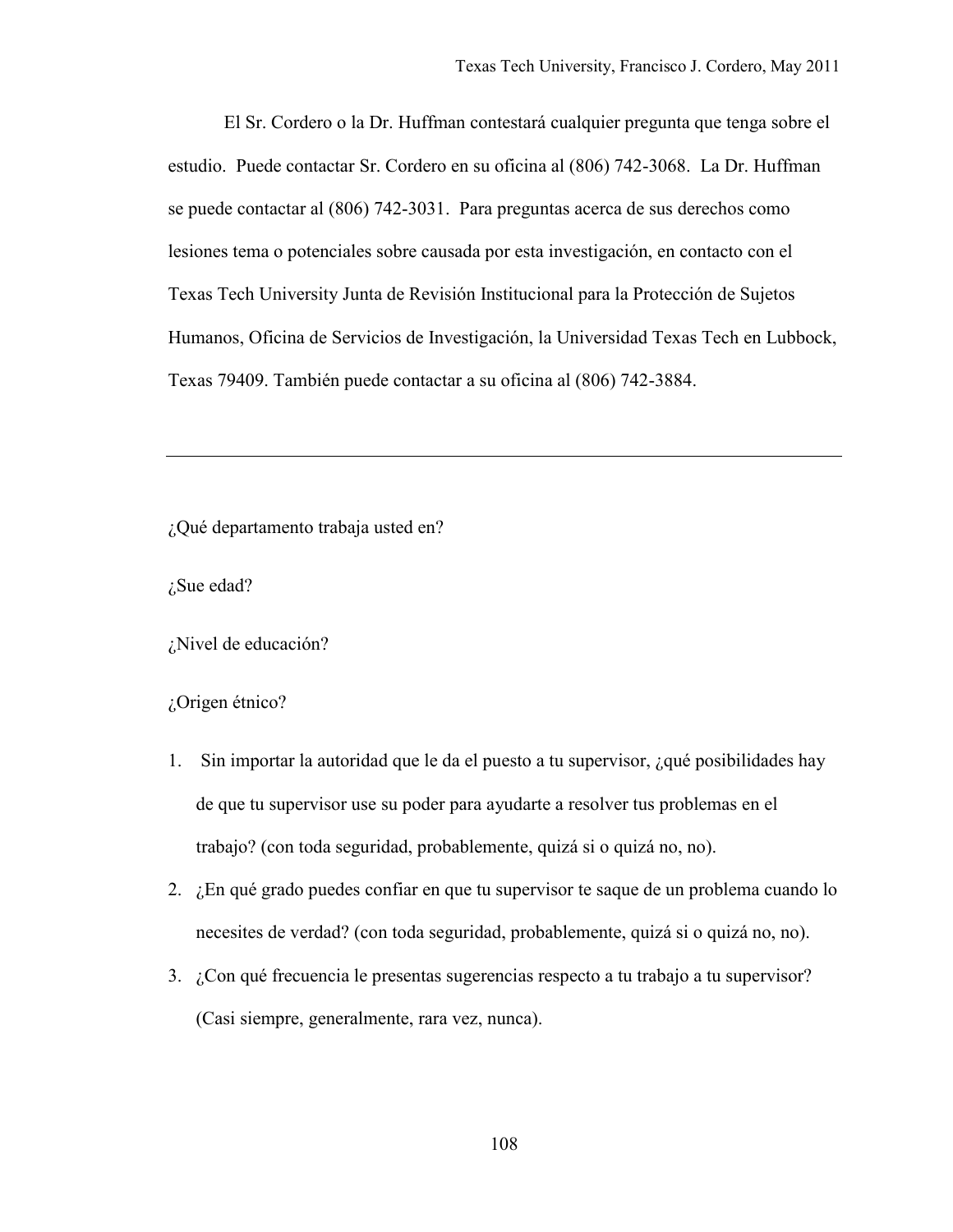El Sr. Cordero o la Dr. Huffman contestará cualquier pregunta que tenga sobre el estudio. Puede contactar Sr. Cordero en su oficina al (806) 742-3068. La Dr. Huffman se puede contactar al (806) 742-3031. Para preguntas acerca de sus derechos como lesiones tema o potenciales sobre causada por esta investigación, en contacto con el Texas Tech University Junta de Revisión Institucional para la Protección de Sujetos Humanos, Oficina de Servicios de Investigación, la Universidad Texas Tech en Lubbock, Texas 79409. También puede contactar a su oficina al (806) 742-3884.

---

¿Qué departamento trabaja usted en?

¿Sue edad?

¿Nivel de educación?

¿Origen étnico?

1. Sin importar la autoridad que le da el puesto a tu supervisor, ¿qué posibilidades hay de que tu supervisor use su poder para ayudarte a resolver tus problemas en el trabajo? (con toda seguridad, probablemente, quizá si o quizá no, no).
2. ¿En qué grado puedes confiar en que tu supervisor te saque de un problema cuando lo necesites de verdad? (con toda seguridad, probablemente, quizá si o quizá no, no).
3. ¿Con qué frecuencia le presentas sugerencias respecto a tu trabajo a tu supervisor? (Casi siempre, generalmente, rara vez, nunca).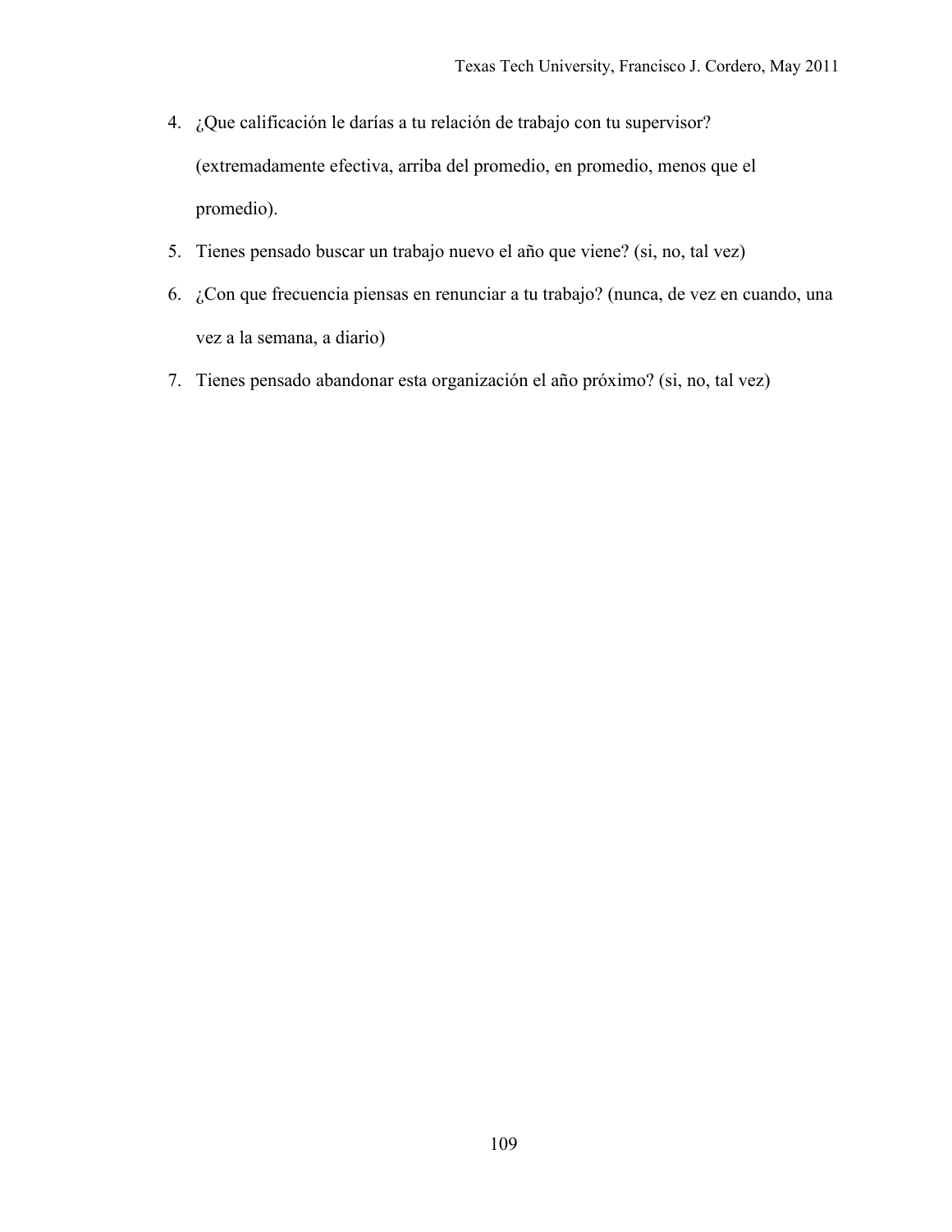4. ¿Que calificación le darías a tu relación de trabajo con tu supervisor? (extremadamente efectiva, arriba del promedio, en promedio, menos que el promedio).
5. Tienes pensado buscar un trabajo nuevo el año que viene? (si, no, tal vez)
6. ¿Con que frecuencia piensas en renunciar a tu trabajo? (nunca, de vez en cuando, una vez a la semana, a diario)
7. Tienes pensado abandonar esta organización el año próximo? (si, no, tal vez)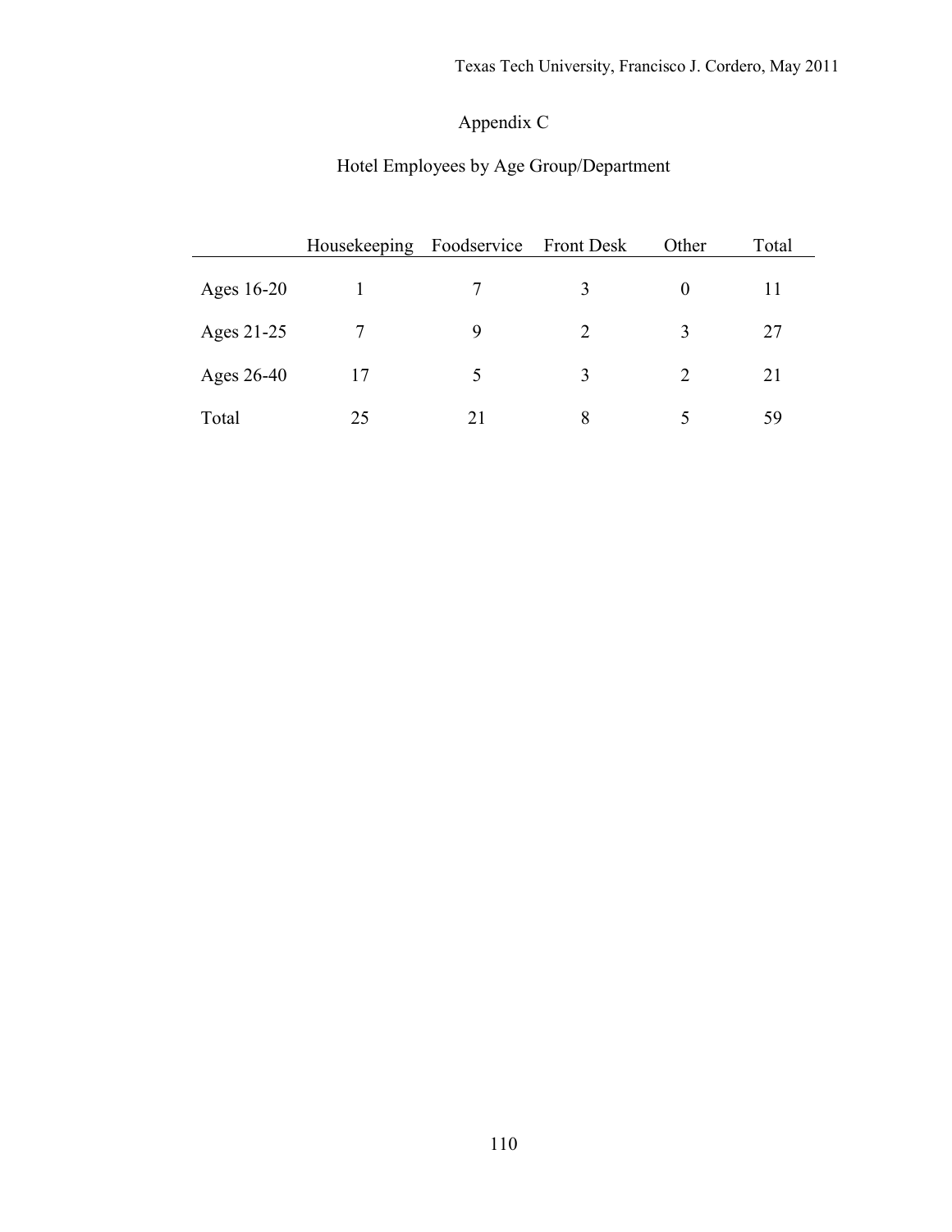# Appendix C

## Hotel Employees by Age Group/Department

| | Housekeeping | Foodservice | Front Desk | Other | Total |
|---|---|---|---|---|---|
| Ages 16-20 | 1 | 7 | 3 | 0 | 11 |
| Ages 21-25 | 7 | 9 | 2 | 3 | 27 |
| Ages 26-40 | 17 | 5 | 3 | 2 | 21 |
| Total | 25 | 21 | 8 | 5 | 59 |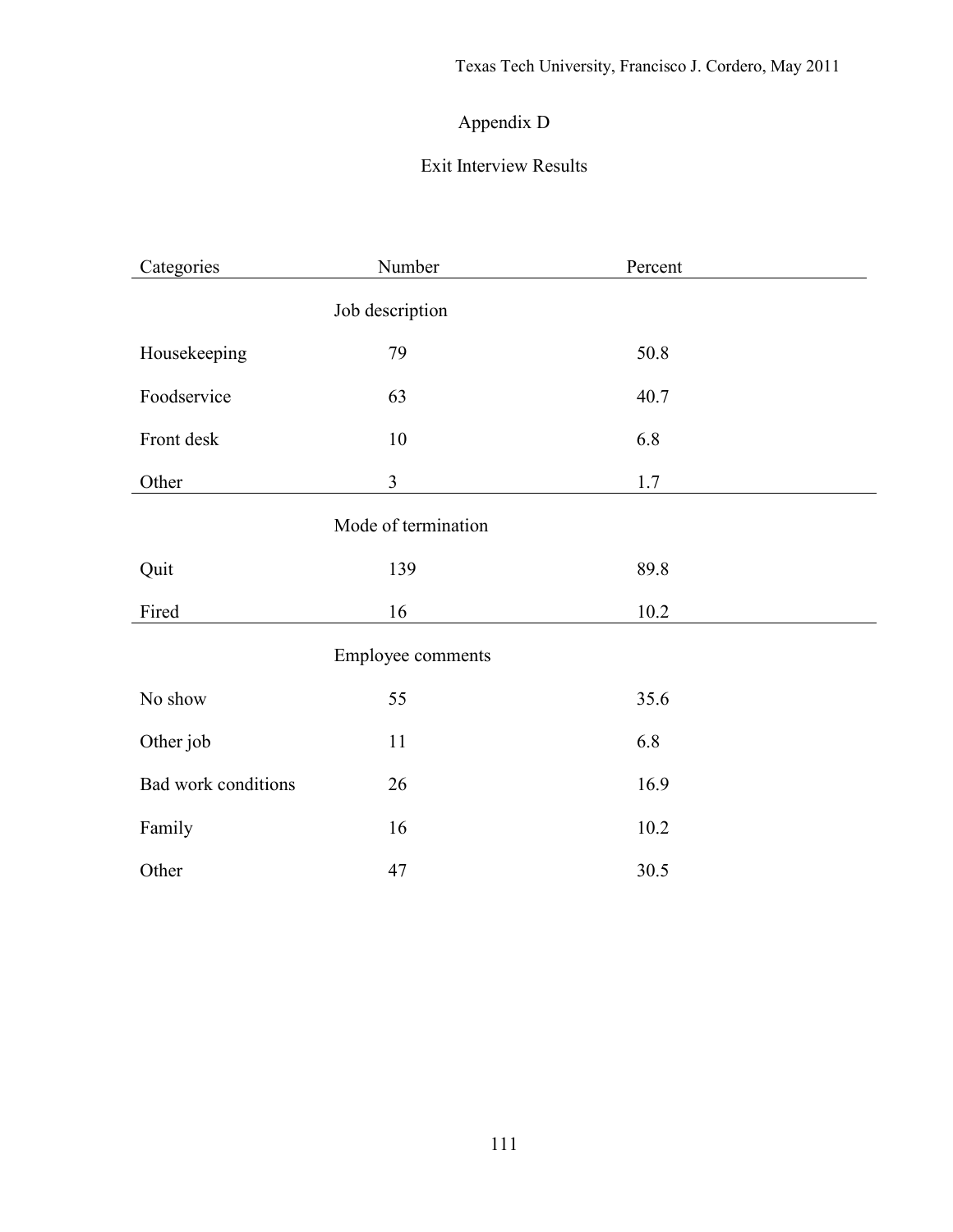# Appendix D

## Exit Interview Results

| Categories | Number | Percent |
|---|---|---|
| | Job description | |
| Housekeeping | 79 | 50.8 |
| Foodservice | 63 | 40.7 |
| Front desk | 10 | 6.8 |
| Other | 3 | 1.7 |
| | Mode of termination | |
| Quit | 139 | 89.8 |
| Fired | 16 | 10.2 |
| | Employee comments | |
| No show | 55 | 35.6 |
| Other job | 11 | 6.8 |
| Bad work conditions | 26 | 16.9 |
| Family | 16 | 10.2 |
| Other | 47 | 30.5 |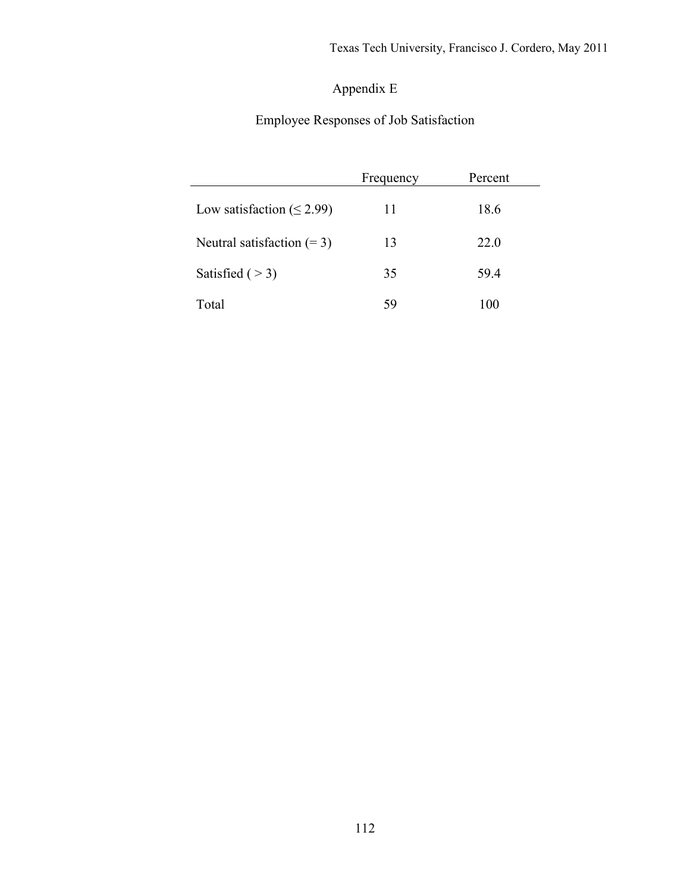# Appendix E

## Employee Responses of Job Satisfaction

| | Frequency | Percent |
|---|---|---|
| Low satisfaction ($\leq$ 2.99) | 11 | 18.6 |
| Neutral satisfaction (= 3) | 13 | 22.0 |
| Satisfied ( > 3) | 35 | 59.4 |
| Total | 59 | 100 |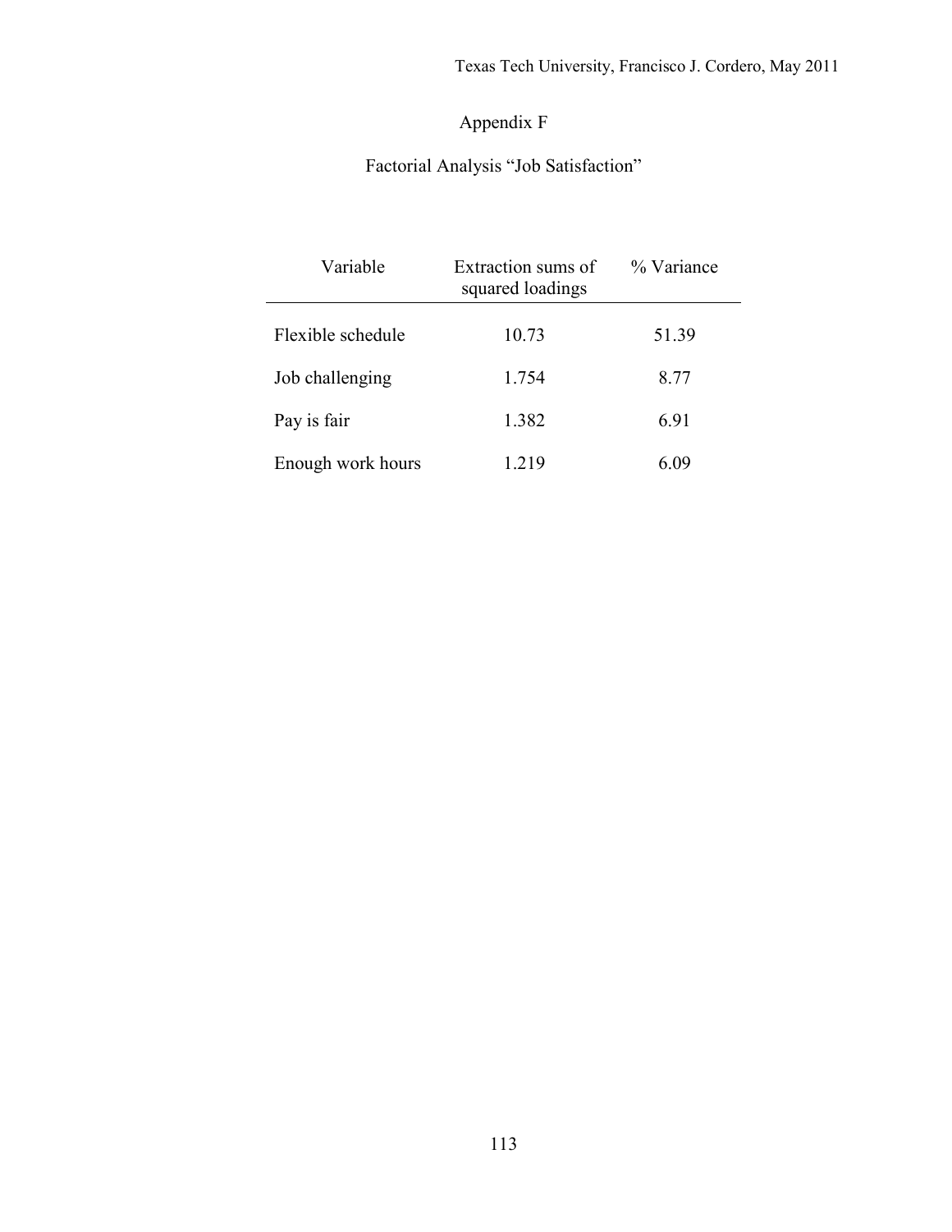# Appendix F

## Factorial Analysis "Job Satisfaction"

| Variable | Extraction sums of squared loadings | % Variance |
|---|---|---|
| Flexible schedule | 10.73 | 51.39 |
| Job challenging | 1.754 | 8.77 |
| Pay is fair | 1.382 | 6.91 |
| Enough work hours | 1.219 | 6.09 |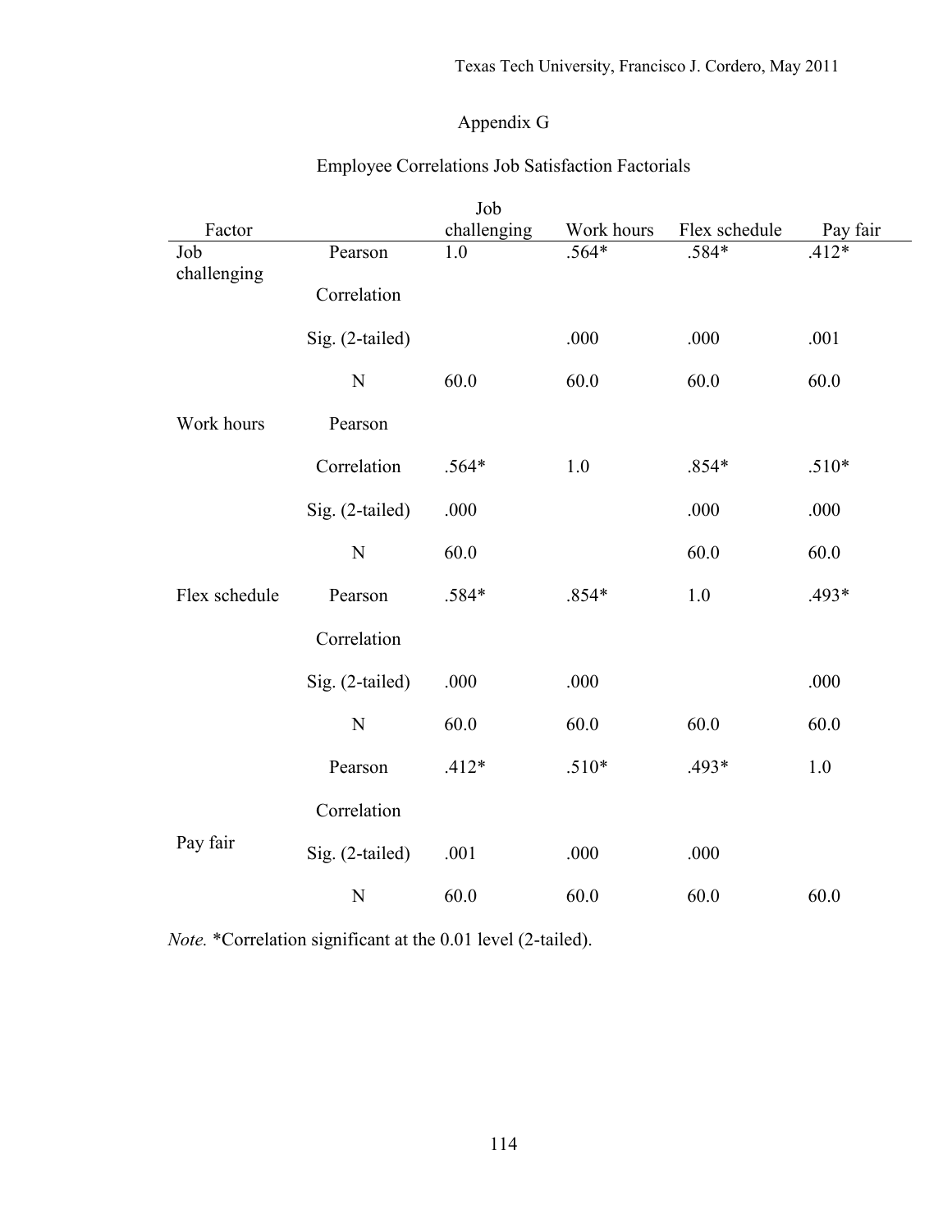# Appendix G

## Employee Correlations Job Satisfaction Factorials

| Factor | | Job challenging | Work hours | Flex schedule | Pay fair |
|---|---|---|---|---|---|
| Job challenging | Pearson Correlation | 1.0 | .564* | .584* | .412* |
| | Sig. (2-tailed) | | .000 | .000 | .001 |
| | N | 60.0 | 60.0 | 60.0 | 60.0 |
| Work hours | Pearson Correlation | .564* | 1.0 | .854* | .510* |
| | Sig. (2-tailed) | .000 | | .000 | .000 |
| | N | 60.0 | | 60.0 | 60.0 |
| Flex schedule | Pearson Correlation | .584* | .854* | 1.0 | .493* |
| | Sig. (2-tailed) | .000 | .000 | | .000 |
| | N | 60.0 | 60.0 | 60.0 | 60.0 |
| Pay fair | Pearson Correlation | .412* | .510* | .493* | 1.0 |
| | Sig. (2-tailed) | .001 | .000 | .000 | |
| | N | 60.0 | 60.0 | 60.0 | 60.0 |

*Note.* *Correlation significant at the 0.01 level (2-tailed).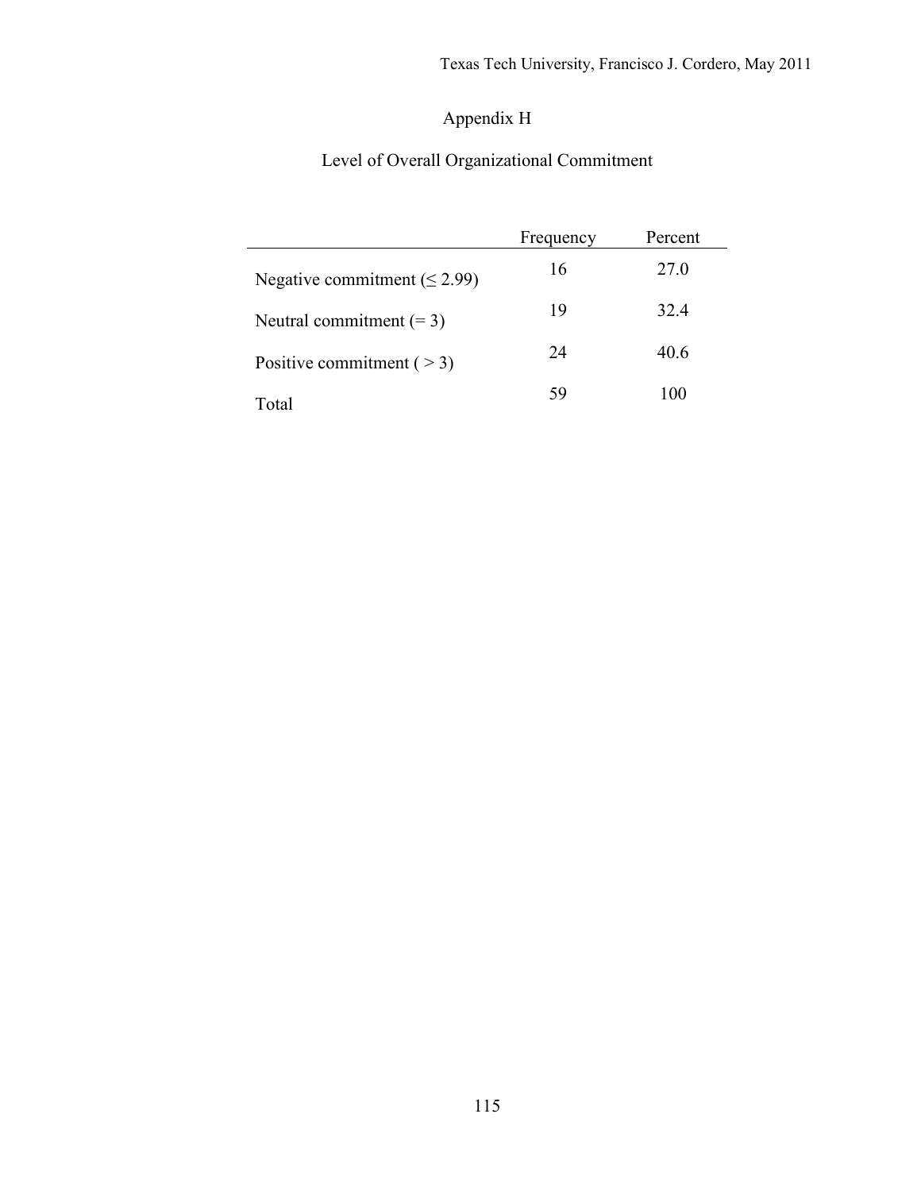# Appendix H

## Level of Overall Organizational Commitment

| | Frequency | Percent |
|---|---|---|
| Negative commitment (≤ 2.99) | 16 | 27.0 |
| Neutral commitment (= 3) | 19 | 32.4 |
| Positive commitment ( > 3) | 24 | 40.6 |
| Total | 59 | 100 |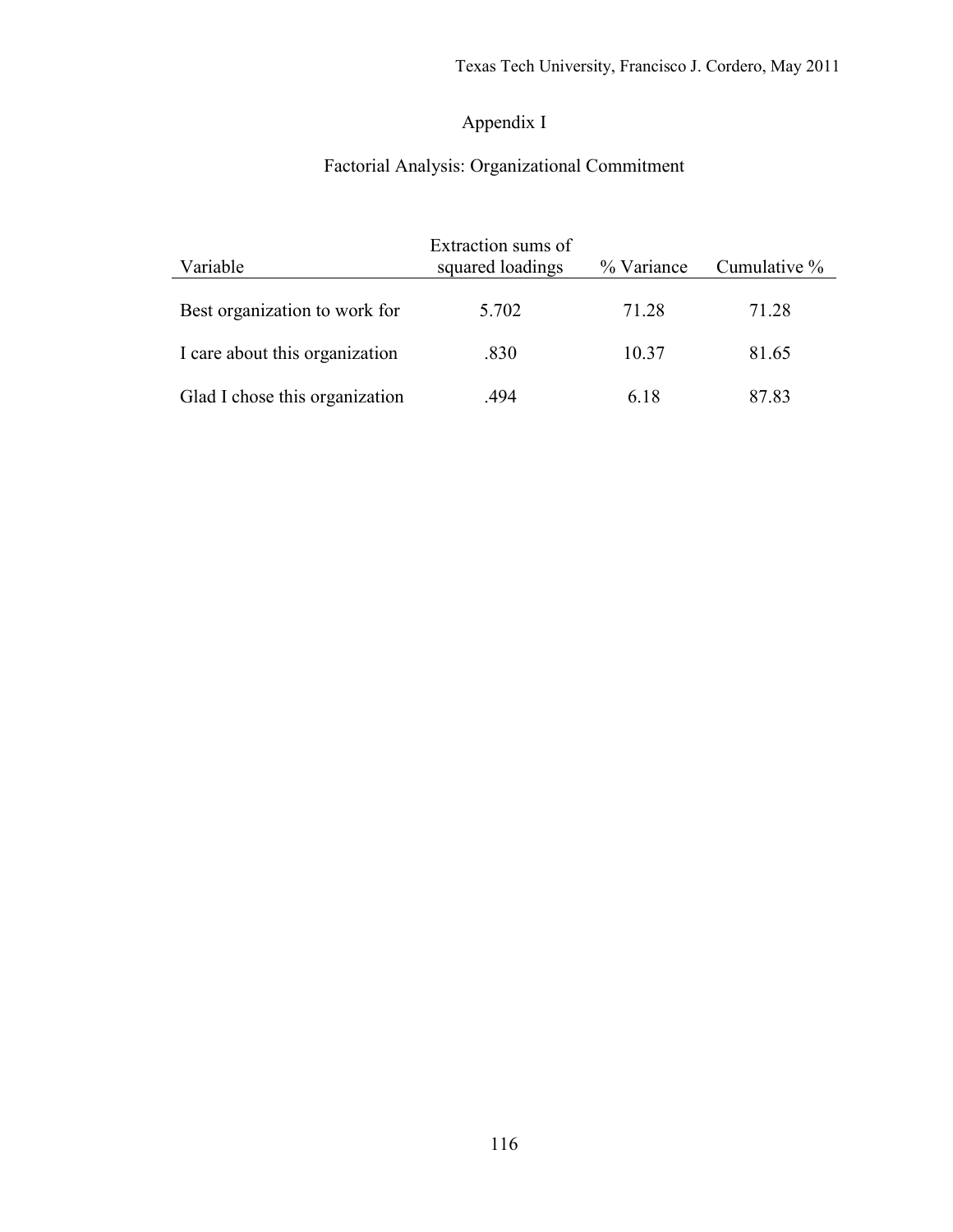# Appendix I

## Factorial Analysis: Organizational Commitment

| Variable | Extraction sums of squared loadings | % Variance | Cumulative % |
|---|---|---|---|
| Best organization to work for | 5.702 | 71.28 | 71.28 |
| I care about this organization | .830 | 10.37 | 81.65 |
| Glad I chose this organization | .494 | 6.18 | 87.83 |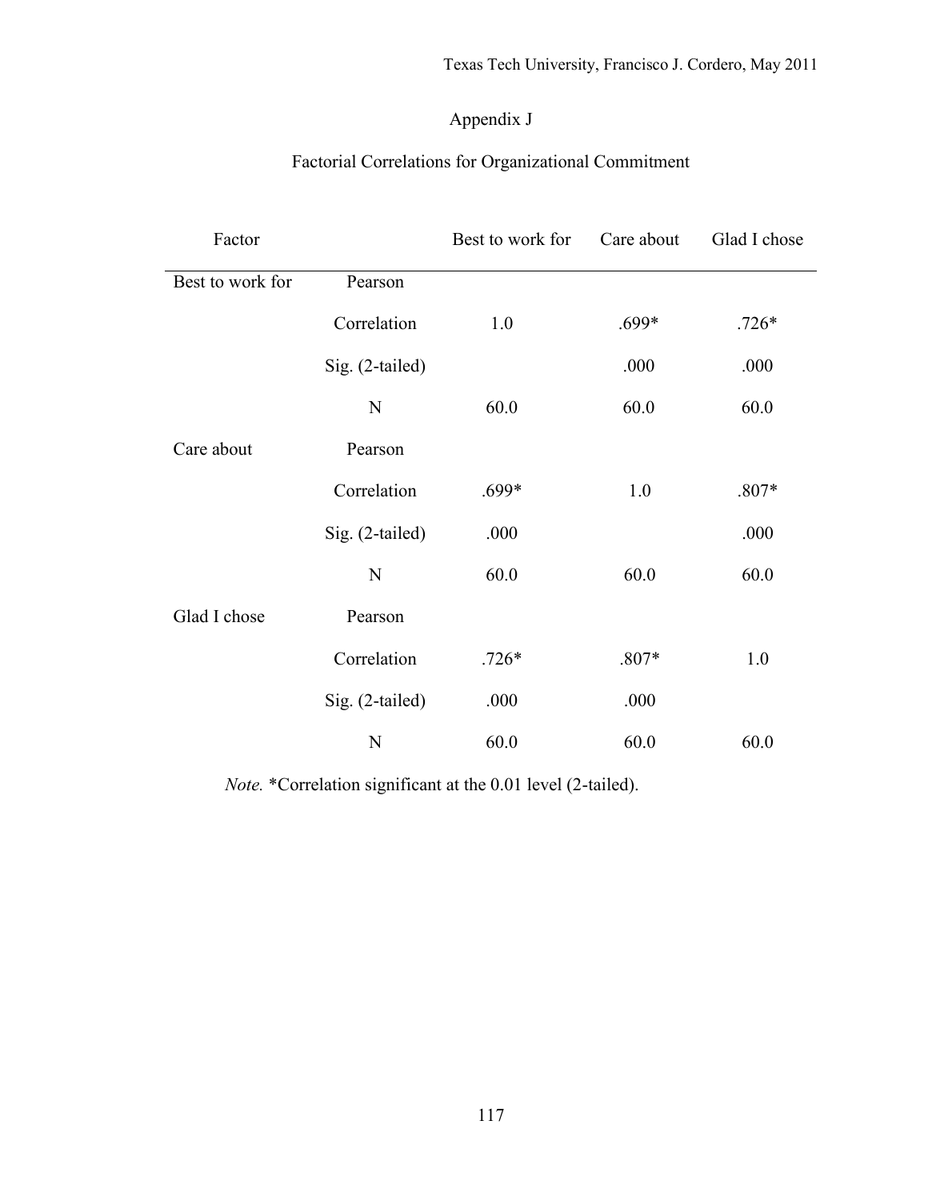# Appendix J

## Factorial Correlations for Organizational Commitment

| Factor | | Best to work for | Care about | Glad I chose |
|---|---|---|---|---|
| Best to work for | Pearson Correlation | 1.0 | .699* | .726* |
| | Sig. (2-tailed) | | .000 | .000 |
| | N | 60.0 | 60.0 | 60.0 |
| Care about | Pearson Correlation | .699* | 1.0 | .807* |
| | Sig. (2-tailed) | .000 | | .000 |
| | N | 60.0 | 60.0 | 60.0 |
| Glad I chose | Pearson Correlation | .726* | .807* | 1.0 |
| | Sig. (2-tailed) | .000 | .000 | |
| | N | 60.0 | 60.0 | 60.0 |

*Note.* *Correlation significant at the 0.01 level (2-tailed).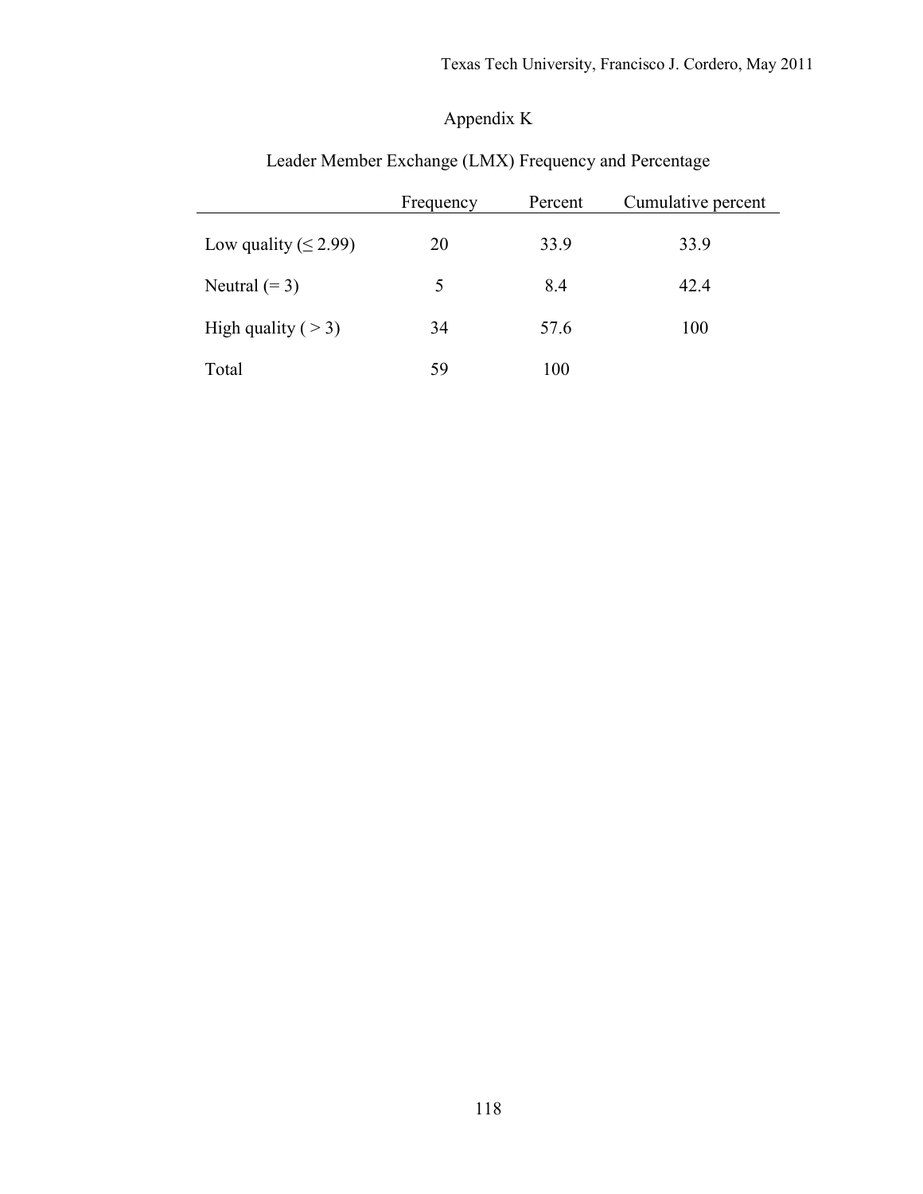# Appendix K

## Leader Member Exchange (LMX) Frequency and Percentage

| | Frequency | Percent | Cumulative percent |
|---|---|---|---|
| Low quality (≤ 2.99) | 20 | 33.9 | 33.9 |
| Neutral (= 3) | 5 | 8.4 | 42.4 |
| High quality ( > 3) | 34 | 57.6 | 100 |
| Total | 59 | 100 | |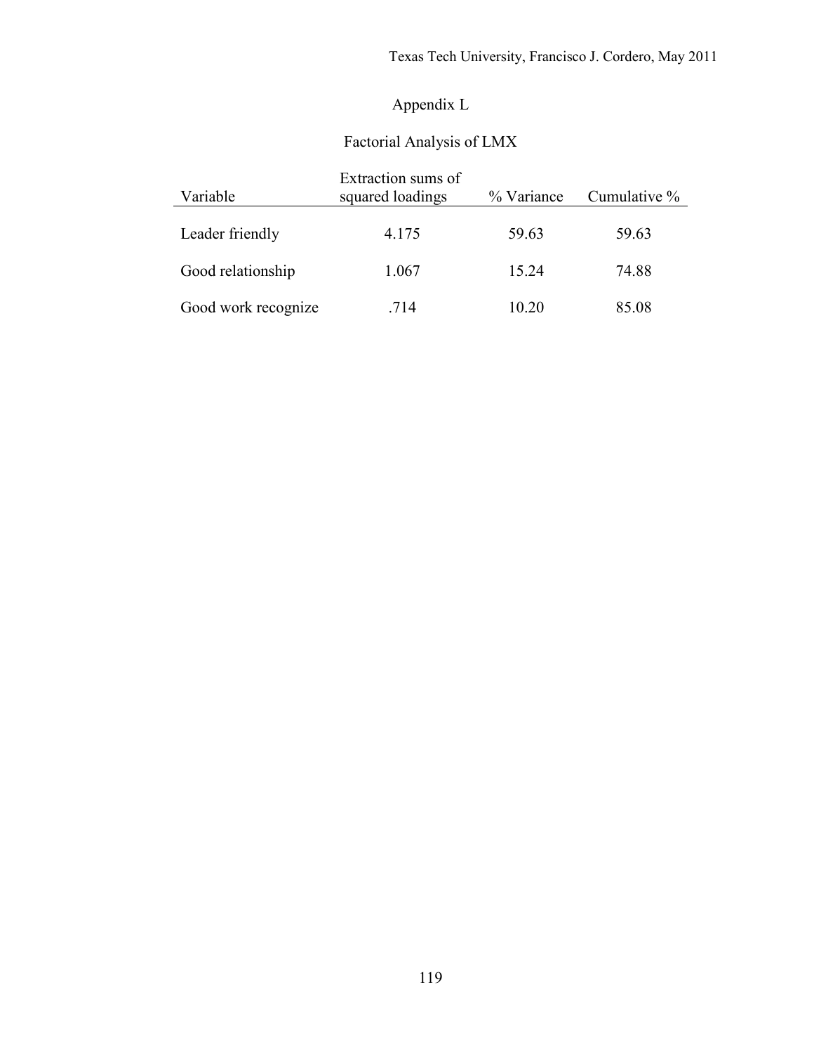# Appendix L

## Factorial Analysis of LMX

| Variable | Extraction sums of squared loadings | % Variance | Cumulative % |
|---|---|---|---|
| Leader friendly | 4.175 | 59.63 | 59.63 |
| Good relationship | 1.067 | 15.24 | 74.88 |
| Good work recognize | .714 | 10.20 | 85.08 |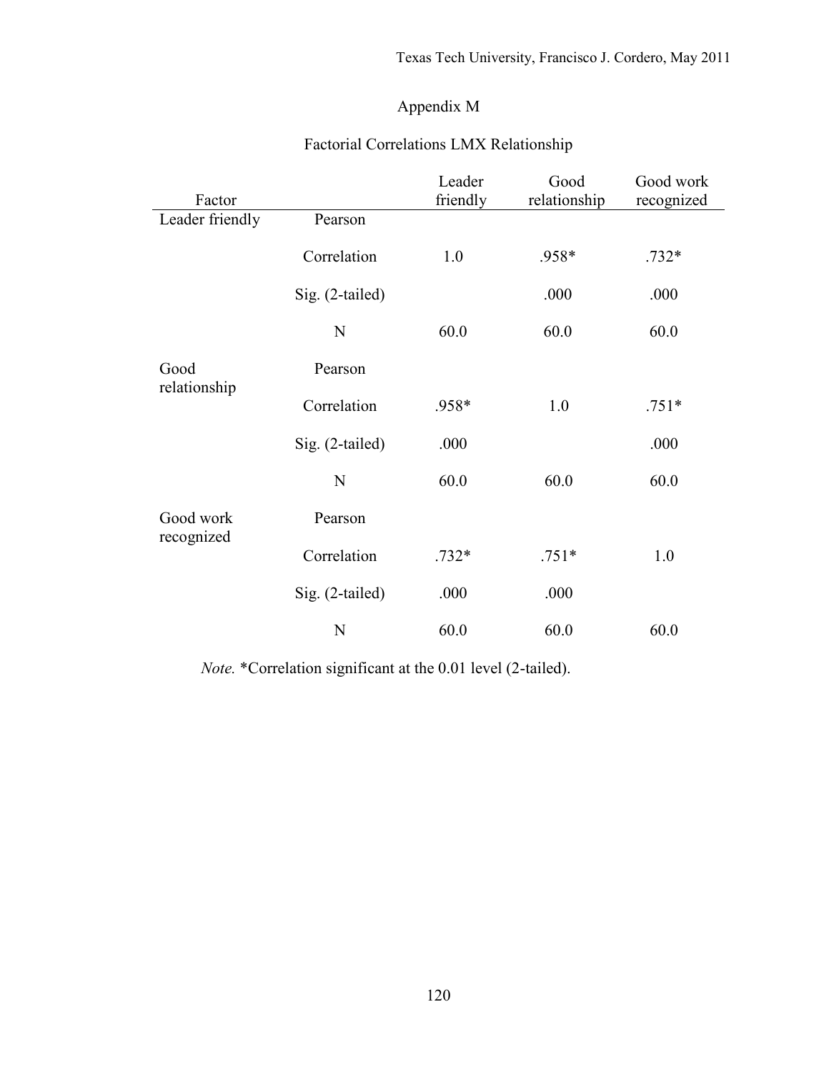# Appendix M

## Factorial Correlations LMX Relationship

| Factor | | Leader friendly | Good relationship | Good work recognized |
|---|---|---|---|---|
| Leader friendly | Pearson Correlation | 1.0 | .958* | .732* |
| | Sig. (2-tailed) | | .000 | .000 |
| | N | 60.0 | 60.0 | 60.0 |
| Good relationship | Pearson Correlation | .958* | 1.0 | .751* |
| | Sig. (2-tailed) | .000 | | .000 |
| | N | 60.0 | 60.0 | 60.0 |
| Good work recognized | Pearson Correlation | .732* | .751* | 1.0 |
| | Sig. (2-tailed) | .000 | .000 | |
| | N | 60.0 | 60.0 | 60.0 |

*Note.* *Correlation significant at the 0.01 level (2-tailed).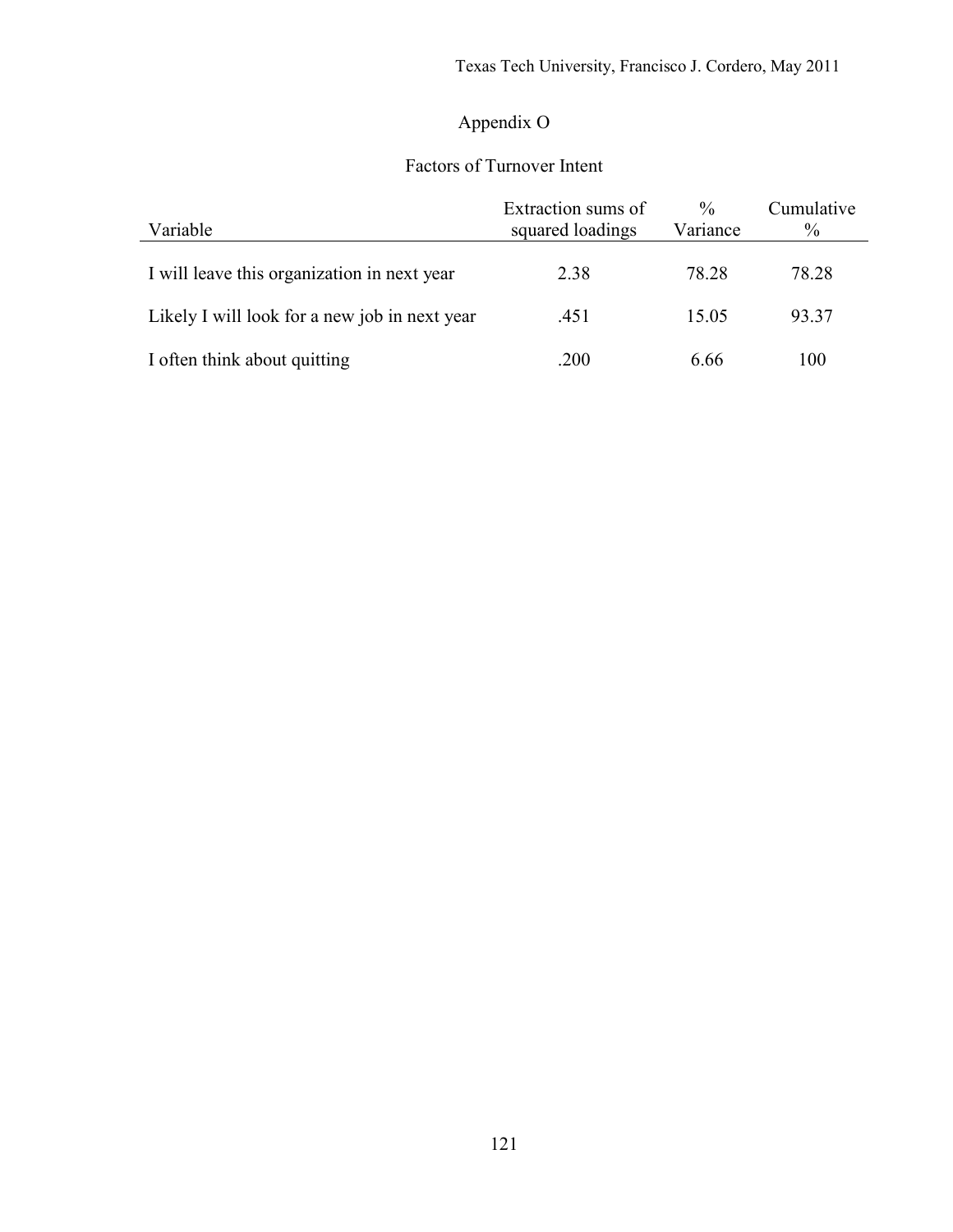# Appendix O

## Factors of Turnover Intent

| Variable | Extraction sums of squared loadings | % Variance | Cumulative % |
|---|---|---|---|
| I will leave this organization in next year | 2.38 | 78.28 | 78.28 |
| Likely I will look for a new job in next year | .451 | 15.05 | 93.37 |
| I often think about quitting | .200 | 6.66 | 100 |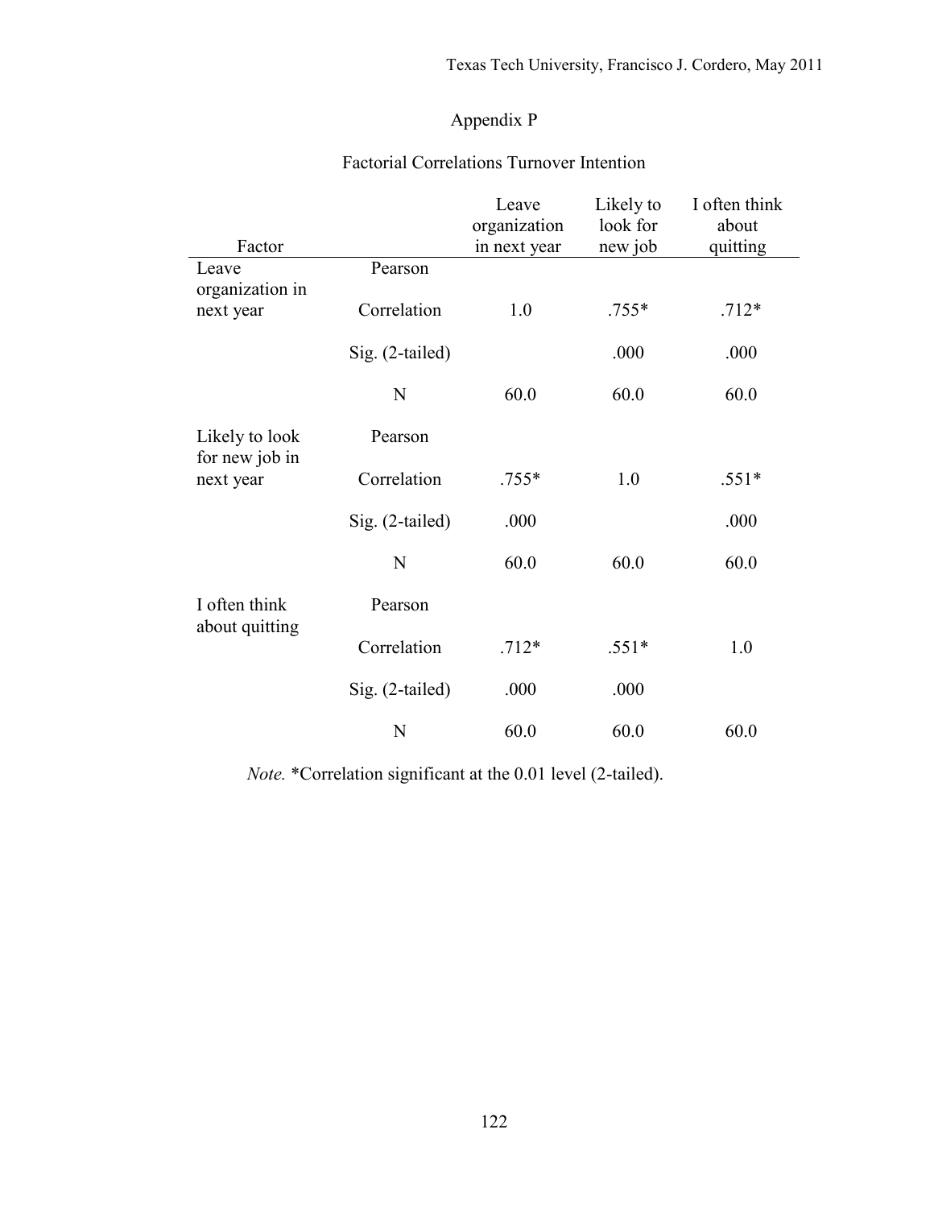## Appendix P

### Factorial Correlations Turnover Intention

| Factor | | Leave organization in next year | Likely to look for new job | I often think about quitting |
|---|---|---|---|---|
| Leave organization in next year | Pearson Correlation | 1.0 | .755* | .712* |
| | Sig. (2-tailed) | | .000 | .000 |
| | N | 60.0 | 60.0 | 60.0 |
| Likely to look for new job in next year | Pearson Correlation | .755* | 1.0 | .551* |
| | Sig. (2-tailed) | .000 | | .000 |
| | N | 60.0 | 60.0 | 60.0 |
| I often think about quitting | Pearson Correlation | .712* | .551* | 1.0 |
| | Sig. (2-tailed) | .000 | .000 | |
| | N | 60.0 | 60.0 | 60.0 |

*Note.* *Correlation significant at the 0.01 level (2-tailed).